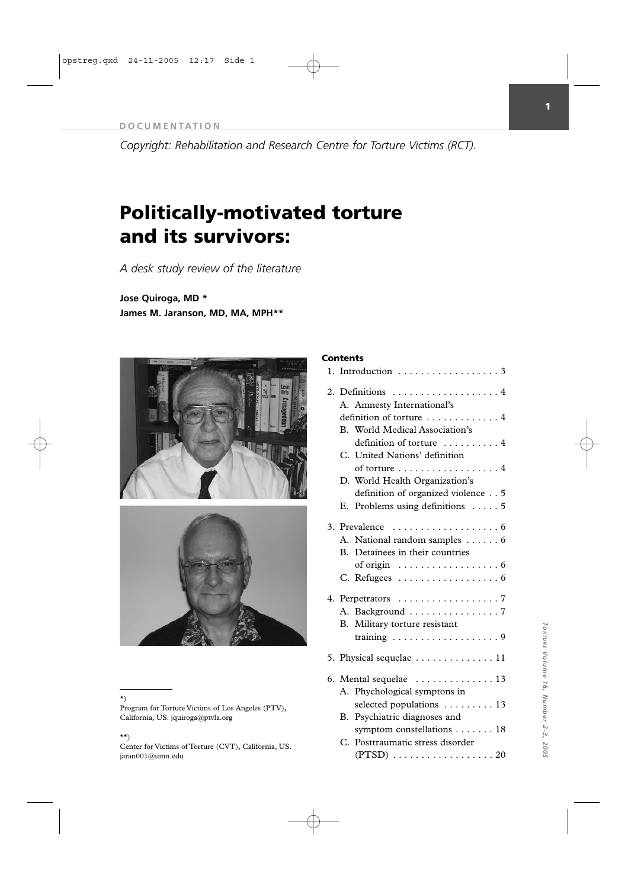DOCUMENTATION

*Copyright: Rehabilitation and Research Centre for Torture Victims (RCT).*

# Politically-motivated torture and its survivors:

*A desk study review of the literature*

**Jose Quiroga, MD \***
**James M. Jaranson, MD, MA, MPH\*\***

**Contents**

1. Introduction . . . . . . . . . . . . . . . . . . 3
2. Definitions . . . . . . . . . . . . . . . . . . 4
   A. Amnesty International's definition of torture . . . . . . . . . . . . 4
   B. World Medical Association's definition of torture . . . . . . . . . . 4
   C. United Nations' definition of torture . . . . . . . . . . . . . . . . . 4
   D. World Health Organization's definition of organized violence . . 5
   E. Problems using definitions . . . . . 5
3. Prevalence . . . . . . . . . . . . . . . . . . 6
   A. National random samples . . . . . . 6
   B. Detainees in their countries of origin . . . . . . . . . . . . . . . . . 6
   C. Refugees . . . . . . . . . . . . . . . . . . 6
4. Perpetrators . . . . . . . . . . . . . . . . . . 7
   A. Background . . . . . . . . . . . . . . . . 7
   B. Military torture resistant training . . . . . . . . . . . . . . . . . . 9
5. Physical sequelae . . . . . . . . . . . . . 11
6. Mental sequelae . . . . . . . . . . . . . 13
   A. Phychological symptons in selected populations . . . . . . . . . 13
   B. Psychiatric diagnoses and symptom constellations . . . . . . . 18
   C. Posttraumatic stress disorder (PTSD) . . . . . . . . . . . . . . . . . 20

\*)
Program for Torture Victims of Los Angeles (PTV), California, US. jquiroga@ptvla.org

\*\*)
Center for Victims of Torture (CVT), California, US. jaran001@umn.edu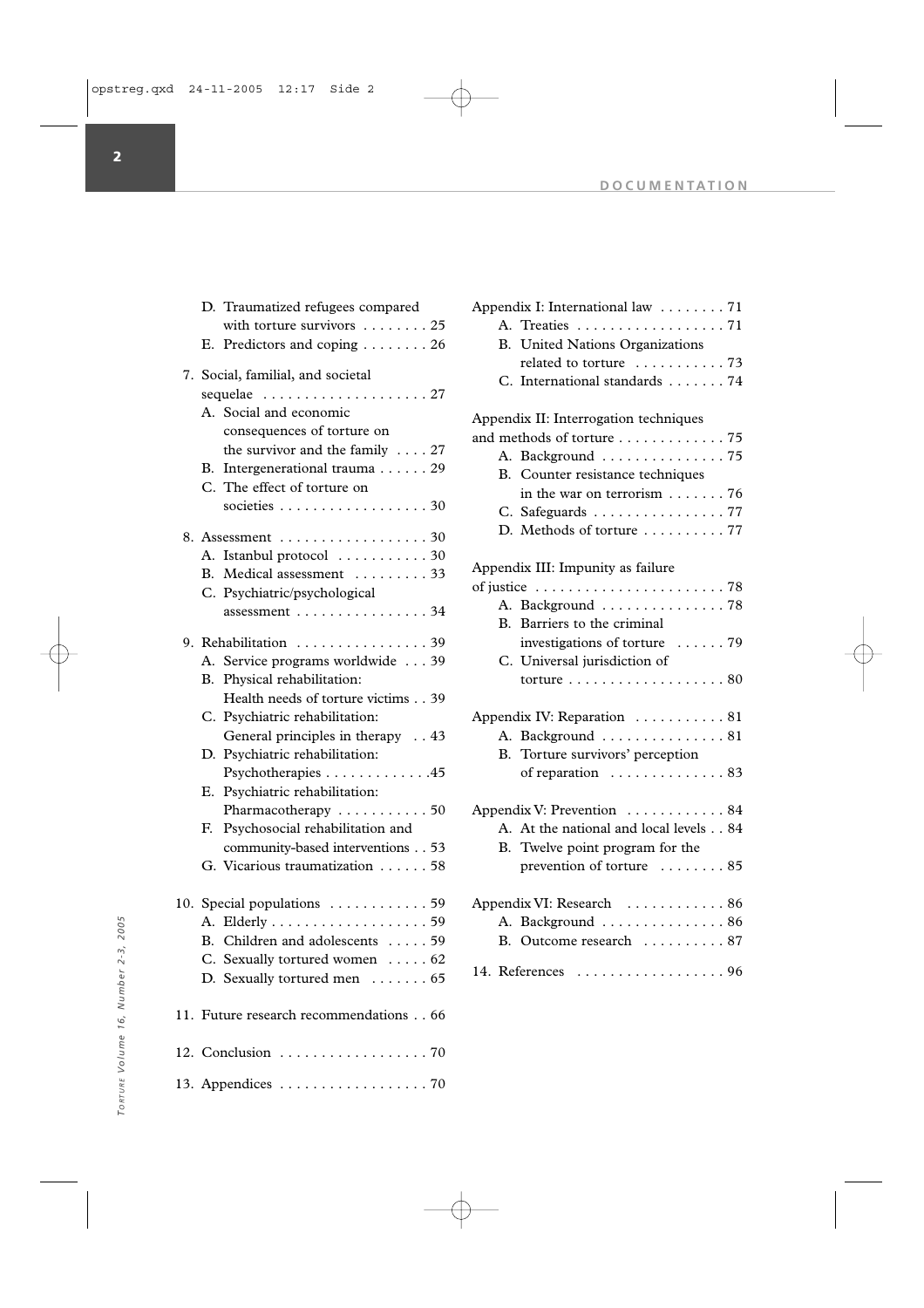D. Traumatized refugees compared with torture survivors . . . . . . . . 25
E. Predictors and coping . . . . . . . . 26

7. Social, familial, and societal sequelae . . . . . . . . . . . . . . . . . . . . 27
   A. Social and economic consequences of torture on the survivor and the family . . . . 27
   B. Intergenerational trauma . . . . . . 29
   C. The effect of torture on societies . . . . . . . . . . . . . . . . . . 30

8. Assessment . . . . . . . . . . . . . . . . . . 30
   A. Istanbul protocol . . . . . . . . . . . 30
   B. Medical assessment . . . . . . . . . 33
   C. Psychiatric/psychological assessment . . . . . . . . . . . . . . . . 34

9. Rehabilitation . . . . . . . . . . . . . . . . 39
   A. Service programs worldwide . . . 39
   B. Physical rehabilitation: Health needs of torture victims . . 39
   C. Psychiatric rehabilitation: General principles in therapy . . 43
   D. Psychiatric rehabilitation: Psychotherapies . . . . . . . . . . . . .45
   E. Psychiatric rehabilitation: Pharmacotherapy . . . . . . . . . . . 50
   F. Psychosocial rehabilitation and community-based interventions . . 53
   G. Vicarious traumatization . . . . . . 58

10. Special populations . . . . . . . . . . . . 59
    A. Elderly . . . . . . . . . . . . . . . . . . . 59
    B. Children and adolescents . . . . . 59
    C. Sexually tortured women . . . . . 62
    D. Sexually tortured men . . . . . . . 65

11. Future research recommendations . . 66

12. Conclusion . . . . . . . . . . . . . . . . . . 70

13. Appendices . . . . . . . . . . . . . . . . . . 70

Appendix I: International law . . . . . . . . 71
   A. Treaties . . . . . . . . . . . . . . . . . . 71
   B. United Nations Organizations related to torture . . . . . . . . . . . 73
   C. International standards . . . . . . . 74

Appendix II: Interrogation techniques and methods of torture . . . . . . . . . . . . . 75
   A. Background . . . . . . . . . . . . . . . 75
   B. Counter resistance techniques in the war on terrorism . . . . . . . 76
   C. Safeguards . . . . . . . . . . . . . . . . 77
   D. Methods of torture . . . . . . . . . . 77

Appendix III: Impunity as failure of justice . . . . . . . . . . . . . . . . . . . . . . . 78
   A. Background . . . . . . . . . . . . . . . 78
   B. Barriers to the criminal investigations of torture . . . . . . 79
   C. Universal jurisdiction of torture . . . . . . . . . . . . . . . . . . . 80

Appendix IV: Reparation . . . . . . . . . . . 81
   A. Background . . . . . . . . . . . . . . . 81
   B. Torture survivors' perception of reparation . . . . . . . . . . . . . . 83

Appendix V: Prevention . . . . . . . . . . . . 84
   A. At the national and local levels . . 84
   B. Twelve point program for the prevention of torture . . . . . . . . 85

Appendix VI: Research . . . . . . . . . . . . 86
   A. Background . . . . . . . . . . . . . . . 86
   B. Outcome research . . . . . . . . . . 87

14. References . . . . . . . . . . . . . . . . . . 96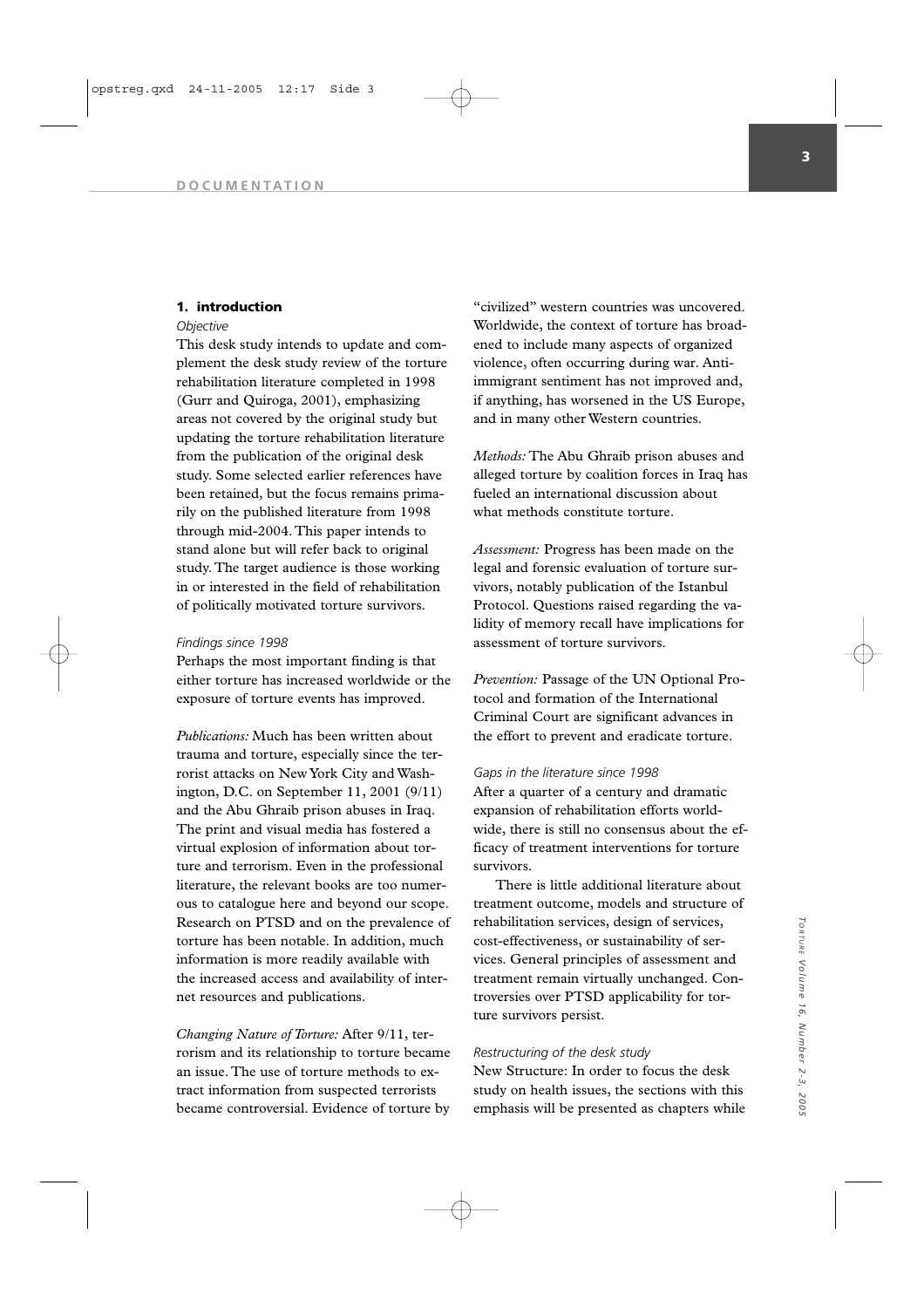## 1. introduction

### Objective

This desk study intends to update and complement the desk study review of the torture rehabilitation literature completed in 1998 (Gurr and Quiroga, 2001), emphasizing areas not covered by the original study but updating the torture rehabilitation literature from the publication of the original desk study. Some selected earlier references have been retained, but the focus remains primarily on the published literature from 1998 through mid-2004. This paper intends to stand alone but will refer back to original study. The target audience is those working in or interested in the field of rehabilitation of politically motivated torture survivors.

### Findings since 1998

Perhaps the most important finding is that either torture has increased worldwide or the exposure of torture events has improved.

*Publications:* Much has been written about trauma and torture, especially since the terrorist attacks on New York City and Washington, D.C. on September 11, 2001 (9/11) and the Abu Ghraib prison abuses in Iraq. The print and visual media has fostered a virtual explosion of information about torture and terrorism. Even in the professional literature, the relevant books are too numerous to catalogue here and beyond our scope. Research on PTSD and on the prevalence of torture has been notable. In addition, much information is more readily available with the increased access and availability of internet resources and publications.

*Changing Nature of Torture:* After 9/11, terrorism and its relationship to torture became an issue. The use of torture methods to extract information from suspected terrorists became controversial. Evidence of torture by "civilized" western countries was uncovered. Worldwide, the context of torture has broadened to include many aspects of organized violence, often occurring during war. Anti-immigrant sentiment has not improved and, if anything, has worsened in the US Europe, and in many other Western countries.

*Methods:* The Abu Ghraib prison abuses and alleged torture by coalition forces in Iraq has fueled an international discussion about what methods constitute torture.

*Assessment:* Progress has been made on the legal and forensic evaluation of torture survivors, notably publication of the Istanbul Protocol. Questions raised regarding the validity of memory recall have implications for assessment of torture survivors.

*Prevention:* Passage of the UN Optional Protocol and formation of the International Criminal Court are significant advances in the effort to prevent and eradicate torture.

### Gaps in the literature since 1998

After a quarter of a century and dramatic expansion of rehabilitation efforts worldwide, there is still no consensus about the efficacy of treatment interventions for torture survivors.

There is little additional literature about treatment outcome, models and structure of rehabilitation services, design of services, cost-effectiveness, or sustainability of services. General principles of assessment and treatment remain virtually unchanged. Controversies over PTSD applicability for torture survivors persist.

### Restructuring of the desk study

New Structure: In order to focus the desk study on health issues, the sections with this emphasis will be presented as chapters while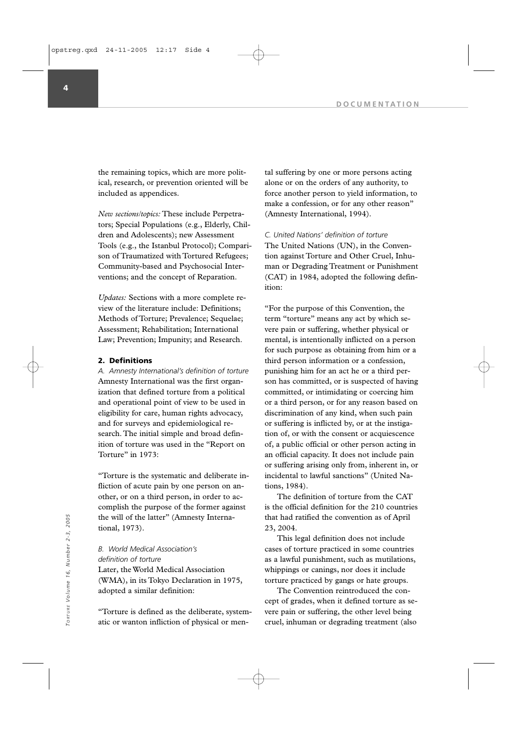the remaining topics, which are more political, research, or prevention oriented will be included as appendices.

*New sections/topics:* These include Perpetrators; Special Populations (e.g., Elderly, Children and Adolescents); new Assessment Tools (e.g., the Istanbul Protocol); Comparison of Traumatized with Tortured Refugees; Community-based and Psychosocial Interventions; and the concept of Reparation.

*Updates:* Sections with a more complete review of the literature include: Definitions; Methods of Torture; Prevalence; Sequelae; Assessment; Rehabilitation; International Law; Prevention; Impunity; and Research.

## 2. Definitions

*A. Amnesty International's definition of torture*

Amnesty International was the first organization that defined torture from a political and operational point of view to be used in eligibility for care, human rights advocacy, and for surveys and epidemiological research. The initial simple and broad definition of torture was used in the "Report on Torture" in 1973:

"Torture is the systematic and deliberate infliction of acute pain by one person on another, or on a third person, in order to accomplish the purpose of the former against the will of the latter" (Amnesty International, 1973).

*B. World Medical Association's definition of torture*

Later, the World Medical Association (WMA), in its Tokyo Declaration in 1975, adopted a similar definition:

"Torture is defined as the deliberate, systematic or wanton infliction of physical or mental suffering by one or more persons acting alone or on the orders of any authority, to force another person to yield information, to make a confession, or for any other reason" (Amnesty International, 1994).

*C. United Nations' definition of torture*

The United Nations (UN), in the Convention against Torture and Other Cruel, Inhuman or Degrading Treatment or Punishment (CAT) in 1984, adopted the following definition:

"For the purpose of this Convention, the term "torture" means any act by which severe pain or suffering, whether physical or mental, is intentionally inflicted on a person for such purpose as obtaining from him or a third person information or a confession, punishing him for an act he or a third person has committed, or is suspected of having committed, or intimidating or coercing him or a third person, or for any reason based on discrimination of any kind, when such pain or suffering is inflicted by, or at the instigation of, or with the consent or acquiescence of, a public official or other person acting in an official capacity. It does not include pain or suffering arising only from, inherent in, or incidental to lawful sanctions" (United Nations, 1984).

The definition of torture from the CAT is the official definition for the 210 countries that had ratified the convention as of April 23, 2004.

This legal definition does not include cases of torture practiced in some countries as a lawful punishment, such as mutilations, whippings or canings, nor does it include torture practiced by gangs or hate groups.

The Convention reintroduced the concept of grades, when it defined torture as severe pain or suffering, the other level being cruel, inhuman or degrading treatment (also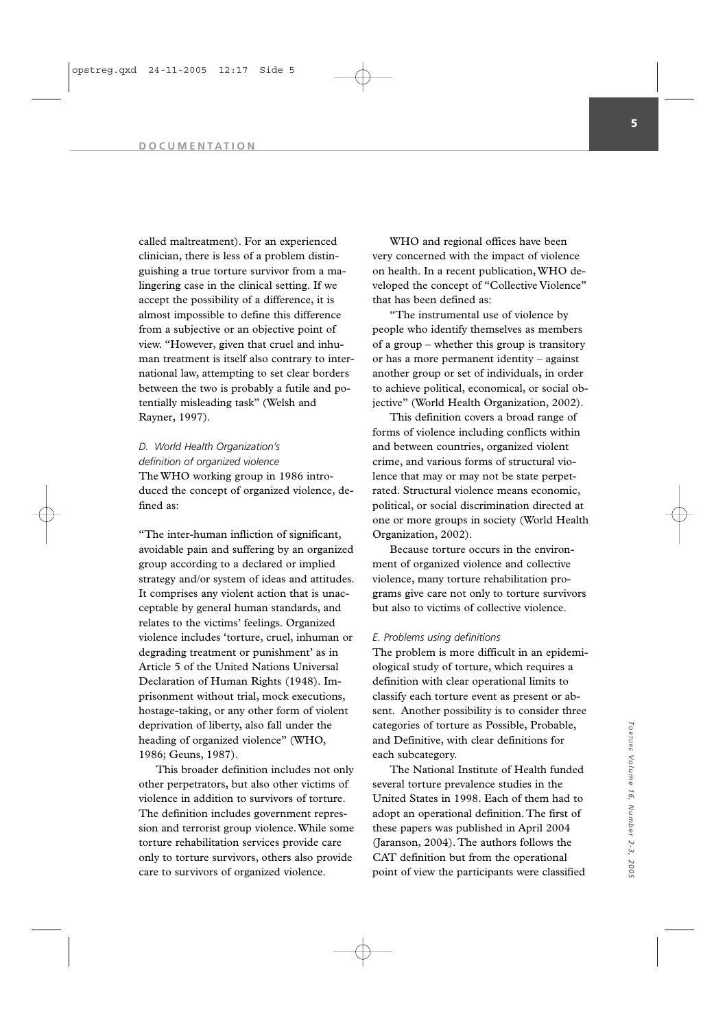called maltreatment). For an experienced clinician, there is less of a problem distinguishing a true torture survivor from a malingering case in the clinical setting. If we accept the possibility of a difference, it is almost impossible to define this difference from a subjective or an objective point of view. "However, given that cruel and inhuman treatment is itself also contrary to international law, attempting to set clear borders between the two is probably a futile and potentially misleading task" (Welsh and Rayner, 1997).

### *D. World Health Organization's definition of organized violence*

The WHO working group in 1986 introduced the concept of organized violence, defined as:

"The inter-human infliction of significant, avoidable pain and suffering by an organized group according to a declared or implied strategy and/or system of ideas and attitudes. It comprises any violent action that is unacceptable by general human standards, and relates to the victims' feelings. Organized violence includes 'torture, cruel, inhuman or degrading treatment or punishment' as in Article 5 of the United Nations Universal Declaration of Human Rights (1948). Imprisonment without trial, mock executions, hostage-taking, or any other form of violent deprivation of liberty, also fall under the heading of organized violence" (WHO, 1986; Geuns, 1987).

This broader definition includes not only other perpetrators, but also other victims of violence in addition to survivors of torture. The definition includes government repression and terrorist group violence. While some torture rehabilitation services provide care only to torture survivors, others also provide care to survivors of organized violence.

WHO and regional offices have been very concerned with the impact of violence on health. In a recent publication, WHO developed the concept of "Collective Violence" that has been defined as:

"The instrumental use of violence by people who identify themselves as members of a group – whether this group is transitory or has a more permanent identity – against another group or set of individuals, in order to achieve political, economical, or social objective" (World Health Organization, 2002).

This definition covers a broad range of forms of violence including conflicts within and between countries, organized violent crime, and various forms of structural violence that may or may not be state perpetrated. Structural violence means economic, political, or social discrimination directed at one or more groups in society (World Health Organization, 2002).

Because torture occurs in the environment of organized violence and collective violence, many torture rehabilitation programs give care not only to torture survivors but also to victims of collective violence.

### *E. Problems using definitions*

The problem is more difficult in an epidemiological study of torture, which requires a definition with clear operational limits to classify each torture event as present or absent. Another possibility is to consider three categories of torture as Possible, Probable, and Definitive, with clear definitions for each subcategory.

The National Institute of Health funded several torture prevalence studies in the United States in 1998. Each of them had to adopt an operational definition. The first of these papers was published in April 2004 (Jaranson, 2004). The authors follows the CAT definition but from the operational point of view the participants were classified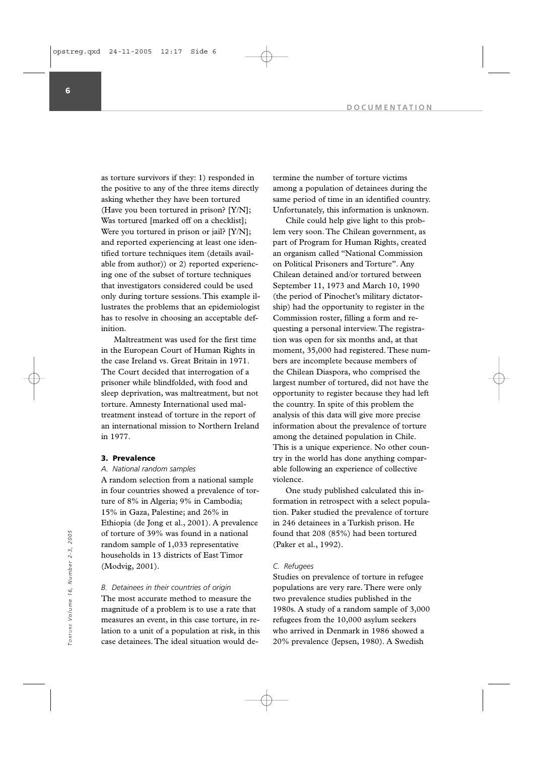as torture survivors if they: 1) responded in the positive to any of the three items directly asking whether they have been tortured (Have you been tortured in prison? [Y/N]; Was tortured [marked off on a checklist]; Were you tortured in prison or jail? [Y/N]; and reported experiencing at least one identified torture techniques item (details available from author)) or 2) reported experiencing one of the subset of torture techniques that investigators considered could be used only during torture sessions. This example illustrates the problems that an epidemiologist has to resolve in choosing an acceptable definition.

Maltreatment was used for the first time in the European Court of Human Rights in the case Ireland vs. Great Britain in 1971. The Court decided that interrogation of a prisoner while blindfolded, with food and sleep deprivation, was maltreatment, but not torture. Amnesty International used maltreatment instead of torture in the report of an international mission to Northern Ireland in 1977.

## 3. Prevalence

### *A. National random samples*

A random selection from a national sample in four countries showed a prevalence of torture of 8% in Algeria; 9% in Cambodia; 15% in Gaza, Palestine; and 26% in Ethiopia (de Jong et al., 2001). A prevalence of torture of 39% was found in a national random sample of 1,033 representative households in 13 districts of East Timor (Modvig, 2001).

### *B. Detainees in their countries of origin*

The most accurate method to measure the magnitude of a problem is to use a rate that measures an event, in this case torture, in relation to a unit of a population at risk, in this case detainees. The ideal situation would determine the number of torture victims among a population of detainees during the same period of time in an identified country. Unfortunately, this information is unknown.

Chile could help give light to this problem very soon. The Chilean government, as part of Program for Human Rights, created an organism called "National Commission on Political Prisoners and Torture". Any Chilean detained and/or tortured between September 11, 1973 and March 10, 1990 (the period of Pinochet's military dictatorship) had the opportunity to register in the Commission roster, filling a form and requesting a personal interview. The registration was open for six months and, at that moment, 35,000 had registered. These numbers are incomplete because members of the Chilean Diaspora, who comprised the largest number of tortured, did not have the opportunity to register because they had left the country. In spite of this problem the analysis of this data will give more precise information about the prevalence of torture among the detained population in Chile. This is a unique experience. No other country in the world has done anything comparable following an experience of collective violence.

One study published calculated this information in retrospect with a select population. Paker studied the prevalence of torture in 246 detainees in a Turkish prison. He found that 208 (85%) had been tortured (Paker et al., 1992).

### *C. Refugees*

Studies on prevalence of torture in refugee populations are very rare. There were only two prevalence studies published in the 1980s. A study of a random sample of 3,000 refugees from the 10,000 asylum seekers who arrived in Denmark in 1986 showed a 20% prevalence (Jepsen, 1980). A Swedish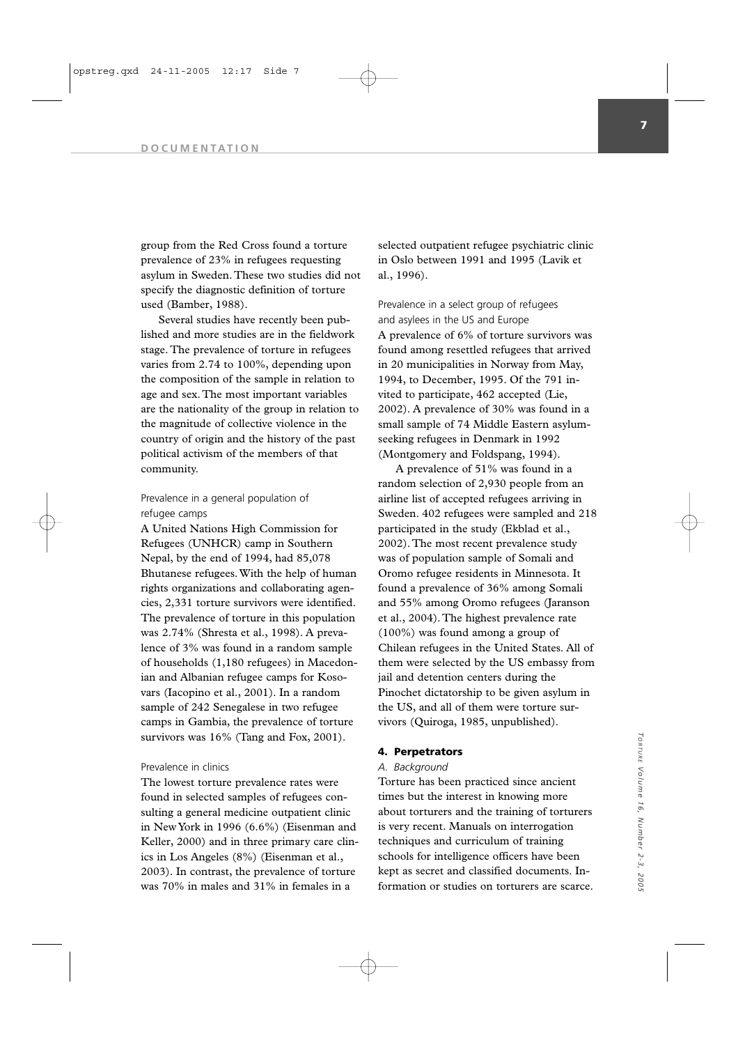group from the Red Cross found a torture prevalence of 23% in refugees requesting asylum in Sweden. These two studies did not specify the diagnostic definition of torture used (Bamber, 1988).

Several studies have recently been published and more studies are in the fieldwork stage. The prevalence of torture in refugees varies from 2.74 to 100%, depending upon the composition of the sample in relation to age and sex. The most important variables are the nationality of the group in relation to the magnitude of collective violence in the country of origin and the history of the past political activism of the members of that community.

Prevalence in a general population of refugee camps

A United Nations High Commission for Refugees (UNHCR) camp in Southern Nepal, by the end of 1994, had 85,078 Bhutanese refugees. With the help of human rights organizations and collaborating agencies, 2,331 torture survivors were identified. The prevalence of torture in this population was 2.74% (Shresta et al., 1998). A prevalence of 3% was found in a random sample of households (1,180 refugees) in Macedonian and Albanian refugee camps for Kosovars (Iacopino et al., 2001). In a random sample of 242 Senegalese in two refugee camps in Gambia, the prevalence of torture survivors was 16% (Tang and Fox, 2001).

Prevalence in clinics

The lowest torture prevalence rates were found in selected samples of refugees consulting a general medicine outpatient clinic in New York in 1996 (6.6%) (Eisenman and Keller, 2000) and in three primary care clinics in Los Angeles (8%) (Eisenman et al., 2003). In contrast, the prevalence of torture was 70% in males and 31% in females in a selected outpatient refugee psychiatric clinic in Oslo between 1991 and 1995 (Lavik et al., 1996).

Prevalence in a select group of refugees and asylees in the US and Europe

A prevalence of 6% of torture survivors was found among resettled refugees that arrived in 20 municipalities in Norway from May, 1994, to December, 1995. Of the 791 invited to participate, 462 accepted (Lie, 2002). A prevalence of 30% was found in a small sample of 74 Middle Eastern asylum-seeking refugees in Denmark in 1992 (Montgomery and Foldspang, 1994).

A prevalence of 51% was found in a random selection of 2,930 people from an airline list of accepted refugees arriving in Sweden. 402 refugees were sampled and 218 participated in the study (Ekblad et al., 2002). The most recent prevalence study was of population sample of Somali and Oromo refugee residents in Minnesota. It found a prevalence of 36% among Somali and 55% among Oromo refugees (Jaranson et al., 2004). The highest prevalence rate (100%) was found among a group of Chilean refugees in the United States. All of them were selected by the US embassy from jail and detention centers during the Pinochet dictatorship to be given asylum in the US, and all of them were torture survivors (Quiroga, 1985, unpublished).

## 4. Perpetrators

*A. Background*

Torture has been practiced since ancient times but the interest in knowing more about torturers and the training of torturers is very recent. Manuals on interrogation techniques and curriculum of training schools for intelligence officers have been kept as secret and classified documents. Information or studies on torturers are scarce.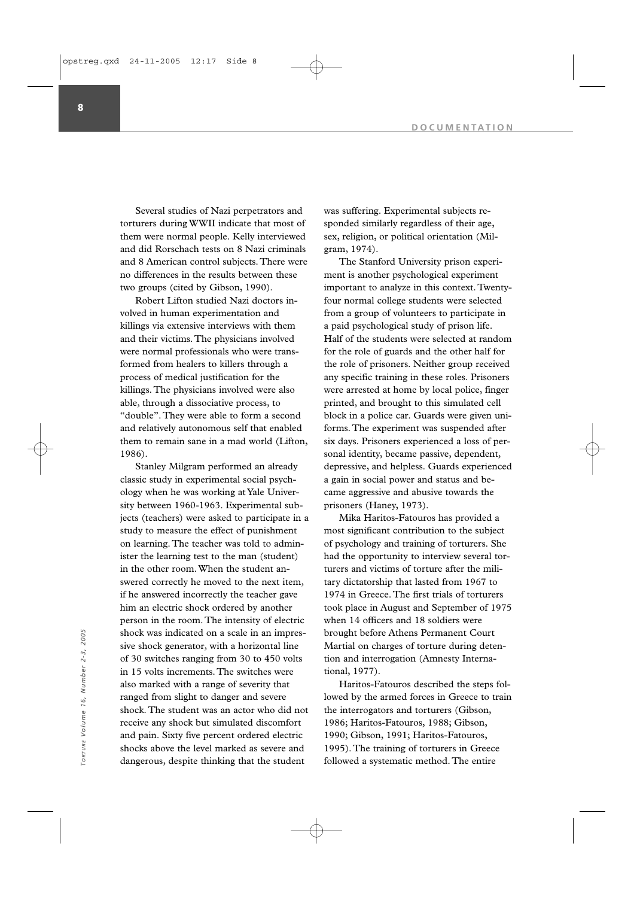Several studies of Nazi perpetrators and torturers during WWII indicate that most of them were normal people. Kelly interviewed and did Rorschach tests on 8 Nazi criminals and 8 American control subjects. There were no differences in the results between these two groups (cited by Gibson, 1990).

Robert Lifton studied Nazi doctors involved in human experimentation and killings via extensive interviews with them and their victims. The physicians involved were normal professionals who were transformed from healers to killers through a process of medical justification for the killings. The physicians involved were also able, through a dissociative process, to "double". They were able to form a second and relatively autonomous self that enabled them to remain sane in a mad world (Lifton, 1986).

Stanley Milgram performed an already classic study in experimental social psychology when he was working at Yale University between 1960-1963. Experimental subjects (teachers) were asked to participate in a study to measure the effect of punishment on learning. The teacher was told to administer the learning test to the man (student) in the other room. When the student answered correctly he moved to the next item, if he answered incorrectly the teacher gave him an electric shock ordered by another person in the room. The intensity of electric shock was indicated on a scale in an impressive shock generator, with a horizontal line of 30 switches ranging from 30 to 450 volts in 15 volts increments. The switches were also marked with a range of severity that ranged from slight to danger and severe shock. The student was an actor who did not receive any shock but simulated discomfort and pain. Sixty five percent ordered electric shocks above the level marked as severe and dangerous, despite thinking that the student was suffering. Experimental subjects responded similarly regardless of their age, sex, religion, or political orientation (Milgram, 1974).

The Stanford University prison experiment is another psychological experiment important to analyze in this context. Twenty-four normal college students were selected from a group of volunteers to participate in a paid psychological study of prison life. Half of the students were selected at random for the role of guards and the other half for the role of prisoners. Neither group received any specific training in these roles. Prisoners were arrested at home by local police, finger printed, and brought to this simulated cell block in a police car. Guards were given uniforms. The experiment was suspended after six days. Prisoners experienced a loss of personal identity, became passive, dependent, depressive, and helpless. Guards experienced a gain in social power and status and became aggressive and abusive towards the prisoners (Haney, 1973).

Mika Haritos-Fatouros has provided a most significant contribution to the subject of psychology and training of torturers. She had the opportunity to interview several torturers and victims of torture after the military dictatorship that lasted from 1967 to 1974 in Greece. The first trials of torturers took place in August and September of 1975 when 14 officers and 18 soldiers were brought before Athens Permanent Court Martial on charges of torture during detention and interrogation (Amnesty International, 1977).

Haritos-Fatouros described the steps followed by the armed forces in Greece to train the interrogators and torturers (Gibson, 1986; Haritos-Fatouros, 1988; Gibson, 1990; Gibson, 1991; Haritos-Fatouros, 1995). The training of torturers in Greece followed a systematic method. The entire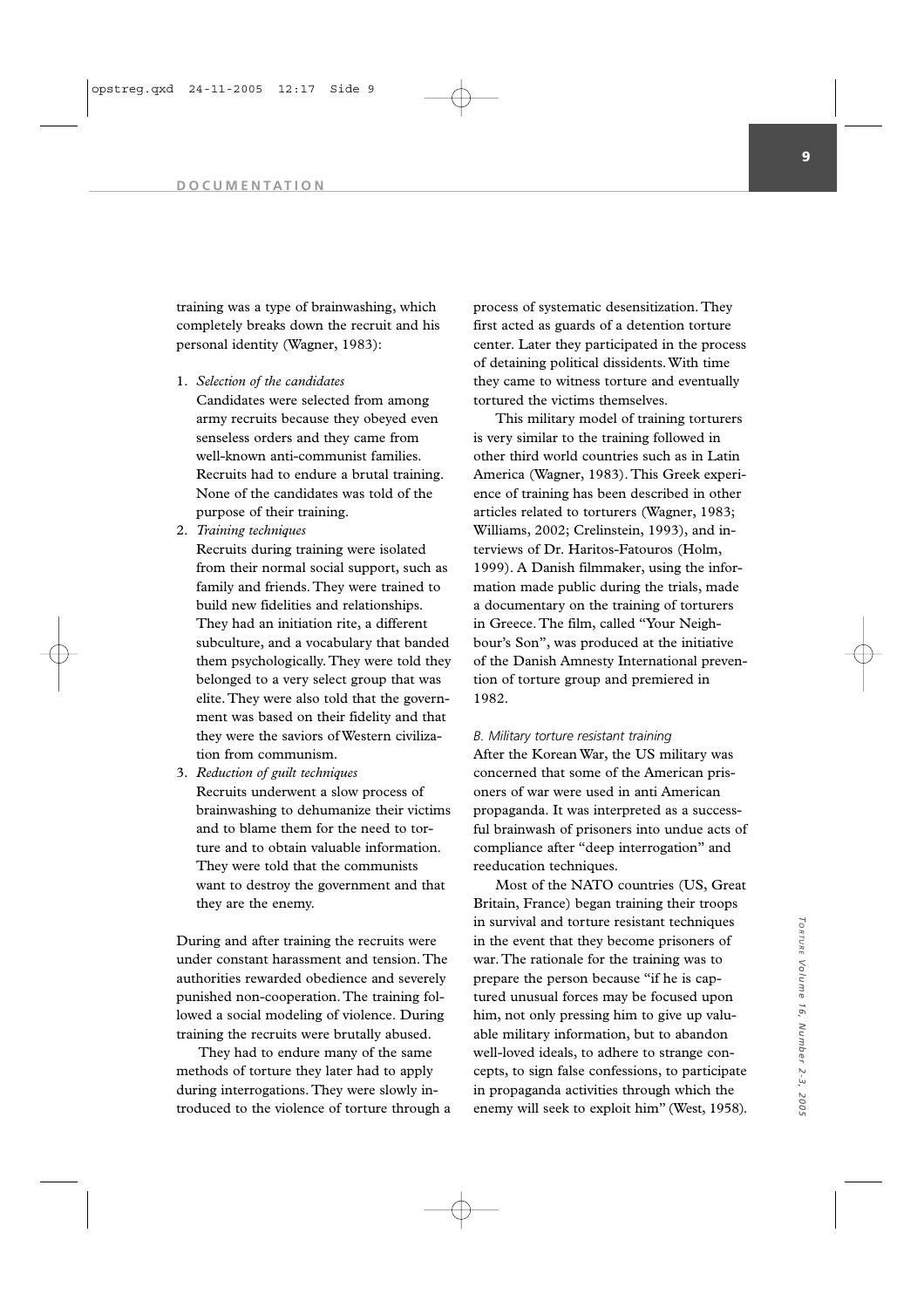training was a type of brainwashing, which completely breaks down the recruit and his personal identity (Wagner, 1983):

1. *Selection of the candidates*
   Candidates were selected from among army recruits because they obeyed even senseless orders and they came from well-known anti-communist families. Recruits had to endure a brutal training. None of the candidates was told of the purpose of their training.
2. *Training techniques*
   Recruits during training were isolated from their normal social support, such as family and friends. They were trained to build new fidelities and relationships. They had an initiation rite, a different subculture, and a vocabulary that banded them psychologically. They were told they belonged to a very select group that was elite. They were also told that the government was based on their fidelity and that they were the saviors of Western civilization from communism.
3. *Reduction of guilt techniques*
   Recruits underwent a slow process of brainwashing to dehumanize their victims and to blame them for the need to torture and to obtain valuable information. They were told that the communists want to destroy the government and that they are the enemy.

During and after training the recruits were under constant harassment and tension. The authorities rewarded obedience and severely punished non-cooperation. The training followed a social modeling of violence. During training the recruits were brutally abused.

They had to endure many of the same methods of torture they later had to apply during interrogations. They were slowly introduced to the violence of torture through a process of systematic desensitization. They first acted as guards of a detention torture center. Later they participated in the process of detaining political dissidents. With time they came to witness torture and eventually tortured the victims themselves.

This military model of training torturers is very similar to the training followed in other third world countries such as in Latin America (Wagner, 1983). This Greek experience of training has been described in other articles related to torturers (Wagner, 1983; Williams, 2002; Crelinstein, 1993), and interviews of Dr. Haritos-Fatouros (Holm, 1999). A Danish filmmaker, using the information made public during the trials, made a documentary on the training of torturers in Greece. The film, called "Your Neighbour's Son", was produced at the initiative of the Danish Amnesty International prevention of torture group and premiered in 1982.

*B. Military torture resistant training*

After the Korean War, the US military was concerned that some of the American prisoners of war were used in anti American propaganda. It was interpreted as a successful brainwash of prisoners into undue acts of compliance after "deep interrogation" and reeducation techniques.

Most of the NATO countries (US, Great Britain, France) began training their troops in survival and torture resistant techniques in the event that they become prisoners of war. The rationale for the training was to prepare the person because "if he is captured unusual forces may be focused upon him, not only pressing him to give up valuable military information, but to abandon well-loved ideals, to adhere to strange concepts, to sign false confessions, to participate in propaganda activities through which the enemy will seek to exploit him" (West, 1958).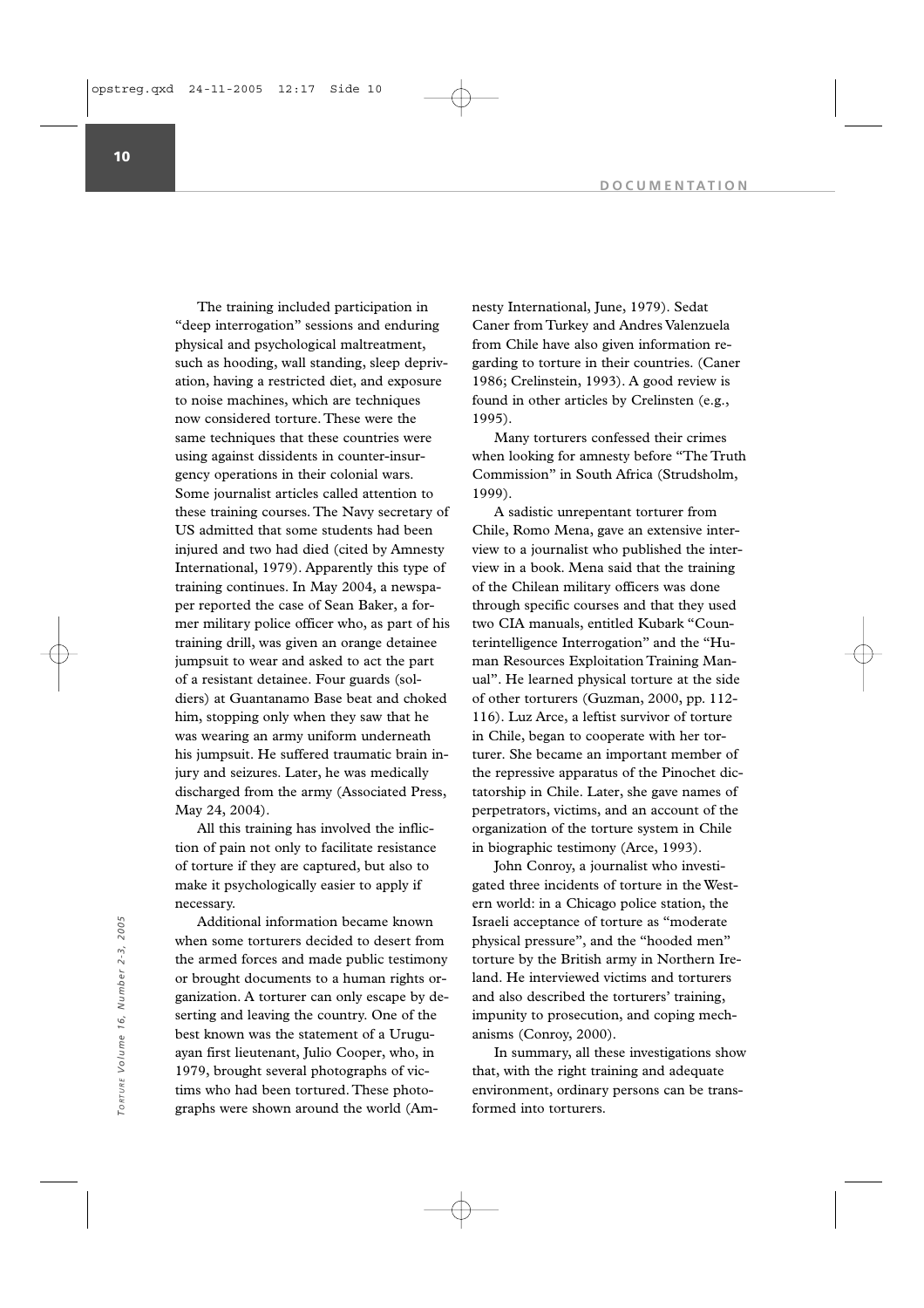The training included participation in "deep interrogation" sessions and enduring physical and psychological maltreatment, such as hooding, wall standing, sleep deprivation, having a restricted diet, and exposure to noise machines, which are techniques now considered torture. These were the same techniques that these countries were using against dissidents in counter-insurgency operations in their colonial wars. Some journalist articles called attention to these training courses. The Navy secretary of US admitted that some students had been injured and two had died (cited by Amnesty International, 1979). Apparently this type of training continues. In May 2004, a newspaper reported the case of Sean Baker, a former military police officer who, as part of his training drill, was given an orange detainee jumpsuit to wear and asked to act the part of a resistant detainee. Four guards (soldiers) at Guantanamo Base beat and choked him, stopping only when they saw that he was wearing an army uniform underneath his jumpsuit. He suffered traumatic brain injury and seizures. Later, he was medically discharged from the army (Associated Press, May 24, 2004).

All this training has involved the infliction of pain not only to facilitate resistance of torture if they are captured, but also to make it psychologically easier to apply if necessary.

Additional information became known when some torturers decided to desert from the armed forces and made public testimony or brought documents to a human rights organization. A torturer can only escape by deserting and leaving the country. One of the best known was the statement of a Uruguayan first lieutenant, Julio Cooper, who, in 1979, brought several photographs of victims who had been tortured. These photographs were shown around the world (Amnesty International, June, 1979). Sedat Caner from Turkey and Andres Valenzuela from Chile have also given information regarding to torture in their countries. (Caner 1986; Crelinstein, 1993). A good review is found in other articles by Crelinsten (e.g., 1995).

Many torturers confessed their crimes when looking for amnesty before "The Truth Commission" in South Africa (Strudsholm, 1999).

A sadistic unrepentant torturer from Chile, Romo Mena, gave an extensive interview to a journalist who published the interview in a book. Mena said that the training of the Chilean military officers was done through specific courses and that they used two CIA manuals, entitled Kubark "Counterintelligence Interrogation" and the "Human Resources Exploitation Training Manual". He learned physical torture at the side of other torturers (Guzman, 2000, pp. 112-116). Luz Arce, a leftist survivor of torture in Chile, began to cooperate with her torturer. She became an important member of the repressive apparatus of the Pinochet dictatorship in Chile. Later, she gave names of perpetrators, victims, and an account of the organization of the torture system in Chile in biographic testimony (Arce, 1993).

John Conroy, a journalist who investigated three incidents of torture in the Western world: in a Chicago police station, the Israeli acceptance of torture as "moderate physical pressure", and the "hooded men" torture by the British army in Northern Ireland. He interviewed victims and torturers and also described the torturers' training, impunity to prosecution, and coping mechanisms (Conroy, 2000).

In summary, all these investigations show that, with the right training and adequate environment, ordinary persons can be transformed into torturers.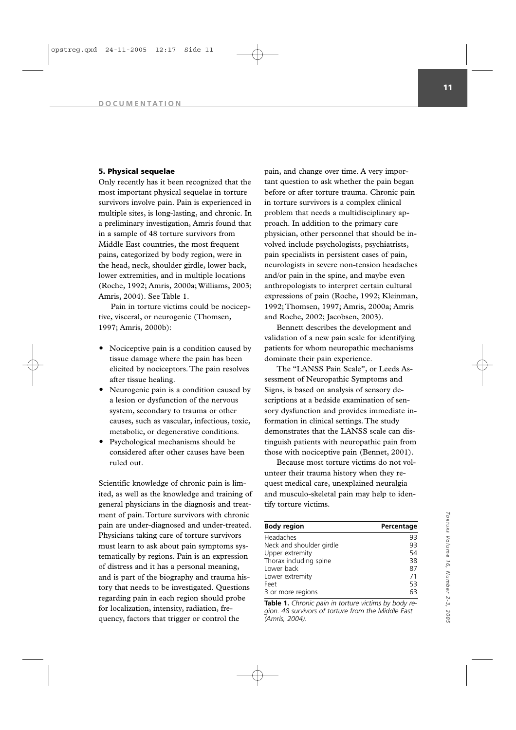### 5. Physical sequelae

Only recently has it been recognized that the most important physical sequelae in torture survivors involve pain. Pain is experienced in multiple sites, is long-lasting, and chronic. In a preliminary investigation, Amris found that in a sample of 48 torture survivors from Middle East countries, the most frequent pains, categorized by body region, were in the head, neck, shoulder girdle, lower back, lower extremities, and in multiple locations (Roche, 1992; Amris, 2000a; Williams, 2003; Amris, 2004). See Table 1.

Pain in torture victims could be nociceptive, visceral, or neurogenic (Thomsen, 1997; Amris, 2000b):

- Nociceptive pain is a condition caused by tissue damage where the pain has been elicited by nociceptors. The pain resolves after tissue healing.
- Neurogenic pain is a condition caused by a lesion or dysfunction of the nervous system, secondary to trauma or other causes, such as vascular, infectious, toxic, metabolic, or degenerative conditions.
- Psychological mechanisms should be considered after other causes have been ruled out.

Scientific knowledge of chronic pain is limited, as well as the knowledge and training of general physicians in the diagnosis and treatment of pain. Torture survivors with chronic pain are under-diagnosed and under-treated. Physicians taking care of torture survivors must learn to ask about pain symptoms systematically by regions. Pain is an expression of distress and it has a personal meaning, and is part of the biography and trauma history that needs to be investigated. Questions regarding pain in each region should probe for localization, intensity, radiation, frequency, factors that trigger or control the pain, and change over time. A very important question to ask whether the pain began before or after torture trauma. Chronic pain in torture survivors is a complex clinical problem that needs a multidisciplinary approach. In addition to the primary care physician, other personnel that should be involved include psychologists, psychiatrists, pain specialists in persistent cases of pain, neurologists in severe non-tension headaches and/or pain in the spine, and maybe even anthropologists to interpret certain cultural expressions of pain (Roche, 1992; Kleinman, 1992; Thomsen, 1997; Amris, 2000a; Amris and Roche, 2002; Jacobsen, 2003).

Bennett describes the development and validation of a new pain scale for identifying patients for whom neuropathic mechanisms dominate their pain experience.

The "LANSS Pain Scale", or Leeds Assessment of Neuropathic Symptoms and Signs, is based on analysis of sensory descriptions at a bedside examination of sensory dysfunction and provides immediate information in clinical settings. The study demonstrates that the LANSS scale can distinguish patients with neuropathic pain from those with nociceptive pain (Bennet, 2001).

Because most torture victims do not volunteer their trauma history when they request medical care, unexplained neuralgia and musculo-skeletal pain may help to identify torture victims.

| Body region | Percentage |
|---|---|
| Headaches | 93 |
| Neck and shoulder girdle | 93 |
| Upper extremity | 54 |
| Thorax including spine | 38 |
| Lower back | 87 |
| Lower extremity | 71 |
| Feet | 53 |
| 3 or more regions | 63 |

**Table 1.** *Chronic pain in torture victims by body region. 48 survivors of torture from the Middle East (Amris, 2004).*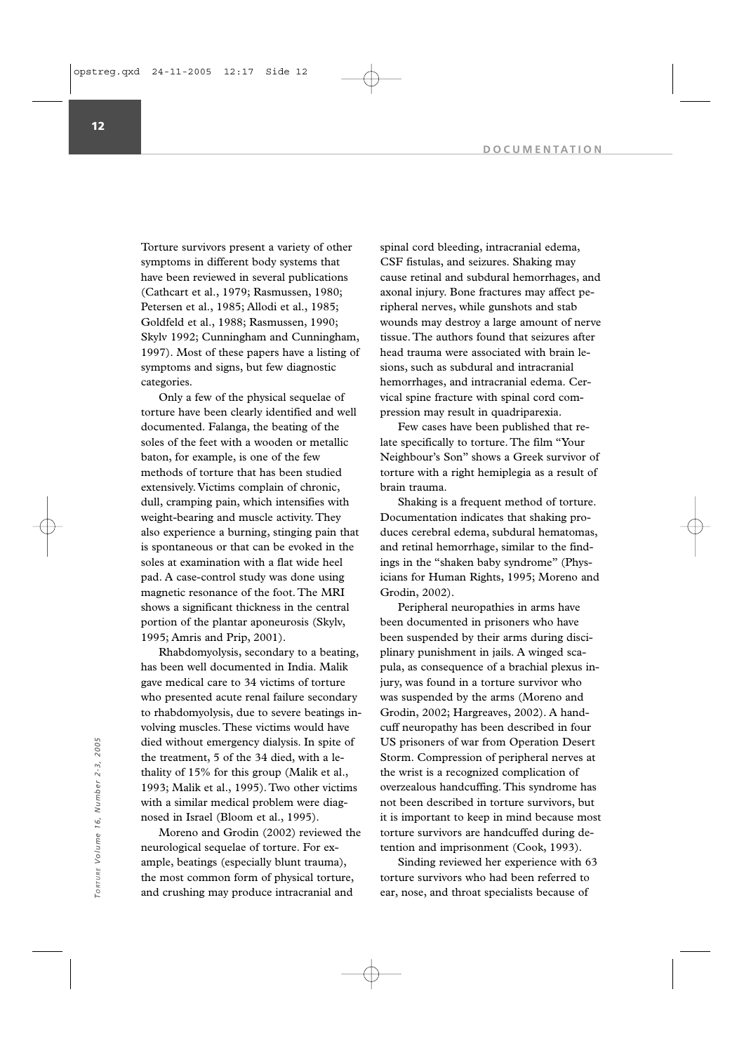Torture survivors present a variety of other symptoms in different body systems that have been reviewed in several publications (Cathcart et al., 1979; Rasmussen, 1980; Petersen et al., 1985; Allodi et al., 1985; Goldfeld et al., 1988; Rasmussen, 1990; Skylv 1992; Cunningham and Cunningham, 1997). Most of these papers have a listing of symptoms and signs, but few diagnostic categories.

Only a few of the physical sequelae of torture have been clearly identified and well documented. Falanga, the beating of the soles of the feet with a wooden or metallic baton, for example, is one of the few methods of torture that has been studied extensively. Victims complain of chronic, dull, cramping pain, which intensifies with weight-bearing and muscle activity. They also experience a burning, stinging pain that is spontaneous or that can be evoked in the soles at examination with a flat wide heel pad. A case-control study was done using magnetic resonance of the foot. The MRI shows a significant thickness in the central portion of the plantar aponeurosis (Skylv, 1995; Amris and Prip, 2001).

Rhabdomyolysis, secondary to a beating, has been well documented in India. Malik gave medical care to 34 victims of torture who presented acute renal failure secondary to rhabdomyolysis, due to severe beatings involving muscles. These victims would have died without emergency dialysis. In spite of the treatment, 5 of the 34 died, with a lethality of 15% for this group (Malik et al., 1993; Malik et al., 1995). Two other victims with a similar medical problem were diagnosed in Israel (Bloom et al., 1995).

Moreno and Grodin (2002) reviewed the neurological sequelae of torture. For example, beatings (especially blunt trauma), the most common form of physical torture, and crushing may produce intracranial and spinal cord bleeding, intracranial edema, CSF fistulas, and seizures. Shaking may cause retinal and subdural hemorrhages, and axonal injury. Bone fractures may affect peripheral nerves, while gunshots and stab wounds may destroy a large amount of nerve tissue. The authors found that seizures after head trauma were associated with brain lesions, such as subdural and intracranial hemorrhages, and intracranial edema. Cervical spine fracture with spinal cord compression may result in quadriparexia.

Few cases have been published that relate specifically to torture. The film "Your Neighbour's Son" shows a Greek survivor of torture with a right hemiplegia as a result of brain trauma.

Shaking is a frequent method of torture. Documentation indicates that shaking produces cerebral edema, subdural hematomas, and retinal hemorrhage, similar to the findings in the "shaken baby syndrome" (Physicians for Human Rights, 1995; Moreno and Grodin, 2002).

Peripheral neuropathies in arms have been documented in prisoners who have been suspended by their arms during disciplinary punishment in jails. A winged scapula, as consequence of a brachial plexus injury, was found in a torture survivor who was suspended by the arms (Moreno and Grodin, 2002; Hargreaves, 2002). A handcuff neuropathy has been described in four US prisoners of war from Operation Desert Storm. Compression of peripheral nerves at the wrist is a recognized complication of overzealous handcuffing. This syndrome has not been described in torture survivors, but it is important to keep in mind because most torture survivors are handcuffed during detention and imprisonment (Cook, 1993).

Sinding reviewed her experience with 63 torture survivors who had been referred to ear, nose, and throat specialists because of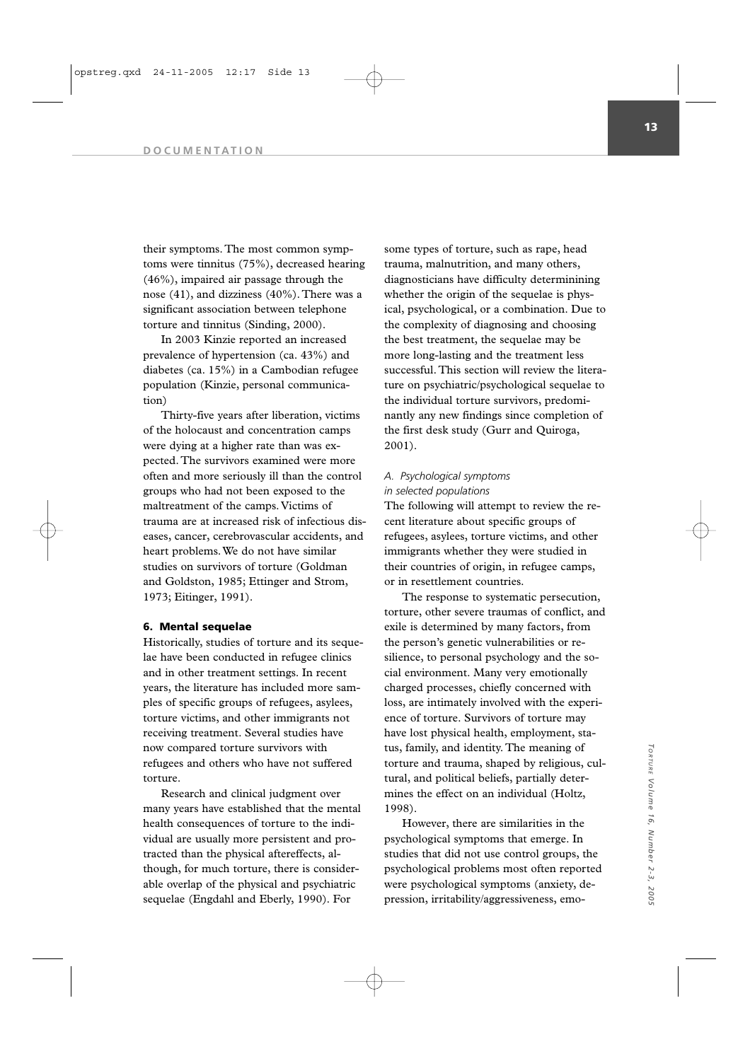their symptoms. The most common symptoms were tinnitus (75%), decreased hearing (46%), impaired air passage through the nose (41), and dizziness (40%). There was a significant association between telephone torture and tinnitus (Sinding, 2000).

In 2003 Kinzie reported an increased prevalence of hypertension (ca. 43%) and diabetes (ca. 15%) in a Cambodian refugee population (Kinzie, personal communication)

Thirty-five years after liberation, victims of the holocaust and concentration camps were dying at a higher rate than was expected. The survivors examined were more often and more seriously ill than the control groups who had not been exposed to the maltreatment of the camps. Victims of trauma are at increased risk of infectious diseases, cancer, cerebrovascular accidents, and heart problems. We do not have similar studies on survivors of torture (Goldman and Goldston, 1985; Ettinger and Strom, 1973; Eitinger, 1991).

## 6. Mental sequelae

Historically, studies of torture and its sequelae have been conducted in refugee clinics and in other treatment settings. In recent years, the literature has included more samples of specific groups of refugees, asylees, torture victims, and other immigrants not receiving treatment. Several studies have now compared torture survivors with refugees and others who have not suffered torture.

Research and clinical judgment over many years have established that the mental health consequences of torture to the individual are usually more persistent and protracted than the physical aftereffects, although, for much torture, there is considerable overlap of the physical and psychiatric sequelae (Engdahl and Eberly, 1990). For some types of torture, such as rape, head trauma, malnutrition, and many others, diagnosticians have difficulty determinining whether the origin of the sequelae is physical, psychological, or a combination. Due to the complexity of diagnosing and choosing the best treatment, the sequelae may be more long-lasting and the treatment less successful. This section will review the literature on psychiatric/psychological sequelae to the individual torture survivors, predominantly any new findings since completion of the first desk study (Gurr and Quiroga, 2001).

### *A. Psychological symptoms in selected populations*

The following will attempt to review the recent literature about specific groups of refugees, asylees, torture victims, and other immigrants whether they were studied in their countries of origin, in refugee camps, or in resettlement countries.

The response to systematic persecution, torture, other severe traumas of conflict, and exile is determined by many factors, from the person's genetic vulnerabilities or resilience, to personal psychology and the social environment. Many very emotionally charged processes, chiefly concerned with loss, are intimately involved with the experience of torture. Survivors of torture may have lost physical health, employment, status, family, and identity. The meaning of torture and trauma, shaped by religious, cultural, and political beliefs, partially determines the effect on an individual (Holtz, 1998).

However, there are similarities in the psychological symptoms that emerge. In studies that did not use control groups, the psychological problems most often reported were psychological symptoms (anxiety, depression, irritability/aggressiveness, emo-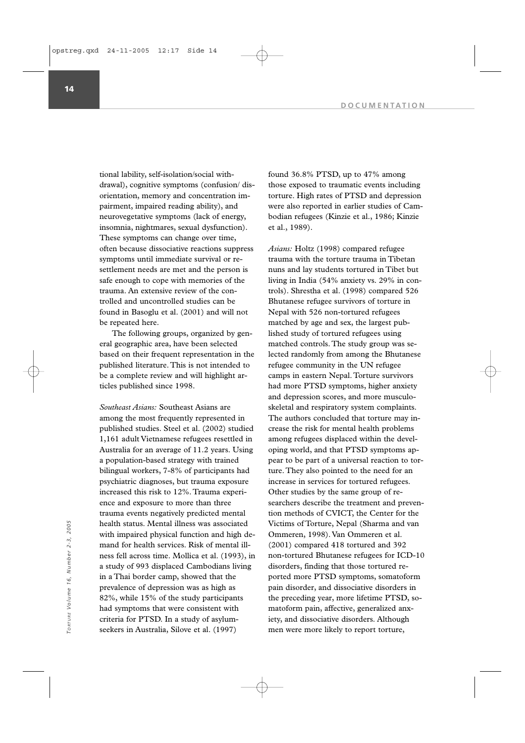tional lability, self-isolation/social withdrawal), cognitive symptoms (confusion/ disorientation, memory and concentration impairment, impaired reading ability), and neurovegetative symptoms (lack of energy, insomnia, nightmares, sexual dysfunction). These symptoms can change over time, often because dissociative reactions suppress symptoms until immediate survival or resettlement needs are met and the person is safe enough to cope with memories of the trauma. An extensive review of the controlled and uncontrolled studies can be found in Basoglu et al. (2001) and will not be repeated here.

The following groups, organized by general geographic area, have been selected based on their frequent representation in the published literature. This is not intended to be a complete review and will highlight articles published since 1998.

*Southeast Asians:* Southeast Asians are among the most frequently represented in published studies. Steel et al. (2002) studied 1,161 adult Vietnamese refugees resettled in Australia for an average of 11.2 years. Using a population-based strategy with trained bilingual workers, 7-8% of participants had psychiatric diagnoses, but trauma exposure increased this risk to 12%. Trauma experience and exposure to more than three trauma events negatively predicted mental health status. Mental illness was associated with impaired physical function and high demand for health services. Risk of mental illness fell across time. Mollica et al. (1993), in a study of 993 displaced Cambodians living in a Thai border camp, showed that the prevalence of depression was as high as 82%, while 15% of the study participants had symptoms that were consistent with criteria for PTSD. In a study of asylum-seekers in Australia, Silove et al. (1997) found 36.8% PTSD, up to 47% among those exposed to traumatic events including torture. High rates of PTSD and depression were also reported in earlier studies of Cambodian refugees (Kinzie et al., 1986; Kinzie et al., 1989).

*Asians:* Holtz (1998) compared refugee trauma with the torture trauma in Tibetan nuns and lay students tortured in Tibet but living in India (54% anxiety vs. 29% in controls). Shrestha et al. (1998) compared 526 Bhutanese refugee survivors of torture in Nepal with 526 non-tortured refugees matched by age and sex, the largest published study of tortured refugees using matched controls. The study group was selected randomly from among the Bhutanese refugee community in the UN refugee camps in eastern Nepal. Torture survivors had more PTSD symptoms, higher anxiety and depression scores, and more musculoskeletal and respiratory system complaints. The authors concluded that torture may increase the risk for mental health problems among refugees displaced within the developing world, and that PTSD symptoms appear to be part of a universal reaction to torture. They also pointed to the need for an increase in services for tortured refugees. Other studies by the same group of researchers describe the treatment and prevention methods of CVICT, the Center for the Victims of Torture, Nepal (Sharma and van Ommeren, 1998). Van Ommeren et al. (2001) compared 418 tortured and 392 non-tortured Bhutanese refugees for ICD-10 disorders, finding that those tortured reported more PTSD symptoms, somatoform pain disorder, and dissociative disorders in the preceding year, more lifetime PTSD, somatoform pain, affective, generalized anxiety, and dissociative disorders. Although men were more likely to report torture,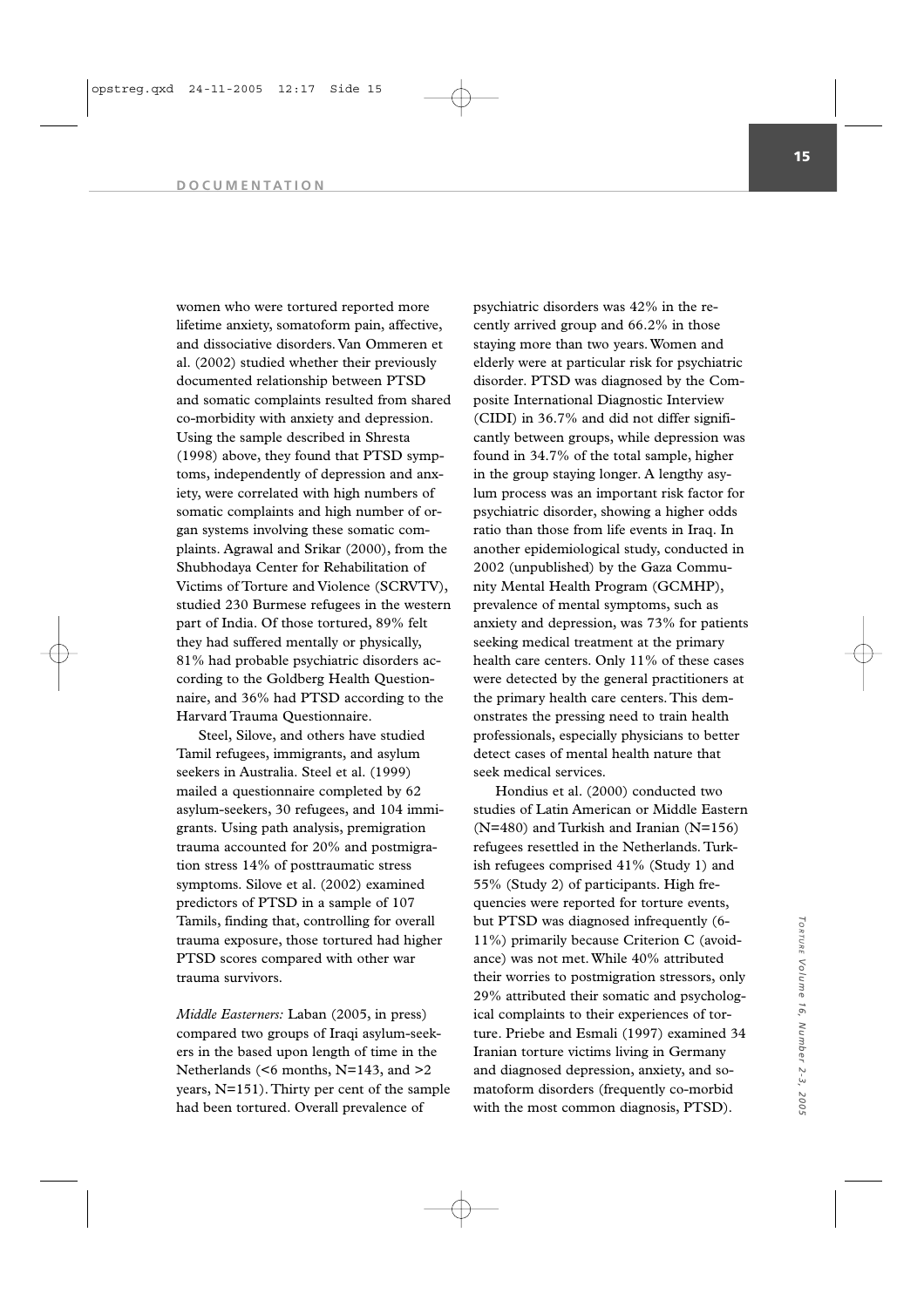women who were tortured reported more lifetime anxiety, somatoform pain, affective, and dissociative disorders. Van Ommeren et al. (2002) studied whether their previously documented relationship between PTSD and somatic complaints resulted from shared co-morbidity with anxiety and depression. Using the sample described in Shresta (1998) above, they found that PTSD symptoms, independently of depression and anxiety, were correlated with high numbers of somatic complaints and high number of organ systems involving these somatic complaints. Agrawal and Srikar (2000), from the Shubhodaya Center for Rehabilitation of Victims of Torture and Violence (SCRVTV), studied 230 Burmese refugees in the western part of India. Of those tortured, 89% felt they had suffered mentally or physically, 81% had probable psychiatric disorders according to the Goldberg Health Questionnaire, and 36% had PTSD according to the Harvard Trauma Questionnaire.

Steel, Silove, and others have studied Tamil refugees, immigrants, and asylum seekers in Australia. Steel et al. (1999) mailed a questionnaire completed by 62 asylum-seekers, 30 refugees, and 104 immigrants. Using path analysis, premigration trauma accounted for 20% and postmigration stress 14% of posttraumatic stress symptoms. Silove et al. (2002) examined predictors of PTSD in a sample of 107 Tamils, finding that, controlling for overall trauma exposure, those tortured had higher PTSD scores compared with other war trauma survivors.

*Middle Easterners:* Laban (2005, in press) compared two groups of Iraqi asylum-seekers in the based upon length of time in the Netherlands (<6 months, N=143, and >2 years, N=151). Thirty per cent of the sample had been tortured. Overall prevalence of psychiatric disorders was 42% in the recently arrived group and 66.2% in those staying more than two years. Women and elderly were at particular risk for psychiatric disorder. PTSD was diagnosed by the Composite International Diagnostic Interview (CIDI) in 36.7% and did not differ significantly between groups, while depression was found in 34.7% of the total sample, higher in the group staying longer. A lengthy asylum process was an important risk factor for psychiatric disorder, showing a higher odds ratio than those from life events in Iraq. In another epidemiological study, conducted in 2002 (unpublished) by the Gaza Community Mental Health Program (GCMHP), prevalence of mental symptoms, such as anxiety and depression, was 73% for patients seeking medical treatment at the primary health care centers. Only 11% of these cases were detected by the general practitioners at the primary health care centers. This demonstrates the pressing need to train health professionals, especially physicians to better detect cases of mental health nature that seek medical services.

Hondius et al. (2000) conducted two studies of Latin American or Middle Eastern (N=480) and Turkish and Iranian (N=156) refugees resettled in the Netherlands. Turkish refugees comprised 41% (Study 1) and 55% (Study 2) of participants. High frequencies were reported for torture events, but PTSD was diagnosed infrequently (6-11%) primarily because Criterion C (avoidance) was not met. While 40% attributed their worries to postmigration stressors, only 29% attributed their somatic and psychological complaints to their experiences of torture. Priebe and Esmali (1997) examined 34 Iranian torture victims living in Germany and diagnosed depression, anxiety, and somatoform disorders (frequently co-morbid with the most common diagnosis, PTSD).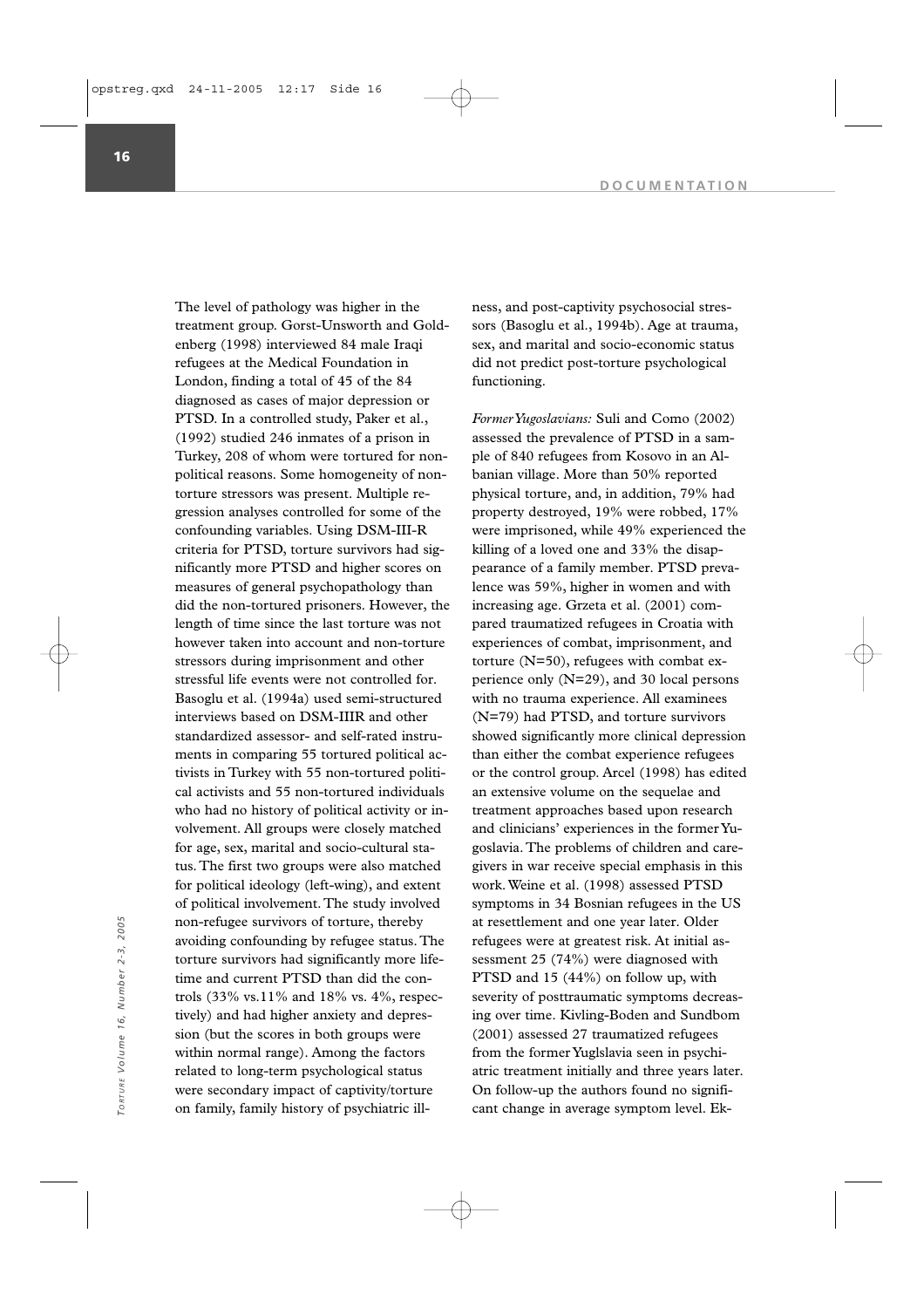The level of pathology was higher in the treatment group. Gorst-Unsworth and Goldenberg (1998) interviewed 84 male Iraqi refugees at the Medical Foundation in London, finding a total of 45 of the 84 diagnosed as cases of major depression or PTSD. In a controlled study, Paker et al., (1992) studied 246 inmates of a prison in Turkey, 208 of whom were tortured for non-political reasons. Some homogeneity of non-torture stressors was present. Multiple regression analyses controlled for some of the confounding variables. Using DSM-III-R criteria for PTSD, torture survivors had significantly more PTSD and higher scores on measures of general psychopathology than did the non-tortured prisoners. However, the length of time since the last torture was not however taken into account and non-torture stressors during imprisonment and other stressful life events were not controlled for. Basoglu et al. (1994a) used semi-structured interviews based on DSM-IIIR and other standardized assessor- and self-rated instruments in comparing 55 tortured political activists in Turkey with 55 non-tortured political activists and 55 non-tortured individuals who had no history of political activity or involvement. All groups were closely matched for age, sex, marital and socio-cultural status. The first two groups were also matched for political ideology (left-wing), and extent of political involvement. The study involved non-refugee survivors of torture, thereby avoiding confounding by refugee status. The torture survivors had significantly more lifetime and current PTSD than did the controls (33% vs.11% and 18% vs. 4%, respectively) and had higher anxiety and depression (but the scores in both groups were within normal range). Among the factors related to long-term psychological status were secondary impact of captivity/torture on family, family history of psychiatric illness, and post-captivity psychosocial stressors (Basoglu et al., 1994b). Age at trauma, sex, and marital and socio-economic status did not predict post-torture psychological functioning.

*Former Yugoslavians:* Suli and Como (2002) assessed the prevalence of PTSD in a sample of 840 refugees from Kosovo in an Albanian village. More than 50% reported physical torture, and, in addition, 79% had property destroyed, 19% were robbed, 17% were imprisoned, while 49% experienced the killing of a loved one and 33% the disappearance of a family member. PTSD prevalence was 59%, higher in women and with increasing age. Grzeta et al. (2001) compared traumatized refugees in Croatia with experiences of combat, imprisonment, and torture (N=50), refugees with combat experience only (N=29), and 30 local persons with no trauma experience. All examinees (N=79) had PTSD, and torture survivors showed significantly more clinical depression than either the combat experience refugees or the control group. Arcel (1998) has edited an extensive volume on the sequelae and treatment approaches based upon research and clinicians' experiences in the former Yugoslavia. The problems of children and caregivers in war receive special emphasis in this work. Weine et al. (1998) assessed PTSD symptoms in 34 Bosnian refugees in the US at resettlement and one year later. Older refugees were at greatest risk. At initial assessment 25 (74%) were diagnosed with PTSD and 15 (44%) on follow up, with severity of posttraumatic symptoms decreasing over time. Kivling-Boden and Sundbom (2001) assessed 27 traumatized refugees from the former Yuglslavia seen in psychiatric treatment initially and three years later. On follow-up the authors found no significant change in average symptom level. Ek-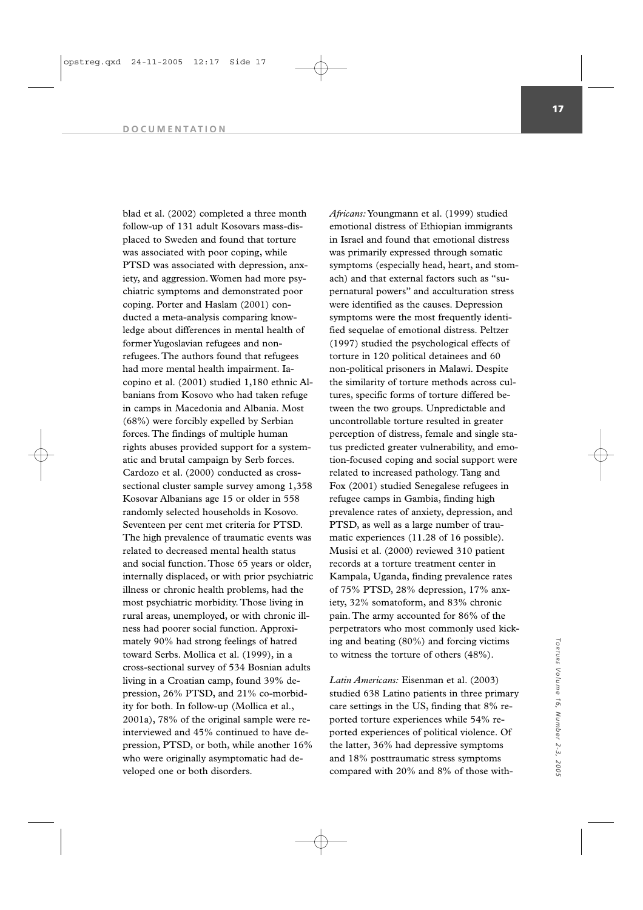blad et al. (2002) completed a three month follow-up of 131 adult Kosovars mass-displaced to Sweden and found that torture was associated with poor coping, while PTSD was associated with depression, anxiety, and aggression. Women had more psychiatric symptoms and demonstrated poor coping. Porter and Haslam (2001) conducted a meta-analysis comparing knowledge about differences in mental health of former Yugoslavian refugees and non-refugees. The authors found that refugees had more mental health impairment. Iacopino et al. (2001) studied 1,180 ethnic Albanians from Kosovo who had taken refuge in camps in Macedonia and Albania. Most (68%) were forcibly expelled by Serbian forces. The findings of multiple human rights abuses provided support for a systematic and brutal campaign by Serb forces. Cardozo et al. (2000) conducted as cross-sectional cluster sample survey among 1,358 Kosovar Albanians age 15 or older in 558 randomly selected households in Kosovo. Seventeen per cent met criteria for PTSD. The high prevalence of traumatic events was related to decreased mental health status and social function. Those 65 years or older, internally displaced, or with prior psychiatric illness or chronic health problems, had the most psychiatric morbidity. Those living in rural areas, unemployed, or with chronic illness had poorer social function. Approximately 90% had strong feelings of hatred toward Serbs. Mollica et al. (1999), in a cross-sectional survey of 534 Bosnian adults living in a Croatian camp, found 39% depression, 26% PTSD, and 21% co-morbidity for both. In follow-up (Mollica et al., 2001a), 78% of the original sample were re-interviewed and 45% continued to have depression, PTSD, or both, while another 16% who were originally asymptomatic had developed one or both disorders.

*Africans:* Youngmann et al. (1999) studied emotional distress of Ethiopian immigrants in Israel and found that emotional distress was primarily expressed through somatic symptoms (especially head, heart, and stomach) and that external factors such as "supernatural powers" and acculturation stress were identified as the causes. Depression symptoms were the most frequently identified sequelae of emotional distress. Peltzer (1997) studied the psychological effects of torture in 120 political detainees and 60 non-political prisoners in Malawi. Despite the similarity of torture methods across cultures, specific forms of torture differed between the two groups. Unpredictable and uncontrollable torture resulted in greater perception of distress, female and single status predicted greater vulnerability, and emotion-focused coping and social support were related to increased pathology. Tang and Fox (2001) studied Senegalese refugees in refugee camps in Gambia, finding high prevalence rates of anxiety, depression, and PTSD, as well as a large number of traumatic experiences (11.28 of 16 possible). Musisi et al. (2000) reviewed 310 patient records at a torture treatment center in Kampala, Uganda, finding prevalence rates of 75% PTSD, 28% depression, 17% anxiety, 32% somatoform, and 83% chronic pain. The army accounted for 86% of the perpetrators who most commonly used kicking and beating (80%) and forcing victims to witness the torture of others (48%).

*Latin Americans:* Eisenman et al. (2003) studied 638 Latino patients in three primary care settings in the US, finding that 8% reported torture experiences while 54% reported experiences of political violence. Of the latter, 36% had depressive symptoms and 18% posttraumatic stress symptoms compared with 20% and 8% of those with-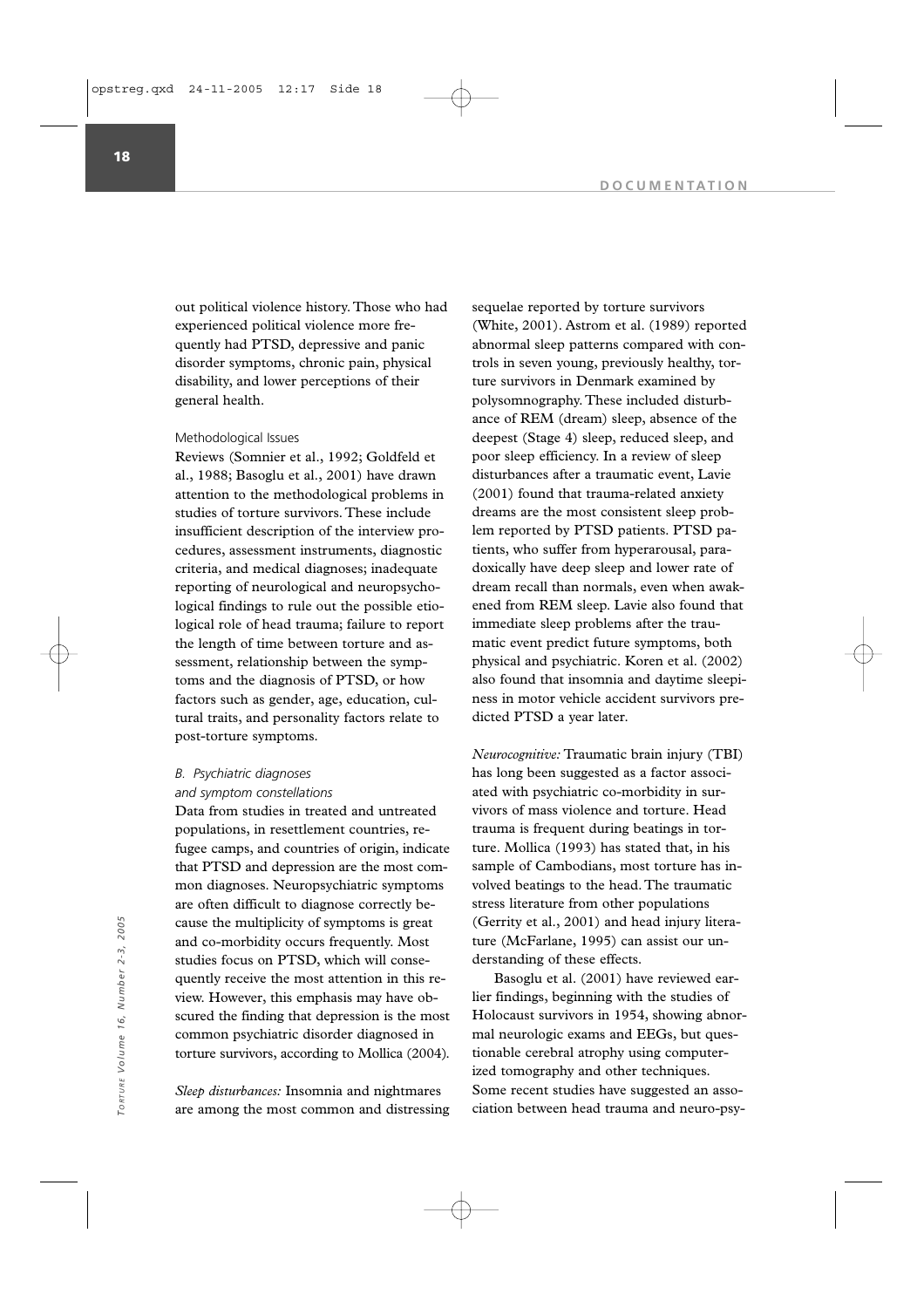out political violence history. Those who had experienced political violence more frequently had PTSD, depressive and panic disorder symptoms, chronic pain, physical disability, and lower perceptions of their general health.

### Methodological Issues

Reviews (Somnier et al., 1992; Goldfeld et al., 1988; Basoglu et al., 2001) have drawn attention to the methodological problems in studies of torture survivors. These include insufficient description of the interview procedures, assessment instruments, diagnostic criteria, and medical diagnoses; inadequate reporting of neurological and neuropsychological findings to rule out the possible etiological role of head trauma; failure to report the length of time between torture and assessment, relationship between the symptoms and the diagnosis of PTSD, or how factors such as gender, age, education, cultural traits, and personality factors relate to post-torture symptoms.

### *B. Psychiatric diagnoses and symptom constellations*

Data from studies in treated and untreated populations, in resettlement countries, refugee camps, and countries of origin, indicate that PTSD and depression are the most common diagnoses. Neuropsychiatric symptoms are often difficult to diagnose correctly because the multiplicity of symptoms is great and co-morbidity occurs frequently. Most studies focus on PTSD, which will consequently receive the most attention in this review. However, this emphasis may have obscured the finding that depression is the most common psychiatric disorder diagnosed in torture survivors, according to Mollica (2004).

*Sleep disturbances:* Insomnia and nightmares are among the most common and distressing sequelae reported by torture survivors (White, 2001). Astrom et al. (1989) reported abnormal sleep patterns compared with controls in seven young, previously healthy, torture survivors in Denmark examined by polysomnography. These included disturbance of REM (dream) sleep, absence of the deepest (Stage 4) sleep, reduced sleep, and poor sleep efficiency. In a review of sleep disturbances after a traumatic event, Lavie (2001) found that trauma-related anxiety dreams are the most consistent sleep problem reported by PTSD patients. PTSD patients, who suffer from hyperarousal, paradoxically have deep sleep and lower rate of dream recall than normals, even when awakened from REM sleep. Lavie also found that immediate sleep problems after the traumatic event predict future symptoms, both physical and psychiatric. Koren et al. (2002) also found that insomnia and daytime sleepiness in motor vehicle accident survivors predicted PTSD a year later.

*Neurocognitive:* Traumatic brain injury (TBI) has long been suggested as a factor associated with psychiatric co-morbidity in survivors of mass violence and torture. Head trauma is frequent during beatings in torture. Mollica (1993) has stated that, in his sample of Cambodians, most torture has involved beatings to the head. The traumatic stress literature from other populations (Gerrity et al., 2001) and head injury literature (McFarlane, 1995) can assist our understanding of these effects.

Basoglu et al. (2001) have reviewed earlier findings, beginning with the studies of Holocaust survivors in 1954, showing abnormal neurologic exams and EEGs, but questionable cerebral atrophy using computerized tomography and other techniques. Some recent studies have suggested an association between head trauma and neuro-psy-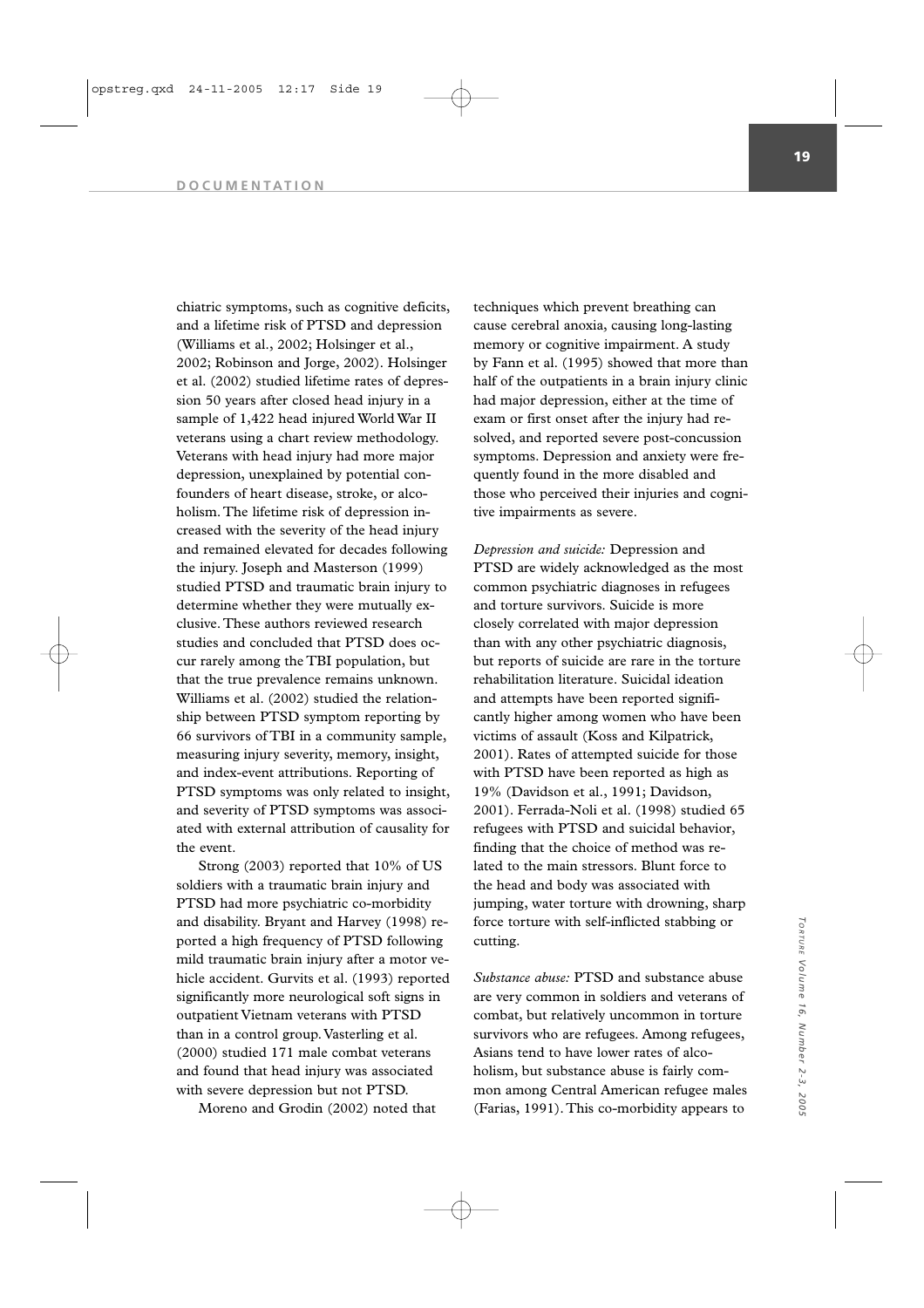chiatric symptoms, such as cognitive deficits, and a lifetime risk of PTSD and depression (Williams et al., 2002; Holsinger et al., 2002; Robinson and Jorge, 2002). Holsinger et al. (2002) studied lifetime rates of depression 50 years after closed head injury in a sample of 1,422 head injured World War II veterans using a chart review methodology. Veterans with head injury had more major depression, unexplained by potential confounders of heart disease, stroke, or alcoholism. The lifetime risk of depression increased with the severity of the head injury and remained elevated for decades following the injury. Joseph and Masterson (1999) studied PTSD and traumatic brain injury to determine whether they were mutually exclusive. These authors reviewed research studies and concluded that PTSD does occur rarely among the TBI population, but that the true prevalence remains unknown. Williams et al. (2002) studied the relationship between PTSD symptom reporting by 66 survivors of TBI in a community sample, measuring injury severity, memory, insight, and index-event attributions. Reporting of PTSD symptoms was only related to insight, and severity of PTSD symptoms was associated with external attribution of causality for the event.

Strong (2003) reported that 10% of US soldiers with a traumatic brain injury and PTSD had more psychiatric co-morbidity and disability. Bryant and Harvey (1998) reported a high frequency of PTSD following mild traumatic brain injury after a motor vehicle accident. Gurvits et al. (1993) reported significantly more neurological soft signs in outpatient Vietnam veterans with PTSD than in a control group. Vasterling et al. (2000) studied 171 male combat veterans and found that head injury was associated with severe depression but not PTSD.

Moreno and Grodin (2002) noted that techniques which prevent breathing can cause cerebral anoxia, causing long-lasting memory or cognitive impairment. A study by Fann et al. (1995) showed that more than half of the outpatients in a brain injury clinic had major depression, either at the time of exam or first onset after the injury had resolved, and reported severe post-concussion symptoms. Depression and anxiety were frequently found in the more disabled and those who perceived their injuries and cognitive impairments as severe.

*Depression and suicide:* Depression and PTSD are widely acknowledged as the most common psychiatric diagnoses in refugees and torture survivors. Suicide is more closely correlated with major depression than with any other psychiatric diagnosis, but reports of suicide are rare in the torture rehabilitation literature. Suicidal ideation and attempts have been reported significantly higher among women who have been victims of assault (Koss and Kilpatrick, 2001). Rates of attempted suicide for those with PTSD have been reported as high as 19% (Davidson et al., 1991; Davidson, 2001). Ferrada-Noli et al. (1998) studied 65 refugees with PTSD and suicidal behavior, finding that the choice of method was related to the main stressors. Blunt force to the head and body was associated with jumping, water torture with drowning, sharp force torture with self-inflicted stabbing or cutting.

*Substance abuse:* PTSD and substance abuse are very common in soldiers and veterans of combat, but relatively uncommon in torture survivors who are refugees. Among refugees, Asians tend to have lower rates of alcoholism, but substance abuse is fairly common among Central American refugee males (Farias, 1991). This co-morbidity appears to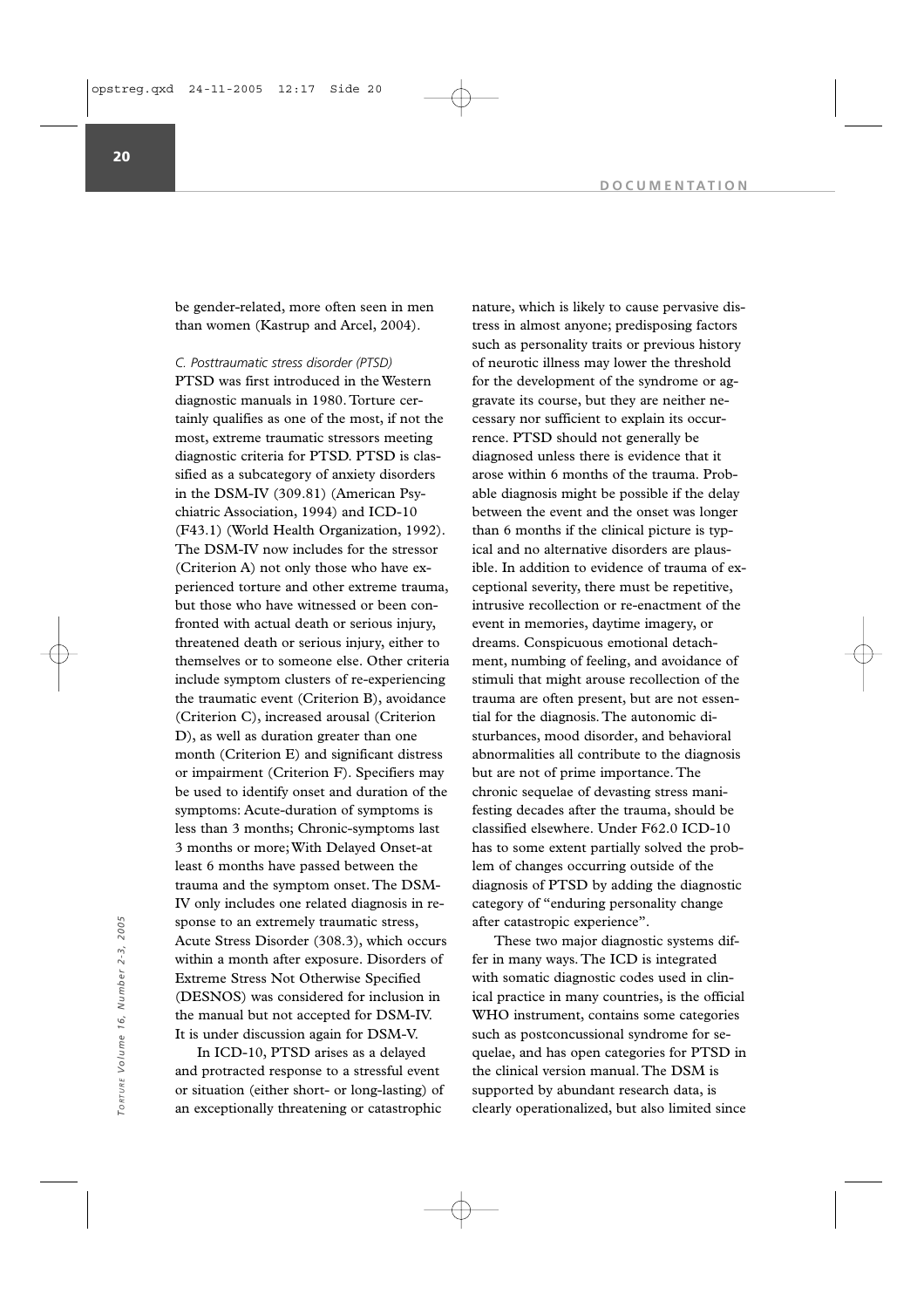be gender-related, more often seen in men than women (Kastrup and Arcel, 2004).

*C. Posttraumatic stress disorder (PTSD)*

PTSD was first introduced in the Western diagnostic manuals in 1980. Torture certainly qualifies as one of the most, if not the most, extreme traumatic stressors meeting diagnostic criteria for PTSD. PTSD is classified as a subcategory of anxiety disorders in the DSM-IV (309.81) (American Psychiatric Association, 1994) and ICD-10 (F43.1) (World Health Organization, 1992). The DSM-IV now includes for the stressor (Criterion A) not only those who have experienced torture and other extreme trauma, but those who have witnessed or been confronted with actual death or serious injury, threatened death or serious injury, either to themselves or to someone else. Other criteria include symptom clusters of re-experiencing the traumatic event (Criterion B), avoidance (Criterion C), increased arousal (Criterion D), as well as duration greater than one month (Criterion E) and significant distress or impairment (Criterion F). Specifiers may be used to identify onset and duration of the symptoms: Acute-duration of symptoms is less than 3 months; Chronic-symptoms last 3 months or more; With Delayed Onset-at least 6 months have passed between the trauma and the symptom onset. The DSM-IV only includes one related diagnosis in response to an extremely traumatic stress, Acute Stress Disorder (308.3), which occurs within a month after exposure. Disorders of Extreme Stress Not Otherwise Specified (DESNOS) was considered for inclusion in the manual but not accepted for DSM-IV. It is under discussion again for DSM-V.

In ICD-10, PTSD arises as a delayed and protracted response to a stressful event or situation (either short- or long-lasting) of an exceptionally threatening or catastrophic nature, which is likely to cause pervasive distress in almost anyone; predisposing factors such as personality traits or previous history of neurotic illness may lower the threshold for the development of the syndrome or aggravate its course, but they are neither necessary nor sufficient to explain its occurrence. PTSD should not generally be diagnosed unless there is evidence that it arose within 6 months of the trauma. Probable diagnosis might be possible if the delay between the event and the onset was longer than 6 months if the clinical picture is typical and no alternative disorders are plausible. In addition to evidence of trauma of exceptional severity, there must be repetitive, intrusive recollection or re-enactment of the event in memories, daytime imagery, or dreams. Conspicuous emotional detachment, numbing of feeling, and avoidance of stimuli that might arouse recollection of the trauma are often present, but are not essential for the diagnosis. The autonomic disturbances, mood disorder, and behavioral abnormalities all contribute to the diagnosis but are not of prime importance. The chronic sequelae of devasting stress manifesting decades after the trauma, should be classified elsewhere. Under F62.0 ICD-10 has to some extent partially solved the problem of changes occurring outside of the diagnosis of PTSD by adding the diagnostic category of "enduring personality change after catastropic experience".

These two major diagnostic systems differ in many ways. The ICD is integrated with somatic diagnostic codes used in clinical practice in many countries, is the official WHO instrument, contains some categories such as postconcussional syndrome for sequelae, and has open categories for PTSD in the clinical version manual. The DSM is supported by abundant research data, is clearly operationalized, but also limited since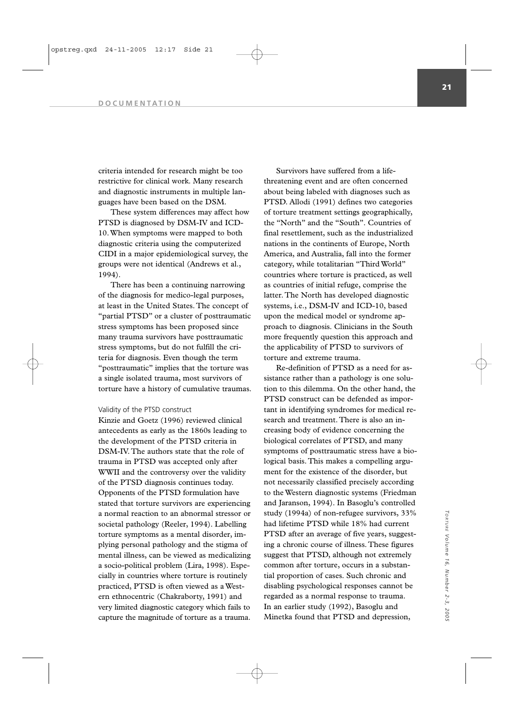criteria intended for research might be too restrictive for clinical work. Many research and diagnostic instruments in multiple languages have been based on the DSM.

These system differences may affect how PTSD is diagnosed by DSM-IV and ICD-10. When symptoms were mapped to both diagnostic criteria using the computerized CIDI in a major epidemiological survey, the groups were not identical (Andrews et al., 1994).

There has been a continuing narrowing of the diagnosis for medico-legal purposes, at least in the United States. The concept of "partial PTSD" or a cluster of posttraumatic stress symptoms has been proposed since many trauma survivors have posttraumatic stress symptoms, but do not fulfill the criteria for diagnosis. Even though the term "posttraumatic" implies that the torture was a single isolated trauma, most survivors of torture have a history of cumulative traumas.

### Validity of the PTSD construct

Kinzie and Goetz (1996) reviewed clinical antecedents as early as the 1860s leading to the development of the PTSD criteria in DSM-IV. The authors state that the role of trauma in PTSD was accepted only after WWII and the controversy over the validity of the PTSD diagnosis continues today. Opponents of the PTSD formulation have stated that torture survivors are experiencing a normal reaction to an abnormal stressor or societal pathology (Reeler, 1994). Labelling torture symptoms as a mental disorder, implying personal pathology and the stigma of mental illness, can be viewed as medicalizing a socio-political problem (Lira, 1998). Especially in countries where torture is routinely practiced, PTSD is often viewed as a Western ethnocentric (Chakraborty, 1991) and very limited diagnostic category which fails to capture the magnitude of torture as a trauma.

Survivors have suffered from a life-threatening event and are often concerned about being labeled with diagnoses such as PTSD. Allodi (1991) defines two categories of torture treatment settings geographically, the "North" and the "South". Countries of final resettlement, such as the industrialized nations in the continents of Europe, North America, and Australia, fall into the former category, while totalitarian "Third World" countries where torture is practiced, as well as countries of initial refuge, comprise the latter. The North has developed diagnostic systems, i.e., DSM-IV and ICD-10, based upon the medical model or syndrome approach to diagnosis. Clinicians in the South more frequently question this approach and the applicability of PTSD to survivors of torture and extreme trauma.

Re-definition of PTSD as a need for assistance rather than a pathology is one solution to this dilemma. On the other hand, the PTSD construct can be defended as important in identifying syndromes for medical research and treatment. There is also an increasing body of evidence concerning the biological correlates of PTSD, and many symptoms of posttraumatic stress have a biological basis. This makes a compelling argument for the existence of the disorder, but not necessarily classified precisely according to the Western diagnostic systems (Friedman and Jaranson, 1994). In Basoglu's controlled study (1994a) of non-refugee survivors, 33% had lifetime PTSD while 18% had current PTSD after an average of five years, suggesting a chronic course of illness. These figures suggest that PTSD, although not extremely common after torture, occurs in a substantial proportion of cases. Such chronic and disabling psychological responses cannot be regarded as a normal response to trauma. In an earlier study (1992), Basoglu and Minetka found that PTSD and depression,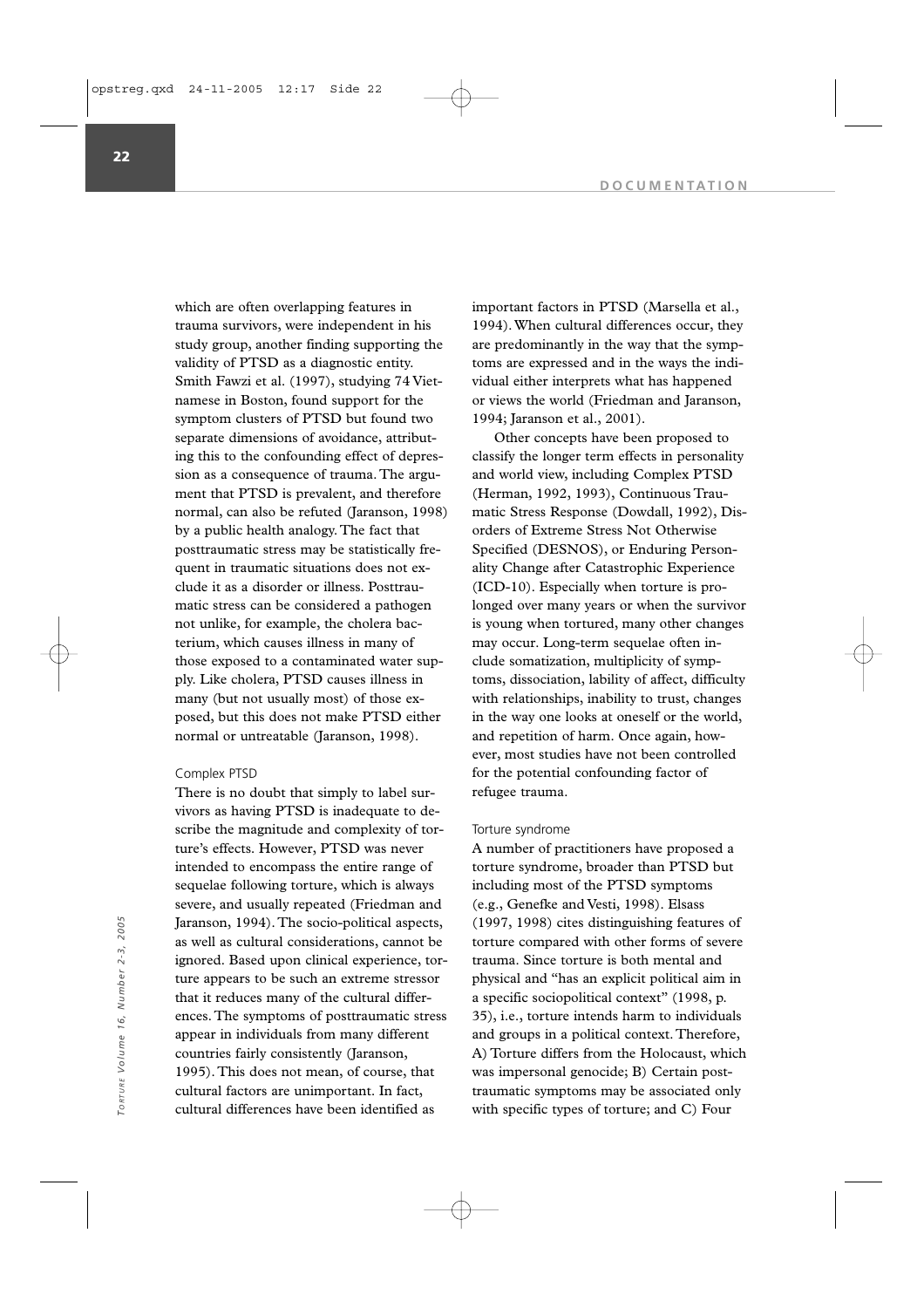which are often overlapping features in trauma survivors, were independent in his study group, another finding supporting the validity of PTSD as a diagnostic entity. Smith Fawzi et al. (1997), studying 74 Vietnamese in Boston, found support for the symptom clusters of PTSD but found two separate dimensions of avoidance, attributing this to the confounding effect of depression as a consequence of trauma. The argument that PTSD is prevalent, and therefore normal, can also be refuted (Jaranson, 1998) by a public health analogy. The fact that posttraumatic stress may be statistically frequent in traumatic situations does not exclude it as a disorder or illness. Posttraumatic stress can be considered a pathogen not unlike, for example, the cholera bacterium, which causes illness in many of those exposed to a contaminated water supply. Like cholera, PTSD causes illness in many (but not usually most) of those exposed, but this does not make PTSD either normal or untreatable (Jaranson, 1998).

### Complex PTSD

There is no doubt that simply to label survivors as having PTSD is inadequate to describe the magnitude and complexity of torture's effects. However, PTSD was never intended to encompass the entire range of sequelae following torture, which is always severe, and usually repeated (Friedman and Jaranson, 1994). The socio-political aspects, as well as cultural considerations, cannot be ignored. Based upon clinical experience, torture appears to be such an extreme stressor that it reduces many of the cultural differences. The symptoms of posttraumatic stress appear in individuals from many different countries fairly consistently (Jaranson, 1995). This does not mean, of course, that cultural factors are unimportant. In fact, cultural differences have been identified as important factors in PTSD (Marsella et al., 1994). When cultural differences occur, they are predominantly in the way that the symptoms are expressed and in the ways the individual either interprets what has happened or views the world (Friedman and Jaranson, 1994; Jaranson et al., 2001).

Other concepts have been proposed to classify the longer term effects in personality and world view, including Complex PTSD (Herman, 1992, 1993), Continuous Traumatic Stress Response (Dowdall, 1992), Disorders of Extreme Stress Not Otherwise Specified (DESNOS), or Enduring Personality Change after Catastrophic Experience (ICD-10). Especially when torture is prolonged over many years or when the survivor is young when tortured, many other changes may occur. Long-term sequelae often include somatization, multiplicity of symptoms, dissociation, lability of affect, difficulty with relationships, inability to trust, changes in the way one looks at oneself or the world, and repetition of harm. Once again, however, most studies have not been controlled for the potential confounding factor of refugee trauma.

### Torture syndrome

A number of practitioners have proposed a torture syndrome, broader than PTSD but including most of the PTSD symptoms (e.g., Genefke and Vesti, 1998). Elsass (1997, 1998) cites distinguishing features of torture compared with other forms of severe trauma. Since torture is both mental and physical and "has an explicit political aim in a specific sociopolitical context" (1998, p. 35), i.e., torture intends harm to individuals and groups in a political context. Therefore, A) Torture differs from the Holocaust, which was impersonal genocide; B) Certain posttraumatic symptoms may be associated only with specific types of torture; and C) Four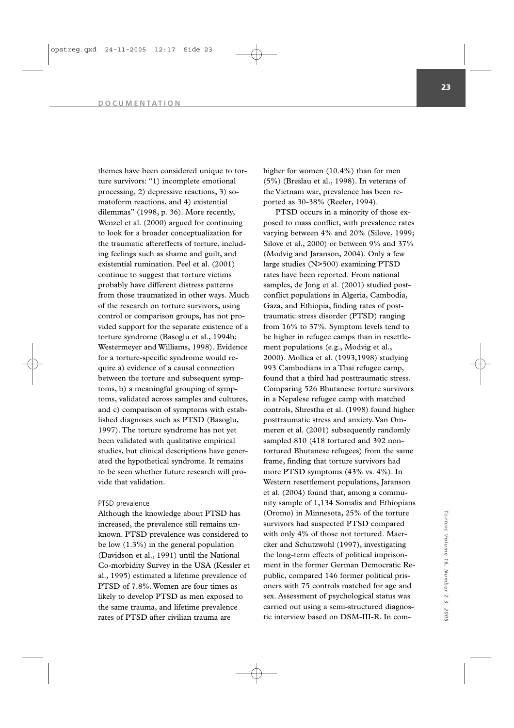themes have been considered unique to torture survivors: "1) incomplete emotional processing, 2) depressive reactions, 3) somatoform reactions, and 4) existential dilemmas" (1998, p. 36). More recently, Wenzel et al. (2000) argued for continuing to look for a broader conceptualization for the traumatic aftereffects of torture, including feelings such as shame and guilt, and existential rumination. Peel et al. (2001) continue to suggest that torture victims probably have different distress patterns from those traumatized in other ways. Much of the research on torture survivors, using control or comparison groups, has not provided support for the separate existence of a torture syndrome (Basoglu et al., 1994b; Westermeyer and Williams, 1998). Evidence for a torture-specific syndrome would require a) evidence of a causal connection between the torture and subsequent symptoms, b) a meaningful grouping of symptoms, validated across samples and cultures, and c) comparison of symptoms with established diagnoses such as PTSD (Basoglu, 1997). The torture syndrome has not yet been validated with qualitative empirical studies, but clinical descriptions have generated the hypothetical syndrome. It remains to be seen whether future research will provide that validation.

### PTSD prevalence

Although the knowledge about PTSD has increased, the prevalence still remains unknown. PTSD prevalence was considered to be low (1.3%) in the general population (Davidson et al., 1991) until the National Co-morbidity Survey in the USA (Kessler et al., 1995) estimated a lifetime prevalence of PTSD of 7.8%. Women are four times as likely to develop PTSD as men exposed to the same trauma, and lifetime prevalence rates of PTSD after civilian trauma are higher for women (10.4%) than for men (5%) (Breslau et al., 1998). In veterans of the Vietnam war, prevalence has been reported as 30-38% (Reeler, 1994).

PTSD occurs in a minority of those exposed to mass conflict, with prevalence rates varying between 4% and 20% (Silove, 1999; Silove et al., 2000) or between 9% and 37% (Modvig and Jaranson, 2004). Only a few large studies (N>500) examining PTSD rates have been reported. From national samples, de Jong et al. (2001) studied post-conflict populations in Algeria, Cambodia, Gaza, and Ethiopia, finding rates of posttraumatic stress disorder (PTSD) ranging from 16% to 37%. Symptom levels tend to be higher in refugee camps than in resettlement populations (e.g., Modvig et al., 2000). Mollica et al. (1993,1998) studying 993 Cambodians in a Thai refugee camp, found that a third had posttraumatic stress. Comparing 526 Bhutanese torture survivors in a Nepalese refugee camp with matched controls, Shrestha et al. (1998) found higher posttraumatic stress and anxiety. Van Ommeren et al. (2001) subsequently randomly sampled 810 (418 tortured and 392 non-tortured Bhutanese refugees) from the same frame, finding that torture survivors had more PTSD symptoms (43% vs. 4%). In Western resettlement populations, Jaranson et al. (2004) found that, among a community sample of 1,134 Somalis and Ethiopians (Oromo) in Minnesota, 25% of the torture survivors had suspected PTSD compared with only 4% of those not tortured. Maercker and Schutzwohl (1997), investigating the long-term effects of political imprisonment in the former German Democratic Republic, compared 146 former political prisoners with 75 controls matched for age and sex. Assessment of psychological status was carried out using a semi-structured diagnostic interview based on DSM-III-R. In com-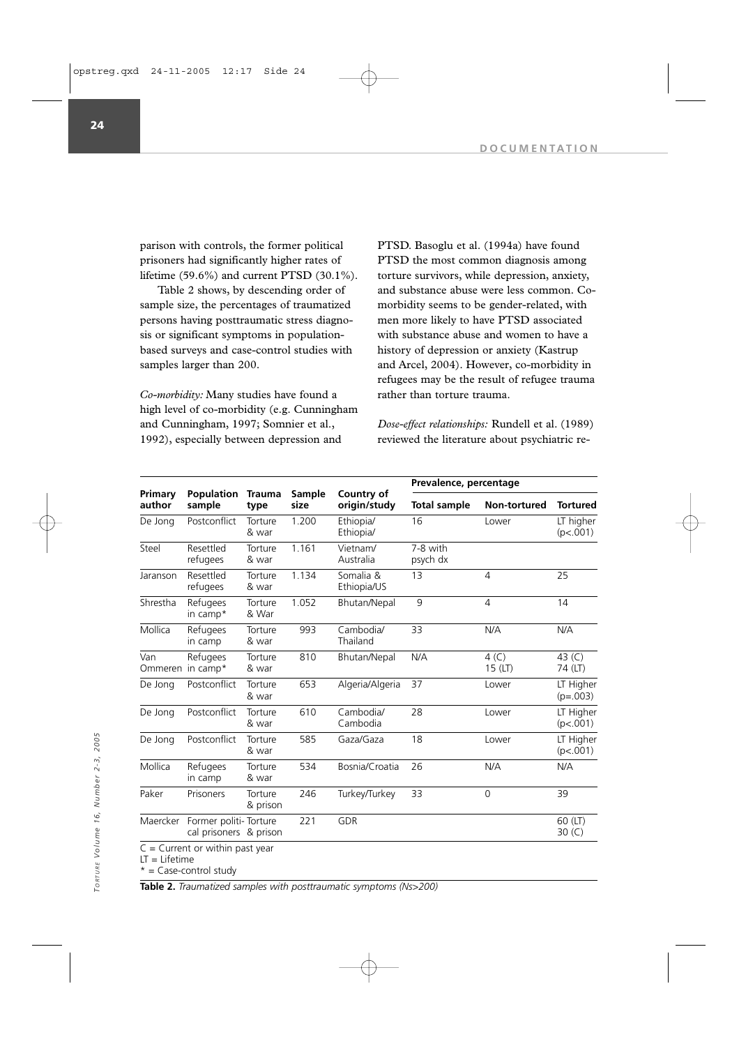parison with controls, the former political prisoners had significantly higher rates of lifetime (59.6%) and current PTSD (30.1%).

Table 2 shows, by descending order of sample size, the percentages of traumatized persons having posttraumatic stress diagnosis or significant symptoms in population-based surveys and case-control studies with samples larger than 200.

*Co-morbidity:* Many studies have found a high level of co-morbidity (e.g. Cunningham and Cunningham, 1997; Somnier et al., 1992), especially between depression and PTSD. Basoglu et al. (1994a) have found PTSD the most common diagnosis among torture survivors, while depression, anxiety, and substance abuse were less common. Co-morbidity seems to be gender-related, with men more likely to have PTSD associated with substance abuse and women to have a history of depression or anxiety (Kastrup and Arcel, 2004). However, co-morbidity in refugees may be the result of refugee trauma rather than torture trauma.

*Dose-effect relationships:* Rundell et al. (1989) reviewed the literature about psychiatric re-

| Primary author | Population sample | Trauma type | Sample size | Country of origin/study | Prevalence, percentage | | |
|---|---|---|---|---|---|---|---|
| | | | | | Total sample | Non-tortured | Tortured |
| De Jong | Postconflict | Torture & war | 1.200 | Ethiopia/ Ethiopia/ | 16 | Lower | LT higher (p<.001) |
| Steel | Resettled refugees | Torture & war | 1.161 | Vietnam/ Australia | 7-8 with psych dx | | |
| Jaranson | Resettled refugees | Torture & war | 1.134 | Somalia & Ethiopia/US | 13 | 4 | 25 |
| Shrestha | Refugees in camp* | Torture & War | 1.052 | Bhutan/Nepal | 9 | 4 | 14 |
| Mollica | Refugees in camp | Torture & war | 993 | Cambodia/ Thailand | 33 | N/A | N/A |
| Van Ommeren | Refugees in camp* | Torture & war | 810 | Bhutan/Nepal | N/A | 4 (C) 15 (LT) | 43 (C) 74 (LT) |
| De Jong | Postconflict | Torture & war | 653 | Algeria/Algeria | 37 | Lower | LT Higher (p=.003) |
| De Jong | Postconflict | Torture & war | 610 | Cambodia/ Cambodia | 28 | Lower | LT Higher (p<.001) |
| De Jong | Postconflict | Torture & war | 585 | Gaza/Gaza | 18 | Lower | LT Higher (p<.001) |
| Mollica | Refugees in camp | Torture & war | 534 | Bosnia/Croatia | 26 | N/A | N/A |
| Paker | Prisoners | Torture & prison | 246 | Turkey/Turkey | 33 | 0 | 39 |
| Maercker | Former political prisoners | Torture & prison | 221 | GDR | | | 60 (LT) 30 (C) |

C = Current or within past year
LT = Lifetime
* = Case-control study

**Table 2.** *Traumatized samples with posttraumatic symptoms (Ns>200)*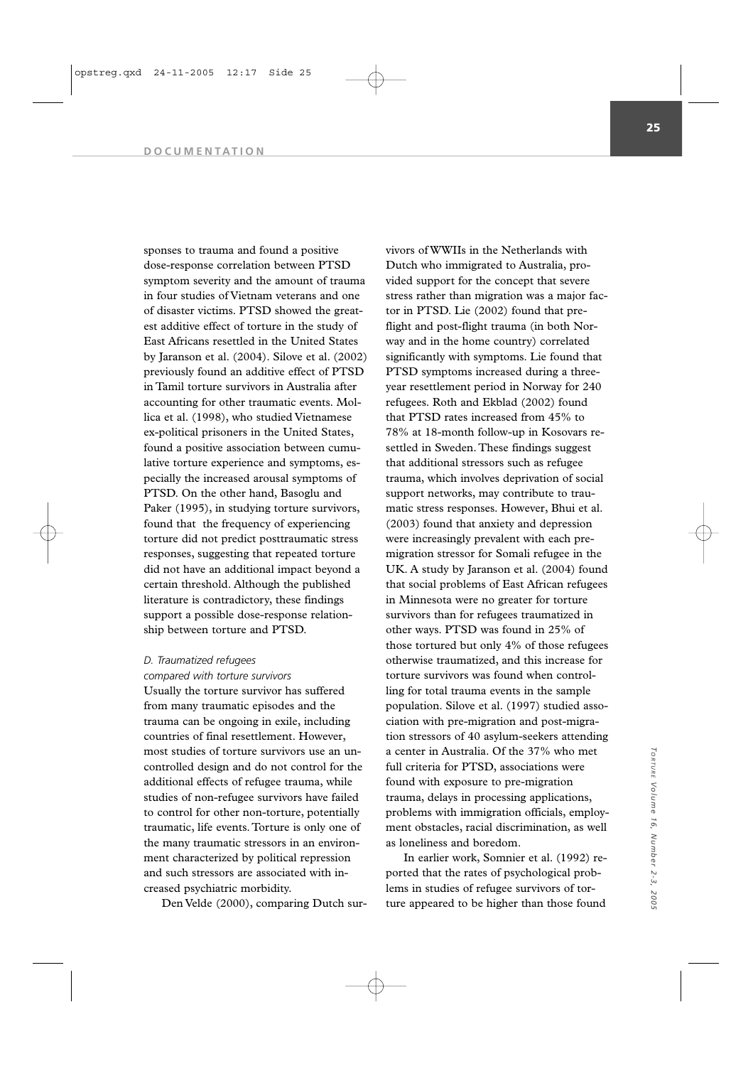sponses to trauma and found a positive dose-response correlation between PTSD symptom severity and the amount of trauma in four studies of Vietnam veterans and one of disaster victims. PTSD showed the greatest additive effect of torture in the study of East Africans resettled in the United States by Jaranson et al. (2004). Silove et al. (2002) previously found an additive effect of PTSD in Tamil torture survivors in Australia after accounting for other traumatic events. Mollica et al. (1998), who studied Vietnamese ex-political prisoners in the United States, found a positive association between cumulative torture experience and symptoms, especially the increased arousal symptoms of PTSD. On the other hand, Basoglu and Paker (1995), in studying torture survivors, found that the frequency of experiencing torture did not predict posttraumatic stress responses, suggesting that repeated torture did not have an additional impact beyond a certain threshold. Although the published literature is contradictory, these findings support a possible dose-response relationship between torture and PTSD.

*D. Traumatized refugees compared with torture survivors*

Usually the torture survivor has suffered from many traumatic episodes and the trauma can be ongoing in exile, including countries of final resettlement. However, most studies of torture survivors use an uncontrolled design and do not control for the additional effects of refugee trauma, while studies of non-refugee survivors have failed to control for other non-torture, potentially traumatic, life events. Torture is only one of the many traumatic stressors in an environment characterized by political repression and such stressors are associated with increased psychiatric morbidity.

Den Velde (2000), comparing Dutch survivors of WWIIs in the Netherlands with Dutch who immigrated to Australia, provided support for the concept that severe stress rather than migration was a major factor in PTSD. Lie (2002) found that preflight and post-flight trauma (in both Norway and in the home country) correlated significantly with symptoms. Lie found that PTSD symptoms increased during a three-year resettlement period in Norway for 240 refugees. Roth and Ekblad (2002) found that PTSD rates increased from 45% to 78% at 18-month follow-up in Kosovars resettled in Sweden. These findings suggest that additional stressors such as refugee trauma, which involves deprivation of social support networks, may contribute to traumatic stress responses. However, Bhui et al. (2003) found that anxiety and depression were increasingly prevalent with each premigration stressor for Somali refugee in the UK. A study by Jaranson et al. (2004) found that social problems of East African refugees in Minnesota were no greater for torture survivors than for refugees traumatized in other ways. PTSD was found in 25% of those tortured but only 4% of those refugees otherwise traumatized, and this increase for torture survivors was found when controlling for total trauma events in the sample population. Silove et al. (1997) studied association with pre-migration and post-migration stressors of 40 asylum-seekers attending a center in Australia. Of the 37% who met full criteria for PTSD, associations were found with exposure to pre-migration trauma, delays in processing applications, problems with immigration officials, employment obstacles, racial discrimination, as well as loneliness and boredom.

In earlier work, Somnier et al. (1992) reported that the rates of psychological problems in studies of refugee survivors of torture appeared to be higher than those found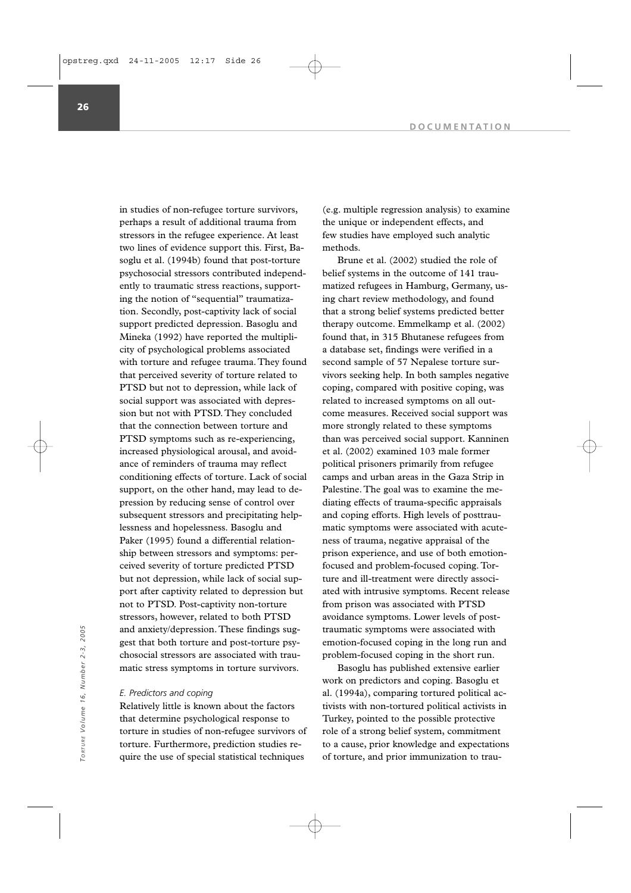in studies of non-refugee torture survivors, perhaps a result of additional trauma from stressors in the refugee experience. At least two lines of evidence support this. First, Basoglu et al. (1994b) found that post-torture psychosocial stressors contributed independently to traumatic stress reactions, supporting the notion of "sequential" traumatization. Secondly, post-captivity lack of social support predicted depression. Basoglu and Mineka (1992) have reported the multiplicity of psychological problems associated with torture and refugee trauma. They found that perceived severity of torture related to PTSD but not to depression, while lack of social support was associated with depression but not with PTSD. They concluded that the connection between torture and PTSD symptoms such as re-experiencing, increased physiological arousal, and avoidance of reminders of trauma may reflect conditioning effects of torture. Lack of social support, on the other hand, may lead to depression by reducing sense of control over subsequent stressors and precipitating helplessness and hopelessness. Basoglu and Paker (1995) found a differential relationship between stressors and symptoms: perceived severity of torture predicted PTSD but not depression, while lack of social support after captivity related to depression but not to PTSD. Post-captivity non-torture stressors, however, related to both PTSD and anxiety/depression. These findings suggest that both torture and post-torture psychosocial stressors are associated with traumatic stress symptoms in torture survivors.

*E. Predictors and coping*

Relatively little is known about the factors that determine psychological response to torture in studies of non-refugee survivors of torture. Furthermore, prediction studies require the use of special statistical techniques (e.g. multiple regression analysis) to examine the unique or independent effects, and few studies have employed such analytic methods.

Brune et al. (2002) studied the role of belief systems in the outcome of 141 traumatized refugees in Hamburg, Germany, using chart review methodology, and found that a strong belief systems predicted better therapy outcome. Emmelkamp et al. (2002) found that, in 315 Bhutanese refugees from a database set, findings were verified in a second sample of 57 Nepalese torture survivors seeking help. In both samples negative coping, compared with positive coping, was related to increased symptoms on all outcome measures. Received social support was more strongly related to these symptoms than was perceived social support. Kanninen et al. (2002) examined 103 male former political prisoners primarily from refugee camps and urban areas in the Gaza Strip in Palestine. The goal was to examine the mediating effects of trauma-specific appraisals and coping efforts. High levels of posttraumatic symptoms were associated with acuteness of trauma, negative appraisal of the prison experience, and use of both emotion-focused and problem-focused coping. Torture and ill-treatment were directly associated with intrusive symptoms. Recent release from prison was associated with PTSD avoidance symptoms. Lower levels of posttraumatic symptoms were associated with emotion-focused coping in the long run and problem-focused coping in the short run.

Basoglu has published extensive earlier work on predictors and coping. Basoglu et al. (1994a), comparing tortured political activists with non-tortured political activists in Turkey, pointed to the possible protective role of a strong belief system, commitment to a cause, prior knowledge and expectations of torture, and prior immunization to trau-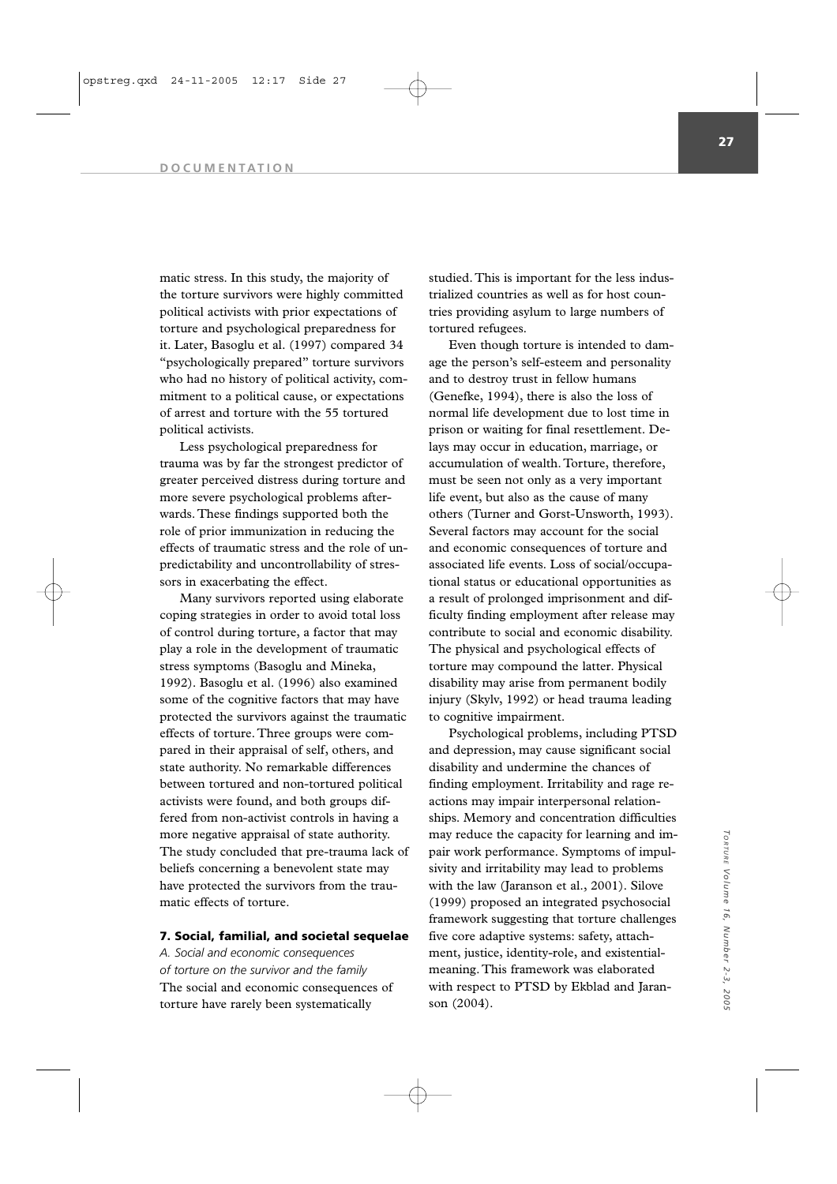matic stress. In this study, the majority of the torture survivors were highly committed political activists with prior expectations of torture and psychological preparedness for it. Later, Basoglu et al. (1997) compared 34 "psychologically prepared" torture survivors who had no history of political activity, commitment to a political cause, or expectations of arrest and torture with the 55 tortured political activists.

Less psychological preparedness for trauma was by far the strongest predictor of greater perceived distress during torture and more severe psychological problems afterwards. These findings supported both the role of prior immunization in reducing the effects of traumatic stress and the role of unpredictability and uncontrollability of stressors in exacerbating the effect.

Many survivors reported using elaborate coping strategies in order to avoid total loss of control during torture, a factor that may play a role in the development of traumatic stress symptoms (Basoglu and Mineka, 1992). Basoglu et al. (1996) also examined some of the cognitive factors that may have protected the survivors against the traumatic effects of torture. Three groups were compared in their appraisal of self, others, and state authority. No remarkable differences between tortured and non-tortured political activists were found, and both groups differed from non-activist controls in having a more negative appraisal of state authority. The study concluded that pre-trauma lack of beliefs concerning a benevolent state may have protected the survivors from the traumatic effects of torture.

## 7. Social, familial, and societal sequelae

*A. Social and economic consequences of torture on the survivor and the family*

The social and economic consequences of torture have rarely been systematically studied. This is important for the less industrialized countries as well as for host countries providing asylum to large numbers of tortured refugees.

Even though torture is intended to damage the person's self-esteem and personality and to destroy trust in fellow humans (Genefke, 1994), there is also the loss of normal life development due to lost time in prison or waiting for final resettlement. Delays may occur in education, marriage, or accumulation of wealth. Torture, therefore, must be seen not only as a very important life event, but also as the cause of many others (Turner and Gorst-Unsworth, 1993). Several factors may account for the social and economic consequences of torture and associated life events. Loss of social/occupational status or educational opportunities as a result of prolonged imprisonment and difficulty finding employment after release may contribute to social and economic disability. The physical and psychological effects of torture may compound the latter. Physical disability may arise from permanent bodily injury (Skylv, 1992) or head trauma leading to cognitive impairment.

Psychological problems, including PTSD and depression, may cause significant social disability and undermine the chances of finding employment. Irritability and rage reactions may impair interpersonal relationships. Memory and concentration difficulties may reduce the capacity for learning and impair work performance. Symptoms of impulsivity and irritability may lead to problems with the law (Jaranson et al., 2001). Silove (1999) proposed an integrated psychosocial framework suggesting that torture challenges five core adaptive systems: safety, attachment, justice, identity-role, and existential-meaning. This framework was elaborated with respect to PTSD by Ekblad and Jaranson (2004).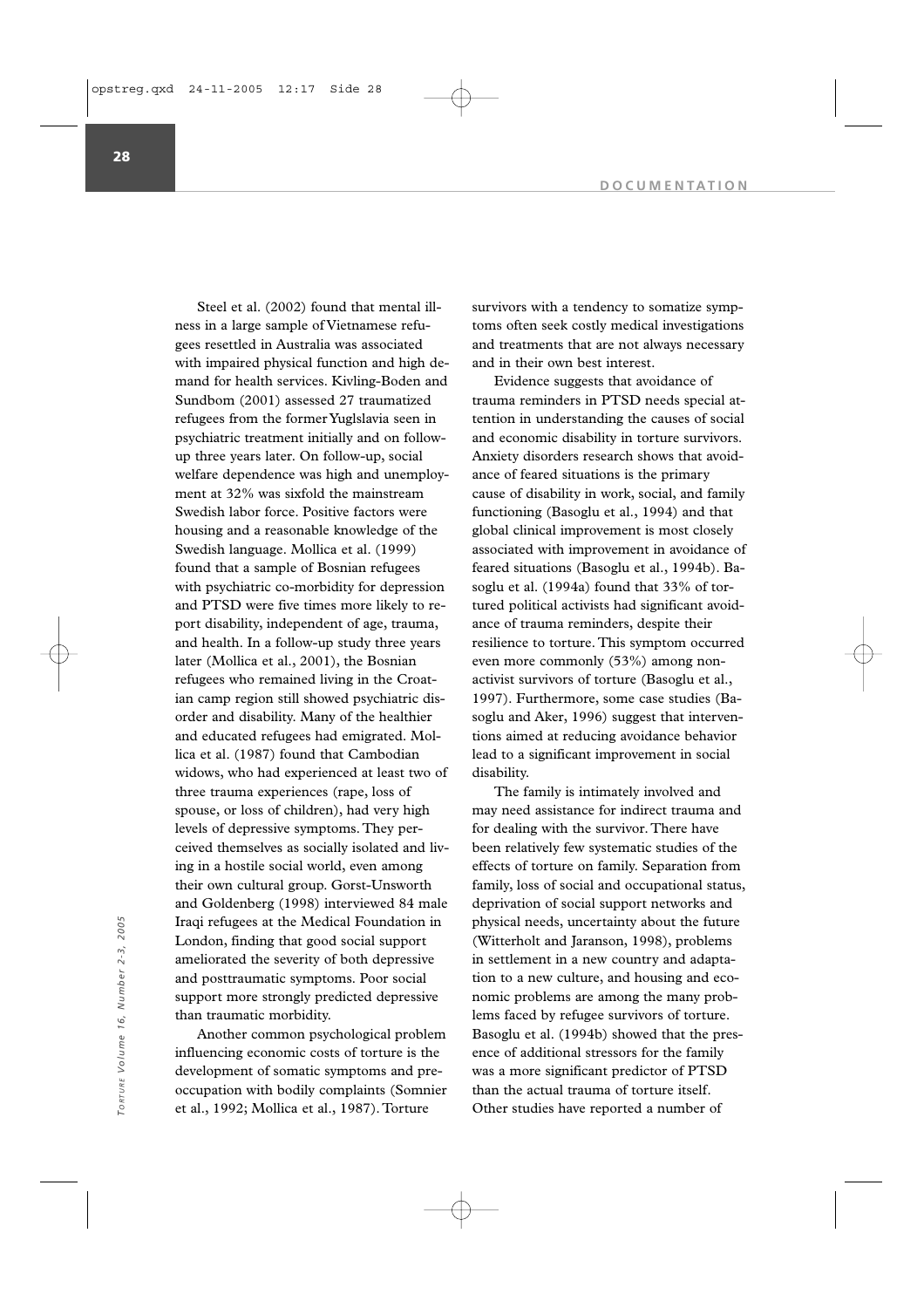Steel et al. (2002) found that mental illness in a large sample of Vietnamese refugees resettled in Australia was associated with impaired physical function and high demand for health services. Kivling-Boden and Sundbom (2001) assessed 27 traumatized refugees from the former Yuglslavia seen in psychiatric treatment initially and on follow-up three years later. On follow-up, social welfare dependence was high and unemployment at 32% was sixfold the mainstream Swedish labor force. Positive factors were housing and a reasonable knowledge of the Swedish language. Mollica et al. (1999) found that a sample of Bosnian refugees with psychiatric co-morbidity for depression and PTSD were five times more likely to report disability, independent of age, trauma, and health. In a follow-up study three years later (Mollica et al., 2001), the Bosnian refugees who remained living in the Croatian camp region still showed psychiatric disorder and disability. Many of the healthier and educated refugees had emigrated. Mollica et al. (1987) found that Cambodian widows, who had experienced at least two of three trauma experiences (rape, loss of spouse, or loss of children), had very high levels of depressive symptoms. They perceived themselves as socially isolated and living in a hostile social world, even among their own cultural group. Gorst-Unsworth and Goldenberg (1998) interviewed 84 male Iraqi refugees at the Medical Foundation in London, finding that good social support ameliorated the severity of both depressive and posttraumatic symptoms. Poor social support more strongly predicted depressive than traumatic morbidity.

Another common psychological problem influencing economic costs of torture is the development of somatic symptoms and preoccupation with bodily complaints (Somnier et al., 1992; Mollica et al., 1987). Torture survivors with a tendency to somatize symptoms often seek costly medical investigations and treatments that are not always necessary and in their own best interest.

Evidence suggests that avoidance of trauma reminders in PTSD needs special attention in understanding the causes of social and economic disability in torture survivors. Anxiety disorders research shows that avoidance of feared situations is the primary cause of disability in work, social, and family functioning (Basoglu et al., 1994) and that global clinical improvement is most closely associated with improvement in avoidance of feared situations (Basoglu et al., 1994b). Basoglu et al. (1994a) found that 33% of tortured political activists had significant avoidance of trauma reminders, despite their resilience to torture. This symptom occurred even more commonly (53%) among non-activist survivors of torture (Basoglu et al., 1997). Furthermore, some case studies (Basoglu and Aker, 1996) suggest that interventions aimed at reducing avoidance behavior lead to a significant improvement in social disability.

The family is intimately involved and may need assistance for indirect trauma and for dealing with the survivor. There have been relatively few systematic studies of the effects of torture on family. Separation from family, loss of social and occupational status, deprivation of social support networks and physical needs, uncertainty about the future (Witterholt and Jaranson, 1998), problems in settlement in a new country and adaptation to a new culture, and housing and economic problems are among the many problems faced by refugee survivors of torture. Basoglu et al. (1994b) showed that the presence of additional stressors for the family was a more significant predictor of PTSD than the actual trauma of torture itself. Other studies have reported a number of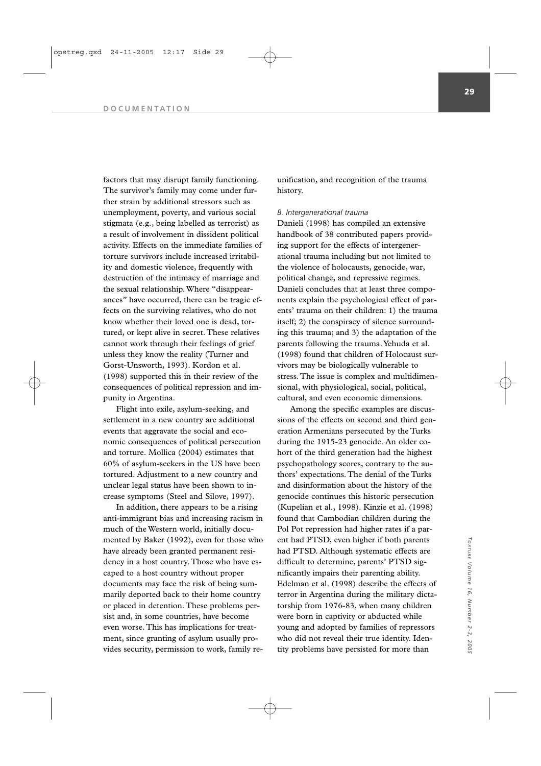factors that may disrupt family functioning. The survivor's family may come under further strain by additional stressors such as unemployment, poverty, and various social stigmata (e.g., being labelled as terrorist) as a result of involvement in dissident political activity. Effects on the immediate families of torture survivors include increased irritability and domestic violence, frequently with destruction of the intimacy of marriage and the sexual relationship. Where "disappearances" have occurred, there can be tragic effects on the surviving relatives, who do not know whether their loved one is dead, tortured, or kept alive in secret. These relatives cannot work through their feelings of grief unless they know the reality (Turner and Gorst-Unsworth, 1993). Kordon et al. (1998) supported this in their review of the consequences of political repression and impunity in Argentina.

Flight into exile, asylum-seeking, and settlement in a new country are additional events that aggravate the social and economic consequences of political persecution and torture. Mollica (2004) estimates that 60% of asylum-seekers in the US have been tortured. Adjustment to a new country and unclear legal status have been shown to increase symptoms (Steel and Silove, 1997).

In addition, there appears to be a rising anti-immigrant bias and increasing racism in much of the Western world, initially documented by Baker (1992), even for those who have already been granted permanent residency in a host country. Those who have escaped to a host country without proper documents may face the risk of being summarily deported back to their home country or placed in detention. These problems persist and, in some countries, have become even worse. This has implications for treatment, since granting of asylum usually provides security, permission to work, family reunification, and recognition of the trauma history.

*B. Intergenerational trauma*

Danieli (1998) has compiled an extensive handbook of 38 contributed papers providing support for the effects of intergenerational trauma including but not limited to the violence of holocausts, genocide, war, political change, and repressive regimes. Danieli concludes that at least three components explain the psychological effect of parents' trauma on their children: 1) the trauma itself; 2) the conspiracy of silence surrounding this trauma; and 3) the adaptation of the parents following the trauma. Yehuda et al. (1998) found that children of Holocaust survivors may be biologically vulnerable to stress. The issue is complex and multidimensional, with physiological, social, political, cultural, and even economic dimensions.

Among the specific examples are discussions of the effects on second and third generation Armenians persecuted by the Turks during the 1915-23 genocide. An older cohort of the third generation had the highest psychopathology scores, contrary to the authors' expectations. The denial of the Turks and disinformation about the history of the genocide continues this historic persecution (Kupelian et al., 1998). Kinzie et al. (1998) found that Cambodian children during the Pol Pot repression had higher rates if a parent had PTSD, even higher if both parents had PTSD. Although systematic effects are difficult to determine, parents' PTSD significantly impairs their parenting ability. Edelman et al. (1998) describe the effects of terror in Argentina during the military dictatorship from 1976-83, when many children were born in captivity or abducted while young and adopted by families of repressors who did not reveal their true identity. Identity problems have persisted for more than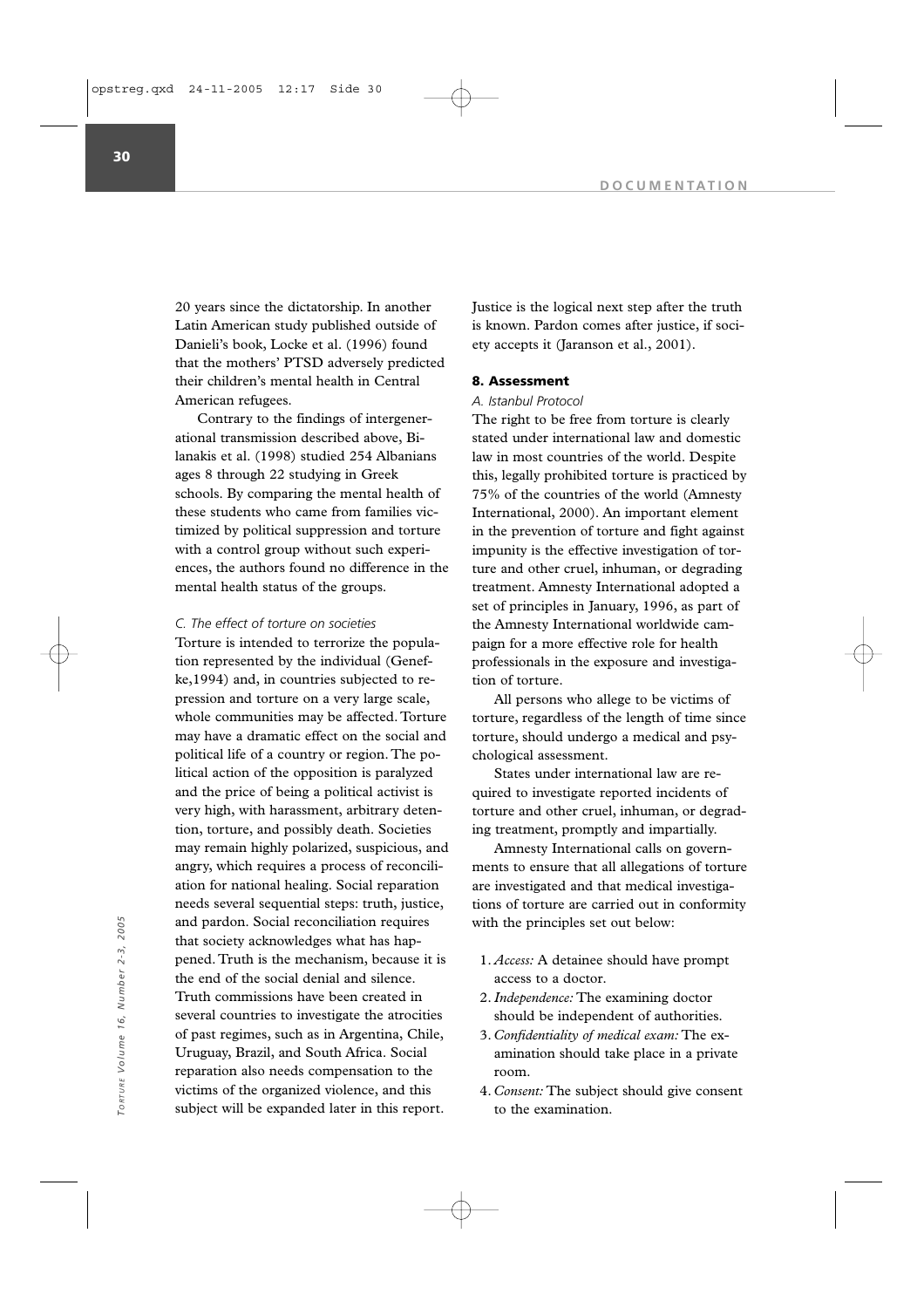20 years since the dictatorship. In another Latin American study published outside of Danieli's book, Locke et al. (1996) found that the mothers' PTSD adversely predicted their children's mental health in Central American refugees.

Contrary to the findings of intergenerational transmission described above, Bilanakis et al. (1998) studied 254 Albanians ages 8 through 22 studying in Greek schools. By comparing the mental health of these students who came from families victimized by political suppression and torture with a control group without such experiences, the authors found no difference in the mental health status of the groups.

*C. The effect of torture on societies*

Torture is intended to terrorize the population represented by the individual (Genefke,1994) and, in countries subjected to repression and torture on a very large scale, whole communities may be affected. Torture may have a dramatic effect on the social and political life of a country or region. The political action of the opposition is paralyzed and the price of being a political activist is very high, with harassment, arbitrary detention, torture, and possibly death. Societies may remain highly polarized, suspicious, and angry, which requires a process of reconciliation for national healing. Social reparation needs several sequential steps: truth, justice, and pardon. Social reconciliation requires that society acknowledges what has happened. Truth is the mechanism, because it is the end of the social denial and silence. Truth commissions have been created in several countries to investigate the atrocities of past regimes, such as in Argentina, Chile, Uruguay, Brazil, and South Africa. Social reparation also needs compensation to the victims of the organized violence, and this subject will be expanded later in this report. Justice is the logical next step after the truth is known. Pardon comes after justice, if society accepts it (Jaranson et al., 2001).

## 8. Assessment

*A. Istanbul Protocol*

The right to be free from torture is clearly stated under international law and domestic law in most countries of the world. Despite this, legally prohibited torture is practiced by 75% of the countries of the world (Amnesty International, 2000). An important element in the prevention of torture and fight against impunity is the effective investigation of torture and other cruel, inhuman, or degrading treatment. Amnesty International adopted a set of principles in January, 1996, as part of the Amnesty International worldwide campaign for a more effective role for health professionals in the exposure and investigation of torture.

All persons who allege to be victims of torture, regardless of the length of time since torture, should undergo a medical and psychological assessment.

States under international law are required to investigate reported incidents of torture and other cruel, inhuman, or degrading treatment, promptly and impartially.

Amnesty International calls on governments to ensure that all allegations of torture are investigated and that medical investigations of torture are carried out in conformity with the principles set out below:

1. *Access:* A detainee should have prompt access to a doctor.
2. *Independence:* The examining doctor should be independent of authorities.
3. *Confidentiality of medical exam:* The examination should take place in a private room.
4. *Consent:* The subject should give consent to the examination.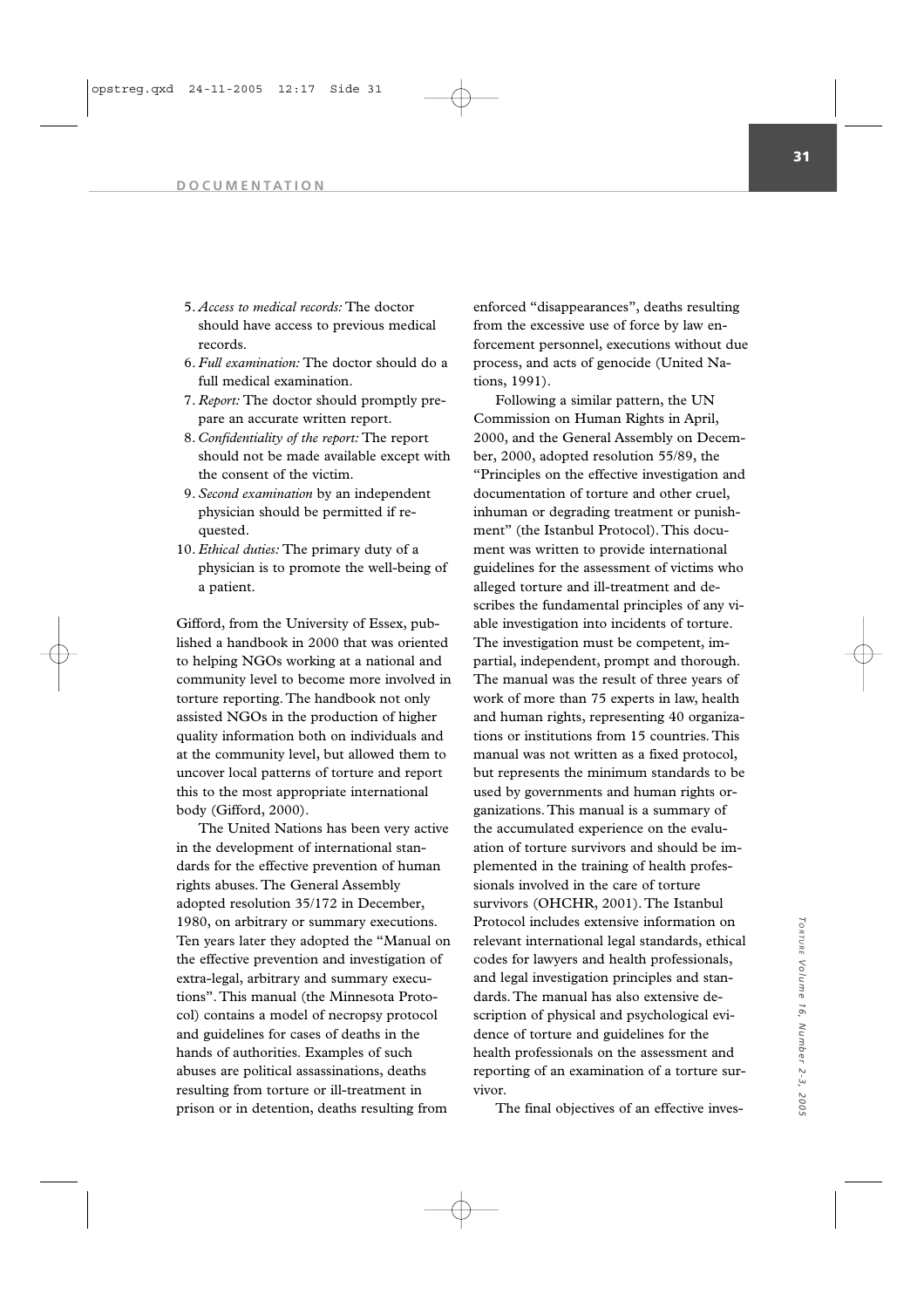5. *Access to medical records:* The doctor should have access to previous medical records.
6. *Full examination:* The doctor should do a full medical examination.
7. *Report:* The doctor should promptly prepare an accurate written report.
8. *Confidentiality of the report:* The report should not be made available except with the consent of the victim.
9. *Second examination* by an independent physician should be permitted if requested.
10. *Ethical duties:* The primary duty of a physician is to promote the well-being of a patient.

Gifford, from the University of Essex, published a handbook in 2000 that was oriented to helping NGOs working at a national and community level to become more involved in torture reporting. The handbook not only assisted NGOs in the production of higher quality information both on individuals and at the community level, but allowed them to uncover local patterns of torture and report this to the most appropriate international body (Gifford, 2000).

The United Nations has been very active in the development of international standards for the effective prevention of human rights abuses. The General Assembly adopted resolution 35/172 in December, 1980, on arbitrary or summary executions. Ten years later they adopted the "Manual on the effective prevention and investigation of extra-legal, arbitrary and summary executions". This manual (the Minnesota Protocol) contains a model of necropsy protocol and guidelines for cases of deaths in the hands of authorities. Examples of such abuses are political assassinations, deaths resulting from torture or ill-treatment in prison or in detention, deaths resulting from enforced "disappearances", deaths resulting from the excessive use of force by law enforcement personnel, executions without due process, and acts of genocide (United Nations, 1991).

Following a similar pattern, the UN Commission on Human Rights in April, 2000, and the General Assembly on December, 2000, adopted resolution 55/89, the "Principles on the effective investigation and documentation of torture and other cruel, inhuman or degrading treatment or punishment" (the Istanbul Protocol). This document was written to provide international guidelines for the assessment of victims who alleged torture and ill-treatment and describes the fundamental principles of any viable investigation into incidents of torture. The investigation must be competent, impartial, independent, prompt and thorough. The manual was the result of three years of work of more than 75 experts in law, health and human rights, representing 40 organizations or institutions from 15 countries. This manual was not written as a fixed protocol, but represents the minimum standards to be used by governments and human rights organizations. This manual is a summary of the accumulated experience on the evaluation of torture survivors and should be implemented in the training of health professionals involved in the care of torture survivors (OHCHR, 2001). The Istanbul Protocol includes extensive information on relevant international legal standards, ethical codes for lawyers and health professionals, and legal investigation principles and standards. The manual has also extensive description of physical and psychological evidence of torture and guidelines for the health professionals on the assessment and reporting of an examination of a torture survivor.

The final objectives of an effective inves-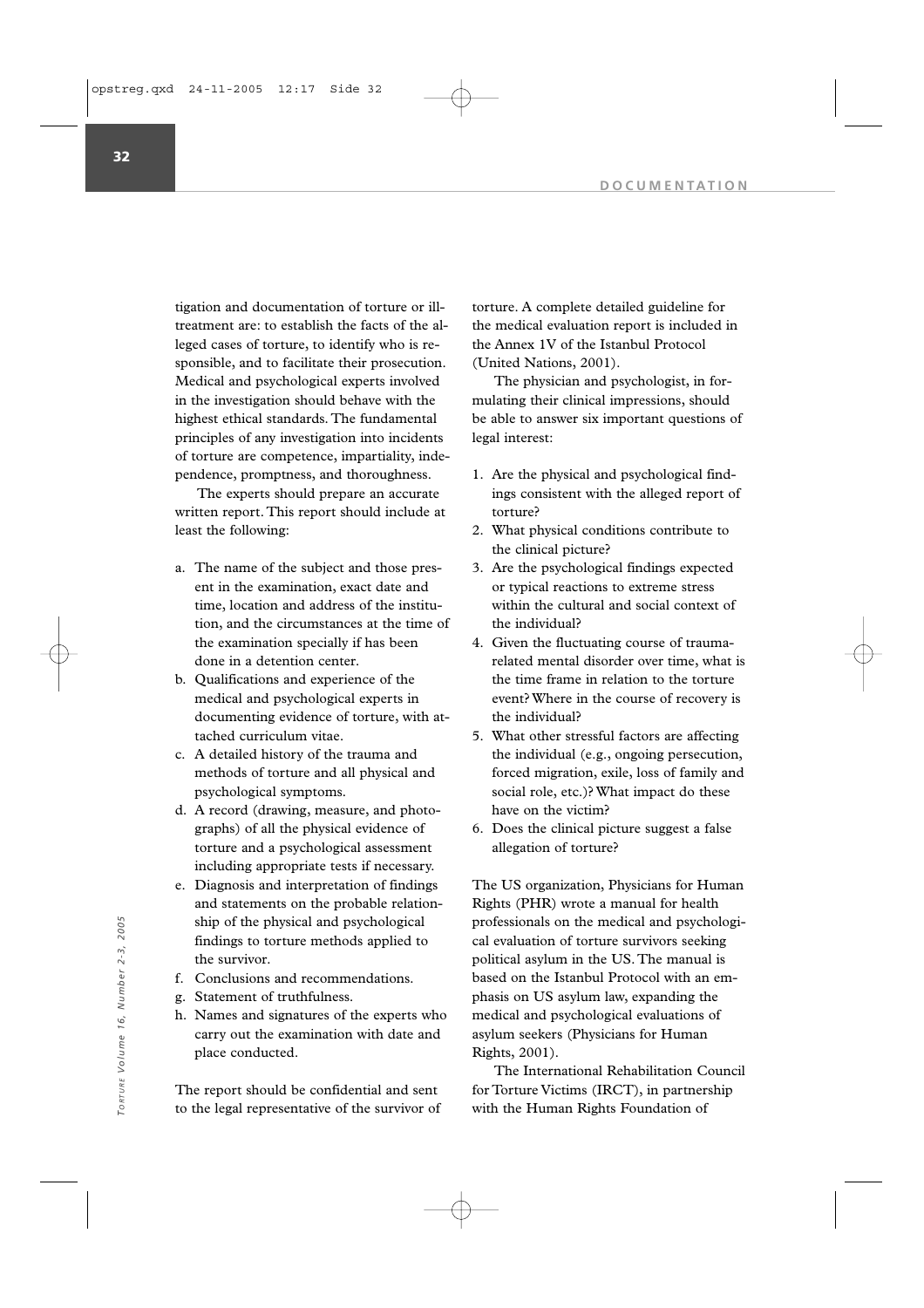tigation and documentation of torture or ill-treatment are: to establish the facts of the alleged cases of torture, to identify who is responsible, and to facilitate their prosecution. Medical and psychological experts involved in the investigation should behave with the highest ethical standards. The fundamental principles of any investigation into incidents of torture are competence, impartiality, independence, promptness, and thoroughness.

The experts should prepare an accurate written report. This report should include at least the following:

a. The name of the subject and those present in the examination, exact date and time, location and address of the institution, and the circumstances at the time of the examination specially if has been done in a detention center.
b. Qualifications and experience of the medical and psychological experts in documenting evidence of torture, with attached curriculum vitae.
c. A detailed history of the trauma and methods of torture and all physical and psychological symptoms.
d. A record (drawing, measure, and photographs) of all the physical evidence of torture and a psychological assessment including appropriate tests if necessary.
e. Diagnosis and interpretation of findings and statements on the probable relationship of the physical and psychological findings to torture methods applied to the survivor.
f. Conclusions and recommendations.
g. Statement of truthfulness.
h. Names and signatures of the experts who carry out the examination with date and place conducted.

The report should be confidential and sent to the legal representative of the survivor of torture. A complete detailed guideline for the medical evaluation report is included in the Annex 1V of the Istanbul Protocol (United Nations, 2001).

The physician and psychologist, in formulating their clinical impressions, should be able to answer six important questions of legal interest:

1. Are the physical and psychological findings consistent with the alleged report of torture?
2. What physical conditions contribute to the clinical picture?
3. Are the psychological findings expected or typical reactions to extreme stress within the cultural and social context of the individual?
4. Given the fluctuating course of trauma-related mental disorder over time, what is the time frame in relation to the torture event? Where in the course of recovery is the individual?
5. What other stressful factors are affecting the individual (e.g., ongoing persecution, forced migration, exile, loss of family and social role, etc.)? What impact do these have on the victim?
6. Does the clinical picture suggest a false allegation of torture?

The US organization, Physicians for Human Rights (PHR) wrote a manual for health professionals on the medical and psychological evaluation of torture survivors seeking political asylum in the US. The manual is based on the Istanbul Protocol with an emphasis on US asylum law, expanding the medical and psychological evaluations of asylum seekers (Physicians for Human Rights, 2001).

The International Rehabilitation Council for Torture Victims (IRCT), in partnership with the Human Rights Foundation of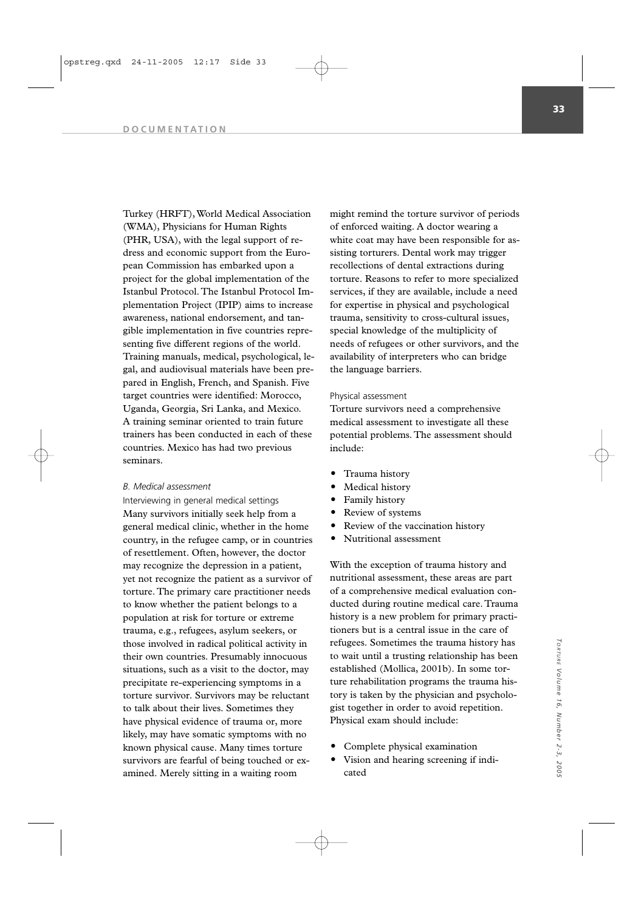Turkey (HRFT), World Medical Association (WMA), Physicians for Human Rights (PHR, USA), with the legal support of redress and economic support from the European Commission has embarked upon a project for the global implementation of the Istanbul Protocol. The Istanbul Protocol Implementation Project (IPIP) aims to increase awareness, national endorsement, and tangible implementation in five countries representing five different regions of the world. Training manuals, medical, psychological, legal, and audiovisual materials have been prepared in English, French, and Spanish. Five target countries were identified: Morocco, Uganda, Georgia, Sri Lanka, and Mexico. A training seminar oriented to train future trainers has been conducted in each of these countries. Mexico has had two previous seminars.

### *B. Medical assessment*

#### Interviewing in general medical settings

Many survivors initially seek help from a general medical clinic, whether in the home country, in the refugee camp, or in countries of resettlement. Often, however, the doctor may recognize the depression in a patient, yet not recognize the patient as a survivor of torture. The primary care practitioner needs to know whether the patient belongs to a population at risk for torture or extreme trauma, e.g., refugees, asylum seekers, or those involved in radical political activity in their own countries. Presumably innocuous situations, such as a visit to the doctor, may precipitate re-experiencing symptoms in a torture survivor. Survivors may be reluctant to talk about their lives. Sometimes they have physical evidence of trauma or, more likely, may have somatic symptoms with no known physical cause. Many times torture survivors are fearful of being touched or examined. Merely sitting in a waiting room might remind the torture survivor of periods of enforced waiting. A doctor wearing a white coat may have been responsible for assisting torturers. Dental work may trigger recollections of dental extractions during torture. Reasons to refer to more specialized services, if they are available, include a need for expertise in physical and psychological trauma, sensitivity to cross-cultural issues, special knowledge of the multiplicity of needs of refugees or other survivors, and the availability of interpreters who can bridge the language barriers.

#### Physical assessment

Torture survivors need a comprehensive medical assessment to investigate all these potential problems. The assessment should include:

- Trauma history
- Medical history
- Family history
- Review of systems
- Review of the vaccination history
- Nutritional assessment

With the exception of trauma history and nutritional assessment, these areas are part of a comprehensive medical evaluation conducted during routine medical care. Trauma history is a new problem for primary practitioners but is a central issue in the care of refugees. Sometimes the trauma history has to wait until a trusting relationship has been established (Mollica, 2001b). In some torture rehabilitation programs the trauma history is taken by the physician and psychologist together in order to avoid repetition. Physical exam should include:

- Complete physical examination
- Vision and hearing screening if indicated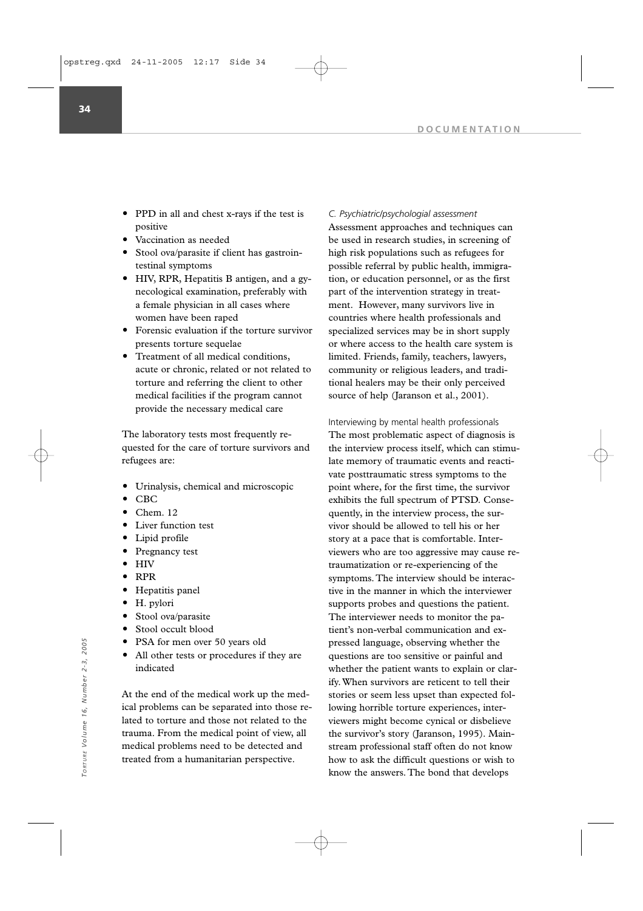- PPD in all and chest x-rays if the test is positive
- Vaccination as needed
- Stool ova/parasite if client has gastrointestinal symptoms
- HIV, RPR, Hepatitis B antigen, and a gynecological examination, preferably with a female physician in all cases where women have been raped
- Forensic evaluation if the torture survivor presents torture sequelae
- Treatment of all medical conditions, acute or chronic, related or not related to torture and referring the client to other medical facilities if the program cannot provide the necessary medical care

The laboratory tests most frequently requested for the care of torture survivors and refugees are:

- Urinalysis, chemical and microscopic
- CBC
- Chem. 12
- Liver function test
- Lipid profile
- Pregnancy test
- HIV
- RPR
- Hepatitis panel
- H. pylori
- Stool ova/parasite
- Stool occult blood
- PSA for men over 50 years old
- All other tests or procedures if they are indicated

At the end of the medical work up the medical problems can be separated into those related to torture and those not related to the trauma. From the medical point of view, all medical problems need to be detected and treated from a humanitarian perspective.

*C. Psychiatric/psychologial assessment*

Assessment approaches and techniques can be used in research studies, in screening of high risk populations such as refugees for possible referral by public health, immigration, or education personnel, or as the first part of the intervention strategy in treatment. However, many survivors live in countries where health professionals and specialized services may be in short supply or where access to the health care system is limited. Friends, family, teachers, lawyers, community or religious leaders, and traditional healers may be their only perceived source of help (Jaranson et al., 2001).

Interviewing by mental health professionals

The most problematic aspect of diagnosis is the interview process itself, which can stimulate memory of traumatic events and reactivate posttraumatic stress symptoms to the point where, for the first time, the survivor exhibits the full spectrum of PTSD. Consequently, in the interview process, the survivor should be allowed to tell his or her story at a pace that is comfortable. Interviewers who are too aggressive may cause retraumatization or re-experiencing of the symptoms. The interview should be interactive in the manner in which the interviewer supports probes and questions the patient. The interviewer needs to monitor the patient's non-verbal communication and expressed language, observing whether the questions are too sensitive or painful and whether the patient wants to explain or clarify. When survivors are reticent to tell their stories or seem less upset than expected following horrible torture experiences, interviewers might become cynical or disbelieve the survivor's story (Jaranson, 1995). Mainstream professional staff often do not know how to ask the difficult questions or wish to know the answers. The bond that develops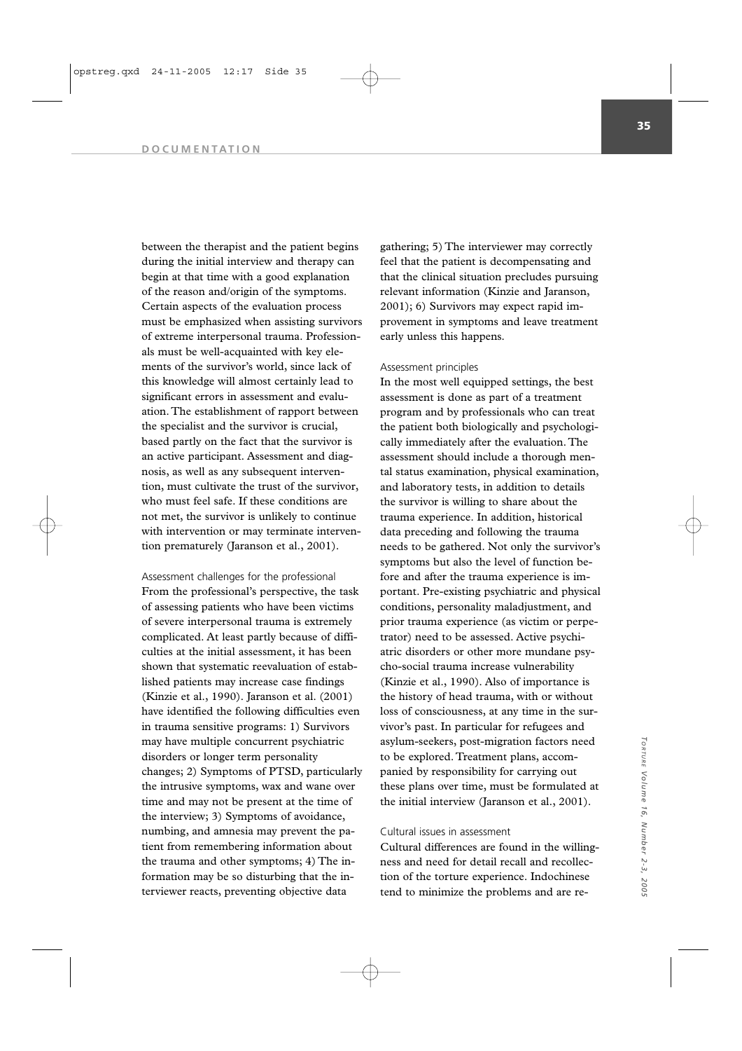between the therapist and the patient begins during the initial interview and therapy can begin at that time with a good explanation of the reason and/origin of the symptoms. Certain aspects of the evaluation process must be emphasized when assisting survivors of extreme interpersonal trauma. Professionals must be well-acquainted with key elements of the survivor's world, since lack of this knowledge will almost certainly lead to significant errors in assessment and evaluation. The establishment of rapport between the specialist and the survivor is crucial, based partly on the fact that the survivor is an active participant. Assessment and diagnosis, as well as any subsequent intervention, must cultivate the trust of the survivor, who must feel safe. If these conditions are not met, the survivor is unlikely to continue with intervention or may terminate intervention prematurely (Jaranson et al., 2001).

### Assessment challenges for the professional

From the professional's perspective, the task of assessing patients who have been victims of severe interpersonal trauma is extremely complicated. At least partly because of difficulties at the initial assessment, it has been shown that systematic reevaluation of established patients may increase case findings (Kinzie et al., 1990). Jaranson et al. (2001) have identified the following difficulties even in trauma sensitive programs: 1) Survivors may have multiple concurrent psychiatric disorders or longer term personality changes; 2) Symptoms of PTSD, particularly the intrusive symptoms, wax and wane over time and may not be present at the time of the interview; 3) Symptoms of avoidance, numbing, and amnesia may prevent the patient from remembering information about the trauma and other symptoms; 4) The information may be so disturbing that the interviewer reacts, preventing objective data gathering; 5) The interviewer may correctly feel that the patient is decompensating and that the clinical situation precludes pursuing relevant information (Kinzie and Jaranson, 2001); 6) Survivors may expect rapid improvement in symptoms and leave treatment early unless this happens.

### Assessment principles

In the most well equipped settings, the best assessment is done as part of a treatment program and by professionals who can treat the patient both biologically and psychologically immediately after the evaluation. The assessment should include a thorough mental status examination, physical examination, and laboratory tests, in addition to details the survivor is willing to share about the trauma experience. In addition, historical data preceding and following the trauma needs to be gathered. Not only the survivor's symptoms but also the level of function before and after the trauma experience is important. Pre-existing psychiatric and physical conditions, personality maladjustment, and prior trauma experience (as victim or perpetrator) need to be assessed. Active psychiatric disorders or other more mundane psycho-social trauma increase vulnerability (Kinzie et al., 1990). Also of importance is the history of head trauma, with or without loss of consciousness, at any time in the survivor's past. In particular for refugees and asylum-seekers, post-migration factors need to be explored. Treatment plans, accompanied by responsibility for carrying out these plans over time, must be formulated at the initial interview (Jaranson et al., 2001).

### Cultural issues in assessment

Cultural differences are found in the willingness and need for detail recall and recollection of the torture experience. Indochinese tend to minimize the problems and are re-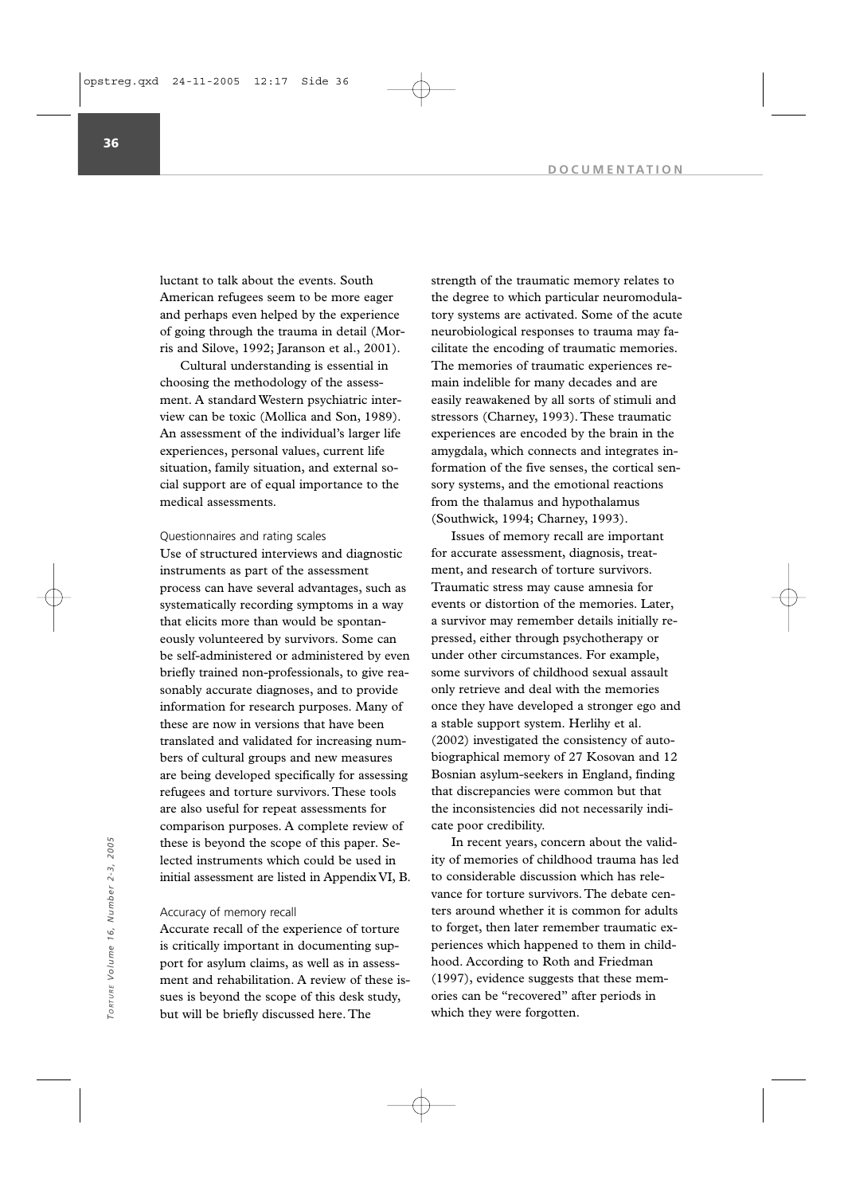luctant to talk about the events. South American refugees seem to be more eager and perhaps even helped by the experience of going through the trauma in detail (Morris and Silove, 1992; Jaranson et al., 2001).

Cultural understanding is essential in choosing the methodology of the assessment. A standard Western psychiatric interview can be toxic (Mollica and Son, 1989). An assessment of the individual's larger life experiences, personal values, current life situation, family situation, and external social support are of equal importance to the medical assessments.

### Questionnaires and rating scales

Use of structured interviews and diagnostic instruments as part of the assessment process can have several advantages, such as systematically recording symptoms in a way that elicits more than would be spontaneously volunteered by survivors. Some can be self-administered or administered by even briefly trained non-professionals, to give reasonably accurate diagnoses, and to provide information for research purposes. Many of these are now in versions that have been translated and validated for increasing numbers of cultural groups and new measures are being developed specifically for assessing refugees and torture survivors. These tools are also useful for repeat assessments for comparison purposes. A complete review of these is beyond the scope of this paper. Selected instruments which could be used in initial assessment are listed in Appendix VI, B.

### Accuracy of memory recall

Accurate recall of the experience of torture is critically important in documenting support for asylum claims, as well as in assessment and rehabilitation. A review of these issues is beyond the scope of this desk study, but will be briefly discussed here. The strength of the traumatic memory relates to the degree to which particular neuromodulatory systems are activated. Some of the acute neurobiological responses to trauma may facilitate the encoding of traumatic memories. The memories of traumatic experiences remain indelible for many decades and are easily reawakened by all sorts of stimuli and stressors (Charney, 1993). These traumatic experiences are encoded by the brain in the amygdala, which connects and integrates information of the five senses, the cortical sensory systems, and the emotional reactions from the thalamus and hypothalamus (Southwick, 1994; Charney, 1993).

Issues of memory recall are important for accurate assessment, diagnosis, treatment, and research of torture survivors. Traumatic stress may cause amnesia for events or distortion of the memories. Later, a survivor may remember details initially repressed, either through psychotherapy or under other circumstances. For example, some survivors of childhood sexual assault only retrieve and deal with the memories once they have developed a stronger ego and a stable support system. Herlihy et al. (2002) investigated the consistency of autobiographical memory of 27 Kosovan and 12 Bosnian asylum-seekers in England, finding that discrepancies were common but that the inconsistencies did not necessarily indicate poor credibility.

In recent years, concern about the validity of memories of childhood trauma has led to considerable discussion which has relevance for torture survivors. The debate centers around whether it is common for adults to forget, then later remember traumatic experiences which happened to them in childhood. According to Roth and Friedman (1997), evidence suggests that these memories can be "recovered" after periods in which they were forgotten.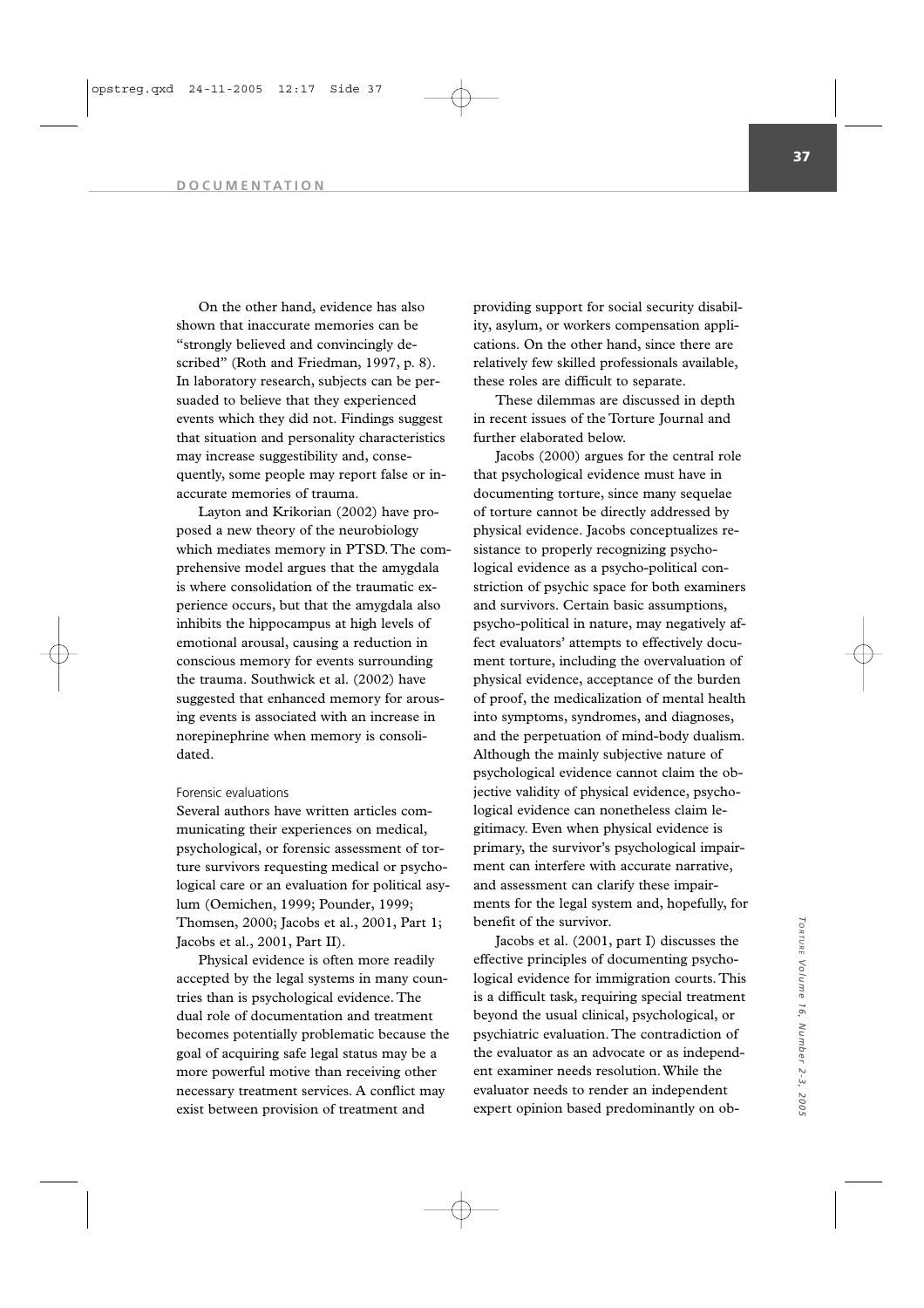On the other hand, evidence has also shown that inaccurate memories can be "strongly believed and convincingly described" (Roth and Friedman, 1997, p. 8). In laboratory research, subjects can be persuaded to believe that they experienced events which they did not. Findings suggest that situation and personality characteristics may increase suggestibility and, consequently, some people may report false or inaccurate memories of trauma.

Layton and Krikorian (2002) have proposed a new theory of the neurobiology which mediates memory in PTSD. The comprehensive model argues that the amygdala is where consolidation of the traumatic experience occurs, but that the amygdala also inhibits the hippocampus at high levels of emotional arousal, causing a reduction in conscious memory for events surrounding the trauma. Southwick et al. (2002) have suggested that enhanced memory for arousing events is associated with an increase in norepinephrine when memory is consolidated.

### Forensic evaluations

Several authors have written articles communicating their experiences on medical, psychological, or forensic assessment of torture survivors requesting medical or psychological care or an evaluation for political asylum (Oemichen, 1999; Pounder, 1999; Thomsen, 2000; Jacobs et al., 2001, Part 1; Jacobs et al., 2001, Part II).

Physical evidence is often more readily accepted by the legal systems in many countries than is psychological evidence. The dual role of documentation and treatment becomes potentially problematic because the goal of acquiring safe legal status may be a more powerful motive than receiving other necessary treatment services. A conflict may exist between provision of treatment and providing support for social security disability, asylum, or workers compensation applications. On the other hand, since there are relatively few skilled professionals available, these roles are difficult to separate.

These dilemmas are discussed in depth in recent issues of the Torture Journal and further elaborated below.

Jacobs (2000) argues for the central role that psychological evidence must have in documenting torture, since many sequelae of torture cannot be directly addressed by physical evidence. Jacobs conceptualizes resistance to properly recognizing psychological evidence as a psycho-political constriction of psychic space for both examiners and survivors. Certain basic assumptions, psycho-political in nature, may negatively affect evaluators' attempts to effectively document torture, including the overvaluation of physical evidence, acceptance of the burden of proof, the medicalization of mental health into symptoms, syndromes, and diagnoses, and the perpetuation of mind-body dualism. Although the mainly subjective nature of psychological evidence cannot claim the objective validity of physical evidence, psychological evidence can nonetheless claim legitimacy. Even when physical evidence is primary, the survivor's psychological impairment can interfere with accurate narrative, and assessment can clarify these impairments for the legal system and, hopefully, for benefit of the survivor.

Jacobs et al. (2001, part I) discusses the effective principles of documenting psychological evidence for immigration courts. This is a difficult task, requiring special treatment beyond the usual clinical, psychological, or psychiatric evaluation. The contradiction of the evaluator as an advocate or as independent examiner needs resolution. While the evaluator needs to render an independent expert opinion based predominantly on ob-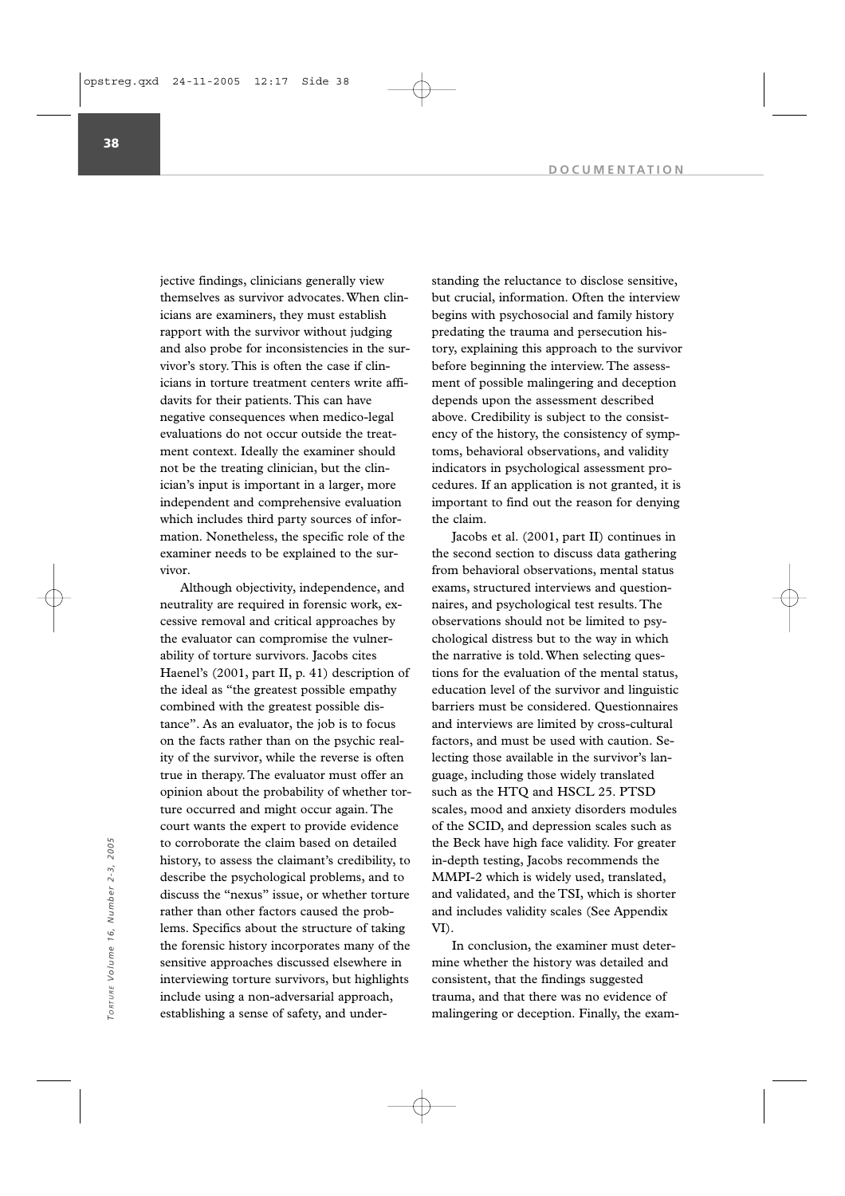jective findings, clinicians generally view themselves as survivor advocates. When clinicians are examiners, they must establish rapport with the survivor without judging and also probe for inconsistencies in the survivor's story. This is often the case if clinicians in torture treatment centers write affidavits for their patients. This can have negative consequences when medico-legal evaluations do not occur outside the treatment context. Ideally the examiner should not be the treating clinician, but the clinician's input is important in a larger, more independent and comprehensive evaluation which includes third party sources of information. Nonetheless, the specific role of the examiner needs to be explained to the survivor.

Although objectivity, independence, and neutrality are required in forensic work, excessive removal and critical approaches by the evaluator can compromise the vulnerability of torture survivors. Jacobs cites Haenel's (2001, part II, p. 41) description of the ideal as "the greatest possible empathy combined with the greatest possible distance". As an evaluator, the job is to focus on the facts rather than on the psychic reality of the survivor, while the reverse is often true in therapy. The evaluator must offer an opinion about the probability of whether torture occurred and might occur again. The court wants the expert to provide evidence to corroborate the claim based on detailed history, to assess the claimant's credibility, to describe the psychological problems, and to discuss the "nexus" issue, or whether torture rather than other factors caused the problems. Specifics about the structure of taking the forensic history incorporates many of the sensitive approaches discussed elsewhere in interviewing torture survivors, but highlights include using a non-adversarial approach, establishing a sense of safety, and understanding the reluctance to disclose sensitive, but crucial, information. Often the interview begins with psychosocial and family history predating the trauma and persecution history, explaining this approach to the survivor before beginning the interview. The assessment of possible malingering and deception depends upon the assessment described above. Credibility is subject to the consistency of the history, the consistency of symptoms, behavioral observations, and validity indicators in psychological assessment procedures. If an application is not granted, it is important to find out the reason for denying the claim.

Jacobs et al. (2001, part II) continues in the second section to discuss data gathering from behavioral observations, mental status exams, structured interviews and questionnaires, and psychological test results. The observations should not be limited to psychological distress but to the way in which the narrative is told. When selecting questions for the evaluation of the mental status, education level of the survivor and linguistic barriers must be considered. Questionnaires and interviews are limited by cross-cultural factors, and must be used with caution. Selecting those available in the survivor's language, including those widely translated such as the HTQ and HSCL 25. PTSD scales, mood and anxiety disorders modules of the SCID, and depression scales such as the Beck have high face validity. For greater in-depth testing, Jacobs recommends the MMPI-2 which is widely used, translated, and validated, and the TSI, which is shorter and includes validity scales (See Appendix VI).

In conclusion, the examiner must determine whether the history was detailed and consistent, that the findings suggested trauma, and that there was no evidence of malingering or deception. Finally, the exam-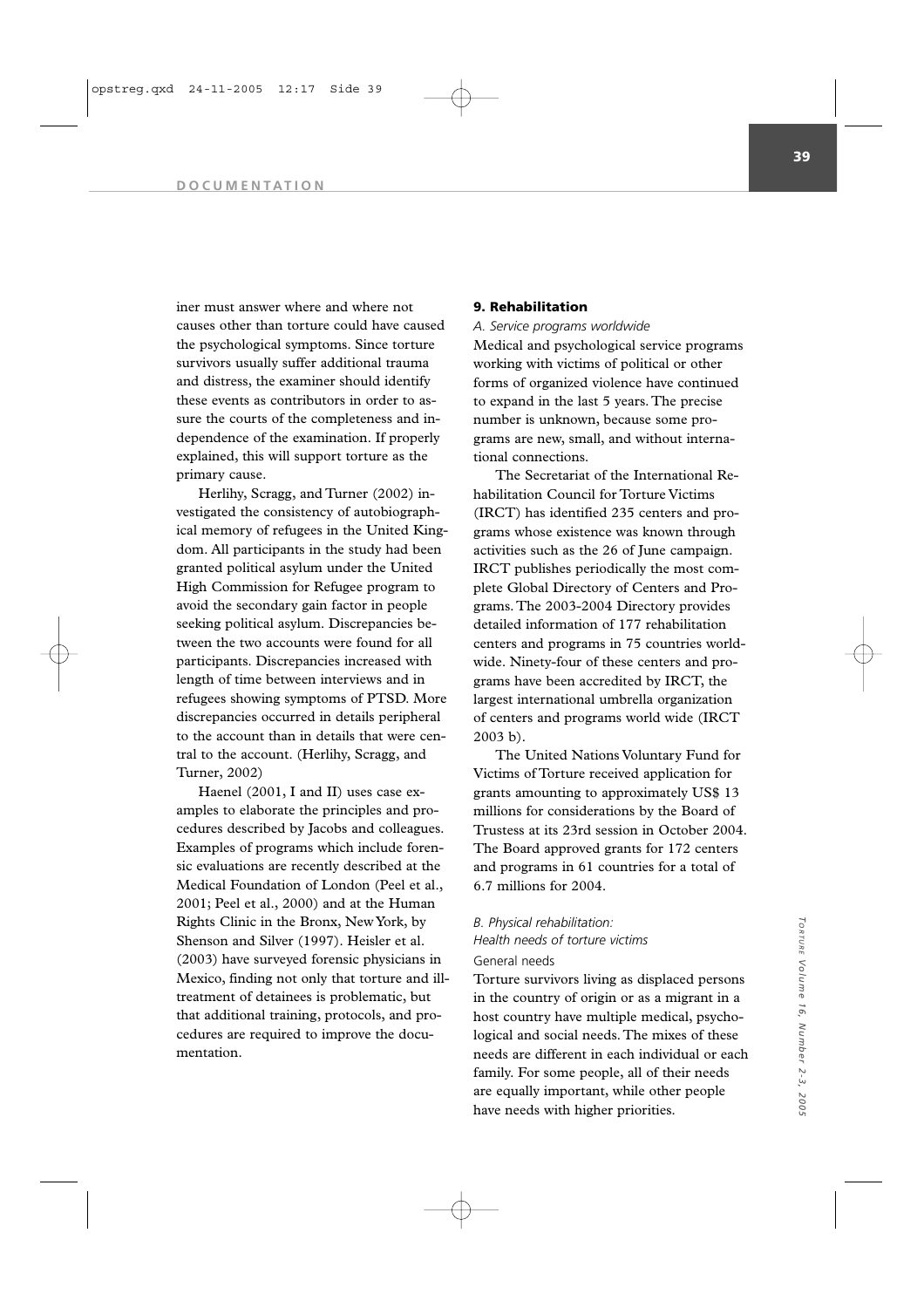iner must answer where and where not causes other than torture could have caused the psychological symptoms. Since torture survivors usually suffer additional trauma and distress, the examiner should identify these events as contributors in order to assure the courts of the completeness and independence of the examination. If properly explained, this will support torture as the primary cause.

Herlihy, Scragg, and Turner (2002) investigated the consistency of autobiographical memory of refugees in the United Kingdom. All participants in the study had been granted political asylum under the United High Commission for Refugee program to avoid the secondary gain factor in people seeking political asylum. Discrepancies between the two accounts were found for all participants. Discrepancies increased with length of time between interviews and in refugees showing symptoms of PTSD. More discrepancies occurred in details peripheral to the account than in details that were central to the account. (Herlihy, Scragg, and Turner, 2002)

Haenel (2001, I and II) uses case examples to elaborate the principles and procedures described by Jacobs and colleagues. Examples of programs which include forensic evaluations are recently described at the Medical Foundation of London (Peel et al., 2001; Peel et al., 2000) and at the Human Rights Clinic in the Bronx, New York, by Shenson and Silver (1997). Heisler et al. (2003) have surveyed forensic physicians in Mexico, finding not only that torture and ill-treatment of detainees is problematic, but that additional training, protocols, and procedures are required to improve the documentation.

## 9. Rehabilitation

### *A. Service programs worldwide*

Medical and psychological service programs working with victims of political or other forms of organized violence have continued to expand in the last 5 years. The precise number is unknown, because some programs are new, small, and without international connections.

The Secretariat of the International Rehabilitation Council for Torture Victims (IRCT) has identified 235 centers and programs whose existence was known through activities such as the 26 of June campaign. IRCT publishes periodically the most complete Global Directory of Centers and Programs. The 2003-2004 Directory provides detailed information of 177 rehabilitation centers and programs in 75 countries worldwide. Ninety-four of these centers and programs have been accredited by IRCT, the largest international umbrella organization of centers and programs world wide (IRCT 2003 b).

The United Nations Voluntary Fund for Victims of Torture received application for grants amounting to approximately US$ 13 millions for considerations by the Board of Trustess at its 23rd session in October 2004. The Board approved grants for 172 centers and programs in 61 countries for a total of 6.7 millions for 2004.

### *B. Physical rehabilitation: Health needs of torture victims*

#### General needs

Torture survivors living as displaced persons in the country of origin or as a migrant in a host country have multiple medical, psychological and social needs. The mixes of these needs are different in each individual or each family. For some people, all of their needs are equally important, while other people have needs with higher priorities.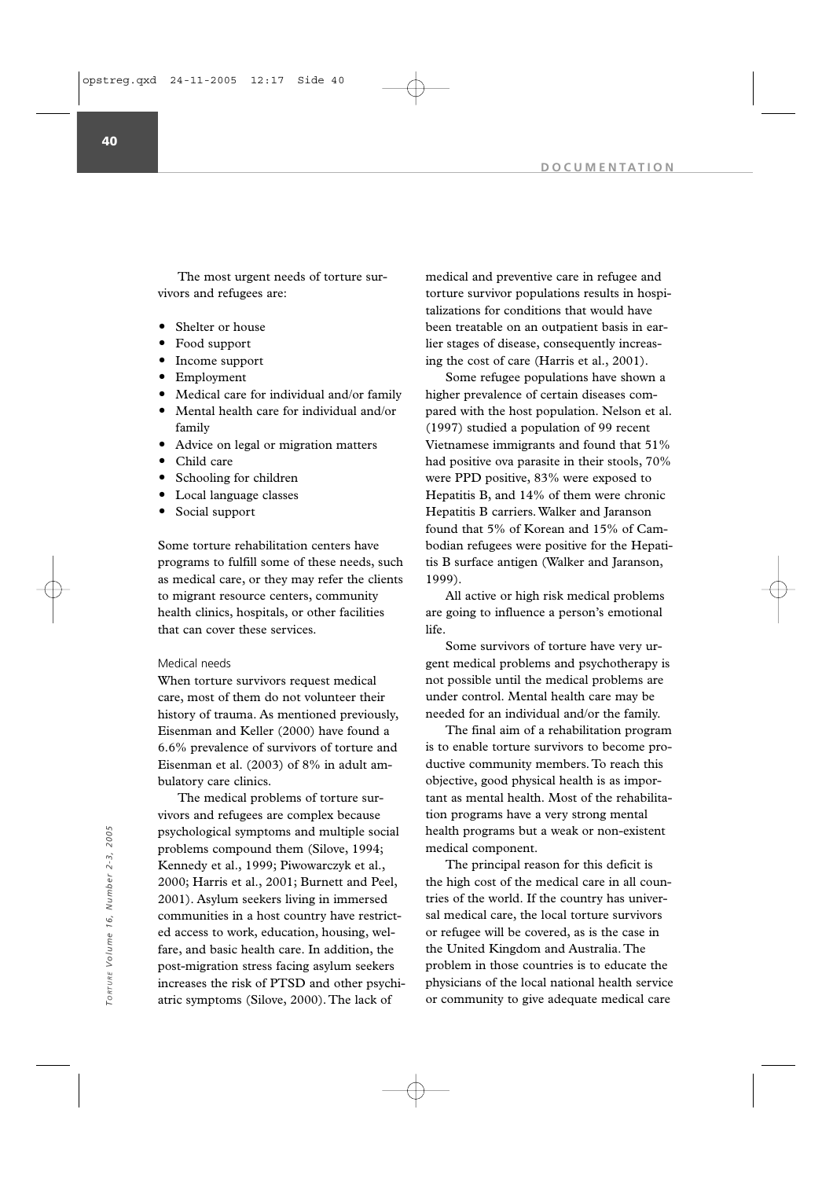The most urgent needs of torture survivors and refugees are:

- Shelter or house
- Food support
- Income support
- Employment
- Medical care for individual and/or family
- Mental health care for individual and/or family
- Advice on legal or migration matters
- Child care
- Schooling for children
- Local language classes
- Social support

Some torture rehabilitation centers have programs to fulfill some of these needs, such as medical care, or they may refer the clients to migrant resource centers, community health clinics, hospitals, or other facilities that can cover these services.

### Medical needs

When torture survivors request medical care, most of them do not volunteer their history of trauma. As mentioned previously, Eisenman and Keller (2000) have found a 6.6% prevalence of survivors of torture and Eisenman et al. (2003) of 8% in adult ambulatory care clinics.

The medical problems of torture survivors and refugees are complex because psychological symptoms and multiple social problems compound them (Silove, 1994; Kennedy et al., 1999; Piwowarczyk et al., 2000; Harris et al., 2001; Burnett and Peel, 2001). Asylum seekers living in immersed communities in a host country have restricted access to work, education, housing, welfare, and basic health care. In addition, the post-migration stress facing asylum seekers increases the risk of PTSD and other psychiatric symptoms (Silove, 2000). The lack of medical and preventive care in refugee and torture survivor populations results in hospitalizations for conditions that would have been treatable on an outpatient basis in earlier stages of disease, consequently increasing the cost of care (Harris et al., 2001).

Some refugee populations have shown a higher prevalence of certain diseases compared with the host population. Nelson et al. (1997) studied a population of 99 recent Vietnamese immigrants and found that 51% had positive ova parasite in their stools, 70% were PPD positive, 83% were exposed to Hepatitis B, and 14% of them were chronic Hepatitis B carriers. Walker and Jaranson found that 5% of Korean and 15% of Cambodian refugees were positive for the Hepatitis B surface antigen (Walker and Jaranson, 1999).

All active or high risk medical problems are going to influence a person's emotional life.

Some survivors of torture have very urgent medical problems and psychotherapy is not possible until the medical problems are under control. Mental health care may be needed for an individual and/or the family.

The final aim of a rehabilitation program is to enable torture survivors to become productive community members. To reach this objective, good physical health is as important as mental health. Most of the rehabilitation programs have a very strong mental health programs but a weak or non-existent medical component.

The principal reason for this deficit is the high cost of the medical care in all countries of the world. If the country has universal medical care, the local torture survivors or refugee will be covered, as is the case in the United Kingdom and Australia. The problem in those countries is to educate the physicians of the local national health service or community to give adequate medical care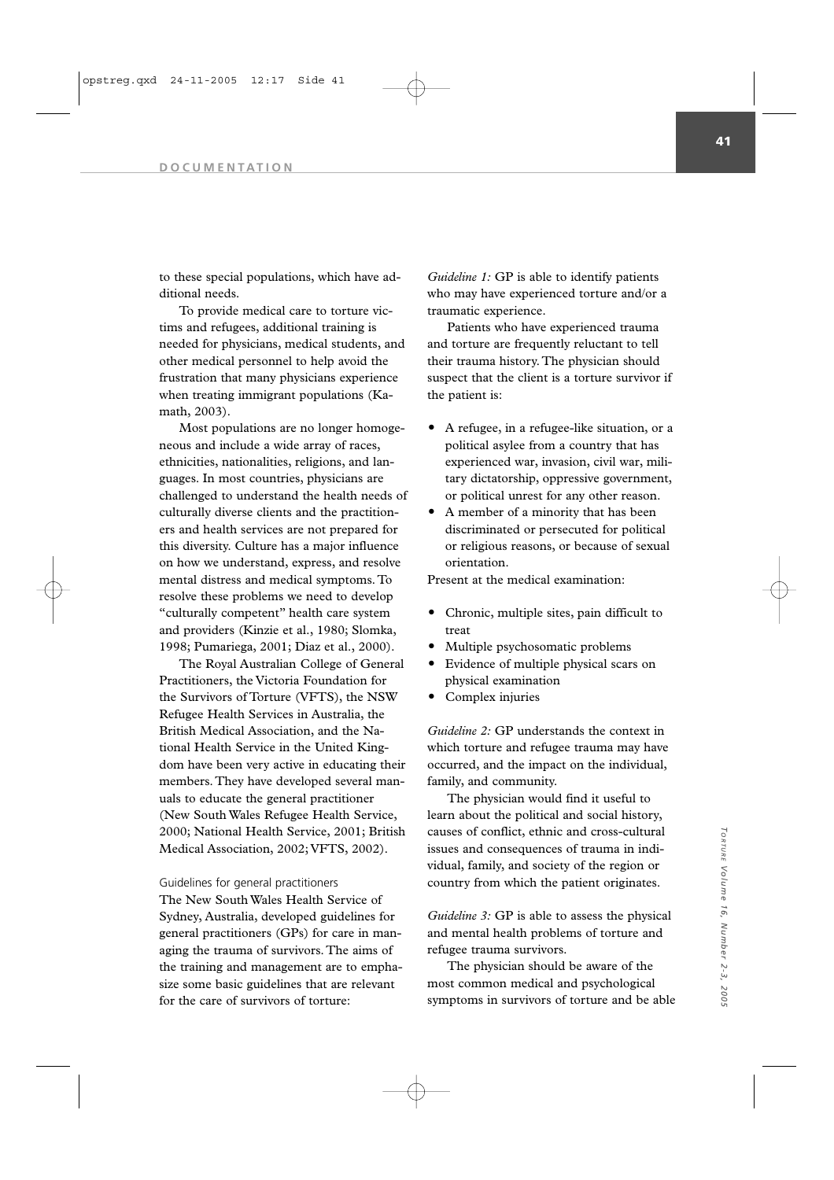to these special populations, which have additional needs.

To provide medical care to torture victims and refugees, additional training is needed for physicians, medical students, and other medical personnel to help avoid the frustration that many physicians experience when treating immigrant populations (Kamath, 2003).

Most populations are no longer homogeneous and include a wide array of races, ethnicities, nationalities, religions, and languages. In most countries, physicians are challenged to understand the health needs of culturally diverse clients and the practitioners and health services are not prepared for this diversity. Culture has a major influence on how we understand, express, and resolve mental distress and medical symptoms. To resolve these problems we need to develop "culturally competent" health care system and providers (Kinzie et al., 1980; Slomka, 1998; Pumariega, 2001; Diaz et al., 2000).

The Royal Australian College of General Practitioners, the Victoria Foundation for the Survivors of Torture (VFTS), the NSW Refugee Health Services in Australia, the British Medical Association, and the National Health Service in the United Kingdom have been very active in educating their members. They have developed several manuals to educate the general practitioner (New South Wales Refugee Health Service, 2000; National Health Service, 2001; British Medical Association, 2002; VFTS, 2002).

### Guidelines for general practitioners

The New South Wales Health Service of Sydney, Australia, developed guidelines for general practitioners (GPs) for care in managing the trauma of survivors. The aims of the training and management are to emphasize some basic guidelines that are relevant for the care of survivors of torture:

*Guideline 1:* GP is able to identify patients who may have experienced torture and/or a traumatic experience.

Patients who have experienced trauma and torture are frequently reluctant to tell their trauma history. The physician should suspect that the client is a torture survivor if the patient is:

- A refugee, in a refugee-like situation, or a political asylee from a country that has experienced war, invasion, civil war, military dictatorship, oppressive government, or political unrest for any other reason.
- A member of a minority that has been discriminated or persecuted for political or religious reasons, or because of sexual orientation.

Present at the medical examination:

- Chronic, multiple sites, pain difficult to treat
- Multiple psychosomatic problems
- Evidence of multiple physical scars on physical examination
- Complex injuries

*Guideline 2:* GP understands the context in which torture and refugee trauma may have occurred, and the impact on the individual, family, and community.

The physician would find it useful to learn about the political and social history, causes of conflict, ethnic and cross-cultural issues and consequences of trauma in individual, family, and society of the region or country from which the patient originates.

*Guideline 3:* GP is able to assess the physical and mental health problems of torture and refugee trauma survivors.

The physician should be aware of the most common medical and psychological symptoms in survivors of torture and be able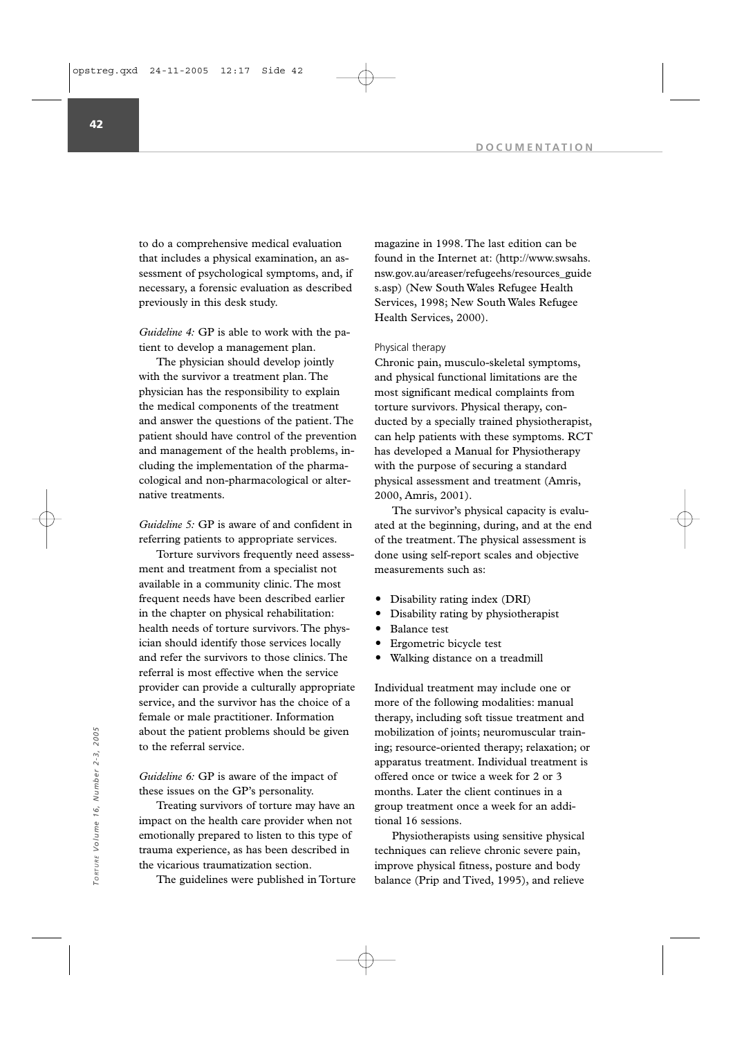to do a comprehensive medical evaluation that includes a physical examination, an assessment of psychological symptoms, and, if necessary, a forensic evaluation as described previously in this desk study.

*Guideline 4:* GP is able to work with the patient to develop a management plan.

The physician should develop jointly with the survivor a treatment plan. The physician has the responsibility to explain the medical components of the treatment and answer the questions of the patient. The patient should have control of the prevention and management of the health problems, including the implementation of the pharmacological and non-pharmacological or alternative treatments.

*Guideline 5:* GP is aware of and confident in referring patients to appropriate services.

Torture survivors frequently need assessment and treatment from a specialist not available in a community clinic. The most frequent needs have been described earlier in the chapter on physical rehabilitation: health needs of torture survivors. The physician should identify those services locally and refer the survivors to those clinics. The referral is most effective when the service provider can provide a culturally appropriate service, and the survivor has the choice of a female or male practitioner. Information about the patient problems should be given to the referral service.

*Guideline 6:* GP is aware of the impact of these issues on the GP's personality.

Treating survivors of torture may have an impact on the health care provider when not emotionally prepared to listen to this type of trauma experience, as has been described in the vicarious traumatization section.

The guidelines were published in Torture magazine in 1998. The last edition can be found in the Internet at: (http://www.swsahs.nsw.gov.au/areaser/refugeehs/resources_guides.asp) (New South Wales Refugee Health Services, 1998; New South Wales Refugee Health Services, 2000).

### Physical therapy

Chronic pain, musculo-skeletal symptoms, and physical functional limitations are the most significant medical complaints from torture survivors. Physical therapy, conducted by a specially trained physiotherapist, can help patients with these symptoms. RCT has developed a Manual for Physiotherapy with the purpose of securing a standard physical assessment and treatment (Amris, 2000, Amris, 2001).

The survivor's physical capacity is evaluated at the beginning, during, and at the end of the treatment. The physical assessment is done using self-report scales and objective measurements such as:

- Disability rating index (DRI)
- Disability rating by physiotherapist
- Balance test
- Ergometric bicycle test
- Walking distance on a treadmill

Individual treatment may include one or more of the following modalities: manual therapy, including soft tissue treatment and mobilization of joints; neuromuscular training; resource-oriented therapy; relaxation; or apparatus treatment. Individual treatment is offered once or twice a week for 2 or 3 months. Later the client continues in a group treatment once a week for an additional 16 sessions.

Physiotherapists using sensitive physical techniques can relieve chronic severe pain, improve physical fitness, posture and body balance (Prip and Tived, 1995), and relieve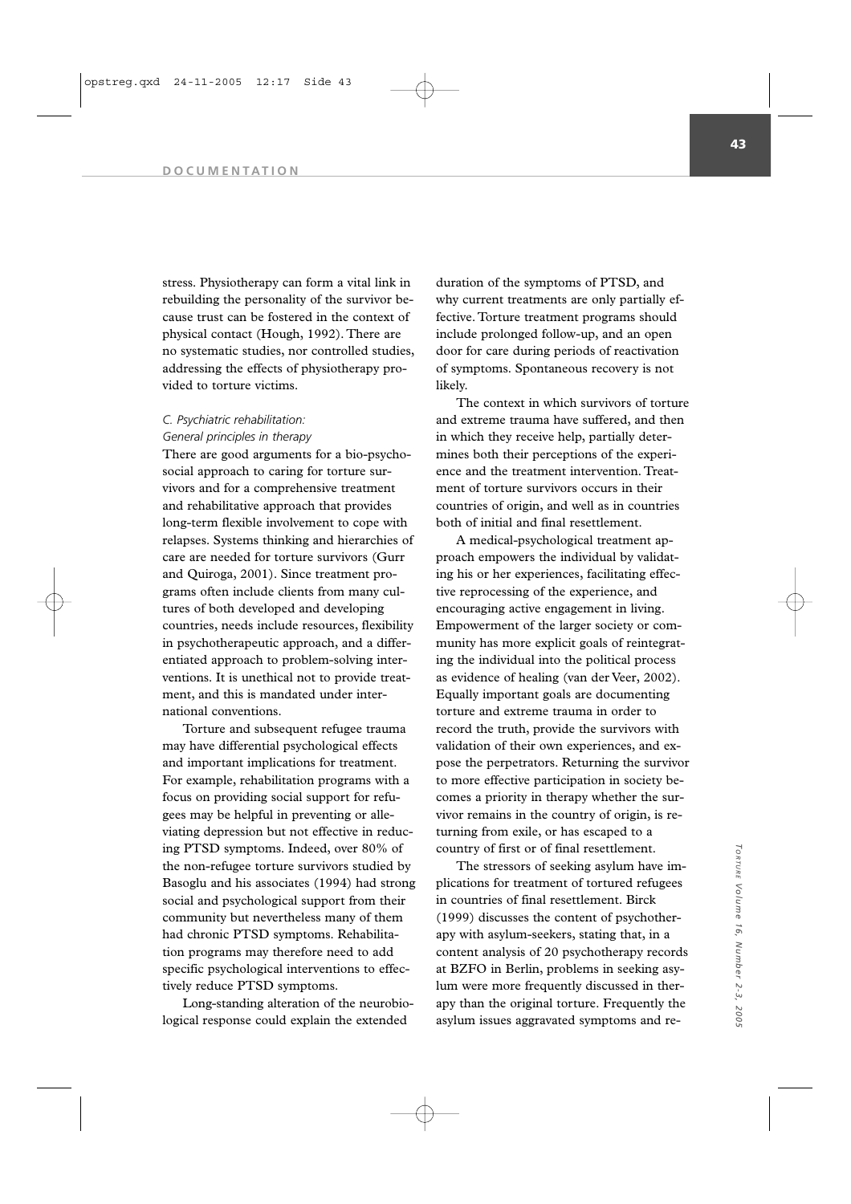stress. Physiotherapy can form a vital link in rebuilding the personality of the survivor because trust can be fostered in the context of physical contact (Hough, 1992). There are no systematic studies, nor controlled studies, addressing the effects of physiotherapy provided to torture victims.

### *C. Psychiatric rehabilitation: General principles in therapy*

There are good arguments for a bio-psychosocial approach to caring for torture survivors and for a comprehensive treatment and rehabilitative approach that provides long-term flexible involvement to cope with relapses. Systems thinking and hierarchies of care are needed for torture survivors (Gurr and Quiroga, 2001). Since treatment programs often include clients from many cultures of both developed and developing countries, needs include resources, flexibility in psychotherapeutic approach, and a differentiated approach to problem-solving interventions. It is unethical not to provide treatment, and this is mandated under international conventions.

Torture and subsequent refugee trauma may have differential psychological effects and important implications for treatment. For example, rehabilitation programs with a focus on providing social support for refugees may be helpful in preventing or alleviating depression but not effective in reducing PTSD symptoms. Indeed, over 80% of the non-refugee torture survivors studied by Basoglu and his associates (1994) had strong social and psychological support from their community but nevertheless many of them had chronic PTSD symptoms. Rehabilitation programs may therefore need to add specific psychological interventions to effectively reduce PTSD symptoms.

Long-standing alteration of the neurobiological response could explain the extended duration of the symptoms of PTSD, and why current treatments are only partially effective. Torture treatment programs should include prolonged follow-up, and an open door for care during periods of reactivation of symptoms. Spontaneous recovery is not likely.

The context in which survivors of torture and extreme trauma have suffered, and then in which they receive help, partially determines both their perceptions of the experience and the treatment intervention. Treatment of torture survivors occurs in their countries of origin, and well as in countries both of initial and final resettlement.

A medical-psychological treatment approach empowers the individual by validating his or her experiences, facilitating effective reprocessing of the experience, and encouraging active engagement in living. Empowerment of the larger society or community has more explicit goals of reintegrating the individual into the political process as evidence of healing (van der Veer, 2002). Equally important goals are documenting torture and extreme trauma in order to record the truth, provide the survivors with validation of their own experiences, and expose the perpetrators. Returning the survivor to more effective participation in society becomes a priority in therapy whether the survivor remains in the country of origin, is returning from exile, or has escaped to a country of first or of final resettlement.

The stressors of seeking asylum have implications for treatment of tortured refugees in countries of final resettlement. Birck (1999) discusses the content of psychotherapy with asylum-seekers, stating that, in a content analysis of 20 psychotherapy records at BZFO in Berlin, problems in seeking asylum were more frequently discussed in therapy than the original torture. Frequently the asylum issues aggravated symptoms and re-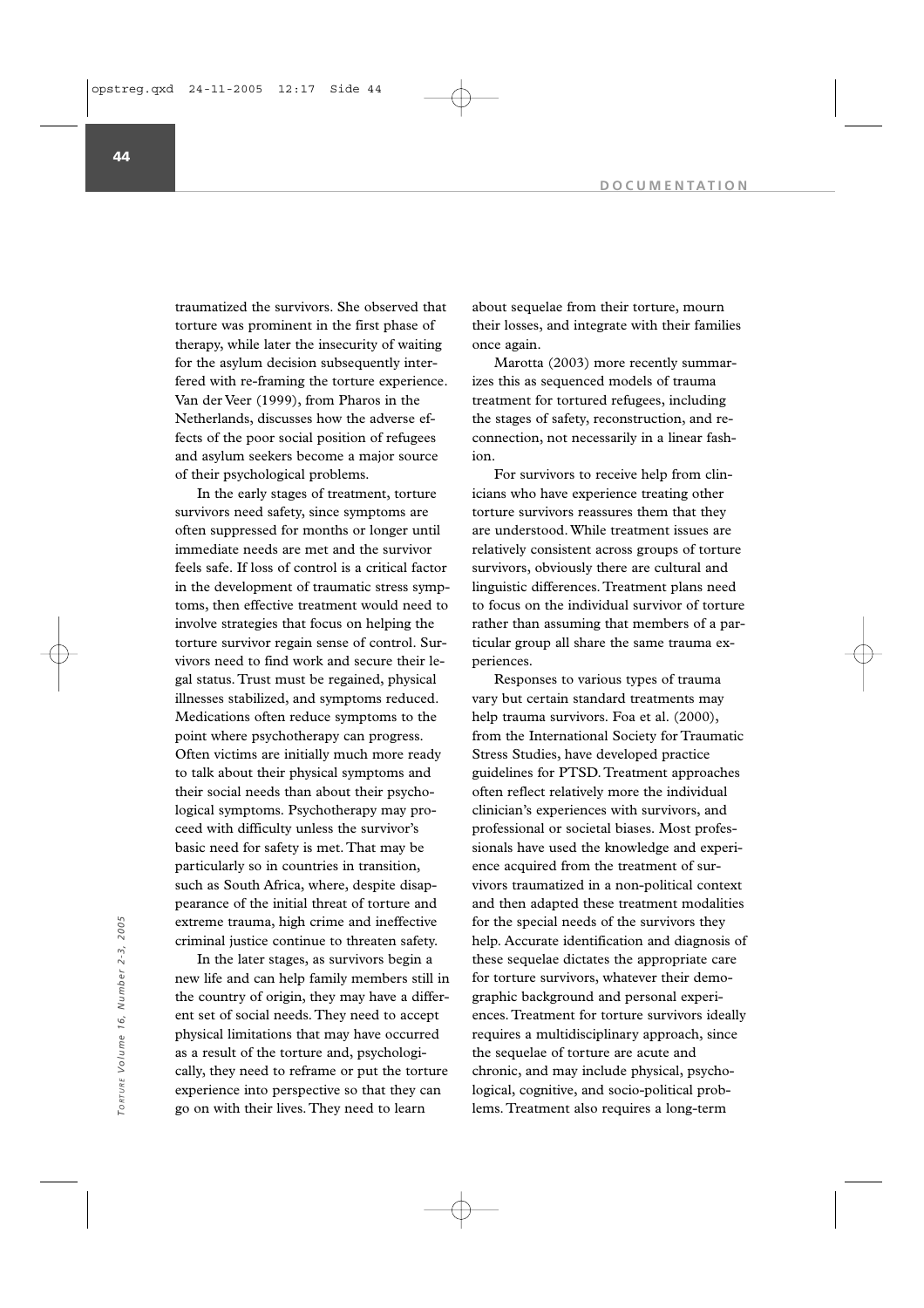traumatized the survivors. She observed that torture was prominent in the first phase of therapy, while later the insecurity of waiting for the asylum decision subsequently interfered with re-framing the torture experience. Van der Veer (1999), from Pharos in the Netherlands, discusses how the adverse effects of the poor social position of refugees and asylum seekers become a major source of their psychological problems.

In the early stages of treatment, torture survivors need safety, since symptoms are often suppressed for months or longer until immediate needs are met and the survivor feels safe. If loss of control is a critical factor in the development of traumatic stress symptoms, then effective treatment would need to involve strategies that focus on helping the torture survivor regain sense of control. Survivors need to find work and secure their legal status. Trust must be regained, physical illnesses stabilized, and symptoms reduced. Medications often reduce symptoms to the point where psychotherapy can progress. Often victims are initially much more ready to talk about their physical symptoms and their social needs than about their psychological symptoms. Psychotherapy may proceed with difficulty unless the survivor's basic need for safety is met. That may be particularly so in countries in transition, such as South Africa, where, despite disappearance of the initial threat of torture and extreme trauma, high crime and ineffective criminal justice continue to threaten safety.

In the later stages, as survivors begin a new life and can help family members still in the country of origin, they may have a different set of social needs. They need to accept physical limitations that may have occurred as a result of the torture and, psychologically, they need to reframe or put the torture experience into perspective so that they can go on with their lives. They need to learn about sequelae from their torture, mourn their losses, and integrate with their families once again.

Marotta (2003) more recently summarizes this as sequenced models of trauma treatment for tortured refugees, including the stages of safety, reconstruction, and reconnection, not necessarily in a linear fashion.

For survivors to receive help from clinicians who have experience treating other torture survivors reassures them that they are understood. While treatment issues are relatively consistent across groups of torture survivors, obviously there are cultural and linguistic differences. Treatment plans need to focus on the individual survivor of torture rather than assuming that members of a particular group all share the same trauma experiences.

Responses to various types of trauma vary but certain standard treatments may help trauma survivors. Foa et al. (2000), from the International Society for Traumatic Stress Studies, have developed practice guidelines for PTSD. Treatment approaches often reflect relatively more the individual clinician's experiences with survivors, and professional or societal biases. Most professionals have used the knowledge and experience acquired from the treatment of survivors traumatized in a non-political context and then adapted these treatment modalities for the special needs of the survivors they help. Accurate identification and diagnosis of these sequelae dictates the appropriate care for torture survivors, whatever their demographic background and personal experiences. Treatment for torture survivors ideally requires a multidisciplinary approach, since the sequelae of torture are acute and chronic, and may include physical, psychological, cognitive, and socio-political problems. Treatment also requires a long-term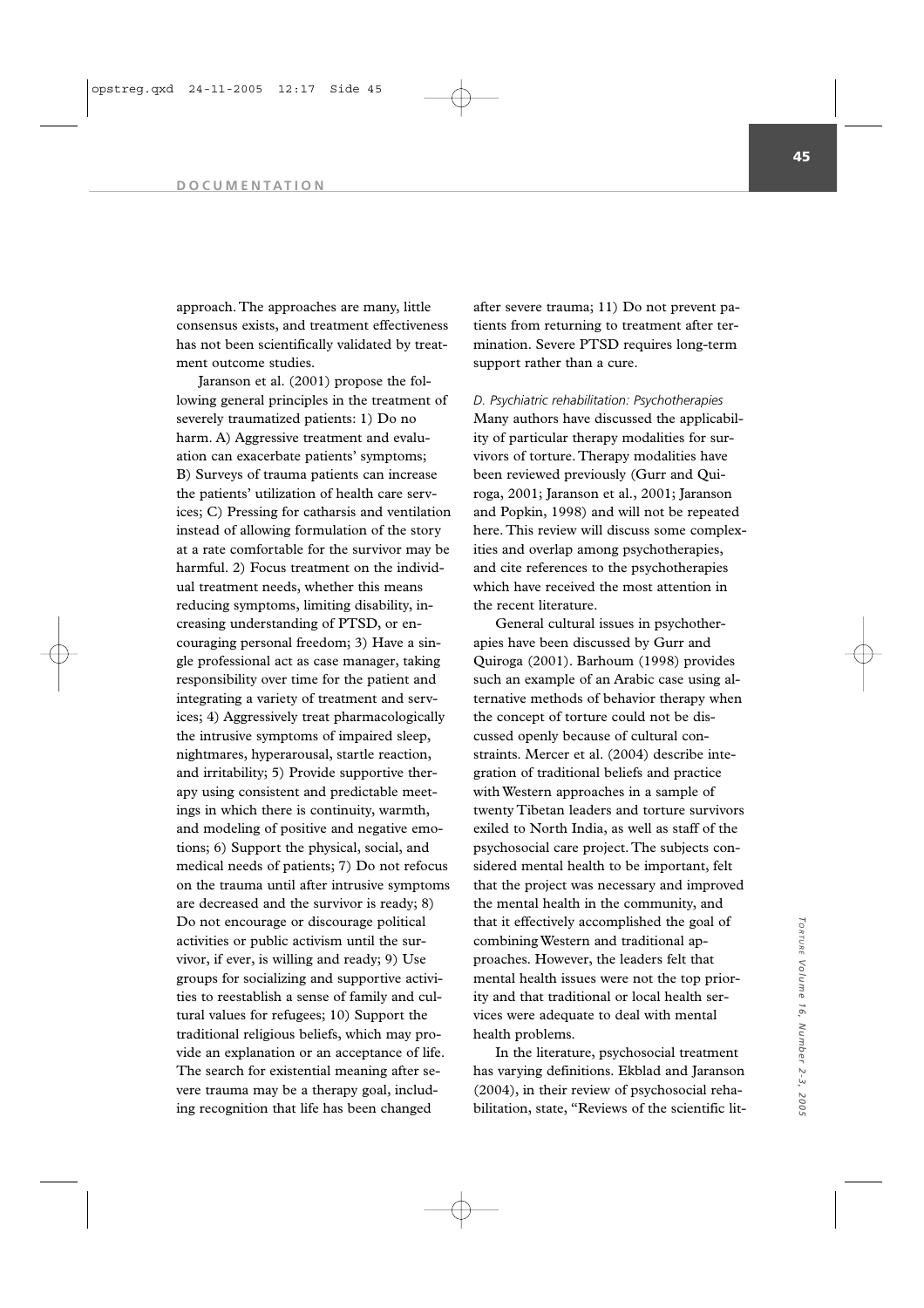approach. The approaches are many, little consensus exists, and treatment effectiveness has not been scientifically validated by treatment outcome studies.

Jaranson et al. (2001) propose the following general principles in the treatment of severely traumatized patients: 1) Do no harm. A) Aggressive treatment and evaluation can exacerbate patients' symptoms; B) Surveys of trauma patients can increase the patients' utilization of health care services; C) Pressing for catharsis and ventilation instead of allowing formulation of the story at a rate comfortable for the survivor may be harmful. 2) Focus treatment on the individual treatment needs, whether this means reducing symptoms, limiting disability, increasing understanding of PTSD, or encouraging personal freedom; 3) Have a single professional act as case manager, taking responsibility over time for the patient and integrating a variety of treatment and services; 4) Aggressively treat pharmacologically the intrusive symptoms of impaired sleep, nightmares, hyperarousal, startle reaction, and irritability; 5) Provide supportive therapy using consistent and predictable meetings in which there is continuity, warmth, and modeling of positive and negative emotions; 6) Support the physical, social, and medical needs of patients; 7) Do not refocus on the trauma until after intrusive symptoms are decreased and the survivor is ready; 8) Do not encourage or discourage political activities or public activism until the survivor, if ever, is willing and ready; 9) Use groups for socializing and supportive activities to reestablish a sense of family and cultural values for refugees; 10) Support the traditional religious beliefs, which may provide an explanation or an acceptance of life. The search for existential meaning after severe trauma may be a therapy goal, including recognition that life has been changed after severe trauma; 11) Do not prevent patients from returning to treatment after termination. Severe PTSD requires long-term support rather than a cure.

*D. Psychiatric rehabilitation: Psychotherapies*

Many authors have discussed the applicability of particular therapy modalities for survivors of torture. Therapy modalities have been reviewed previously (Gurr and Quiroga, 2001; Jaranson et al., 2001; Jaranson and Popkin, 1998) and will not be repeated here. This review will discuss some complexities and overlap among psychotherapies, and cite references to the psychotherapies which have received the most attention in the recent literature.

General cultural issues in psychotherapies have been discussed by Gurr and Quiroga (2001). Barhoum (1998) provides such an example of an Arabic case using alternative methods of behavior therapy when the concept of torture could not be discussed openly because of cultural constraints. Mercer et al. (2004) describe integration of traditional beliefs and practice with Western approaches in a sample of twenty Tibetan leaders and torture survivors exiled to North India, as well as staff of the psychosocial care project. The subjects considered mental health to be important, felt that the project was necessary and improved the mental health in the community, and that it effectively accomplished the goal of combining Western and traditional approaches. However, the leaders felt that mental health issues were not the top priority and that traditional or local health services were adequate to deal with mental health problems.

In the literature, psychosocial treatment has varying definitions. Ekblad and Jaranson (2004), in their review of psychosocial rehabilitation, state, "Reviews of the scientific lit-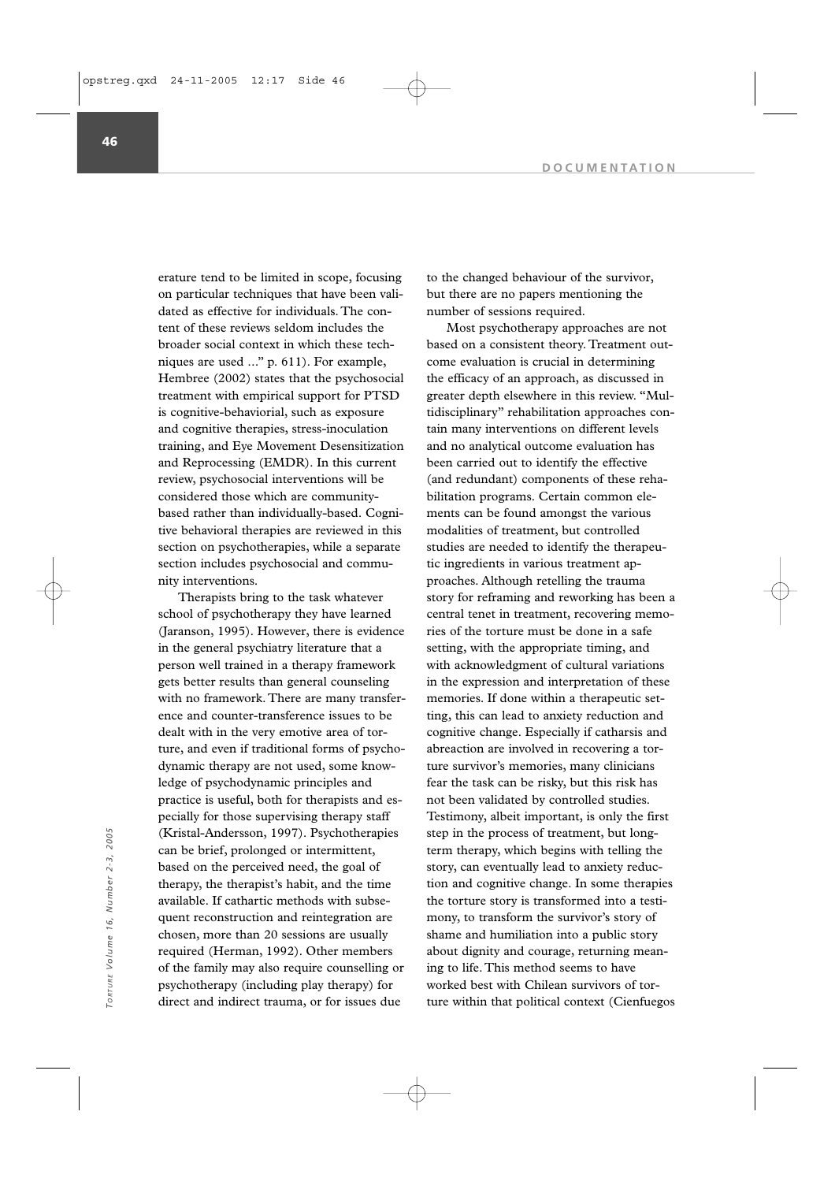erature tend to be limited in scope, focusing on particular techniques that have been validated as effective for individuals. The content of these reviews seldom includes the broader social context in which these techniques are used ..." p. 611). For example, Hembree (2002) states that the psychosocial treatment with empirical support for PTSD is cognitive-behaviorial, such as exposure and cognitive therapies, stress-inoculation training, and Eye Movement Desensitization and Reprocessing (EMDR). In this current review, psychosocial interventions will be considered those which are community-based rather than individually-based. Cognitive behavioral therapies are reviewed in this section on psychotherapies, while a separate section includes psychosocial and community interventions.

Therapists bring to the task whatever school of psychotherapy they have learned (Jaranson, 1995). However, there is evidence in the general psychiatry literature that a person well trained in a therapy framework gets better results than general counseling with no framework. There are many transference and counter-transference issues to be dealt with in the very emotive area of torture, and even if traditional forms of psychodynamic therapy are not used, some knowledge of psychodynamic principles and practice is useful, both for therapists and especially for those supervising therapy staff (Kristal-Andersson, 1997). Psychotherapies can be brief, prolonged or intermittent, based on the perceived need, the goal of therapy, the therapist's habit, and the time available. If cathartic methods with subsequent reconstruction and reintegration are chosen, more than 20 sessions are usually required (Herman, 1992). Other members of the family may also require counselling or psychotherapy (including play therapy) for direct and indirect trauma, or for issues due to the changed behaviour of the survivor, but there are no papers mentioning the number of sessions required.

Most psychotherapy approaches are not based on a consistent theory. Treatment outcome evaluation is crucial in determining the efficacy of an approach, as discussed in greater depth elsewhere in this review. "Multidisciplinary" rehabilitation approaches contain many interventions on different levels and no analytical outcome evaluation has been carried out to identify the effective (and redundant) components of these rehabilitation programs. Certain common elements can be found amongst the various modalities of treatment, but controlled studies are needed to identify the therapeutic ingredients in various treatment approaches. Although retelling the trauma story for reframing and reworking has been a central tenet in treatment, recovering memories of the torture must be done in a safe setting, with the appropriate timing, and with acknowledgment of cultural variations in the expression and interpretation of these memories. If done within a therapeutic setting, this can lead to anxiety reduction and cognitive change. Especially if catharsis and abreaction are involved in recovering a torture survivor's memories, many clinicians fear the task can be risky, but this risk has not been validated by controlled studies. Testimony, albeit important, is only the first step in the process of treatment, but long-term therapy, which begins with telling the story, can eventually lead to anxiety reduction and cognitive change. In some therapies the torture story is transformed into a testimony, to transform the survivor's story of shame and humiliation into a public story about dignity and courage, returning meaning to life. This method seems to have worked best with Chilean survivors of torture within that political context (Cienfuegos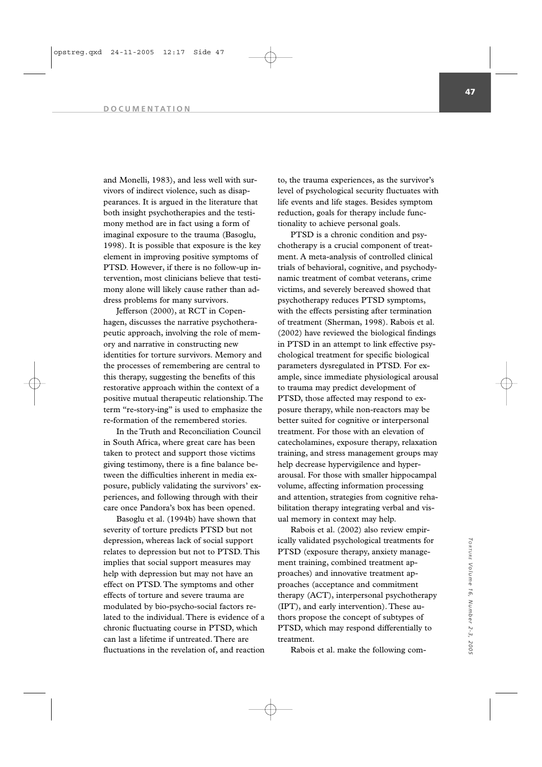and Monelli, 1983), and less well with survivors of indirect violence, such as disappearances. It is argued in the literature that both insight psychotherapies and the testimony method are in fact using a form of imaginal exposure to the trauma (Basoglu, 1998). It is possible that exposure is the key element in improving positive symptoms of PTSD. However, if there is no follow-up intervention, most clinicians believe that testimony alone will likely cause rather than address problems for many survivors.

Jefferson (2000), at RCT in Copenhagen, discusses the narrative psychotherapeutic approach, involving the role of memory and narrative in constructing new identities for torture survivors. Memory and the processes of remembering are central to this therapy, suggesting the benefits of this restorative approach within the context of a positive mutual therapeutic relationship. The term "re-story-ing" is used to emphasize the re-formation of the remembered stories.

In the Truth and Reconciliation Council in South Africa, where great care has been taken to protect and support those victims giving testimony, there is a fine balance between the difficulties inherent in media exposure, publicly validating the survivors' experiences, and following through with their care once Pandora's box has been opened.

Basoglu et al. (1994b) have shown that severity of torture predicts PTSD but not depression, whereas lack of social support relates to depression but not to PTSD. This implies that social support measures may help with depression but may not have an effect on PTSD. The symptoms and other effects of torture and severe trauma are modulated by bio-psycho-social factors related to the individual. There is evidence of a chronic fluctuating course in PTSD, which can last a lifetime if untreated. There are fluctuations in the revelation of, and reaction to, the trauma experiences, as the survivor's level of psychological security fluctuates with life events and life stages. Besides symptom reduction, goals for therapy include functionality to achieve personal goals.

PTSD is a chronic condition and psychotherapy is a crucial component of treatment. A meta-analysis of controlled clinical trials of behavioral, cognitive, and psychodynamic treatment of combat veterans, crime victims, and severely bereaved showed that psychotherapy reduces PTSD symptoms, with the effects persisting after termination of treatment (Sherman, 1998). Rabois et al. (2002) have reviewed the biological findings in PTSD in an attempt to link effective psychological treatment for specific biological parameters dysregulated in PTSD. For example, since immediate physiological arousal to trauma may predict development of PTSD, those affected may respond to exposure therapy, while non-reactors may be better suited for cognitive or interpersonal treatment. For those with an elevation of catecholamines, exposure therapy, relaxation training, and stress management groups may help decrease hypervigilence and hyperarousal. For those with smaller hippocampal volume, affecting information processing and attention, strategies from cognitive rehabilitation therapy integrating verbal and visual memory in context may help.

Rabois et al. (2002) also review empirically validated psychological treatments for PTSD (exposure therapy, anxiety management training, combined treatment approaches) and innovative treatment approaches (acceptance and commitment therapy (ACT), interpersonal psychotherapy (IPT), and early intervention). These authors propose the concept of subtypes of PTSD, which may respond differentially to treatment.

Rabois et al. make the following com-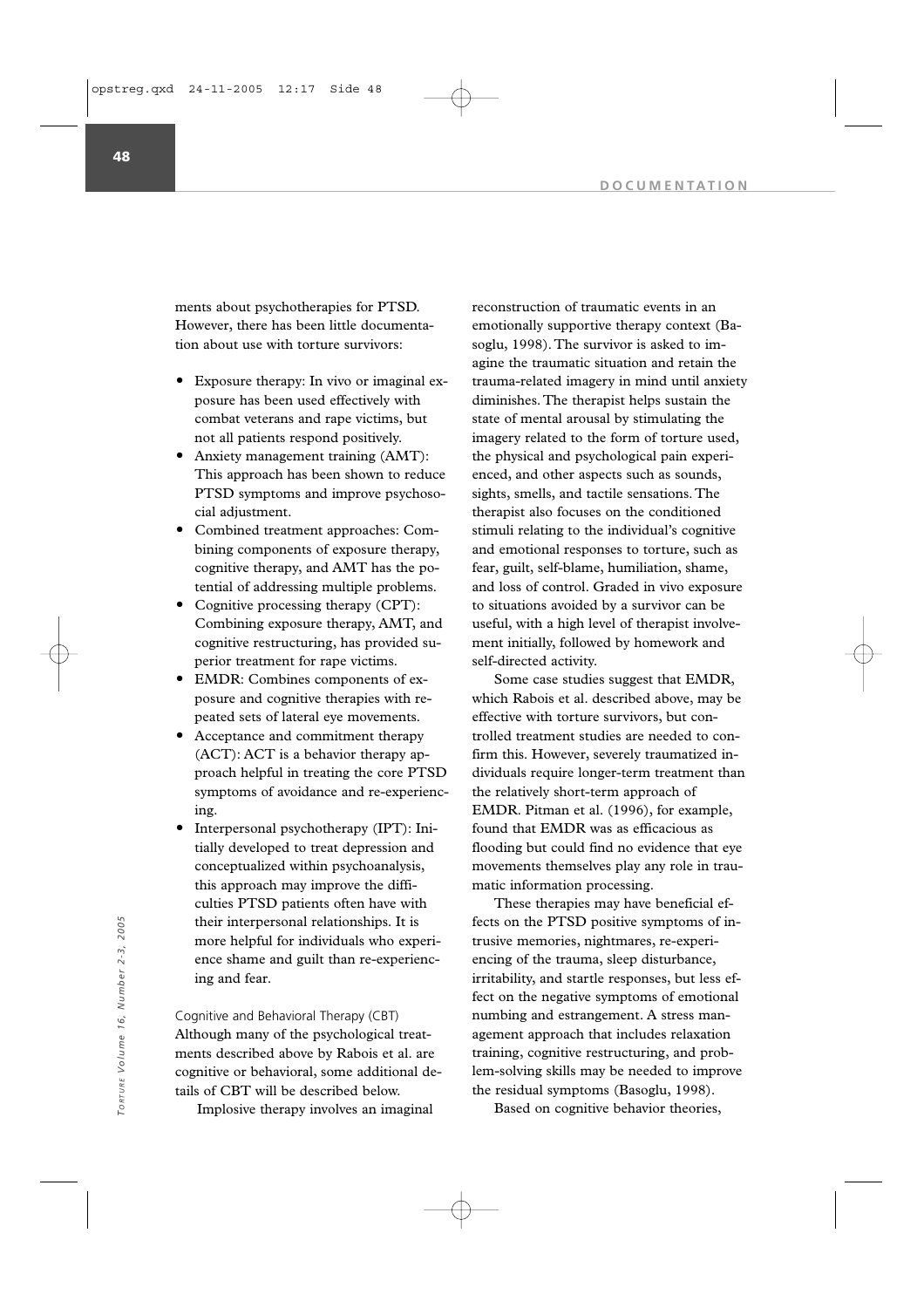ments about psychotherapies for PTSD. However, there has been little documentation about use with torture survivors:

- Exposure therapy: In vivo or imaginal exposure has been used effectively with combat veterans and rape victims, but not all patients respond positively.
- Anxiety management training (AMT): This approach has been shown to reduce PTSD symptoms and improve psychosocial adjustment.
- Combined treatment approaches: Combining components of exposure therapy, cognitive therapy, and AMT has the potential of addressing multiple problems.
- Cognitive processing therapy (CPT): Combining exposure therapy, AMT, and cognitive restructuring, has provided superior treatment for rape victims.
- EMDR: Combines components of exposure and cognitive therapies with repeated sets of lateral eye movements.
- Acceptance and commitment therapy (ACT): ACT is a behavior therapy approach helpful in treating the core PTSD symptoms of avoidance and re-experiencing.
- Interpersonal psychotherapy (IPT): Initially developed to treat depression and conceptualized within psychoanalysis, this approach may improve the difficulties PTSD patients often have with their interpersonal relationships. It is more helpful for individuals who experience shame and guilt than re-experiencing and fear.

### Cognitive and Behavioral Therapy (CBT)

Although many of the psychological treatments described above by Rabois et al. are cognitive or behavioral, some additional details of CBT will be described below.

Implosive therapy involves an imaginal reconstruction of traumatic events in an emotionally supportive therapy context (Basoglu, 1998). The survivor is asked to imagine the traumatic situation and retain the trauma-related imagery in mind until anxiety diminishes. The therapist helps sustain the state of mental arousal by stimulating the imagery related to the form of torture used, the physical and psychological pain experienced, and other aspects such as sounds, sights, smells, and tactile sensations. The therapist also focuses on the conditioned stimuli relating to the individual's cognitive and emotional responses to torture, such as fear, guilt, self-blame, humiliation, shame, and loss of control. Graded in vivo exposure to situations avoided by a survivor can be useful, with a high level of therapist involvement initially, followed by homework and self-directed activity.

Some case studies suggest that EMDR, which Rabois et al. described above, may be effective with torture survivors, but controlled treatment studies are needed to confirm this. However, severely traumatized individuals require longer-term treatment than the relatively short-term approach of EMDR. Pitman et al. (1996), for example, found that EMDR was as efficacious as flooding but could find no evidence that eye movements themselves play any role in traumatic information processing.

These therapies may have beneficial effects on the PTSD positive symptoms of intrusive memories, nightmares, re-experiencing of the trauma, sleep disturbance, irritability, and startle responses, but less effect on the negative symptoms of emotional numbing and estrangement. A stress management approach that includes relaxation training, cognitive restructuring, and problem-solving skills may be needed to improve the residual symptoms (Basoglu, 1998).

Based on cognitive behavior theories,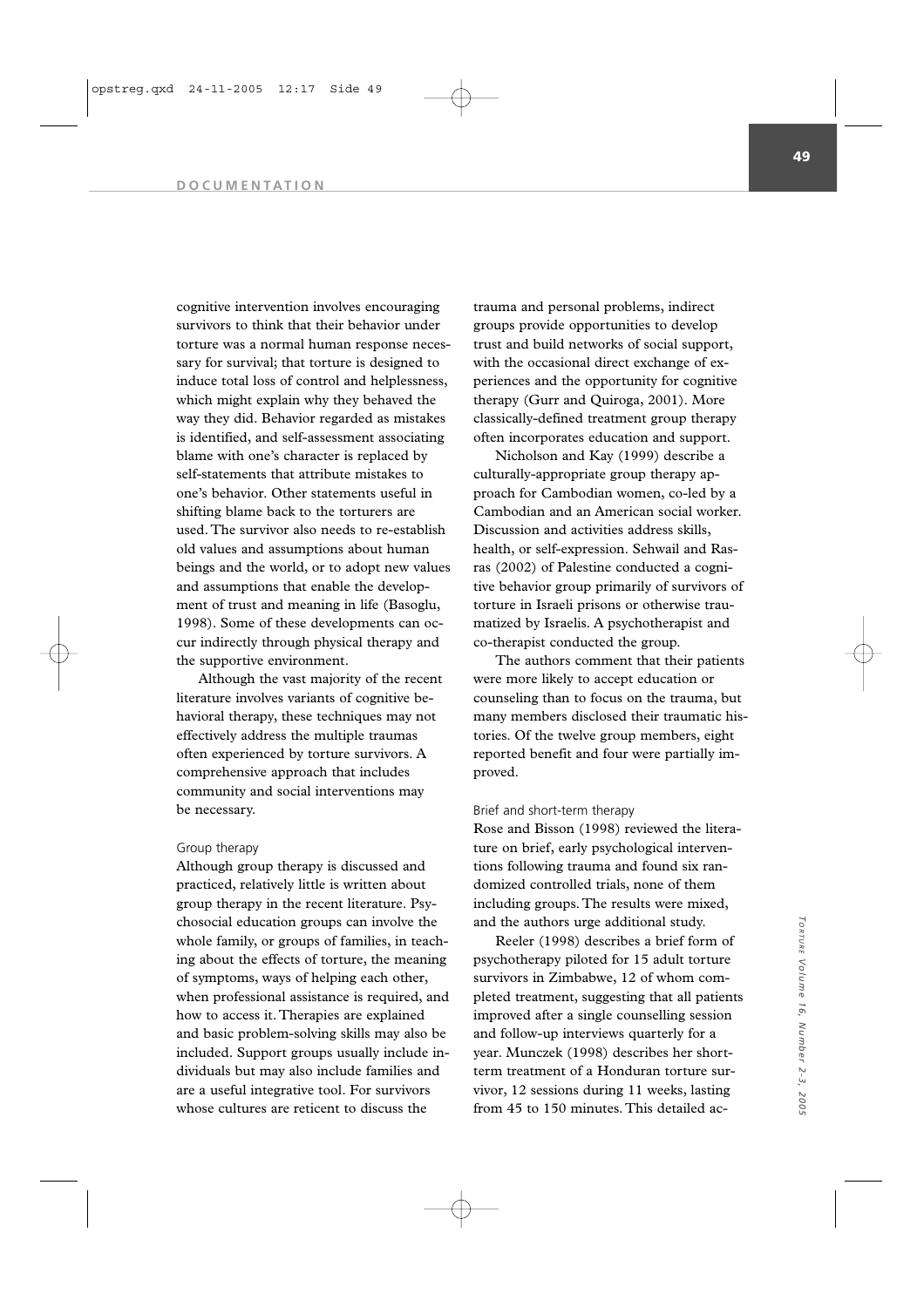cognitive intervention involves encouraging survivors to think that their behavior under torture was a normal human response necessary for survival; that torture is designed to induce total loss of control and helplessness, which might explain why they behaved the way they did. Behavior regarded as mistakes is identified, and self-assessment associating blame with one's character is replaced by self-statements that attribute mistakes to one's behavior. Other statements useful in shifting blame back to the torturers are used. The survivor also needs to re-establish old values and assumptions about human beings and the world, or to adopt new values and assumptions that enable the development of trust and meaning in life (Basoglu, 1998). Some of these developments can occur indirectly through physical therapy and the supportive environment.

Although the vast majority of the recent literature involves variants of cognitive behavioral therapy, these techniques may not effectively address the multiple traumas often experienced by torture survivors. A comprehensive approach that includes community and social interventions may be necessary.

### Group therapy

Although group therapy is discussed and practiced, relatively little is written about group therapy in the recent literature. Psychosocial education groups can involve the whole family, or groups of families, in teaching about the effects of torture, the meaning of symptoms, ways of helping each other, when professional assistance is required, and how to access it. Therapies are explained and basic problem-solving skills may also be included. Support groups usually include individuals but may also include families and are a useful integrative tool. For survivors whose cultures are reticent to discuss the trauma and personal problems, indirect groups provide opportunities to develop trust and build networks of social support, with the occasional direct exchange of experiences and the opportunity for cognitive therapy (Gurr and Quiroga, 2001). More classically-defined treatment group therapy often incorporates education and support.

Nicholson and Kay (1999) describe a culturally-appropriate group therapy approach for Cambodian women, co-led by a Cambodian and an American social worker. Discussion and activities address skills, health, or self-expression. Sehwail and Rasras (2002) of Palestine conducted a cognitive behavior group primarily of survivors of torture in Israeli prisons or otherwise traumatized by Israelis. A psychotherapist and co-therapist conducted the group.

The authors comment that their patients were more likely to accept education or counseling than to focus on the trauma, but many members disclosed their traumatic histories. Of the twelve group members, eight reported benefit and four were partially improved.

### Brief and short-term therapy

Rose and Bisson (1998) reviewed the literature on brief, early psychological interventions following trauma and found six randomized controlled trials, none of them including groups. The results were mixed, and the authors urge additional study.

Reeler (1998) describes a brief form of psychotherapy piloted for 15 adult torture survivors in Zimbabwe, 12 of whom completed treatment, suggesting that all patients improved after a single counselling session and follow-up interviews quarterly for a year. Munczek (1998) describes her short-term treatment of a Honduran torture survivor, 12 sessions during 11 weeks, lasting from 45 to 150 minutes. This detailed ac-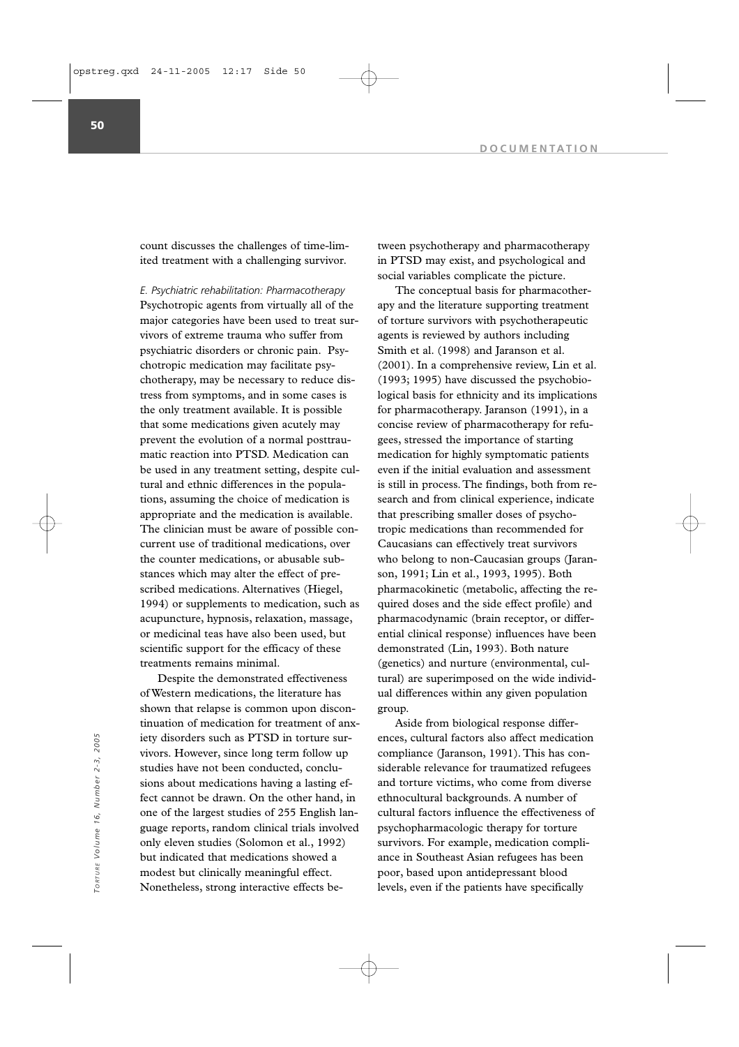count discusses the challenges of time-limited treatment with a challenging survivor.

*E. Psychiatric rehabilitation: Pharmacotherapy*

Psychotropic agents from virtually all of the major categories have been used to treat survivors of extreme trauma who suffer from psychiatric disorders or chronic pain. Psychotropic medication may facilitate psychotherapy, may be necessary to reduce distress from symptoms, and in some cases is the only treatment available. It is possible that some medications given acutely may prevent the evolution of a normal posttraumatic reaction into PTSD. Medication can be used in any treatment setting, despite cultural and ethnic differences in the populations, assuming the choice of medication is appropriate and the medication is available. The clinician must be aware of possible concurrent use of traditional medications, over the counter medications, or abusable substances which may alter the effect of prescribed medications. Alternatives (Hiegel, 1994) or supplements to medication, such as acupuncture, hypnosis, relaxation, massage, or medicinal teas have also been used, but scientific support for the efficacy of these treatments remains minimal.

Despite the demonstrated effectiveness of Western medications, the literature has shown that relapse is common upon discontinuation of medication for treatment of anxiety disorders such as PTSD in torture survivors. However, since long term follow up studies have not been conducted, conclusions about medications having a lasting effect cannot be drawn. On the other hand, in one of the largest studies of 255 English language reports, random clinical trials involved only eleven studies (Solomon et al., 1992) but indicated that medications showed a modest but clinically meaningful effect. Nonetheless, strong interactive effects between psychotherapy and pharmacotherapy in PTSD may exist, and psychological and social variables complicate the picture.

The conceptual basis for pharmacotherapy and the literature supporting treatment of torture survivors with psychotherapeutic agents is reviewed by authors including Smith et al. (1998) and Jaranson et al. (2001). In a comprehensive review, Lin et al. (1993; 1995) have discussed the psychobiological basis for ethnicity and its implications for pharmacotherapy. Jaranson (1991), in a concise review of pharmacotherapy for refugees, stressed the importance of starting medication for highly symptomatic patients even if the initial evaluation and assessment is still in process. The findings, both from research and from clinical experience, indicate that prescribing smaller doses of psychotropic medications than recommended for Caucasians can effectively treat survivors who belong to non-Caucasian groups (Jaranson, 1991; Lin et al., 1993, 1995). Both pharmacokinetic (metabolic, affecting the required doses and the side effect profile) and pharmacodynamic (brain receptor, or differential clinical response) influences have been demonstrated (Lin, 1993). Both nature (genetics) and nurture (environmental, cultural) are superimposed on the wide individual differences within any given population group.

Aside from biological response differences, cultural factors also affect medication compliance (Jaranson, 1991). This has considerable relevance for traumatized refugees and torture victims, who come from diverse ethnocultural backgrounds. A number of cultural factors influence the effectiveness of psychopharmacologic therapy for torture survivors. For example, medication compliance in Southeast Asian refugees has been poor, based upon antidepressant blood levels, even if the patients have specifically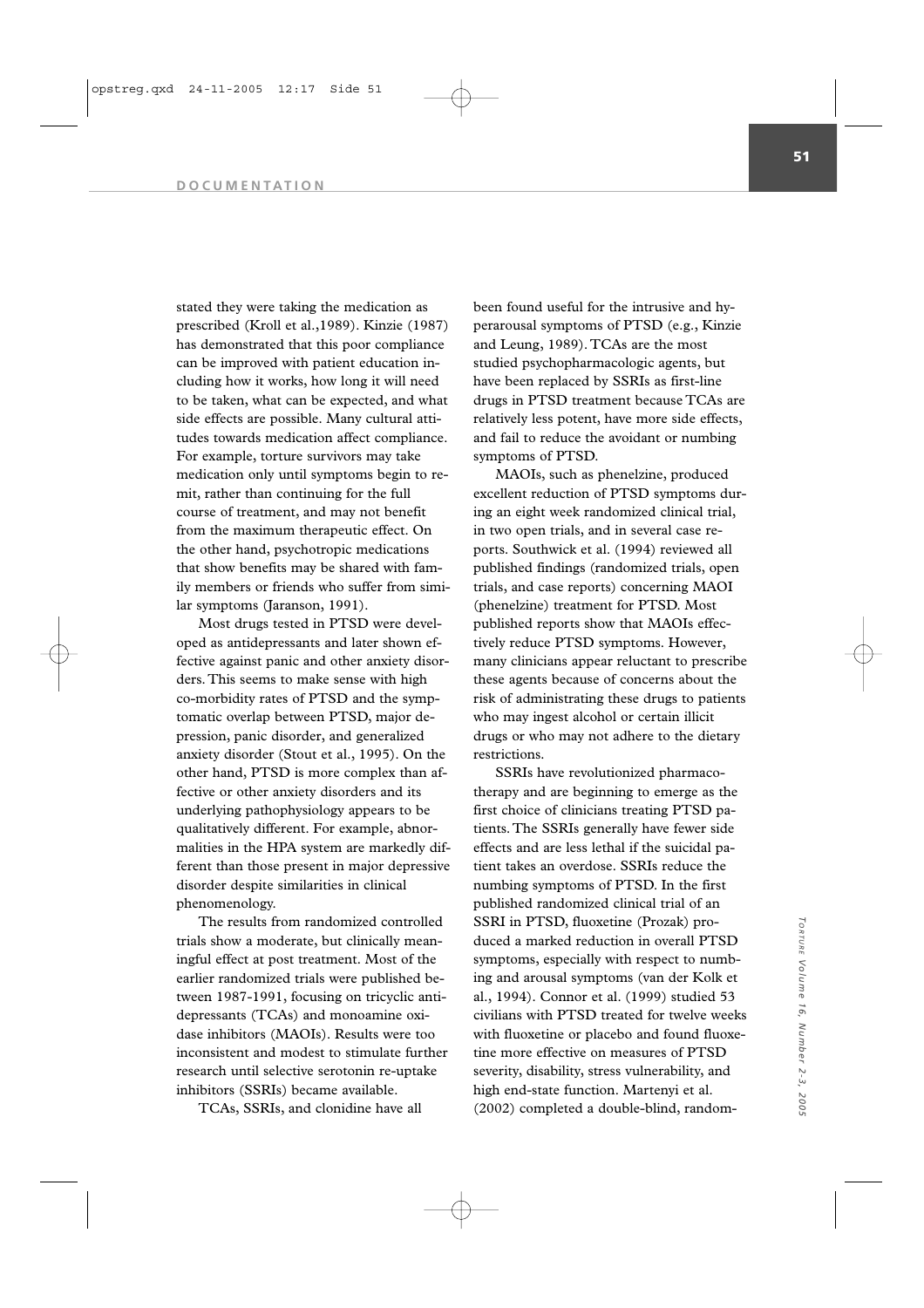stated they were taking the medication as prescribed (Kroll et al.,1989). Kinzie (1987) has demonstrated that this poor compliance can be improved with patient education including how it works, how long it will need to be taken, what can be expected, and what side effects are possible. Many cultural attitudes towards medication affect compliance. For example, torture survivors may take medication only until symptoms begin to remit, rather than continuing for the full course of treatment, and may not benefit from the maximum therapeutic effect. On the other hand, psychotropic medications that show benefits may be shared with family members or friends who suffer from similar symptoms (Jaranson, 1991).

Most drugs tested in PTSD were developed as antidepressants and later shown effective against panic and other anxiety disorders. This seems to make sense with high co-morbidity rates of PTSD and the symptomatic overlap between PTSD, major depression, panic disorder, and generalized anxiety disorder (Stout et al., 1995). On the other hand, PTSD is more complex than affective or other anxiety disorders and its underlying pathophysiology appears to be qualitatively different. For example, abnormalities in the HPA system are markedly different than those present in major depressive disorder despite similarities in clinical phenomenology.

The results from randomized controlled trials show a moderate, but clinically meaningful effect at post treatment. Most of the earlier randomized trials were published between 1987-1991, focusing on tricyclic antidepressants (TCAs) and monoamine oxidase inhibitors (MAOIs). Results were too inconsistent and modest to stimulate further research until selective serotonin re-uptake inhibitors (SSRIs) became available.

TCAs, SSRIs, and clonidine have all been found useful for the intrusive and hyperarousal symptoms of PTSD (e.g., Kinzie and Leung, 1989). TCAs are the most studied psychopharmacologic agents, but have been replaced by SSRIs as first-line drugs in PTSD treatment because TCAs are relatively less potent, have more side effects, and fail to reduce the avoidant or numbing symptoms of PTSD.

MAOIs, such as phenelzine, produced excellent reduction of PTSD symptoms during an eight week randomized clinical trial, in two open trials, and in several case reports. Southwick et al. (1994) reviewed all published findings (randomized trials, open trials, and case reports) concerning MAOI (phenelzine) treatment for PTSD. Most published reports show that MAOIs effectively reduce PTSD symptoms. However, many clinicians appear reluctant to prescribe these agents because of concerns about the risk of administrating these drugs to patients who may ingest alcohol or certain illicit drugs or who may not adhere to the dietary restrictions.

SSRIs have revolutionized pharmacotherapy and are beginning to emerge as the first choice of clinicians treating PTSD patients. The SSRIs generally have fewer side effects and are less lethal if the suicidal patient takes an overdose. SSRIs reduce the numbing symptoms of PTSD. In the first published randomized clinical trial of an SSRI in PTSD, fluoxetine (Prozak) produced a marked reduction in overall PTSD symptoms, especially with respect to numbing and arousal symptoms (van der Kolk et al., 1994). Connor et al. (1999) studied 53 civilians with PTSD treated for twelve weeks with fluoxetine or placebo and found fluoxetine more effective on measures of PTSD severity, disability, stress vulnerability, and high end-state function. Martenyi et al. (2002) completed a double-blind, random-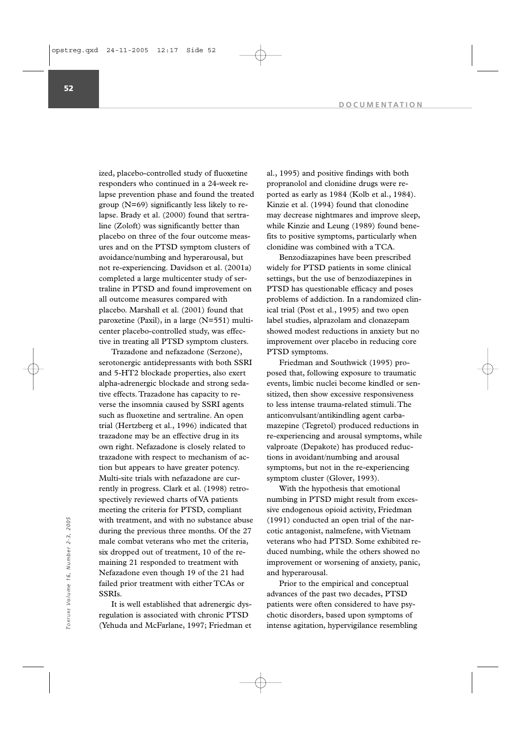ized, placebo-controlled study of fluoxetine responders who continued in a 24-week relapse prevention phase and found the treated group (N=69) significantly less likely to relapse. Brady et al. (2000) found that sertraline (Zoloft) was significantly better than placebo on three of the four outcome measures and on the PTSD symptom clusters of avoidance/numbing and hyperarousal, but not re-experiencing. Davidson et al. (2001a) completed a large multicenter study of sertraline in PTSD and found improvement on all outcome measures compared with placebo. Marshall et al. (2001) found that paroxetine (Paxil), in a large (N=551) multicenter placebo-controlled study, was effective in treating all PTSD symptom clusters.

Trazadone and nefazadone (Serzone), serotonergic antidepressants with both SSRI and 5-HT2 blockade properties, also exert alpha-adrenergic blockade and strong sedative effects. Trazadone has capacity to reverse the insomnia caused by SSRI agents such as fluoxetine and sertraline. An open trial (Hertzberg et al., 1996) indicated that trazadone may be an effective drug in its own right. Nefazadone is closely related to trazadone with respect to mechanism of action but appears to have greater potency. Multi-site trials with nefazadone are currently in progress. Clark et al. (1998) retrospectively reviewed charts of VA patients meeting the criteria for PTSD, compliant with treatment, and with no substance abuse during the previous three months. Of the 27 male combat veterans who met the criteria, six dropped out of treatment, 10 of the remaining 21 responded to treatment with Nefazadone even though 19 of the 21 had failed prior treatment with either TCAs or SSRIs.

It is well established that adrenergic dysregulation is associated with chronic PTSD (Yehuda and McFarlane, 1997; Friedman et al., 1995) and positive findings with both propranolol and clonidine drugs were reported as early as 1984 (Kolb et al., 1984). Kinzie et al. (1994) found that clonodine may decrease nightmares and improve sleep, while Kinzie and Leung (1989) found benefits to positive symptoms, particularly when clonidine was combined with a TCA.

Benzodiazapines have been prescribed widely for PTSD patients in some clinical settings, but the use of benzodiazepines in PTSD has questionable efficacy and poses problems of addiction. In a randomized clinical trial (Post et al., 1995) and two open label studies, alprazolam and clonazepam showed modest reductions in anxiety but no improvement over placebo in reducing core PTSD symptoms.

Friedman and Southwick (1995) proposed that, following exposure to traumatic events, limbic nuclei become kindled or sensitized, then show excessive responsiveness to less intense trauma-related stimuli. The anticonvulsant/antikindling agent carbamazepine (Tegretol) produced reductions in re-experiencing and arousal symptoms, while valproate (Depakote) has produced reductions in avoidant/numbing and arousal symptoms, but not in the re-experiencing symptom cluster (Glover, 1993).

With the hypothesis that emotional numbing in PTSD might result from excessive endogenous opioid activity, Friedman (1991) conducted an open trial of the narcotic antagonist, nalmefene, with Vietnam veterans who had PTSD. Some exhibited reduced numbing, while the others showed no improvement or worsening of anxiety, panic, and hyperarousal.

Prior to the empirical and conceptual advances of the past two decades, PTSD patients were often considered to have psychotic disorders, based upon symptoms of intense agitation, hypervigilance resembling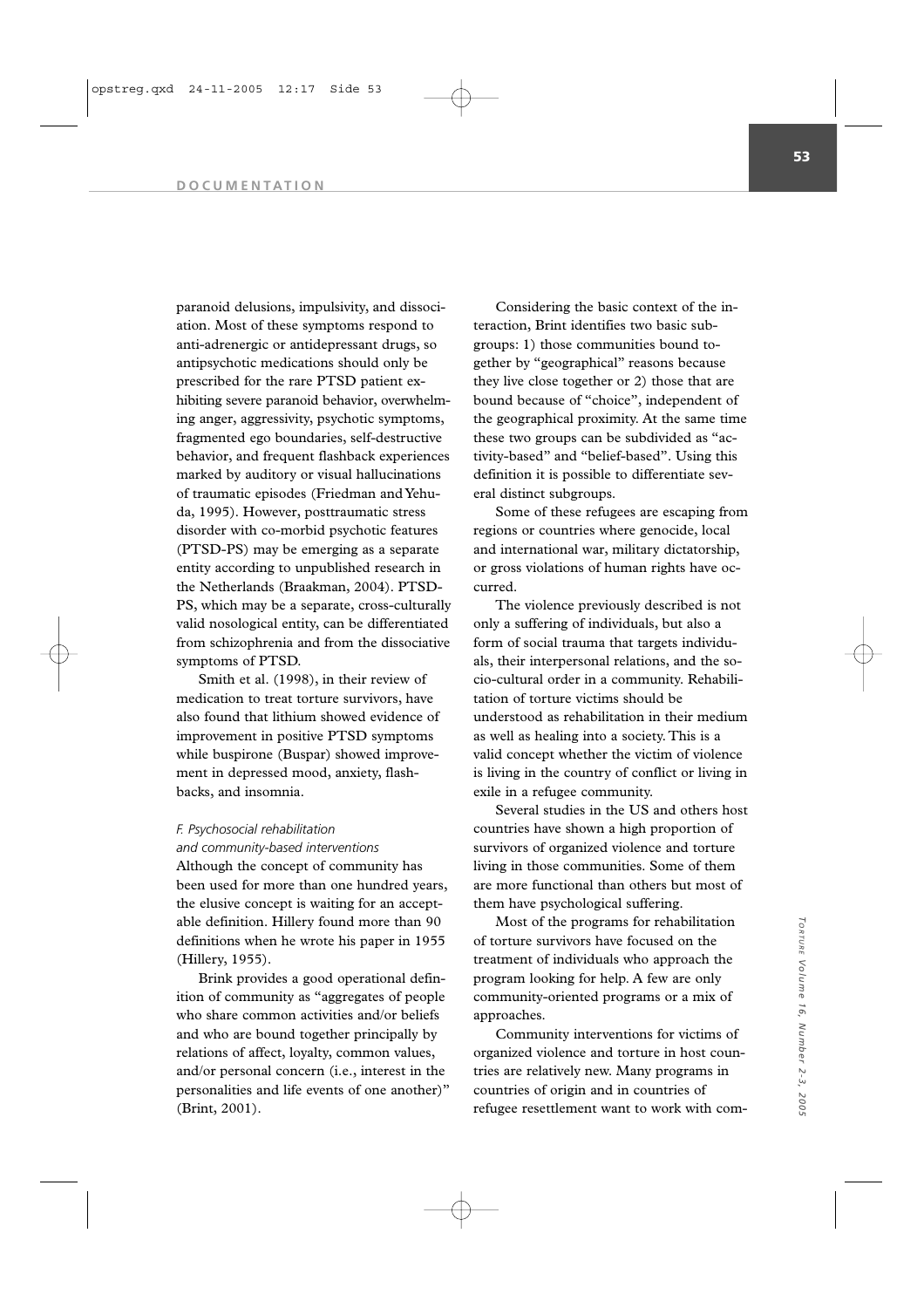paranoid delusions, impulsivity, and dissociation. Most of these symptoms respond to anti-adrenergic or antidepressant drugs, so antipsychotic medications should only be prescribed for the rare PTSD patient exhibiting severe paranoid behavior, overwhelming anger, aggressivity, psychotic symptoms, fragmented ego boundaries, self-destructive behavior, and frequent flashback experiences marked by auditory or visual hallucinations of traumatic episodes (Friedman and Yehuda, 1995). However, posttraumatic stress disorder with co-morbid psychotic features (PTSD-PS) may be emerging as a separate entity according to unpublished research in the Netherlands (Braakman, 2004). PTSD-PS, which may be a separate, cross-culturally valid nosological entity, can be differentiated from schizophrenia and from the dissociative symptoms of PTSD.

Smith et al. (1998), in their review of medication to treat torture survivors, have also found that lithium showed evidence of improvement in positive PTSD symptoms while buspirone (Buspar) showed improvement in depressed mood, anxiety, flashbacks, and insomnia.

*F. Psychosocial rehabilitation and community-based interventions*

Although the concept of community has been used for more than one hundred years, the elusive concept is waiting for an acceptable definition. Hillery found more than 90 definitions when he wrote his paper in 1955 (Hillery, 1955).

Brink provides a good operational definition of community as "aggregates of people who share common activities and/or beliefs and who are bound together principally by relations of affect, loyalty, common values, and/or personal concern (i.e., interest in the personalities and life events of one another)" (Brint, 2001).

Considering the basic context of the interaction, Brint identifies two basic subgroups: 1) those communities bound together by "geographical" reasons because they live close together or 2) those that are bound because of "choice", independent of the geographical proximity. At the same time these two groups can be subdivided as "activity-based" and "belief-based". Using this definition it is possible to differentiate several distinct subgroups.

Some of these refugees are escaping from regions or countries where genocide, local and international war, military dictatorship, or gross violations of human rights have occurred.

The violence previously described is not only a suffering of individuals, but also a form of social trauma that targets individuals, their interpersonal relations, and the socio-cultural order in a community. Rehabilitation of torture victims should be understood as rehabilitation in their medium as well as healing into a society. This is a valid concept whether the victim of violence is living in the country of conflict or living in exile in a refugee community.

Several studies in the US and others host countries have shown a high proportion of survivors of organized violence and torture living in those communities. Some of them are more functional than others but most of them have psychological suffering.

Most of the programs for rehabilitation of torture survivors have focused on the treatment of individuals who approach the program looking for help. A few are only community-oriented programs or a mix of approaches.

Community interventions for victims of organized violence and torture in host countries are relatively new. Many programs in countries of origin and in countries of refugee resettlement want to work with com-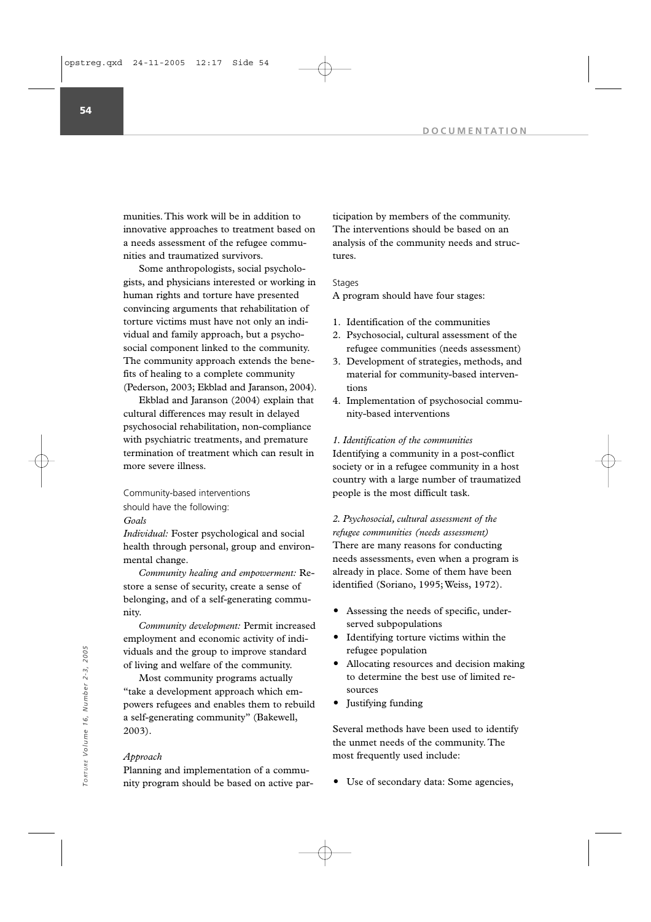munities. This work will be in addition to innovative approaches to treatment based on a needs assessment of the refugee communities and traumatized survivors.

Some anthropologists, social psychologists, and physicians interested or working in human rights and torture have presented convincing arguments that rehabilitation of torture victims must have not only an individual and family approach, but a psychosocial component linked to the community. The community approach extends the benefits of healing to a complete community (Pederson, 2003; Ekblad and Jaranson, 2004).

Ekblad and Jaranson (2004) explain that cultural differences may result in delayed psychosocial rehabilitation, non-compliance with psychiatric treatments, and premature termination of treatment which can result in more severe illness.

Community-based interventions should have the following:

*Goals*

*Individual:* Foster psychological and social health through personal, group and environmental change.

*Community healing and empowerment:* Restore a sense of security, create a sense of belonging, and of a self-generating community.

*Community development:* Permit increased employment and economic activity of individuals and the group to improve standard of living and welfare of the community.

Most community programs actually "take a development approach which empowers refugees and enables them to rebuild a self-generating community" (Bakewell, 2003).

*Approach*

Planning and implementation of a community program should be based on active participation by members of the community. The interventions should be based on an analysis of the community needs and structures.

Stages

A program should have four stages:

1. Identification of the communities
2. Psychosocial, cultural assessment of the refugee communities (needs assessment)
3. Development of strategies, methods, and material for community-based interventions
4. Implementation of psychosocial community-based interventions

*1. Identification of the communities*

Identifying a community in a post-conflict society or in a refugee community in a host country with a large number of traumatized people is the most difficult task.

*2. Psychosocial, cultural assessment of the refugee communities (needs assessment)*

There are many reasons for conducting needs assessments, even when a program is already in place. Some of them have been identified (Soriano, 1995; Weiss, 1972).

- Assessing the needs of specific, underserved subpopulations
- Identifying torture victims within the refugee population
- Allocating resources and decision making to determine the best use of limited resources
- Justifying funding

Several methods have been used to identify the unmet needs of the community. The most frequently used include:

- Use of secondary data: Some agencies,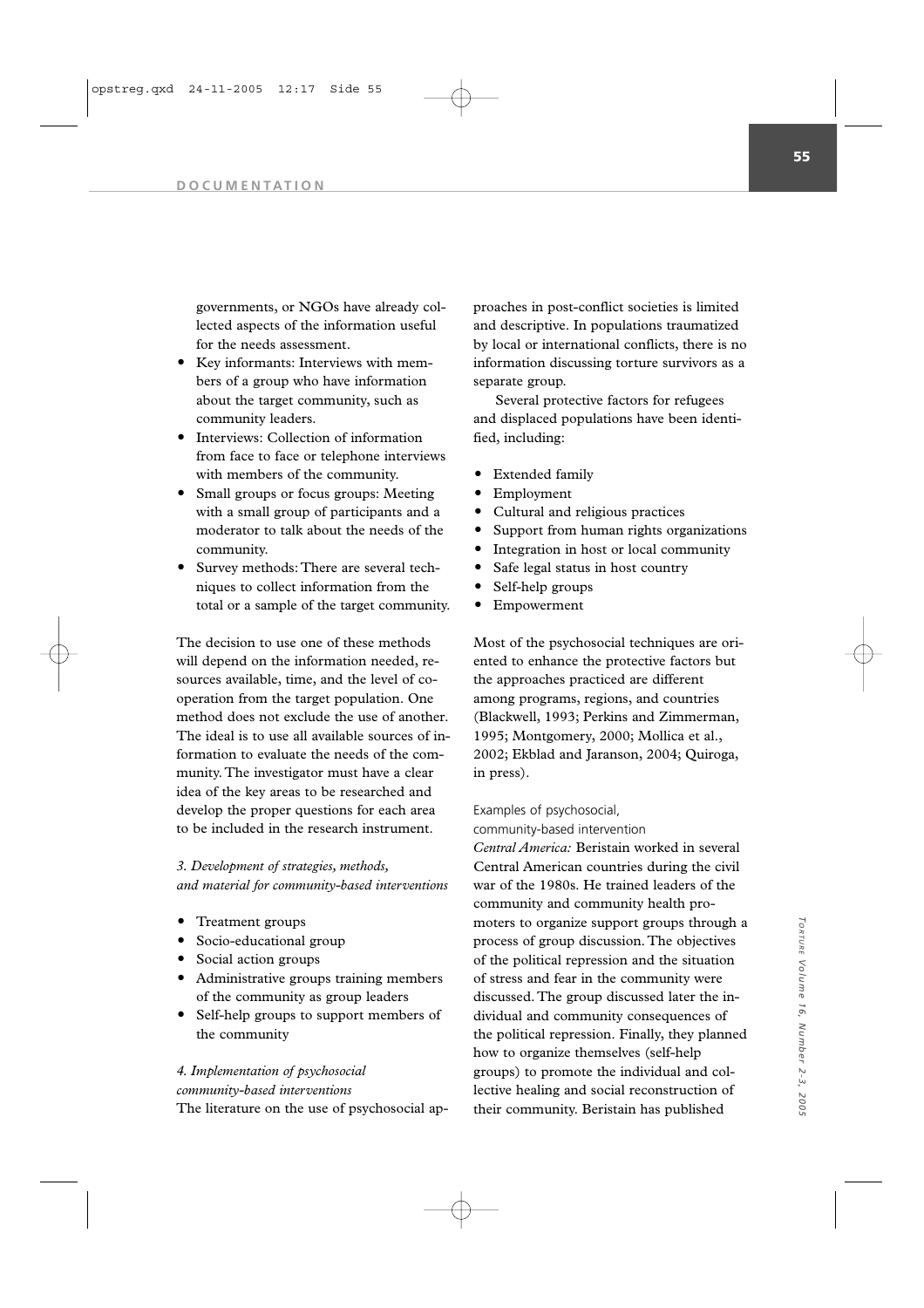governments, or NGOs have already collected aspects of the information useful for the needs assessment.

- Key informants: Interviews with members of a group who have information about the target community, such as community leaders.
- Interviews: Collection of information from face to face or telephone interviews with members of the community.
- Small groups or focus groups: Meeting with a small group of participants and a moderator to talk about the needs of the community.
- Survey methods: There are several techniques to collect information from the total or a sample of the target community.

The decision to use one of these methods will depend on the information needed, resources available, time, and the level of cooperation from the target population. One method does not exclude the use of another. The ideal is to use all available sources of information to evaluate the needs of the community. The investigator must have a clear idea of the key areas to be researched and develop the proper questions for each area to be included in the research instrument.

*3. Development of strategies, methods, and material for community-based interventions*

- Treatment groups
- Socio-educational group
- Social action groups
- Administrative groups training members of the community as group leaders
- Self-help groups to support members of the community

*4. Implementation of psychosocial community-based interventions*

The literature on the use of psychosocial approaches in post-conflict societies is limited and descriptive. In populations traumatized by local or international conflicts, there is no information discussing torture survivors as a separate group.

Several protective factors for refugees and displaced populations have been identified, including:

- Extended family
- Employment
- Cultural and religious practices
- Support from human rights organizations
- Integration in host or local community
- Safe legal status in host country
- Self-help groups
- Empowerment

Most of the psychosocial techniques are oriented to enhance the protective factors but the approaches practiced are different among programs, regions, and countries (Blackwell, 1993; Perkins and Zimmerman, 1995; Montgomery, 2000; Mollica et al., 2002; Ekblad and Jaranson, 2004; Quiroga, in press).

Examples of psychosocial, community-based intervention

*Central America:* Beristain worked in several Central American countries during the civil war of the 1980s. He trained leaders of the community and community health promoters to organize support groups through a process of group discussion. The objectives of the political repression and the situation of stress and fear in the community were discussed. The group discussed later the individual and community consequences of the political repression. Finally, they planned how to organize themselves (self-help groups) to promote the individual and collective healing and social reconstruction of their community. Beristain has published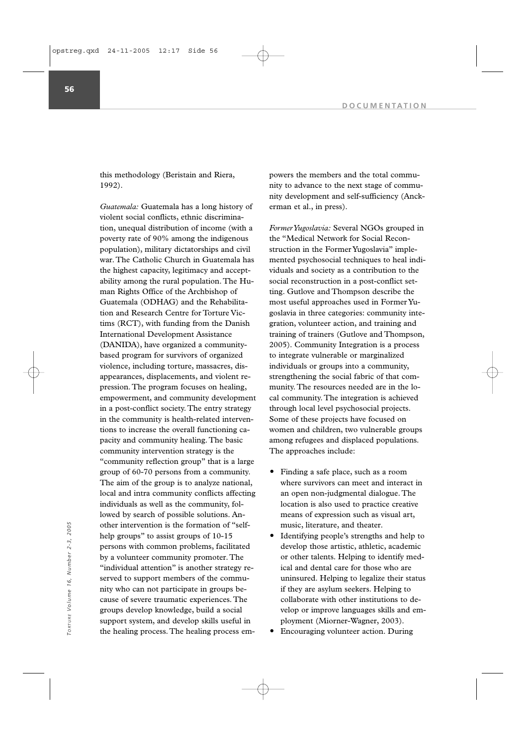this methodology (Beristain and Riera, 1992).

*Guatemala:* Guatemala has a long history of violent social conflicts, ethnic discrimination, unequal distribution of income (with a poverty rate of 90% among the indigenous population), military dictatorships and civil war. The Catholic Church in Guatemala has the highest capacity, legitimacy and acceptability among the rural population. The Human Rights Office of the Archbishop of Guatemala (ODHAG) and the Rehabilitation and Research Centre for Torture Victims (RCT), with funding from the Danish International Development Assistance (DANIDA), have organized a community-based program for survivors of organized violence, including torture, massacres, disappearances, displacements, and violent repression. The program focuses on healing, empowerment, and community development in a post-conflict society. The entry strategy in the community is health-related interventions to increase the overall functioning capacity and community healing. The basic community intervention strategy is the "community reflection group" that is a large group of 60-70 persons from a community. The aim of the group is to analyze national, local and intra community conflicts affecting individuals as well as the community, followed by search of possible solutions. Another intervention is the formation of "self-help groups" to assist groups of 10-15 persons with common problems, facilitated by a volunteer community promoter. The "individual attention" is another strategy reserved to support members of the community who can not participate in groups because of severe traumatic experiences. The groups develop knowledge, build a social support system, and develop skills useful in the healing process. The healing process empowers the members and the total community to advance to the next stage of community development and self-sufficiency (Anckerman et al., in press).

*Former Yugoslavia:* Several NGOs grouped in the "Medical Network for Social Reconstruction in the Former Yugoslavia" implemented psychosocial techniques to heal individuals and society as a contribution to the social reconstruction in a post-conflict setting. Gutlove and Thompson describe the most useful approaches used in Former Yugoslavia in three categories: community integration, volunteer action, and training and training of trainers (Gutlove and Thompson, 2005). Community Integration is a process to integrate vulnerable or marginalized individuals or groups into a community, strengthening the social fabric of that community. The resources needed are in the local community. The integration is achieved through local level psychosocial projects. Some of these projects have focused on women and children, two vulnerable groups among refugees and displaced populations. The approaches include:

- Finding a safe place, such as a room where survivors can meet and interact in an open non-judgmental dialogue. The location is also used to practice creative means of expression such as visual art, music, literature, and theater.
- Identifying people's strengths and help to develop those artistic, athletic, academic or other talents. Helping to identify medical and dental care for those who are uninsured. Helping to legalize their status if they are asylum seekers. Helping to collaborate with other institutions to develop or improve languages skills and employment (Miorner-Wagner, 2003).
- Encouraging volunteer action. During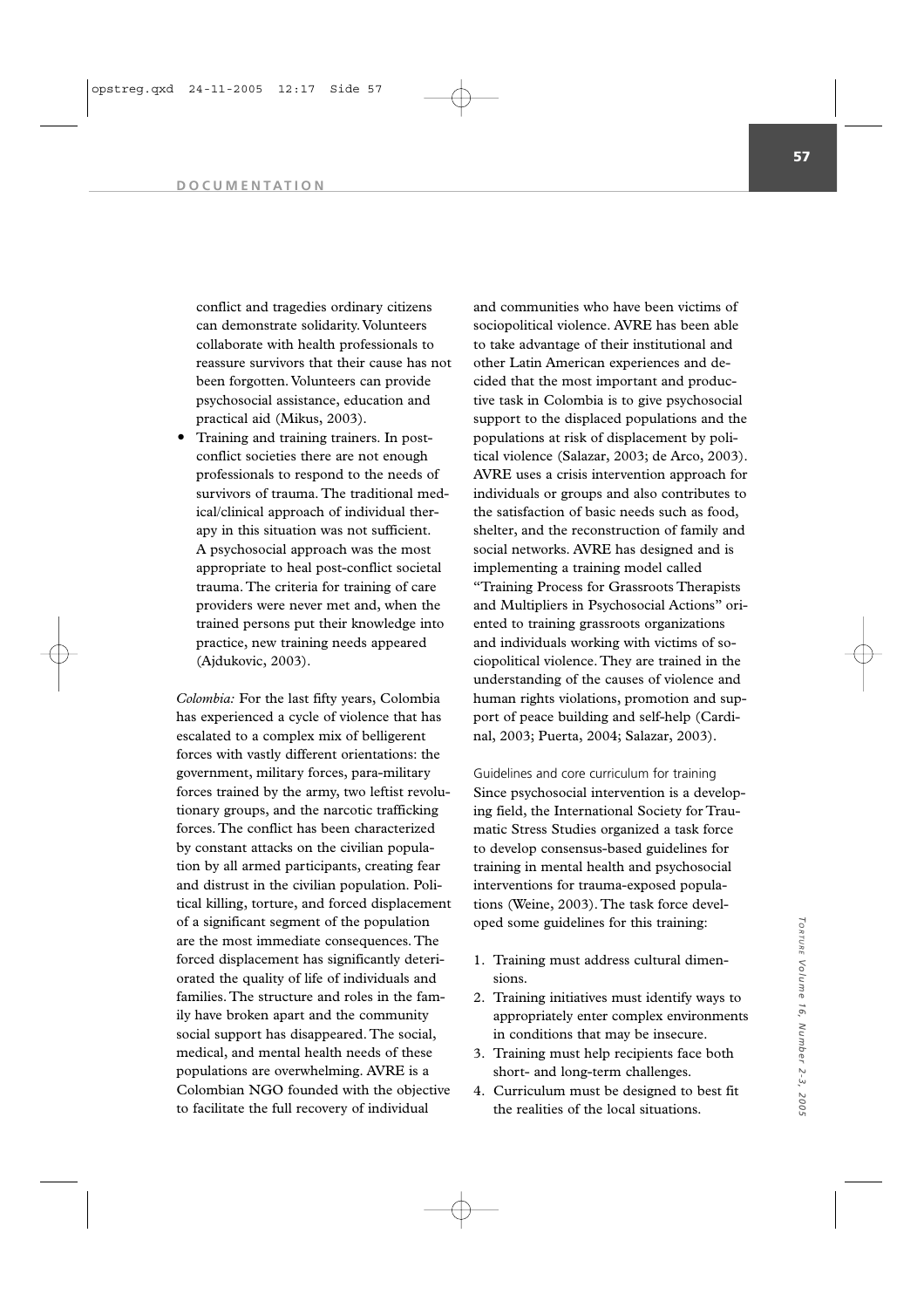conflict and tragedies ordinary citizens can demonstrate solidarity. Volunteers collaborate with health professionals to reassure survivors that their cause has not been forgotten. Volunteers can provide psychosocial assistance, education and practical aid (Mikus, 2003).

- Training and training trainers. In post-conflict societies there are not enough professionals to respond to the needs of survivors of trauma. The traditional medical/clinical approach of individual therapy in this situation was not sufficient. A psychosocial approach was the most appropriate to heal post-conflict societal trauma. The criteria for training of care providers were never met and, when the trained persons put their knowledge into practice, new training needs appeared (Ajdukovic, 2003).

*Colombia:* For the last fifty years, Colombia has experienced a cycle of violence that has escalated to a complex mix of belligerent forces with vastly different orientations: the government, military forces, para-military forces trained by the army, two leftist revolutionary groups, and the narcotic trafficking forces. The conflict has been characterized by constant attacks on the civilian population by all armed participants, creating fear and distrust in the civilian population. Political killing, torture, and forced displacement of a significant segment of the population are the most immediate consequences. The forced displacement has significantly deteriorated the quality of life of individuals and families. The structure and roles in the family have broken apart and the community social support has disappeared. The social, medical, and mental health needs of these populations are overwhelming. AVRE is a Colombian NGO founded with the objective to facilitate the full recovery of individual and communities who have been victims of sociopolitical violence. AVRE has been able to take advantage of their institutional and other Latin American experiences and decided that the most important and productive task in Colombia is to give psychosocial support to the displaced populations and the populations at risk of displacement by political violence (Salazar, 2003; de Arco, 2003). AVRE uses a crisis intervention approach for individuals or groups and also contributes to the satisfaction of basic needs such as food, shelter, and the reconstruction of family and social networks. AVRE has designed and is implementing a training model called "Training Process for Grassroots Therapists and Multipliers in Psychosocial Actions" oriented to training grassroots organizations and individuals working with victims of sociopolitical violence. They are trained in the understanding of the causes of violence and human rights violations, promotion and support of peace building and self-help (Cardinal, 2003; Puerta, 2004; Salazar, 2003).

### Guidelines and core curriculum for training

Since psychosocial intervention is a developing field, the International Society for Traumatic Stress Studies organized a task force to develop consensus-based guidelines for training in mental health and psychosocial interventions for trauma-exposed populations (Weine, 2003). The task force developed some guidelines for this training:

1. Training must address cultural dimensions.
2. Training initiatives must identify ways to appropriately enter complex environments in conditions that may be insecure.
3. Training must help recipients face both short- and long-term challenges.
4. Curriculum must be designed to best fit the realities of the local situations.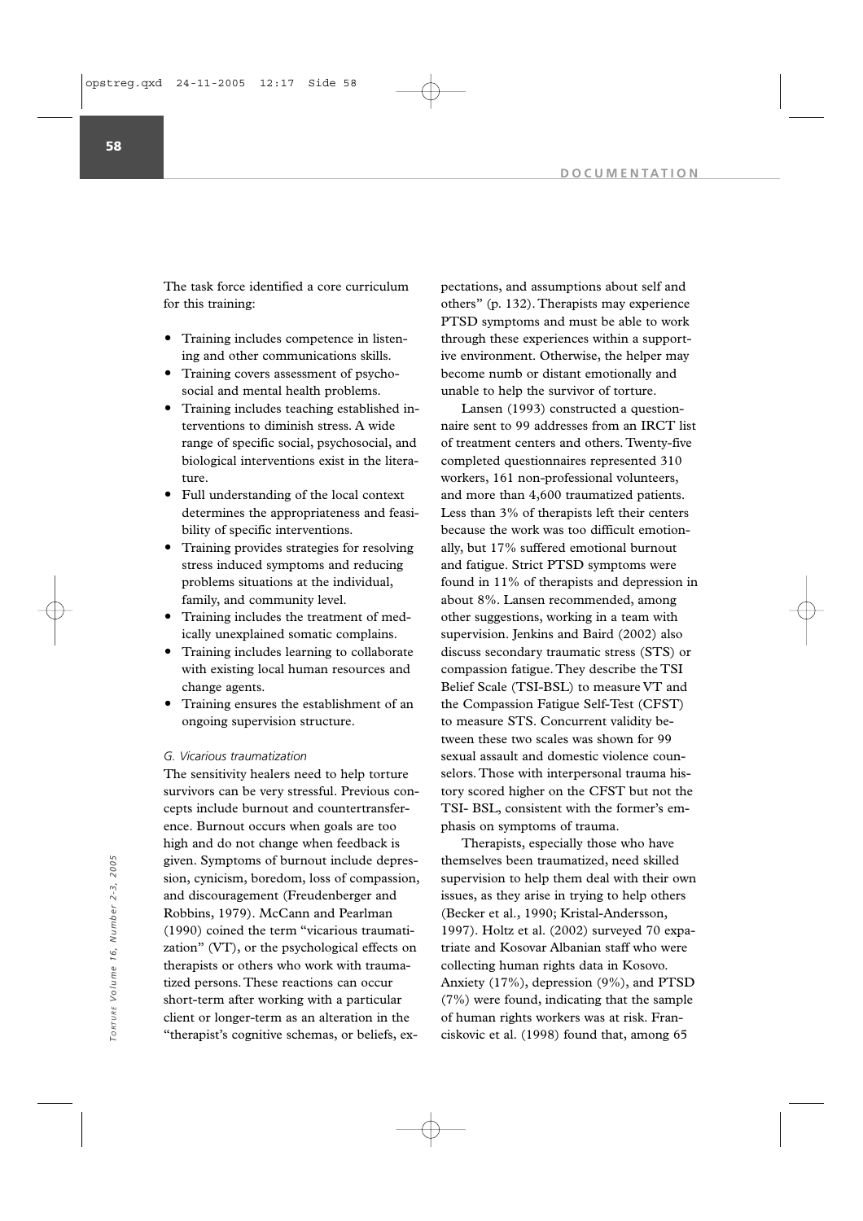The task force identified a core curriculum for this training:

- Training includes competence in listening and other communications skills.
- Training covers assessment of psychosocial and mental health problems.
- Training includes teaching established interventions to diminish stress. A wide range of specific social, psychosocial, and biological interventions exist in the literature.
- Full understanding of the local context determines the appropriateness and feasibility of specific interventions.
- Training provides strategies for resolving stress induced symptoms and reducing problems situations at the individual, family, and community level.
- Training includes the treatment of medically unexplained somatic complains.
- Training includes learning to collaborate with existing local human resources and change agents.
- Training ensures the establishment of an ongoing supervision structure.

*G. Vicarious traumatization*

The sensitivity healers need to help torture survivors can be very stressful. Previous concepts include burnout and countertransference. Burnout occurs when goals are too high and do not change when feedback is given. Symptoms of burnout include depression, cynicism, boredom, loss of compassion, and discouragement (Freudenberger and Robbins, 1979). McCann and Pearlman (1990) coined the term "vicarious traumatization" (VT), or the psychological effects on therapists or others who work with traumatized persons. These reactions can occur short-term after working with a particular client or longer-term as an alteration in the "therapist's cognitive schemas, or beliefs, expectations, and assumptions about self and others" (p. 132). Therapists may experience PTSD symptoms and must be able to work through these experiences within a supportive environment. Otherwise, the helper may become numb or distant emotionally and unable to help the survivor of torture.

Lansen (1993) constructed a questionnaire sent to 99 addresses from an IRCT list of treatment centers and others. Twenty-five completed questionnaires represented 310 workers, 161 non-professional volunteers, and more than 4,600 traumatized patients. Less than 3% of therapists left their centers because the work was too difficult emotionally, but 17% suffered emotional burnout and fatigue. Strict PTSD symptoms were found in 11% of therapists and depression in about 8%. Lansen recommended, among other suggestions, working in a team with supervision. Jenkins and Baird (2002) also discuss secondary traumatic stress (STS) or compassion fatigue. They describe the TSI Belief Scale (TSI-BSL) to measure VT and the Compassion Fatigue Self-Test (CFST) to measure STS. Concurrent validity between these two scales was shown for 99 sexual assault and domestic violence counselors. Those with interpersonal trauma history scored higher on the CFST but not the TSI- BSL, consistent with the former's emphasis on symptoms of trauma.

Therapists, especially those who have themselves been traumatized, need skilled supervision to help them deal with their own issues, as they arise in trying to help others (Becker et al., 1990; Kristal-Andersson, 1997). Holtz et al. (2002) surveyed 70 expatriate and Kosovar Albanian staff who were collecting human rights data in Kosovo. Anxiety (17%), depression (9%), and PTSD (7%) were found, indicating that the sample of human rights workers was at risk. Franciskovic et al. (1998) found that, among 65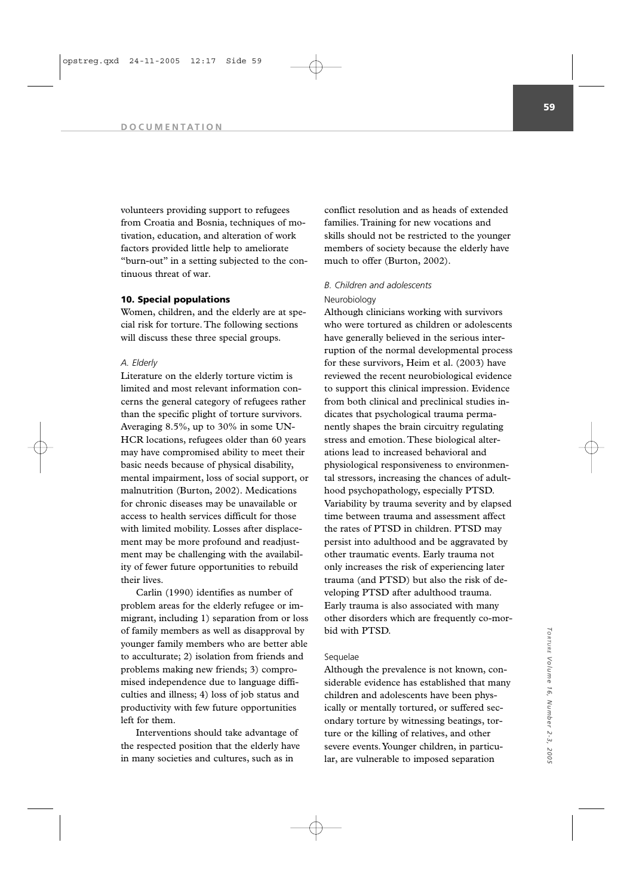volunteers providing support to refugees from Croatia and Bosnia, techniques of motivation, education, and alteration of work factors provided little help to ameliorate "burn-out" in a setting subjected to the continuous threat of war.

## 10. Special populations

Women, children, and the elderly are at special risk for torture. The following sections will discuss these three special groups.

### *A. Elderly*

Literature on the elderly torture victim is limited and most relevant information concerns the general category of refugees rather than the specific plight of torture survivors. Averaging 8.5%, up to 30% in some UNHCR locations, refugees older than 60 years may have compromised ability to meet their basic needs because of physical disability, mental impairment, loss of social support, or malnutrition (Burton, 2002). Medications for chronic diseases may be unavailable or access to health services difficult for those with limited mobility. Losses after displacement may be more profound and readjustment may be challenging with the availability of fewer future opportunities to rebuild their lives.

Carlin (1990) identifies as number of problem areas for the elderly refugee or immigrant, including 1) separation from or loss of family members as well as disapproval by younger family members who are better able to acculturate; 2) isolation from friends and problems making new friends; 3) compromised independence due to language difficulties and illness; 4) loss of job status and productivity with few future opportunities left for them.

Interventions should take advantage of the respected position that the elderly have in many societies and cultures, such as in conflict resolution and as heads of extended families. Training for new vocations and skills should not be restricted to the younger members of society because the elderly have much to offer (Burton, 2002).

### *B. Children and adolescents*

#### Neurobiology

Although clinicians working with survivors who were tortured as children or adolescents have generally believed in the serious interruption of the normal developmental process for these survivors, Heim et al. (2003) have reviewed the recent neurobiological evidence to support this clinical impression. Evidence from both clinical and preclinical studies indicates that psychological trauma permanently shapes the brain circuitry regulating stress and emotion. These biological alterations lead to increased behavioral and physiological responsiveness to environmental stressors, increasing the chances of adulthood psychopathology, especially PTSD. Variability by trauma severity and by elapsed time between trauma and assessment affect the rates of PTSD in children. PTSD may persist into adulthood and be aggravated by other traumatic events. Early trauma not only increases the risk of experiencing later trauma (and PTSD) but also the risk of developing PTSD after adulthood trauma. Early trauma is also associated with many other disorders which are frequently co-morbid with PTSD.

#### Sequelae

Although the prevalence is not known, considerable evidence has established that many children and adolescents have been physically or mentally tortured, or suffered secondary torture by witnessing beatings, torture or the killing of relatives, and other severe events. Younger children, in particular, are vulnerable to imposed separation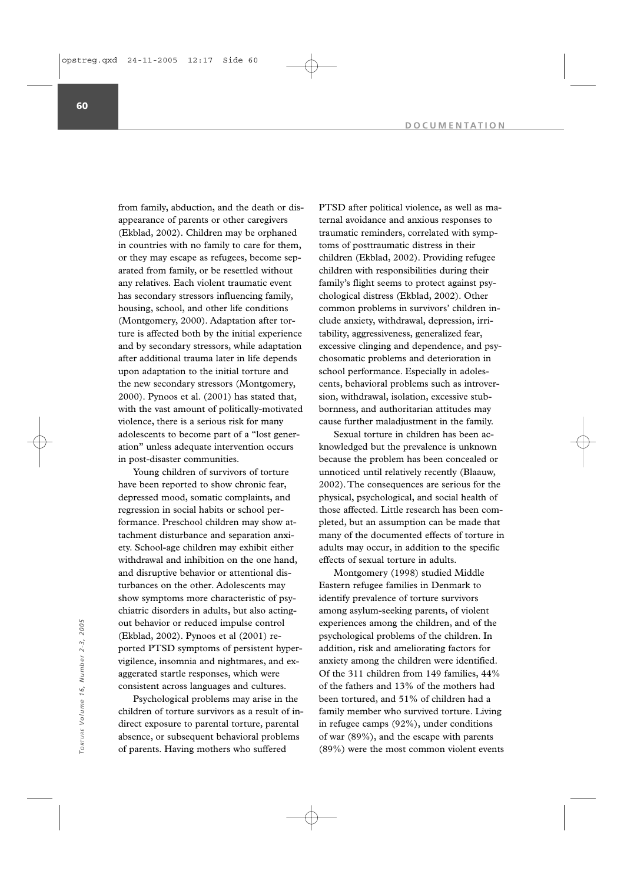from family, abduction, and the death or disappearance of parents or other caregivers (Ekblad, 2002). Children may be orphaned in countries with no family to care for them, or they may escape as refugees, become separated from family, or be resettled without any relatives. Each violent traumatic event has secondary stressors influencing family, housing, school, and other life conditions (Montgomery, 2000). Adaptation after torture is affected both by the initial experience and by secondary stressors, while adaptation after additional trauma later in life depends upon adaptation to the initial torture and the new secondary stressors (Montgomery, 2000). Pynoos et al. (2001) has stated that, with the vast amount of politically-motivated violence, there is a serious risk for many adolescents to become part of a "lost generation" unless adequate intervention occurs in post-disaster communities.

Young children of survivors of torture have been reported to show chronic fear, depressed mood, somatic complaints, and regression in social habits or school performance. Preschool children may show attachment disturbance and separation anxiety. School-age children may exhibit either withdrawal and inhibition on the one hand, and disruptive behavior or attentional disturbances on the other. Adolescents may show symptoms more characteristic of psychiatric disorders in adults, but also acting-out behavior or reduced impulse control (Ekblad, 2002). Pynoos et al (2001) reported PTSD symptoms of persistent hypervigilence, insomnia and nightmares, and exaggerated startle responses, which were consistent across languages and cultures.

Psychological problems may arise in the children of torture survivors as a result of indirect exposure to parental torture, parental absence, or subsequent behavioral problems of parents. Having mothers who suffered PTSD after political violence, as well as maternal avoidance and anxious responses to traumatic reminders, correlated with symptoms of posttraumatic distress in their children (Ekblad, 2002). Providing refugee children with responsibilities during their family's flight seems to protect against psychological distress (Ekblad, 2002). Other common problems in survivors' children include anxiety, withdrawal, depression, irritability, aggressiveness, generalized fear, excessive clinging and dependence, and psychosomatic problems and deterioration in school performance. Especially in adolescents, behavioral problems such as introversion, withdrawal, isolation, excessive stubbornness, and authoritarian attitudes may cause further maladjustment in the family.

Sexual torture in children has been acknowledged but the prevalence is unknown because the problem has been concealed or unnoticed until relatively recently (Blaauw, 2002). The consequences are serious for the physical, psychological, and social health of those affected. Little research has been completed, but an assumption can be made that many of the documented effects of torture in adults may occur, in addition to the specific effects of sexual torture in adults.

Montgomery (1998) studied Middle Eastern refugee families in Denmark to identify prevalence of torture survivors among asylum-seeking parents, of violent experiences among the children, and of the psychological problems of the children. In addition, risk and ameliorating factors for anxiety among the children were identified. Of the 311 children from 149 families, 44% of the fathers and 13% of the mothers had been tortured, and 51% of children had a family member who survived torture. Living in refugee camps (92%), under conditions of war (89%), and the escape with parents (89%) were the most common violent events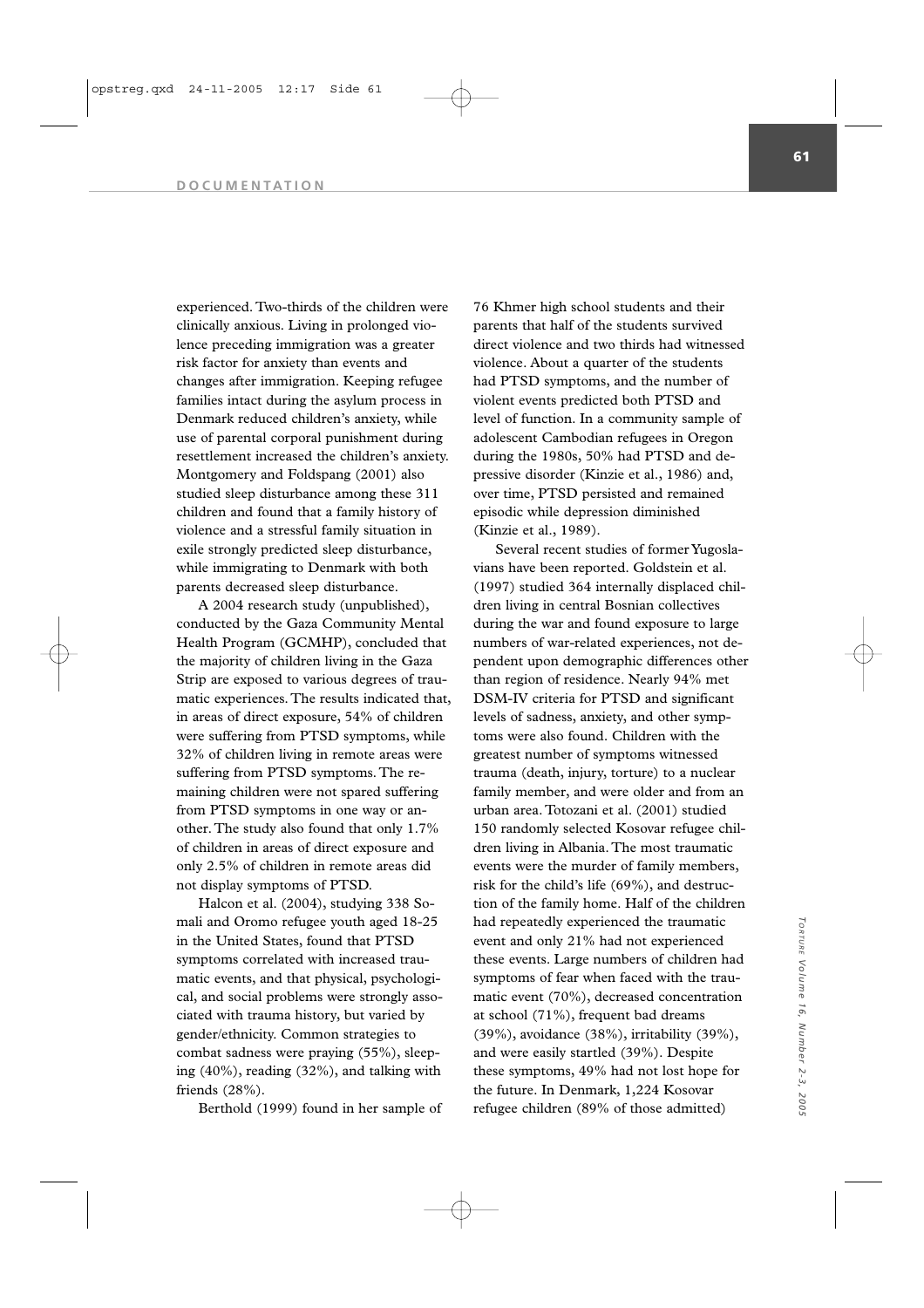experienced. Two-thirds of the children were clinically anxious. Living in prolonged violence preceding immigration was a greater risk factor for anxiety than events and changes after immigration. Keeping refugee families intact during the asylum process in Denmark reduced children's anxiety, while use of parental corporal punishment during resettlement increased the children's anxiety. Montgomery and Foldspang (2001) also studied sleep disturbance among these 311 children and found that a family history of violence and a stressful family situation in exile strongly predicted sleep disturbance, while immigrating to Denmark with both parents decreased sleep disturbance.

A 2004 research study (unpublished), conducted by the Gaza Community Mental Health Program (GCMHP), concluded that the majority of children living in the Gaza Strip are exposed to various degrees of traumatic experiences. The results indicated that, in areas of direct exposure, 54% of children were suffering from PTSD symptoms, while 32% of children living in remote areas were suffering from PTSD symptoms. The remaining children were not spared suffering from PTSD symptoms in one way or another. The study also found that only 1.7% of children in areas of direct exposure and only 2.5% of children in remote areas did not display symptoms of PTSD.

Halcon et al. (2004), studying 338 Somali and Oromo refugee youth aged 18-25 in the United States, found that PTSD symptoms correlated with increased traumatic events, and that physical, psychological, and social problems were strongly associated with trauma history, but varied by gender/ethnicity. Common strategies to combat sadness were praying (55%), sleeping (40%), reading (32%), and talking with friends (28%).

Berthold (1999) found in her sample of 76 Khmer high school students and their parents that half of the students survived direct violence and two thirds had witnessed violence. About a quarter of the students had PTSD symptoms, and the number of violent events predicted both PTSD and level of function. In a community sample of adolescent Cambodian refugees in Oregon during the 1980s, 50% had PTSD and depressive disorder (Kinzie et al., 1986) and, over time, PTSD persisted and remained episodic while depression diminished (Kinzie et al., 1989).

Several recent studies of former Yugoslavians have been reported. Goldstein et al. (1997) studied 364 internally displaced children living in central Bosnian collectives during the war and found exposure to large numbers of war-related experiences, not dependent upon demographic differences other than region of residence. Nearly 94% met DSM-IV criteria for PTSD and significant levels of sadness, anxiety, and other symptoms were also found. Children with the greatest number of symptoms witnessed trauma (death, injury, torture) to a nuclear family member, and were older and from an urban area. Totozani et al. (2001) studied 150 randomly selected Kosovar refugee children living in Albania. The most traumatic events were the murder of family members, risk for the child's life (69%), and destruction of the family home. Half of the children had repeatedly experienced the traumatic event and only 21% had not experienced these events. Large numbers of children had symptoms of fear when faced with the traumatic event (70%), decreased concentration at school (71%), frequent bad dreams (39%), avoidance (38%), irritability (39%), and were easily startled (39%). Despite these symptoms, 49% had not lost hope for the future. In Denmark, 1,224 Kosovar refugee children (89% of those admitted)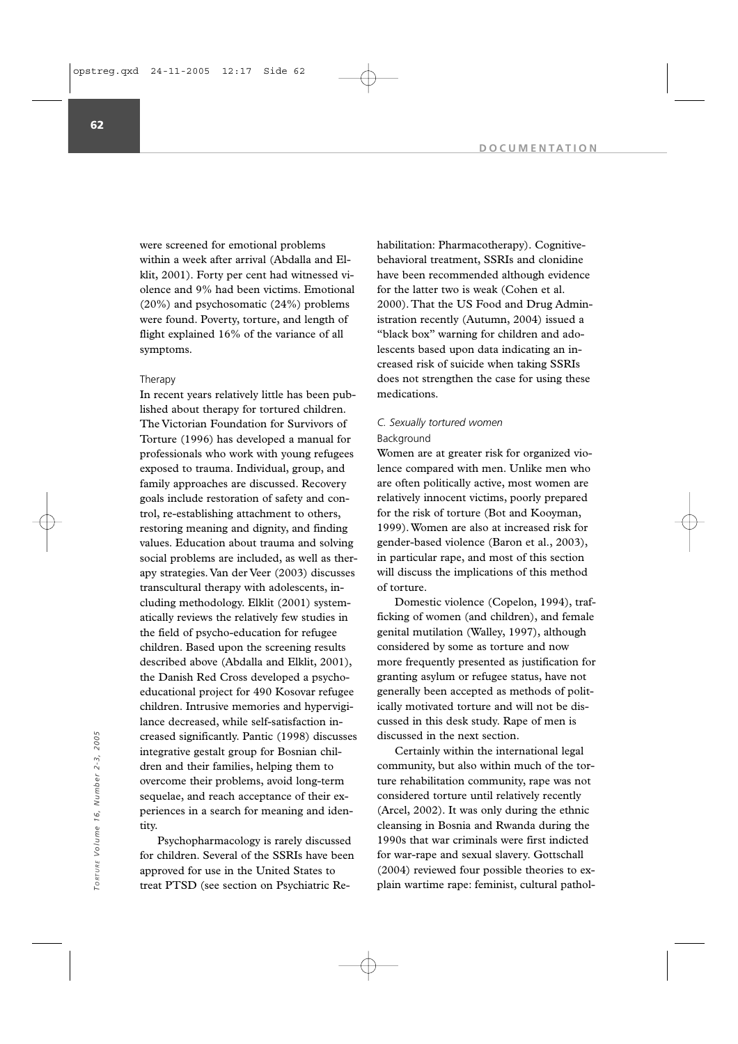were screened for emotional problems within a week after arrival (Abdalla and Elklit, 2001). Forty per cent had witnessed violence and 9% had been victims. Emotional (20%) and psychosomatic (24%) problems were found. Poverty, torture, and length of flight explained 16% of the variance of all symptoms.

#### Therapy

In recent years relatively little has been published about therapy for tortured children. The Victorian Foundation for Survivors of Torture (1996) has developed a manual for professionals who work with young refugees exposed to trauma. Individual, group, and family approaches are discussed. Recovery goals include restoration of safety and control, re-establishing attachment to others, restoring meaning and dignity, and finding values. Education about trauma and solving social problems are included, as well as therapy strategies. Van der Veer (2003) discusses transcultural therapy with adolescents, including methodology. Elklit (2001) systematically reviews the relatively few studies in the field of psycho-education for refugee children. Based upon the screening results described above (Abdalla and Elklit, 2001), the Danish Red Cross developed a psychoeducational project for 490 Kosovar refugee children. Intrusive memories and hypervigilance decreased, while self-satisfaction increased significantly. Pantic (1998) discusses integrative gestalt group for Bosnian children and their families, helping them to overcome their problems, avoid long-term sequelae, and reach acceptance of their experiences in a search for meaning and identity.

Psychopharmacology is rarely discussed for children. Several of the SSRIs have been approved for use in the United States to treat PTSD (see section on Psychiatric Rehabilitation: Pharmacotherapy). Cognitive-behavioral treatment, SSRIs and clonidine have been recommended although evidence for the latter two is weak (Cohen et al. 2000). That the US Food and Drug Administration recently (Autumn, 2004) issued a "black box" warning for children and adolescents based upon data indicating an increased risk of suicide when taking SSRIs does not strengthen the case for using these medications.

### *C. Sexually tortured women*

#### Background

Women are at greater risk for organized violence compared with men. Unlike men who are often politically active, most women are relatively innocent victims, poorly prepared for the risk of torture (Bot and Kooyman, 1999). Women are also at increased risk for gender-based violence (Baron et al., 2003), in particular rape, and most of this section will discuss the implications of this method of torture.

Domestic violence (Copelon, 1994), trafficking of women (and children), and female genital mutilation (Walley, 1997), although considered by some as torture and now more frequently presented as justification for granting asylum or refugee status, have not generally been accepted as methods of politically motivated torture and will not be discussed in this desk study. Rape of men is discussed in the next section.

Certainly within the international legal community, but also within much of the torture rehabilitation community, rape was not considered torture until relatively recently (Arcel, 2002). It was only during the ethnic cleansing in Bosnia and Rwanda during the 1990s that war criminals were first indicted for war-rape and sexual slavery. Gottschall (2004) reviewed four possible theories to explain wartime rape: feminist, cultural pathol-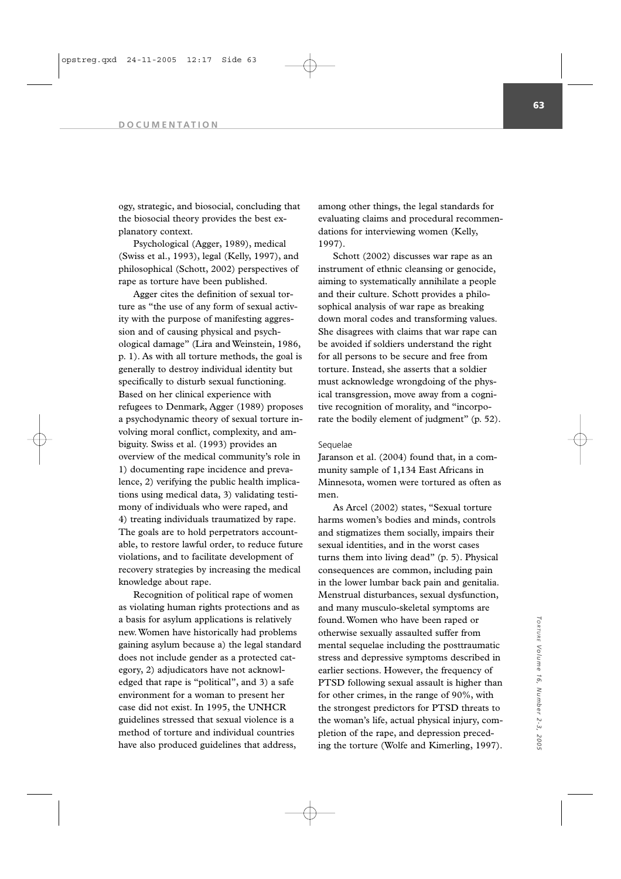ogy, strategic, and biosocial, concluding that the biosocial theory provides the best explanatory context.

Psychological (Agger, 1989), medical (Swiss et al., 1993), legal (Kelly, 1997), and philosophical (Schott, 2002) perspectives of rape as torture have been published.

Agger cites the definition of sexual torture as "the use of any form of sexual activity with the purpose of manifesting aggression and of causing physical and psychological damage" (Lira and Weinstein, 1986, p. 1). As with all torture methods, the goal is generally to destroy individual identity but specifically to disturb sexual functioning. Based on her clinical experience with refugees to Denmark, Agger (1989) proposes a psychodynamic theory of sexual torture involving moral conflict, complexity, and ambiguity. Swiss et al. (1993) provides an overview of the medical community's role in 1) documenting rape incidence and prevalence, 2) verifying the public health implications using medical data, 3) validating testimony of individuals who were raped, and 4) treating individuals traumatized by rape. The goals are to hold perpetrators accountable, to restore lawful order, to reduce future violations, and to facilitate development of recovery strategies by increasing the medical knowledge about rape.

Recognition of political rape of women as violating human rights protections and as a basis for asylum applications is relatively new. Women have historically had problems gaining asylum because a) the legal standard does not include gender as a protected category, 2) adjudicators have not acknowledged that rape is "political", and 3) a safe environment for a woman to present her case did not exist. In 1995, the UNHCR guidelines stressed that sexual violence is a method of torture and individual countries have also produced guidelines that address, among other things, the legal standards for evaluating claims and procedural recommendations for interviewing women (Kelly, 1997).

Schott (2002) discusses war rape as an instrument of ethnic cleansing or genocide, aiming to systematically annihilate a people and their culture. Schott provides a philosophical analysis of war rape as breaking down moral codes and transforming values. She disagrees with claims that war rape can be avoided if soldiers understand the right for all persons to be secure and free from torture. Instead, she asserts that a soldier must acknowledge wrongdoing of the physical transgression, move away from a cognitive recognition of morality, and "incorporate the bodily element of judgment" (p. 52).

### Sequelae

Jaranson et al. (2004) found that, in a community sample of 1,134 East Africans in Minnesota, women were tortured as often as men.

As Arcel (2002) states, "Sexual torture harms women's bodies and minds, controls and stigmatizes them socially, impairs their sexual identities, and in the worst cases turns them into living dead" (p. 5). Physical consequences are common, including pain in the lower lumbar back pain and genitalia. Menstrual disturbances, sexual dysfunction, and many musculo-skeletal symptoms are found. Women who have been raped or otherwise sexually assaulted suffer from mental sequelae including the posttraumatic stress and depressive symptoms described in earlier sections. However, the frequency of PTSD following sexual assault is higher than for other crimes, in the range of 90%, with the strongest predictors for PTSD threats to the woman's life, actual physical injury, completion of the rape, and depression preceding the torture (Wolfe and Kimerling, 1997).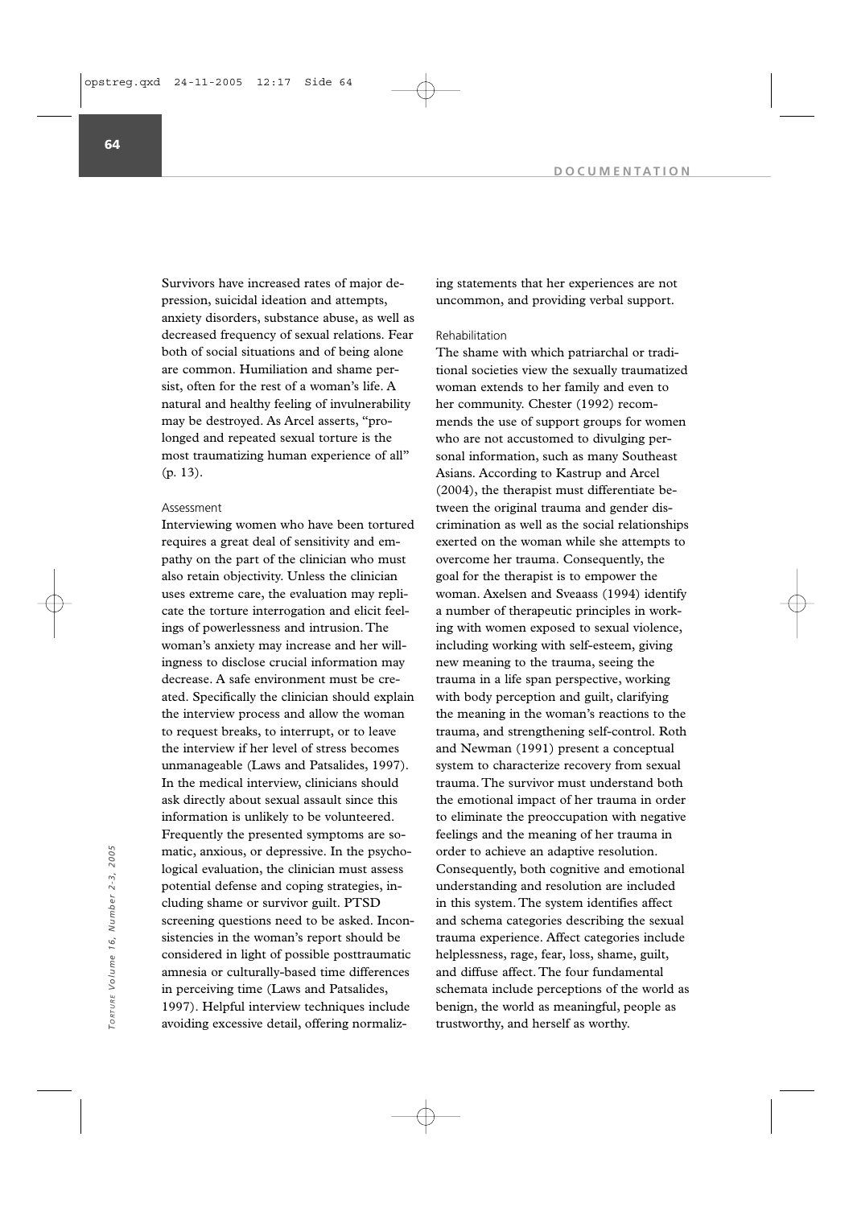Survivors have increased rates of major depression, suicidal ideation and attempts, anxiety disorders, substance abuse, as well as decreased frequency of sexual relations. Fear both of social situations and of being alone are common. Humiliation and shame persist, often for the rest of a woman's life. A natural and healthy feeling of invulnerability may be destroyed. As Arcel asserts, "prolonged and repeated sexual torture is the most traumatizing human experience of all" (p. 13).

### Assessment

Interviewing women who have been tortured requires a great deal of sensitivity and empathy on the part of the clinician who must also retain objectivity. Unless the clinician uses extreme care, the evaluation may replicate the torture interrogation and elicit feelings of powerlessness and intrusion. The woman's anxiety may increase and her willingness to disclose crucial information may decrease. A safe environment must be created. Specifically the clinician should explain the interview process and allow the woman to request breaks, to interrupt, or to leave the interview if her level of stress becomes unmanageable (Laws and Patsalides, 1997). In the medical interview, clinicians should ask directly about sexual assault since this information is unlikely to be volunteered. Frequently the presented symptoms are somatic, anxious, or depressive. In the psychological evaluation, the clinician must assess potential defense and coping strategies, including shame or survivor guilt. PTSD screening questions need to be asked. Inconsistencies in the woman's report should be considered in light of possible posttraumatic amnesia or culturally-based time differences in perceiving time (Laws and Patsalides, 1997). Helpful interview techniques include avoiding excessive detail, offering normalizing statements that her experiences are not uncommon, and providing verbal support.

### Rehabilitation

The shame with which patriarchal or traditional societies view the sexually traumatized woman extends to her family and even to her community. Chester (1992) recommends the use of support groups for women who are not accustomed to divulging personal information, such as many Southeast Asians. According to Kastrup and Arcel (2004), the therapist must differentiate between the original trauma and gender discrimination as well as the social relationships exerted on the woman while she attempts to overcome her trauma. Consequently, the goal for the therapist is to empower the woman. Axelsen and Sveaass (1994) identify a number of therapeutic principles in working with women exposed to sexual violence, including working with self-esteem, giving new meaning to the trauma, seeing the trauma in a life span perspective, working with body perception and guilt, clarifying the meaning in the woman's reactions to the trauma, and strengthening self-control. Roth and Newman (1991) present a conceptual system to characterize recovery from sexual trauma. The survivor must understand both the emotional impact of her trauma in order to eliminate the preoccupation with negative feelings and the meaning of her trauma in order to achieve an adaptive resolution. Consequently, both cognitive and emotional understanding and resolution are included in this system. The system identifies affect and schema categories describing the sexual trauma experience. Affect categories include helplessness, rage, fear, loss, shame, guilt, and diffuse affect. The four fundamental schemata include perceptions of the world as benign, the world as meaningful, people as trustworthy, and herself as worthy.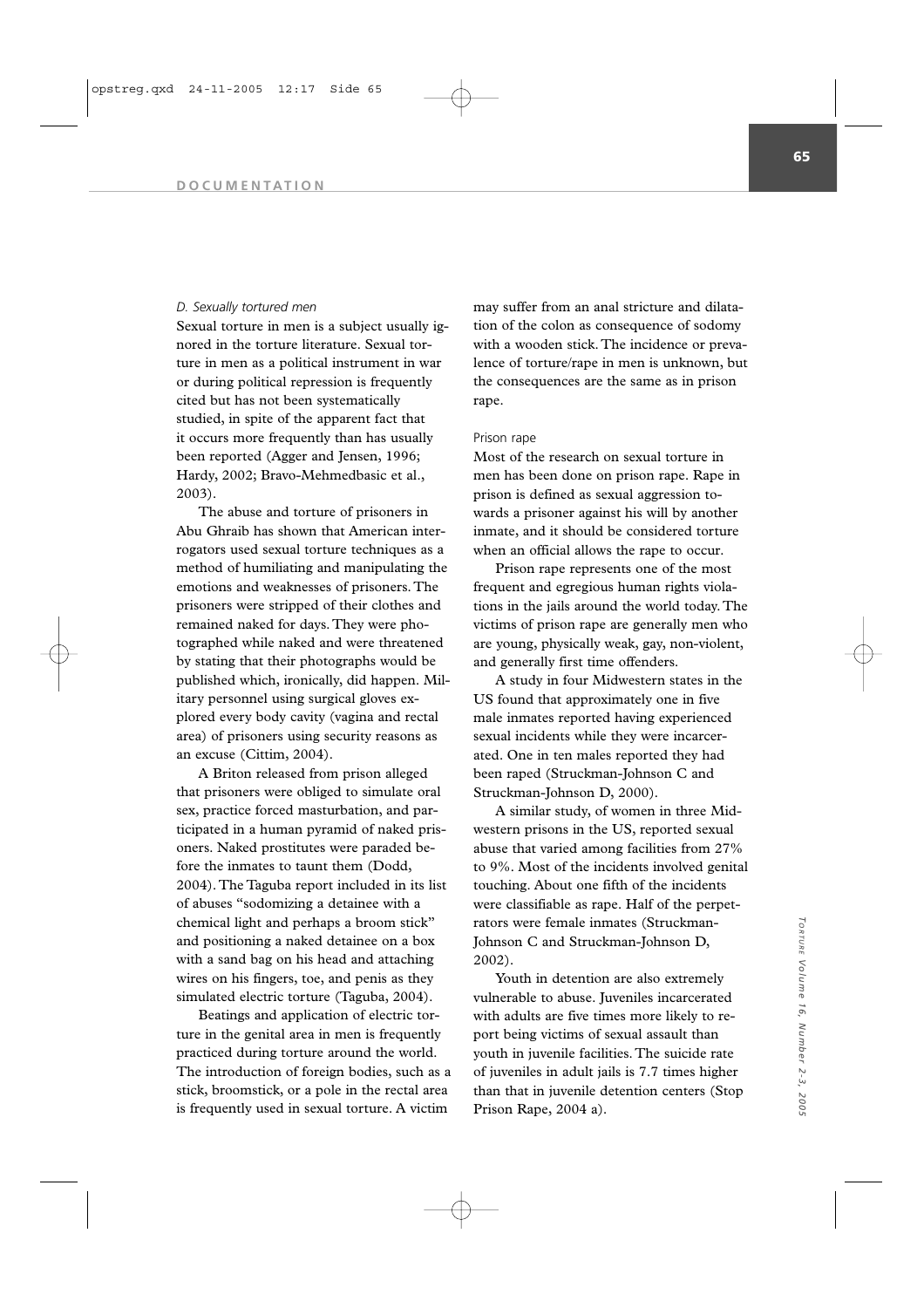*D. Sexually tortured men*

Sexual torture in men is a subject usually ignored in the torture literature. Sexual torture in men as a political instrument in war or during political repression is frequently cited but has not been systematically studied, in spite of the apparent fact that it occurs more frequently than has usually been reported (Agger and Jensen, 1996; Hardy, 2002; Bravo-Mehmedbasic et al., 2003).

The abuse and torture of prisoners in Abu Ghraib has shown that American interrogators used sexual torture techniques as a method of humiliating and manipulating the emotions and weaknesses of prisoners. The prisoners were stripped of their clothes and remained naked for days. They were photographed while naked and were threatened by stating that their photographs would be published which, ironically, did happen. Military personnel using surgical gloves explored every body cavity (vagina and rectal area) of prisoners using security reasons as an excuse (Cittim, 2004).

A Briton released from prison alleged that prisoners were obliged to simulate oral sex, practice forced masturbation, and participated in a human pyramid of naked prisoners. Naked prostitutes were paraded before the inmates to taunt them (Dodd, 2004). The Taguba report included in its list of abuses "sodomizing a detainee with a chemical light and perhaps a broom stick" and positioning a naked detainee on a box with a sand bag on his head and attaching wires on his fingers, toe, and penis as they simulated electric torture (Taguba, 2004).

Beatings and application of electric torture in the genital area in men is frequently practiced during torture around the world. The introduction of foreign bodies, such as a stick, broomstick, or a pole in the rectal area is frequently used in sexual torture. A victim may suffer from an anal stricture and dilatation of the colon as consequence of sodomy with a wooden stick. The incidence or prevalence of torture/rape in men is unknown, but the consequences are the same as in prison rape.

Prison rape

Most of the research on sexual torture in men has been done on prison rape. Rape in prison is defined as sexual aggression towards a prisoner against his will by another inmate, and it should be considered torture when an official allows the rape to occur.

Prison rape represents one of the most frequent and egregious human rights violations in the jails around the world today. The victims of prison rape are generally men who are young, physically weak, gay, non-violent, and generally first time offenders.

A study in four Midwestern states in the US found that approximately one in five male inmates reported having experienced sexual incidents while they were incarcerated. One in ten males reported they had been raped (Struckman-Johnson C and Struckman-Johnson D, 2000).

A similar study, of women in three Midwestern prisons in the US, reported sexual abuse that varied among facilities from 27% to 9%. Most of the incidents involved genital touching. About one fifth of the incidents were classifiable as rape. Half of the perpetrators were female inmates (Struckman-Johnson C and Struckman-Johnson D, 2002).

Youth in detention are also extremely vulnerable to abuse. Juveniles incarcerated with adults are five times more likely to report being victims of sexual assault than youth in juvenile facilities. The suicide rate of juveniles in adult jails is 7.7 times higher than that in juvenile detention centers (Stop Prison Rape, 2004 a).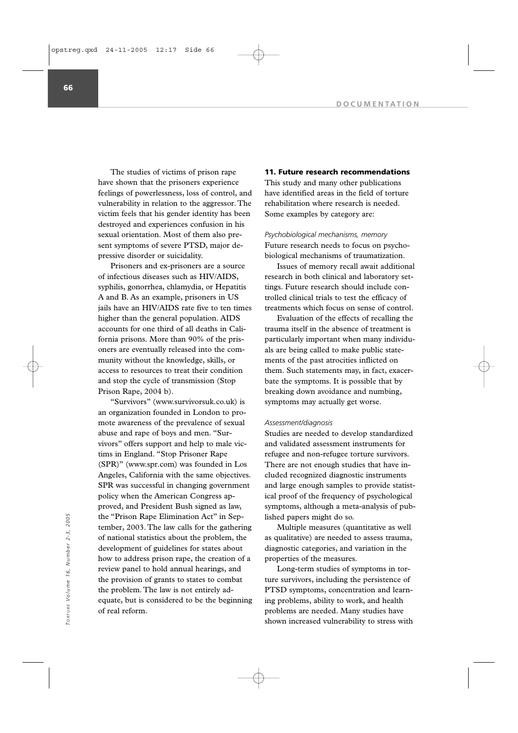The studies of victims of prison rape have shown that the prisoners experience feelings of powerlessness, loss of control, and vulnerability in relation to the aggressor. The victim feels that his gender identity has been destroyed and experiences confusion in his sexual orientation. Most of them also present symptoms of severe PTSD, major depressive disorder or suicidality.

Prisoners and ex-prisoners are a source of infectious diseases such as HIV/AIDS, syphilis, gonorrhea, chlamydia, or Hepatitis A and B. As an example, prisoners in US jails have an HIV/AIDS rate five to ten times higher than the general population. AIDS accounts for one third of all deaths in California prisons. More than 90% of the prisoners are eventually released into the community without the knowledge, skills, or access to resources to treat their condition and stop the cycle of transmission (Stop Prison Rape, 2004 b).

"Survivors" (www.survivorsuk.co.uk) is an organization founded in London to promote awareness of the prevalence of sexual abuse and rape of boys and men. "Survivors" offers support and help to male victims in England. "Stop Prisoner Rape (SPR)" (www.spr.com) was founded in Los Angeles, California with the same objectives. SPR was successful in changing government policy when the American Congress approved, and President Bush signed as law, the "Prison Rape Elimination Act" in September, 2003. The law calls for the gathering of national statistics about the problem, the development of guidelines for states about how to address prison rape, the creation of a review panel to hold annual hearings, and the provision of grants to states to combat the problem. The law is not entirely adequate, but is considered to be the beginning of real reform.

## 11. Future research recommendations

This study and many other publications have identified areas in the field of torture rehabilitation where research is needed. Some examples by category are:

*Psychobiological mechanisms, memory*

Future research needs to focus on psychobiological mechanisms of traumatization.

Issues of memory recall await additional research in both clinical and laboratory settings. Future research should include controlled clinical trials to test the efficacy of treatments which focus on sense of control.

Evaluation of the effects of recalling the trauma itself in the absence of treatment is particularly important when many individuals are being called to make public statements of the past atrocities inflicted on them. Such statements may, in fact, exacerbate the symptoms. It is possible that by breaking down avoidance and numbing, symptoms may actually get worse.

*Assessment/diagnosis*

Studies are needed to develop standardized and validated assessment instruments for refugee and non-refugee torture survivors. There are not enough studies that have included recognized diagnostic instruments and large enough samples to provide statistical proof of the frequency of psychological symptoms, although a meta-analysis of published papers might do so.

Multiple measures (quantitative as well as qualitative) are needed to assess trauma, diagnostic categories, and variation in the properties of the measures.

Long-term studies of symptoms in torture survivors, including the persistence of PTSD symptoms, concentration and learning problems, ability to work, and health problems are needed. Many studies have shown increased vulnerability to stress with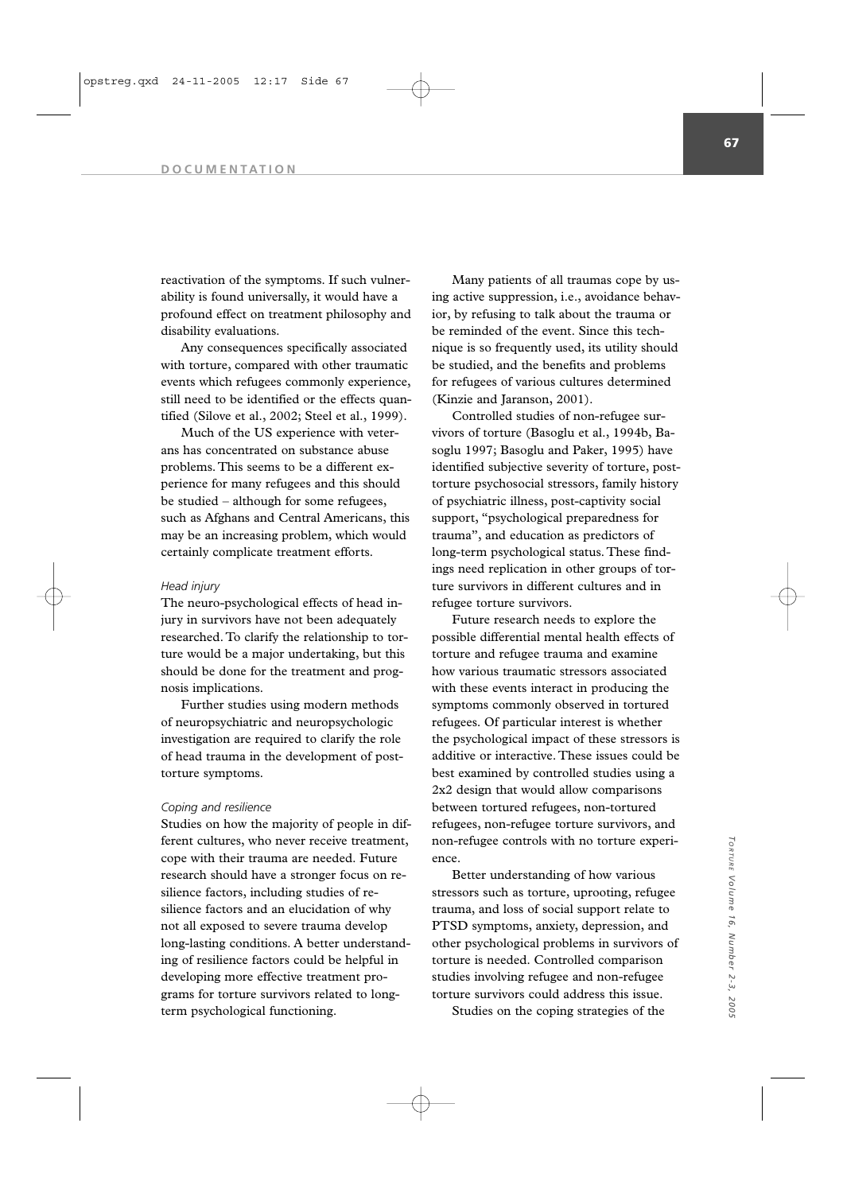reactivation of the symptoms. If such vulnerability is found universally, it would have a profound effect on treatment philosophy and disability evaluations.

Any consequences specifically associated with torture, compared with other traumatic events which refugees commonly experience, still need to be identified or the effects quantified (Silove et al., 2002; Steel et al., 1999).

Much of the US experience with veterans has concentrated on substance abuse problems. This seems to be a different experience for many refugees and this should be studied – although for some refugees, such as Afghans and Central Americans, this may be an increasing problem, which would certainly complicate treatment efforts.

### *Head injury*

The neuro-psychological effects of head injury in survivors have not been adequately researched. To clarify the relationship to torture would be a major undertaking, but this should be done for the treatment and prognosis implications.

Further studies using modern methods of neuropsychiatric and neuropsychologic investigation are required to clarify the role of head trauma in the development of post-torture symptoms.

### *Coping and resilience*

Studies on how the majority of people in different cultures, who never receive treatment, cope with their trauma are needed. Future research should have a stronger focus on resilience factors, including studies of resilience factors and an elucidation of why not all exposed to severe trauma develop long-lasting conditions. A better understanding of resilience factors could be helpful in developing more effective treatment programs for torture survivors related to long-term psychological functioning.

Many patients of all traumas cope by using active suppression, i.e., avoidance behavior, by refusing to talk about the trauma or be reminded of the event. Since this technique is so frequently used, its utility should be studied, and the benefits and problems for refugees of various cultures determined (Kinzie and Jaranson, 2001).

Controlled studies of non-refugee survivors of torture (Basoglu et al., 1994b, Basoglu 1997; Basoglu and Paker, 1995) have identified subjective severity of torture, post-torture psychosocial stressors, family history of psychiatric illness, post-captivity social support, "psychological preparedness for trauma", and education as predictors of long-term psychological status. These findings need replication in other groups of torture survivors in different cultures and in refugee torture survivors.

Future research needs to explore the possible differential mental health effects of torture and refugee trauma and examine how various traumatic stressors associated with these events interact in producing the symptoms commonly observed in tortured refugees. Of particular interest is whether the psychological impact of these stressors is additive or interactive. These issues could be best examined by controlled studies using a 2x2 design that would allow comparisons between tortured refugees, non-tortured refugees, non-refugee torture survivors, and non-refugee controls with no torture experience.

Better understanding of how various stressors such as torture, uprooting, refugee trauma, and loss of social support relate to PTSD symptoms, anxiety, depression, and other psychological problems in survivors of torture is needed. Controlled comparison studies involving refugee and non-refugee torture survivors could address this issue.

Studies on the coping strategies of the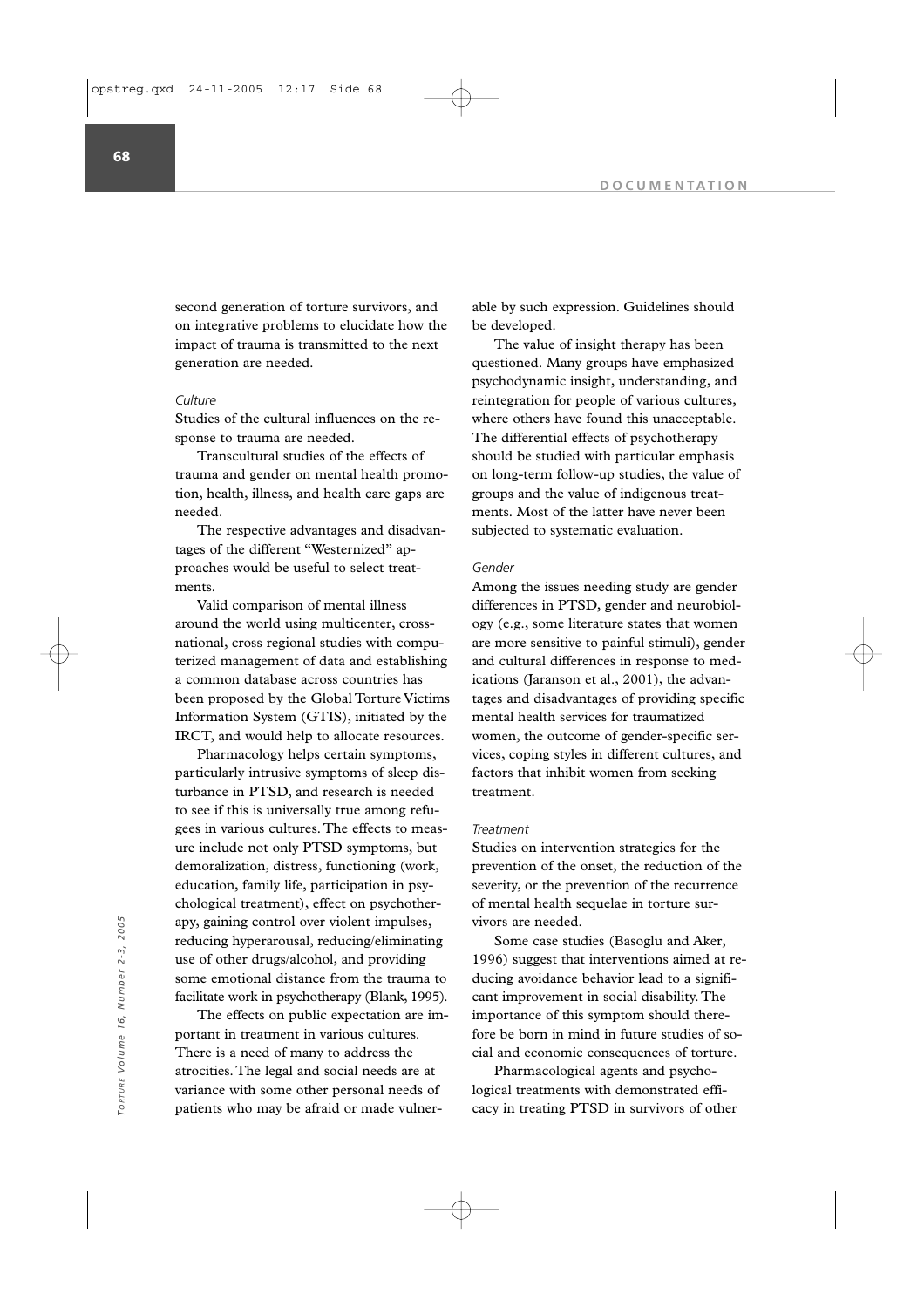second generation of torture survivors, and on integrative problems to elucidate how the impact of trauma is transmitted to the next generation are needed.

*Culture*

Studies of the cultural influences on the response to trauma are needed.

Transcultural studies of the effects of trauma and gender on mental health promotion, health, illness, and health care gaps are needed.

The respective advantages and disadvantages of the different "Westernized" approaches would be useful to select treatments.

Valid comparison of mental illness around the world using multicenter, cross-national, cross regional studies with computerized management of data and establishing a common database across countries has been proposed by the Global Torture Victims Information System (GTIS), initiated by the IRCT, and would help to allocate resources.

Pharmacology helps certain symptoms, particularly intrusive symptoms of sleep disturbance in PTSD, and research is needed to see if this is universally true among refugees in various cultures. The effects to measure include not only PTSD symptoms, but demoralization, distress, functioning (work, education, family life, participation in psychological treatment), effect on psychotherapy, gaining control over violent impulses, reducing hyperarousal, reducing/eliminating use of other drugs/alcohol, and providing some emotional distance from the trauma to facilitate work in psychotherapy (Blank, 1995).

The effects on public expectation are important in treatment in various cultures. There is a need of many to address the atrocities. The legal and social needs are at variance with some other personal needs of patients who may be afraid or made vulnerable by such expression. Guidelines should be developed.

The value of insight therapy has been questioned. Many groups have emphasized psychodynamic insight, understanding, and reintegration for people of various cultures, where others have found this unacceptable. The differential effects of psychotherapy should be studied with particular emphasis on long-term follow-up studies, the value of groups and the value of indigenous treatments. Most of the latter have never been subjected to systematic evaluation.

*Gender*

Among the issues needing study are gender differences in PTSD, gender and neurobiology (e.g., some literature states that women are more sensitive to painful stimuli), gender and cultural differences in response to medications (Jaranson et al., 2001), the advantages and disadvantages of providing specific mental health services for traumatized women, the outcome of gender-specific services, coping styles in different cultures, and factors that inhibit women from seeking treatment.

*Treatment*

Studies on intervention strategies for the prevention of the onset, the reduction of the severity, or the prevention of the recurrence of mental health sequelae in torture survivors are needed.

Some case studies (Basoglu and Aker, 1996) suggest that interventions aimed at reducing avoidance behavior lead to a significant improvement in social disability. The importance of this symptom should therefore be born in mind in future studies of social and economic consequences of torture.

Pharmacological agents and psychological treatments with demonstrated efficacy in treating PTSD in survivors of other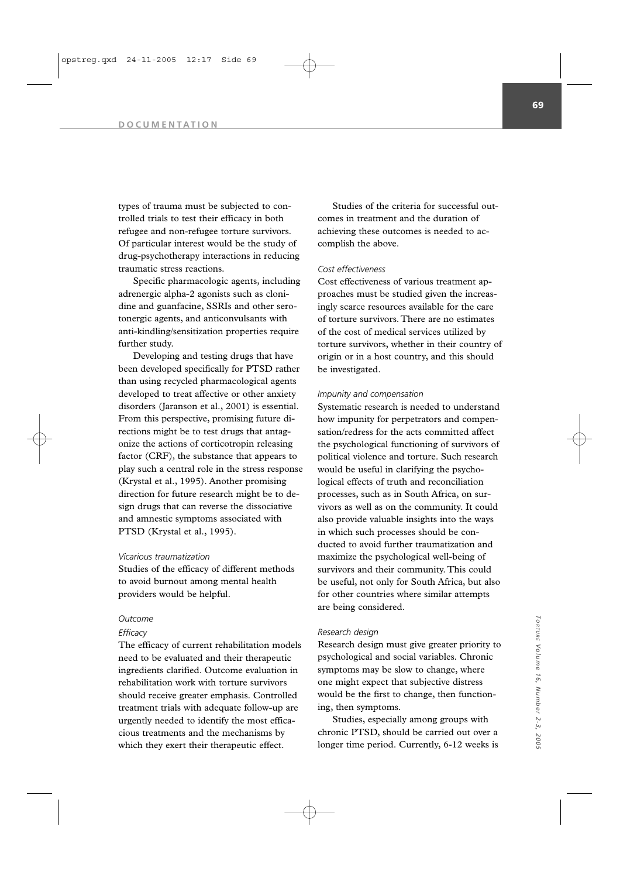types of trauma must be subjected to controlled trials to test their efficacy in both refugee and non-refugee torture survivors. Of particular interest would be the study of drug-psychotherapy interactions in reducing traumatic stress reactions.

Specific pharmacologic agents, including adrenergic alpha-2 agonists such as clonidine and guanfacine, SSRIs and other serotonergic agents, and anticonvulsants with anti-kindling/sensitization properties require further study.

Developing and testing drugs that have been developed specifically for PTSD rather than using recycled pharmacological agents developed to treat affective or other anxiety disorders (Jaranson et al., 2001) is essential. From this perspective, promising future directions might be to test drugs that antagonize the actions of corticotropin releasing factor (CRF), the substance that appears to play such a central role in the stress response (Krystal et al., 1995). Another promising direction for future research might be to design drugs that can reverse the dissociative and amnestic symptoms associated with PTSD (Krystal et al., 1995).

*Vicarious traumatization*

Studies of the efficacy of different methods to avoid burnout among mental health providers would be helpful.

*Outcome*

*Efficacy*

The efficacy of current rehabilitation models need to be evaluated and their therapeutic ingredients clarified. Outcome evaluation in rehabilitation work with torture survivors should receive greater emphasis. Controlled treatment trials with adequate follow-up are urgently needed to identify the most efficacious treatments and the mechanisms by which they exert their therapeutic effect.

Studies of the criteria for successful outcomes in treatment and the duration of achieving these outcomes is needed to accomplish the above.

*Cost effectiveness*

Cost effectiveness of various treatment approaches must be studied given the increasingly scarce resources available for the care of torture survivors. There are no estimates of the cost of medical services utilized by torture survivors, whether in their country of origin or in a host country, and this should be investigated.

*Impunity and compensation*

Systematic research is needed to understand how impunity for perpetrators and compensation/redress for the acts committed affect the psychological functioning of survivors of political violence and torture. Such research would be useful in clarifying the psychological effects of truth and reconciliation processes, such as in South Africa, on survivors as well as on the community. It could also provide valuable insights into the ways in which such processes should be conducted to avoid further traumatization and maximize the psychological well-being of survivors and their community. This could be useful, not only for South Africa, but also for other countries where similar attempts are being considered.

*Research design*

Research design must give greater priority to psychological and social variables. Chronic symptoms may be slow to change, where one might expect that subjective distress would be the first to change, then functioning, then symptoms.

Studies, especially among groups with chronic PTSD, should be carried out over a longer time period. Currently, 6-12 weeks is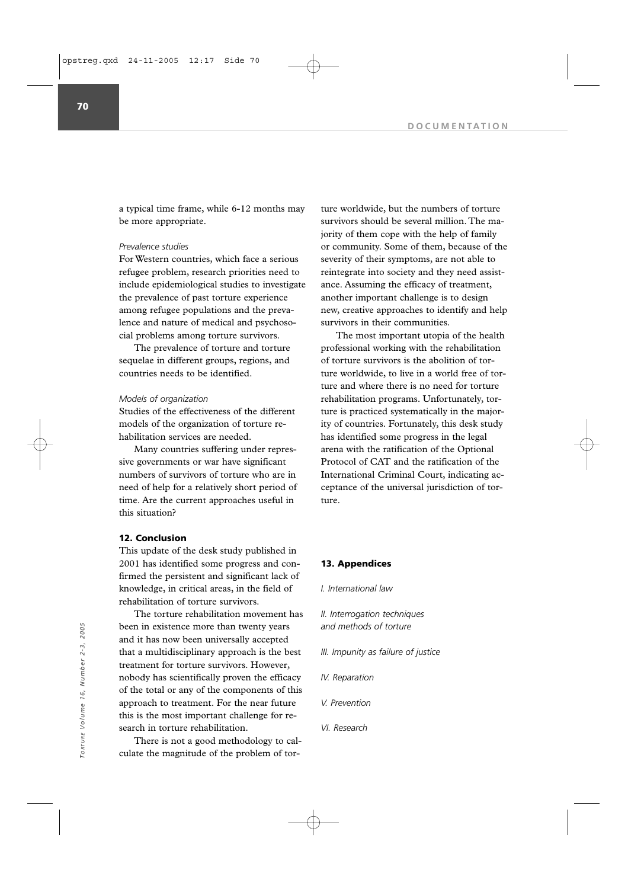a typical time frame, while 6-12 months may be more appropriate.

*Prevalence studies*

For Western countries, which face a serious refugee problem, research priorities need to include epidemiological studies to investigate the prevalence of past torture experience among refugee populations and the prevalence and nature of medical and psychosocial problems among torture survivors.

The prevalence of torture and torture sequelae in different groups, regions, and countries needs to be identified.

*Models of organization*

Studies of the effectiveness of the different models of the organization of torture rehabilitation services are needed.

Many countries suffering under repressive governments or war have significant numbers of survivors of torture who are in need of help for a relatively short period of time. Are the current approaches useful in this situation?

## 12. Conclusion

This update of the desk study published in 2001 has identified some progress and confirmed the persistent and significant lack of knowledge, in critical areas, in the field of rehabilitation of torture survivors.

The torture rehabilitation movement has been in existence more than twenty years and it has now been universally accepted that a multidisciplinary approach is the best treatment for torture survivors. However, nobody has scientifically proven the efficacy of the total or any of the components of this approach to treatment. For the near future this is the most important challenge for research in torture rehabilitation.

There is not a good methodology to calculate the magnitude of the problem of torture worldwide, but the numbers of torture survivors should be several million. The majority of them cope with the help of family or community. Some of them, because of the severity of their symptoms, are not able to reintegrate into society and they need assistance. Assuming the efficacy of treatment, another important challenge is to design new, creative approaches to identify and help survivors in their communities.

The most important utopia of the health professional working with the rehabilitation of torture survivors is the abolition of torture worldwide, to live in a world free of torture and where there is no need for torture rehabilitation programs. Unfortunately, torture is practiced systematically in the majority of countries. Fortunately, this desk study has identified some progress in the legal arena with the ratification of the Optional Protocol of CAT and the ratification of the International Criminal Court, indicating acceptance of the universal jurisdiction of torture.

## 13. Appendices

*I. International law*

*II. Interrogation techniques and methods of torture*

*III. Impunity as failure of justice*

*IV. Reparation*

*V. Prevention*

*VI. Research*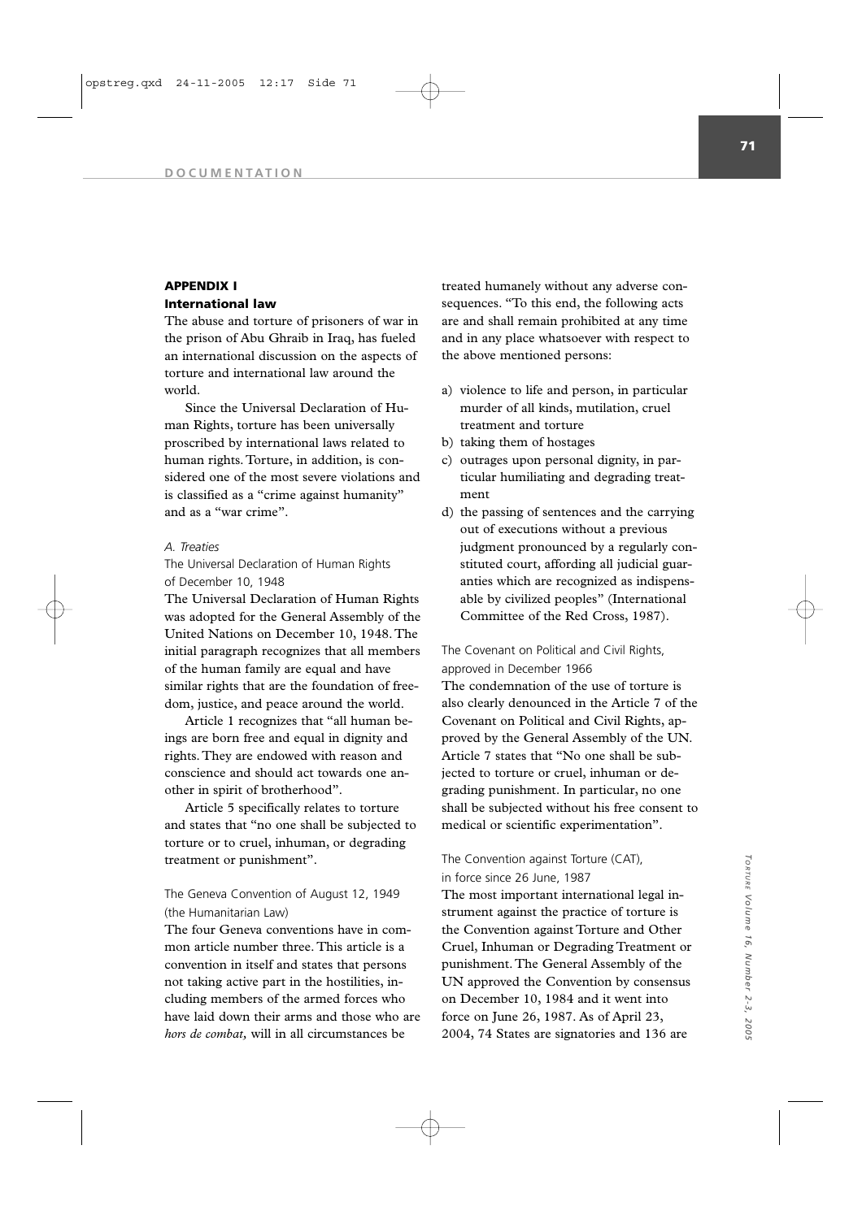## APPENDIX I

### International law

The abuse and torture of prisoners of war in the prison of Abu Ghraib in Iraq, has fueled an international discussion on the aspects of torture and international law around the world.

Since the Universal Declaration of Human Rights, torture has been universally proscribed by international laws related to human rights. Torture, in addition, is considered one of the most severe violations and is classified as a "crime against humanity" and as a "war crime".

#### *A. Treaties*

##### The Universal Declaration of Human Rights of December 10, 1948

The Universal Declaration of Human Rights was adopted for the General Assembly of the United Nations on December 10, 1948. The initial paragraph recognizes that all members of the human family are equal and have similar rights that are the foundation of freedom, justice, and peace around the world.

Article 1 recognizes that "all human beings are born free and equal in dignity and rights. They are endowed with reason and conscience and should act towards one another in spirit of brotherhood".

Article 5 specifically relates to torture and states that "no one shall be subjected to torture or to cruel, inhuman, or degrading treatment or punishment".

##### The Geneva Convention of August 12, 1949 (the Humanitarian Law)

The four Geneva conventions have in common article number three. This article is a convention in itself and states that persons not taking active part in the hostilities, including members of the armed forces who have laid down their arms and those who are *hors de combat,* will in all circumstances be treated humanely without any adverse consequences. "To this end, the following acts are and shall remain prohibited at any time and in any place whatsoever with respect to the above mentioned persons:

a) violence to life and person, in particular murder of all kinds, mutilation, cruel treatment and torture
b) taking them of hostages
c) outrages upon personal dignity, in particular humiliating and degrading treatment
d) the passing of sentences and the carrying out of executions without a previous judgment pronounced by a regularly constituted court, affording all judicial guarantees which are recognized as indispensable by civilized peoples" (International Committee of the Red Cross, 1987).

##### The Covenant on Political and Civil Rights, approved in December 1966

The condemnation of the use of torture is also clearly denounced in the Article 7 of the Covenant on Political and Civil Rights, approved by the General Assembly of the UN. Article 7 states that "No one shall be subjected to torture or cruel, inhuman or degrading punishment. In particular, no one shall be subjected without his free consent to medical or scientific experimentation".

##### The Convention against Torture (CAT), in force since 26 June, 1987

The most important international legal instrument against the practice of torture is the Convention against Torture and Other Cruel, Inhuman or Degrading Treatment or punishment. The General Assembly of the UN approved the Convention by consensus on December 10, 1984 and it went into force on June 26, 1987. As of April 23, 2004, 74 States are signatories and 136 are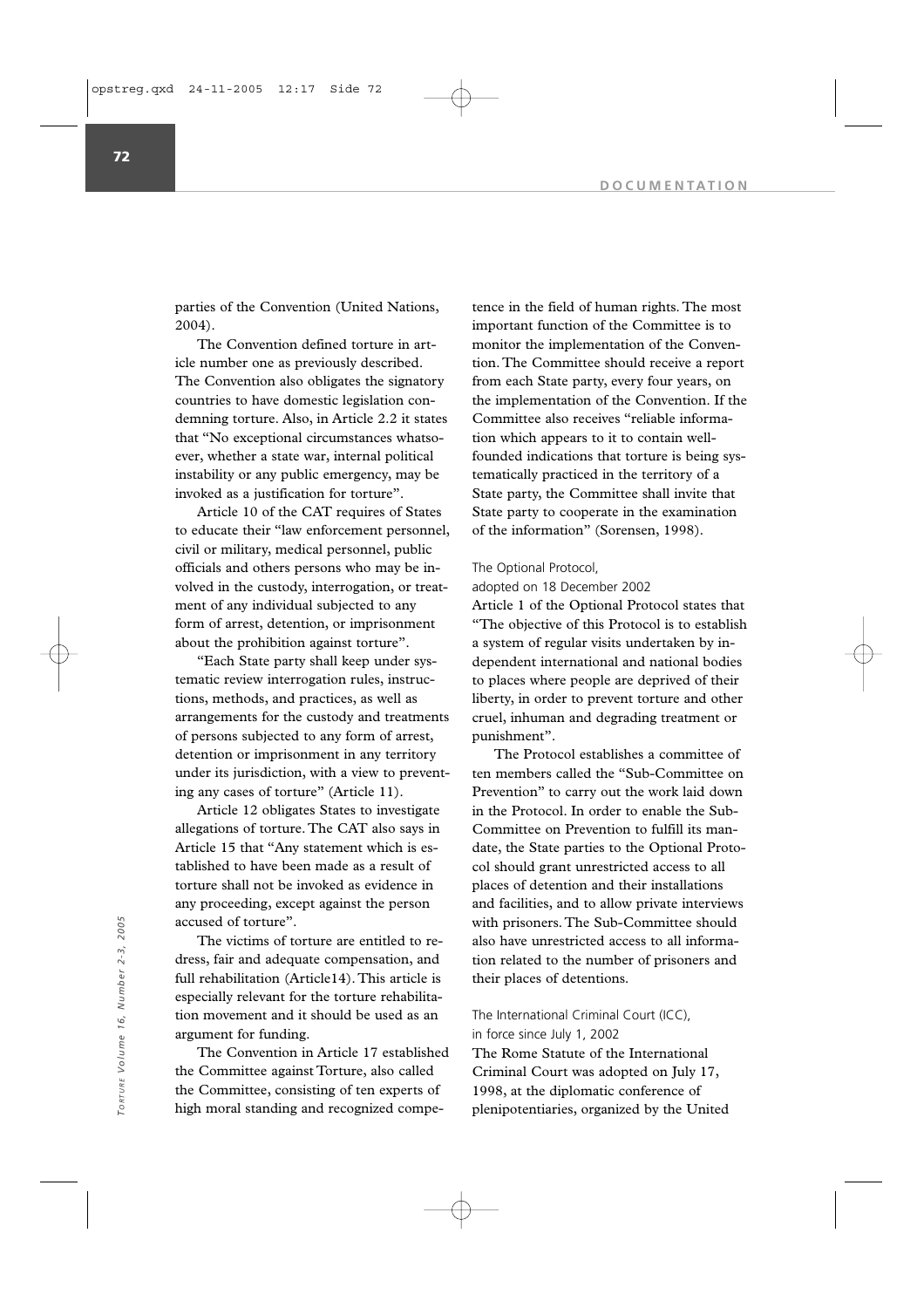parties of the Convention (United Nations, 2004).

The Convention defined torture in article number one as previously described. The Convention also obligates the signatory countries to have domestic legislation condemning torture. Also, in Article 2.2 it states that "No exceptional circumstances whatsoever, whether a state war, internal political instability or any public emergency, may be invoked as a justification for torture".

Article 10 of the CAT requires of States to educate their "law enforcement personnel, civil or military, medical personnel, public officials and others persons who may be involved in the custody, interrogation, or treatment of any individual subjected to any form of arrest, detention, or imprisonment about the prohibition against torture".

"Each State party shall keep under systematic review interrogation rules, instructions, methods, and practices, as well as arrangements for the custody and treatments of persons subjected to any form of arrest, detention or imprisonment in any territory under its jurisdiction, with a view to preventing any cases of torture" (Article 11).

Article 12 obligates States to investigate allegations of torture. The CAT also says in Article 15 that "Any statement which is established to have been made as a result of torture shall not be invoked as evidence in any proceeding, except against the person accused of torture".

The victims of torture are entitled to redress, fair and adequate compensation, and full rehabilitation (Article14). This article is especially relevant for the torture rehabilitation movement and it should be used as an argument for funding.

The Convention in Article 17 established the Committee against Torture, also called the Committee, consisting of ten experts of high moral standing and recognized competence in the field of human rights. The most important function of the Committee is to monitor the implementation of the Convention. The Committee should receive a report from each State party, every four years, on the implementation of the Convention. If the Committee also receives "reliable information which appears to it to contain well-founded indications that torture is being systematically practiced in the territory of a State party, the Committee shall invite that State party to cooperate in the examination of the information" (Sorensen, 1998).

### The Optional Protocol, adopted on 18 December 2002

Article 1 of the Optional Protocol states that "The objective of this Protocol is to establish a system of regular visits undertaken by independent international and national bodies to places where people are deprived of their liberty, in order to prevent torture and other cruel, inhuman and degrading treatment or punishment".

The Protocol establishes a committee of ten members called the "Sub-Committee on Prevention" to carry out the work laid down in the Protocol. In order to enable the Sub-Committee on Prevention to fulfill its mandate, the State parties to the Optional Protocol should grant unrestricted access to all places of detention and their installations and facilities, and to allow private interviews with prisoners. The Sub-Committee should also have unrestricted access to all information related to the number of prisoners and their places of detentions.

### The International Criminal Court (ICC), in force since July 1, 2002

The Rome Statute of the International Criminal Court was adopted on July 17, 1998, at the diplomatic conference of plenipotentiaries, organized by the United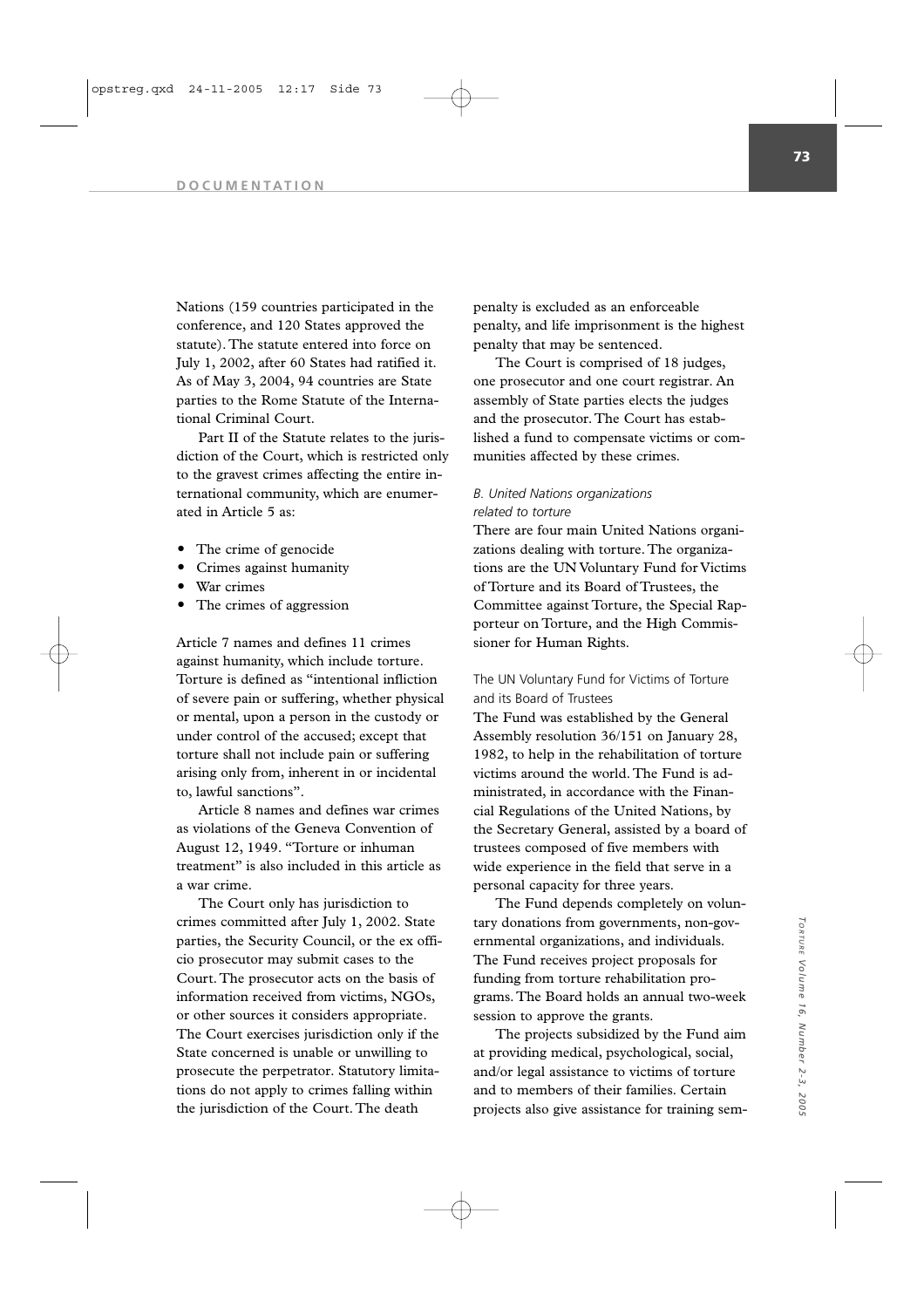Nations (159 countries participated in the conference, and 120 States approved the statute). The statute entered into force on July 1, 2002, after 60 States had ratified it. As of May 3, 2004, 94 countries are State parties to the Rome Statute of the International Criminal Court.

Part II of the Statute relates to the jurisdiction of the Court, which is restricted only to the gravest crimes affecting the entire international community, which are enumerated in Article 5 as:

- The crime of genocide
- Crimes against humanity
- War crimes
- The crimes of aggression

Article 7 names and defines 11 crimes against humanity, which include torture. Torture is defined as "intentional infliction of severe pain or suffering, whether physical or mental, upon a person in the custody or under control of the accused; except that torture shall not include pain or suffering arising only from, inherent in or incidental to, lawful sanctions".

Article 8 names and defines war crimes as violations of the Geneva Convention of August 12, 1949. "Torture or inhuman treatment" is also included in this article as a war crime.

The Court only has jurisdiction to crimes committed after July 1, 2002. State parties, the Security Council, or the ex officio prosecutor may submit cases to the Court. The prosecutor acts on the basis of information received from victims, NGOs, or other sources it considers appropriate. The Court exercises jurisdiction only if the State concerned is unable or unwilling to prosecute the perpetrator. Statutory limitations do not apply to crimes falling within the jurisdiction of the Court. The death penalty is excluded as an enforceable penalty, and life imprisonment is the highest penalty that may be sentenced.

The Court is comprised of 18 judges, one prosecutor and one court registrar. An assembly of State parties elects the judges and the prosecutor. The Court has established a fund to compensate victims or communities affected by these crimes.

### *B. United Nations organizations related to torture*

There are four main United Nations organizations dealing with torture. The organizations are the UN Voluntary Fund for Victims of Torture and its Board of Trustees, the Committee against Torture, the Special Rapporteur on Torture, and the High Commissioner for Human Rights.

#### The UN Voluntary Fund for Victims of Torture and its Board of Trustees

The Fund was established by the General Assembly resolution 36/151 on January 28, 1982, to help in the rehabilitation of torture victims around the world. The Fund is administrated, in accordance with the Financial Regulations of the United Nations, by the Secretary General, assisted by a board of trustees composed of five members with wide experience in the field that serve in a personal capacity for three years.

The Fund depends completely on voluntary donations from governments, non-governmental organizations, and individuals. The Fund receives project proposals for funding from torture rehabilitation programs. The Board holds an annual two-week session to approve the grants.

The projects subsidized by the Fund aim at providing medical, psychological, social, and/or legal assistance to victims of torture and to members of their families. Certain projects also give assistance for training sem-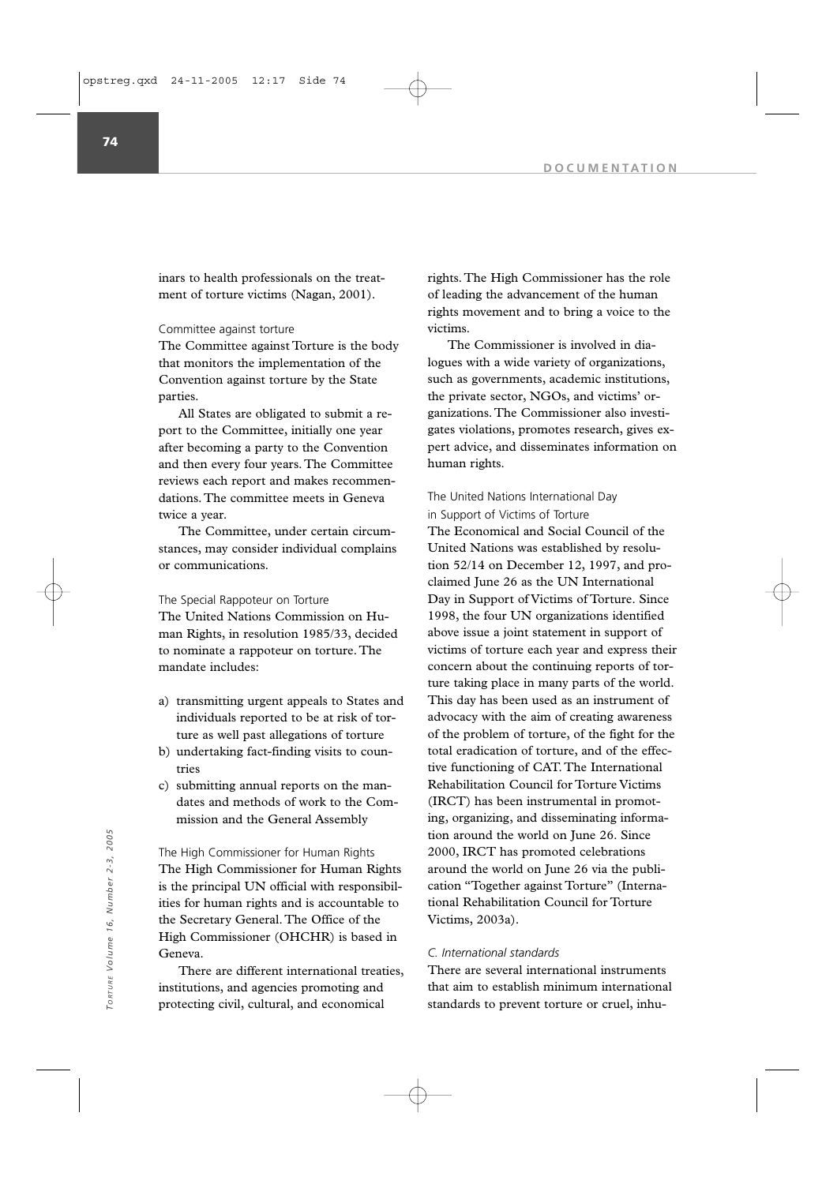inars to health professionals on the treatment of torture victims (Nagan, 2001).

### Committee against torture

The Committee against Torture is the body that monitors the implementation of the Convention against torture by the State parties.

All States are obligated to submit a report to the Committee, initially one year after becoming a party to the Convention and then every four years. The Committee reviews each report and makes recommendations. The committee meets in Geneva twice a year.

The Committee, under certain circumstances, may consider individual complains or communications.

### The Special Rappoteur on Torture

The United Nations Commission on Human Rights, in resolution 1985/33, decided to nominate a rappoteur on torture. The mandate includes:

a) transmitting urgent appeals to States and individuals reported to be at risk of torture as well past allegations of torture
b) undertaking fact-finding visits to countries
c) submitting annual reports on the mandates and methods of work to the Commission and the General Assembly

### The High Commissioner for Human Rights

The High Commissioner for Human Rights is the principal UN official with responsibilities for human rights and is accountable to the Secretary General. The Office of the High Commissioner (OHCHR) is based in Geneva.

There are different international treaties, institutions, and agencies promoting and protecting civil, cultural, and economical rights. The High Commissioner has the role of leading the advancement of the human rights movement and to bring a voice to the victims.

The Commissioner is involved in dialogues with a wide variety of organizations, such as governments, academic institutions, the private sector, NGOs, and victims' organizations. The Commissioner also investigates violations, promotes research, gives expert advice, and disseminates information on human rights.

### The United Nations International Day in Support of Victims of Torture

The Economical and Social Council of the United Nations was established by resolution 52/14 on December 12, 1997, and proclaimed June 26 as the UN International Day in Support of Victims of Torture. Since 1998, the four UN organizations identified above issue a joint statement in support of victims of torture each year and express their concern about the continuing reports of torture taking place in many parts of the world. This day has been used as an instrument of advocacy with the aim of creating awareness of the problem of torture, of the fight for the total eradication of torture, and of the effective functioning of CAT. The International Rehabilitation Council for Torture Victims (IRCT) has been instrumental in promoting, organizing, and disseminating information around the world on June 26. Since 2000, IRCT has promoted celebrations around the world on June 26 via the publication "Together against Torture" (International Rehabilitation Council for Torture Victims, 2003a).

### *C. International standards*

There are several international instruments that aim to establish minimum international standards to prevent torture or cruel, inhu-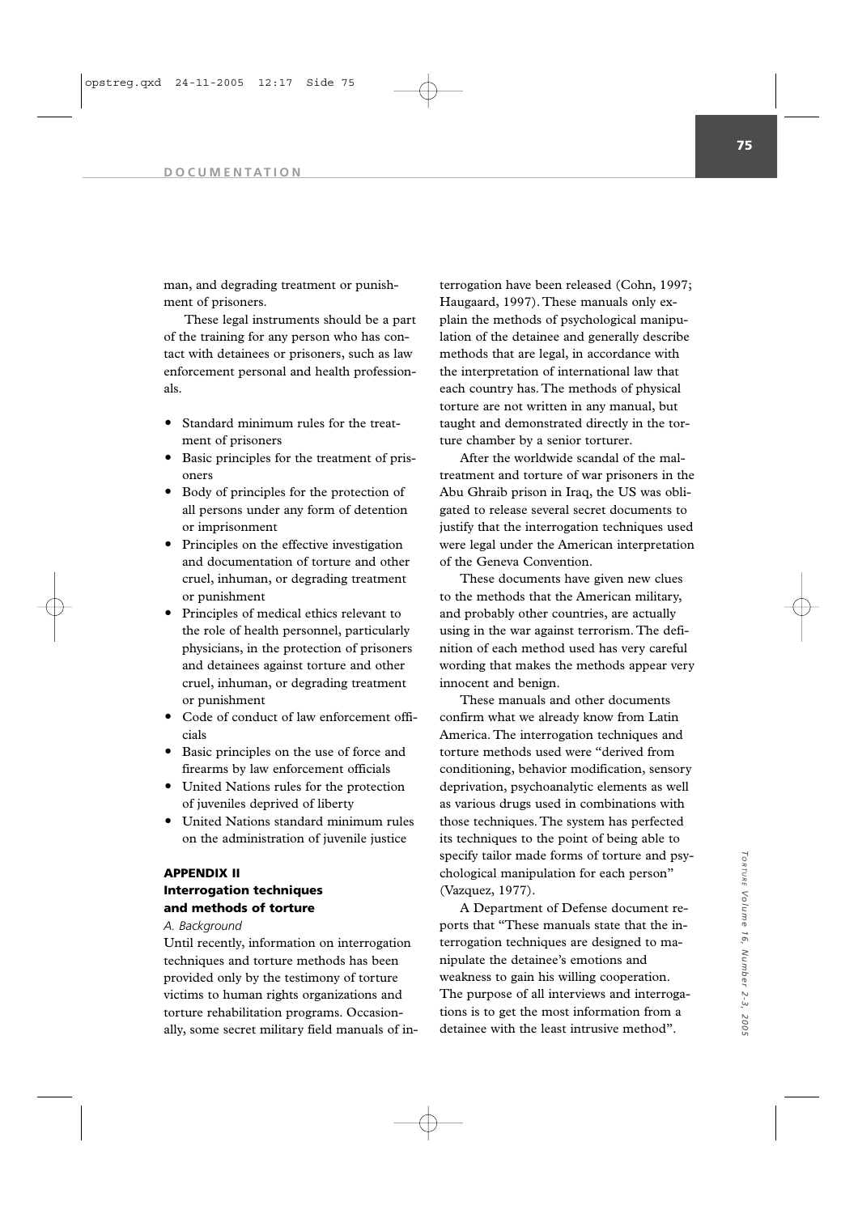man, and degrading treatment or punishment of prisoners.

These legal instruments should be a part of the training for any person who has contact with detainees or prisoners, such as law enforcement personal and health professionals.

- Standard minimum rules for the treatment of prisoners
- Basic principles for the treatment of prisoners
- Body of principles for the protection of all persons under any form of detention or imprisonment
- Principles on the effective investigation and documentation of torture and other cruel, inhuman, or degrading treatment or punishment
- Principles of medical ethics relevant to the role of health personnel, particularly physicians, in the protection of prisoners and detainees against torture and other cruel, inhuman, or degrading treatment or punishment
- Code of conduct of law enforcement officials
- Basic principles on the use of force and firearms by law enforcement officials
- United Nations rules for the protection of juveniles deprived of liberty
- United Nations standard minimum rules on the administration of juvenile justice

## APPENDIX II
## Interrogation techniques and methods of torture

*A. Background*

Until recently, information on interrogation techniques and torture methods has been provided only by the testimony of torture victims to human rights organizations and torture rehabilitation programs. Occasionally, some secret military field manuals of interrogation have been released (Cohn, 1997; Haugaard, 1997). These manuals only explain the methods of psychological manipulation of the detainee and generally describe methods that are legal, in accordance with the interpretation of international law that each country has. The methods of physical torture are not written in any manual, but taught and demonstrated directly in the torture chamber by a senior torturer.

After the worldwide scandal of the maltreatment and torture of war prisoners in the Abu Ghraib prison in Iraq, the US was obligated to release several secret documents to justify that the interrogation techniques used were legal under the American interpretation of the Geneva Convention.

These documents have given new clues to the methods that the American military, and probably other countries, are actually using in the war against terrorism. The definition of each method used has very careful wording that makes the methods appear very innocent and benign.

These manuals and other documents confirm what we already know from Latin America. The interrogation techniques and torture methods used were "derived from conditioning, behavior modification, sensory deprivation, psychoanalytic elements as well as various drugs used in combinations with those techniques. The system has perfected its techniques to the point of being able to specify tailor made forms of torture and psychological manipulation for each person" (Vazquez, 1977).

A Department of Defense document reports that "These manuals state that the interrogation techniques are designed to manipulate the detainee's emotions and weakness to gain his willing cooperation. The purpose of all interviews and interrogations is to get the most information from a detainee with the least intrusive method".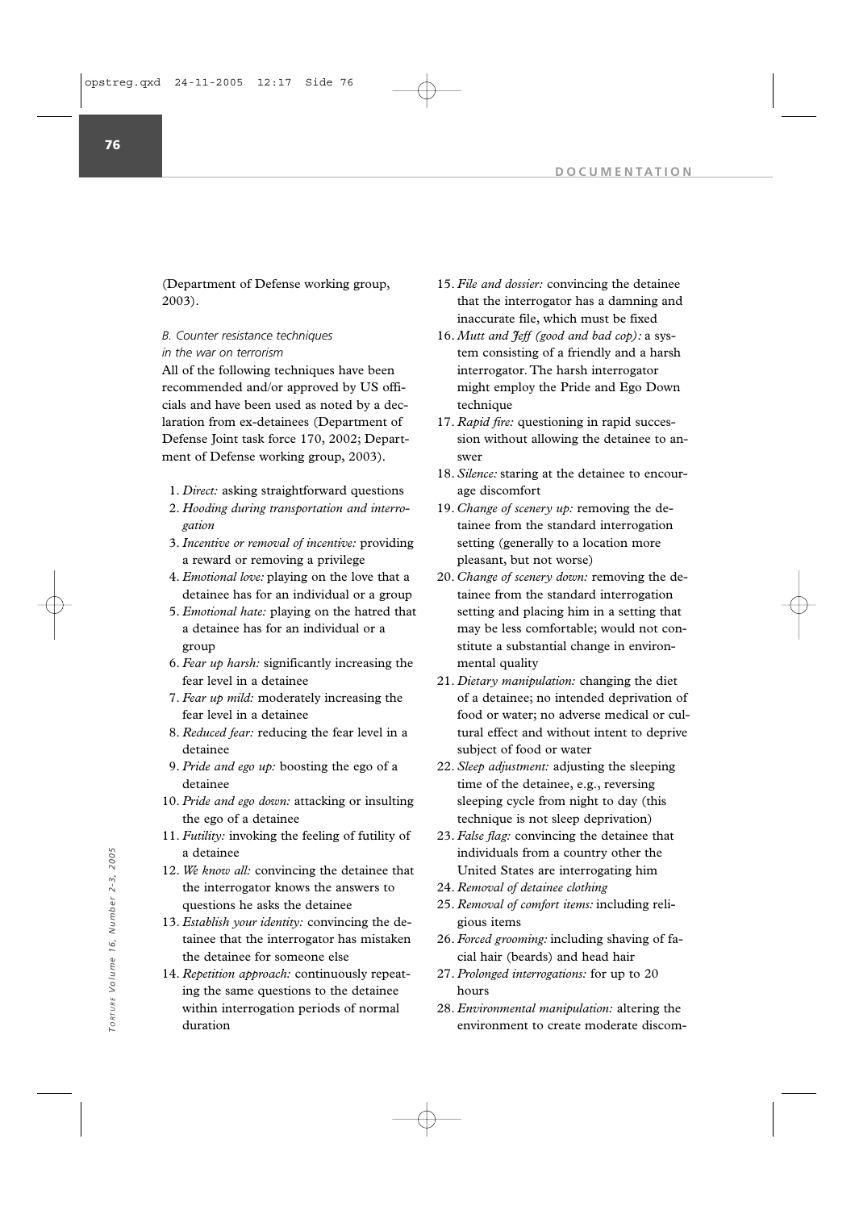(Department of Defense working group, 2003).

*B. Counter resistance techniques in the war on terrorism*

All of the following techniques have been recommended and/or approved by US officials and have been used as noted by a declaration from ex-detainees (Department of Defense Joint task force 170, 2002; Department of Defense working group, 2003).

1. *Direct:* asking straightforward questions
2. *Hooding during transportation and interrogation*
3. *Incentive or removal of incentive:* providing a reward or removing a privilege
4. *Emotional love:* playing on the love that a detainee has for an individual or a group
5. *Emotional hate:* playing on the hatred that a detainee has for an individual or a group
6. *Fear up harsh:* significantly increasing the fear level in a detainee
7. *Fear up mild:* moderately increasing the fear level in a detainee
8. *Reduced fear:* reducing the fear level in a detainee
9. *Pride and ego up:* boosting the ego of a detainee
10. *Pride and ego down:* attacking or insulting the ego of a detainee
11. *Futility:* invoking the feeling of futility of a detainee
12. *We know all:* convincing the detainee that the interrogator knows the answers to questions he asks the detainee
13. *Establish your identity:* convincing the detainee that the interrogator has mistaken the detainee for someone else
14. *Repetition approach:* continuously repeating the same questions to the detainee within interrogation periods of normal duration
15. *File and dossier:* convincing the detainee that the interrogator has a damning and inaccurate file, which must be fixed
16. *Mutt and Jeff (good and bad cop):* a system consisting of a friendly and a harsh interrogator. The harsh interrogator might employ the Pride and Ego Down technique
17. *Rapid fire:* questioning in rapid succession without allowing the detainee to answer
18. *Silence:* staring at the detainee to encourage discomfort
19. *Change of scenery up:* removing the detainee from the standard interrogation setting (generally to a location more pleasant, but not worse)
20. *Change of scenery down:* removing the detainee from the standard interrogation setting and placing him in a setting that may be less comfortable; would not constitute a substantial change in environmental quality
21. *Dietary manipulation:* changing the diet of a detainee; no intended deprivation of food or water; no adverse medical or cultural effect and without intent to deprive subject of food or water
22. *Sleep adjustment:* adjusting the sleeping time of the detainee, e.g., reversing sleeping cycle from night to day (this technique is not sleep deprivation)
23. *False flag:* convincing the detainee that individuals from a country other the United States are interrogating him
24. *Removal of detainee clothing*
25. *Removal of comfort items:* including religious items
26. *Forced grooming:* including shaving of facial hair (beards) and head hair
27. *Prolonged interrogations:* for up to 20 hours
28. *Environmental manipulation:* altering the environment to create moderate discom-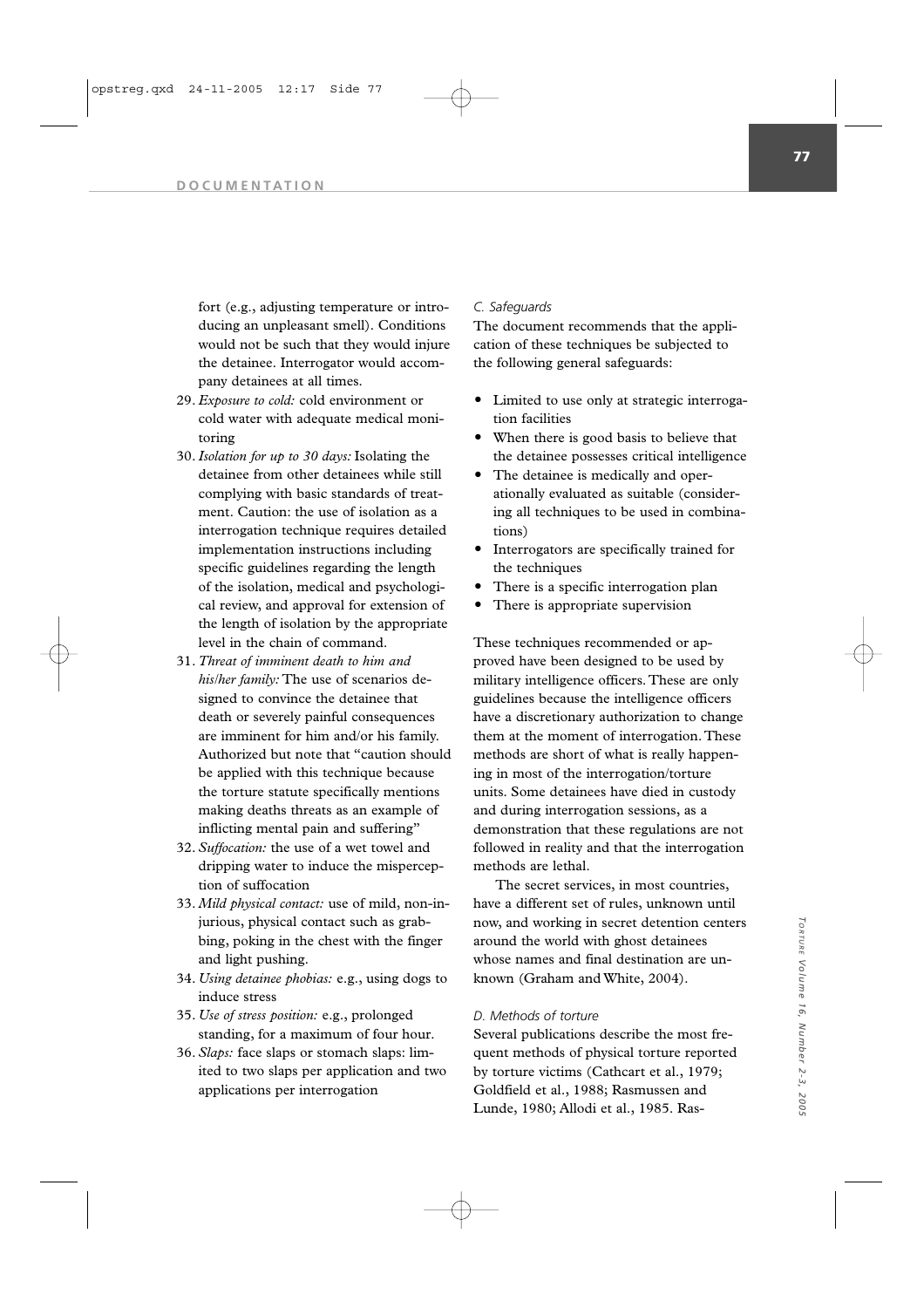fort (e.g., adjusting temperature or introducing an unpleasant smell). Conditions would not be such that they would injure the detainee. Interrogator would accompany detainees at all times.

29. *Exposure to cold:* cold environment or cold water with adequate medical monitoring
30. *Isolation for up to 30 days:* Isolating the detainee from other detainees while still complying with basic standards of treatment. Caution: the use of isolation as a interrogation technique requires detailed implementation instructions including specific guidelines regarding the length of the isolation, medical and psychological review, and approval for extension of the length of isolation by the appropriate level in the chain of command.
31. *Threat of imminent death to him and his/her family:* The use of scenarios designed to convince the detainee that death or severely painful consequences are imminent for him and/or his family. Authorized but note that "caution should be applied with this technique because the torture statute specifically mentions making deaths threats as an example of inflicting mental pain and suffering"
32. *Suffocation:* the use of a wet towel and dripping water to induce the misperception of suffocation
33. *Mild physical contact:* use of mild, non-injurious, physical contact such as grabbing, poking in the chest with the finger and light pushing.
34. *Using detainee phobias:* e.g., using dogs to induce stress
35. *Use of stress position:* e.g., prolonged standing, for a maximum of four hour.
36. *Slaps:* face slaps or stomach slaps: limited to two slaps per application and two applications per interrogation

*C. Safeguards*

The document recommends that the application of these techniques be subjected to the following general safeguards:

- Limited to use only at strategic interrogation facilities
- When there is good basis to believe that the detainee possesses critical intelligence
- The detainee is medically and operationally evaluated as suitable (considering all techniques to be used in combinations)
- Interrogators are specifically trained for the techniques
- There is a specific interrogation plan
- There is appropriate supervision

These techniques recommended or approved have been designed to be used by military intelligence officers. These are only guidelines because the intelligence officers have a discretionary authorization to change them at the moment of interrogation. These methods are short of what is really happening in most of the interrogation/torture units. Some detainees have died in custody and during interrogation sessions, as a demonstration that these regulations are not followed in reality and that the interrogation methods are lethal.

The secret services, in most countries, have a different set of rules, unknown until now, and working in secret detention centers around the world with ghost detainees whose names and final destination are unknown (Graham and White, 2004).

*D. Methods of torture*

Several publications describe the most frequent methods of physical torture reported by torture victims (Cathcart et al., 1979; Goldfield et al., 1988; Rasmussen and Lunde, 1980; Allodi et al., 1985. Ras-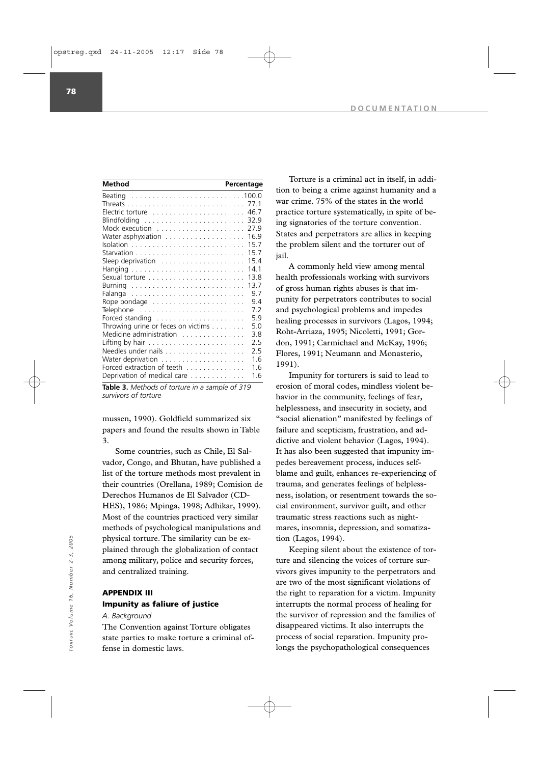| Method | Percentage |
|---|---|
| Beating | 100.0 |
| Threats | 77.1 |
| Electric torture | 46.7 |
| Blindfolding | 32.9 |
| Mock execution | 27.9 |
| Water asphyxiation | 16.9 |
| Isolation | 15.7 |
| Starvation | 15.7 |
| Sleep deprivation | 15.4 |
| Hanging | 14.1 |
| Sexual torture | 13.8 |
| Burning | 13.7 |
| Falanga | 9.7 |
| Rope bondage | 9.4 |
| Telephone | 7.2 |
| Forced standing | 5.9 |
| Throwing urine or feces on victims | 5.0 |
| Medicine administration | 3.8 |
| Lifting by hair | 2.5 |
| Needles under nails | 2.5 |
| Water deprivation | 1.6 |
| Forced extraction of teeth | 1.6 |
| Deprivation of medical care | 1.6 |

**Table 3.** *Methods of torture in a sample of 319 survivors of torture*

mussen, 1990). Goldfield summarized six papers and found the results shown in Table 3.

Some countries, such as Chile, El Salvador, Congo, and Bhutan, have published a list of the torture methods most prevalent in their countries (Orellana, 1989; Comision de Derechos Humanos de El Salvador (CDHES), 1986; Mpinga, 1998; Adhikar, 1999). Most of the countries practiced very similar methods of psychological manipulations and physical torture. The similarity can be explained through the globalization of contact among military, police and security forces, and centralized training.

## APPENDIX III

### Impunity as faliure of justice

*A. Background*

The Convention against Torture obligates state parties to make torture a criminal offense in domestic laws.

Torture is a criminal act in itself, in addition to being a crime against humanity and a war crime. 75% of the states in the world practice torture systematically, in spite of being signatories of the torture convention. States and perpetrators are allies in keeping the problem silent and the torturer out of jail.

A commonly held view among mental health professionals working with survivors of gross human rights abuses is that impunity for perpetrators contributes to social and psychological problems and impedes healing processes in survivors (Lagos, 1994; Roht-Arriaza, 1995; Nicoletti, 1991; Gordon, 1991; Carmichael and McKay, 1996; Flores, 1991; Neumann and Monasterio, 1991).

Impunity for torturers is said to lead to erosion of moral codes, mindless violent behavior in the community, feelings of fear, helplessness, and insecurity in society, and "social alienation" manifested by feelings of failure and scepticism, frustration, and addictive and violent behavior (Lagos, 1994). It has also been suggested that impunity impedes bereavement process, induces self-blame and guilt, enhances re-experiencing of trauma, and generates feelings of helplessness, isolation, or resentment towards the social environment, survivor guilt, and other traumatic stress reactions such as nightmares, insomnia, depression, and somatization (Lagos, 1994).

Keeping silent about the existence of torture and silencing the voices of torture survivors gives impunity to the perpetrators and are two of the most significant violations of the right to reparation for a victim. Impunity interrupts the normal process of healing for the survivor of repression and the families of disappeared victims. It also interrupts the process of social reparation. Impunity prolongs the psychopathological consequences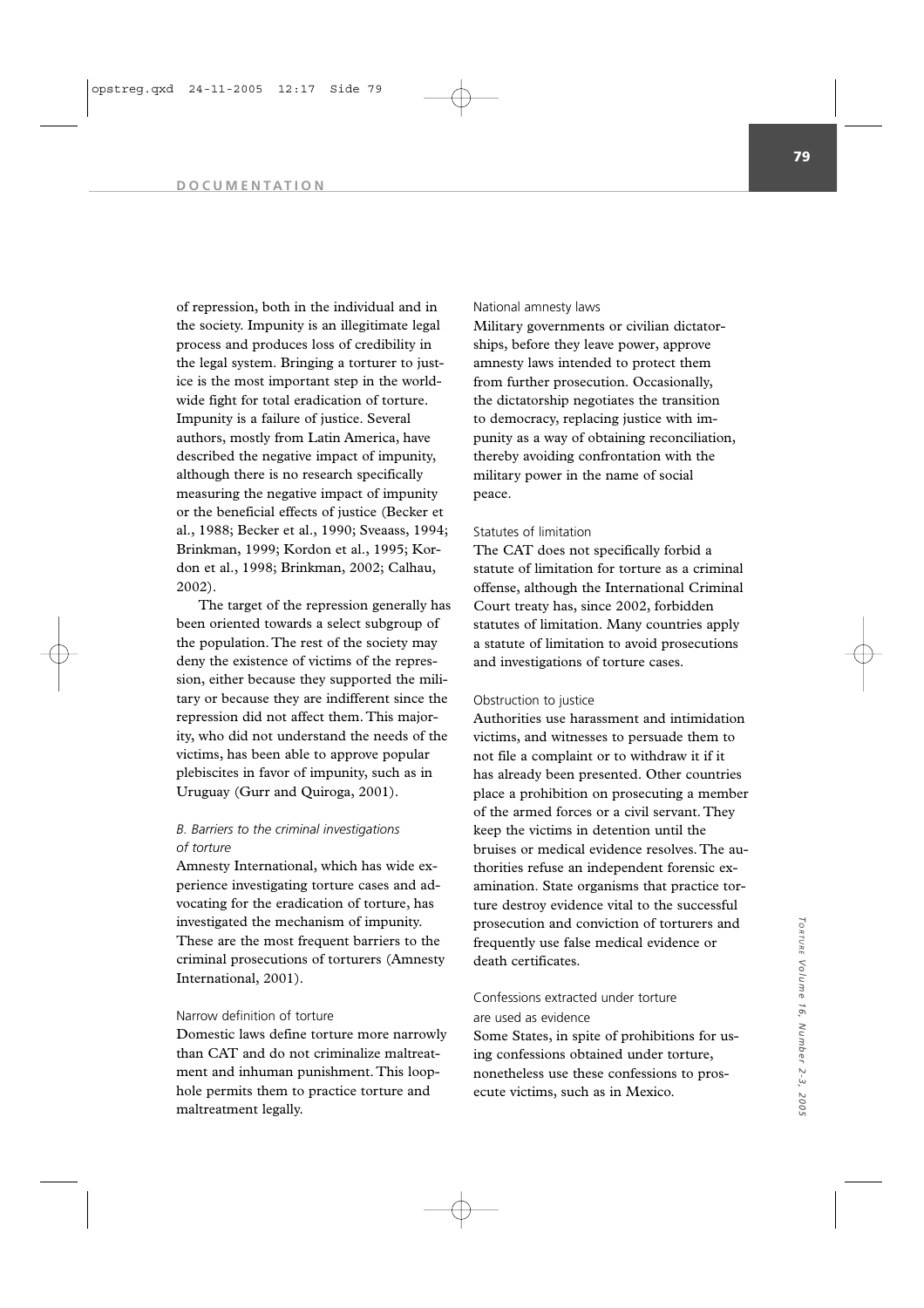of repression, both in the individual and in the society. Impunity is an illegitimate legal process and produces loss of credibility in the legal system. Bringing a torturer to justice is the most important step in the worldwide fight for total eradication of torture. Impunity is a failure of justice. Several authors, mostly from Latin America, have described the negative impact of impunity, although there is no research specifically measuring the negative impact of impunity or the beneficial effects of justice (Becker et al., 1988; Becker et al., 1990; Sveaass, 1994; Brinkman, 1999; Kordon et al., 1995; Kordon et al., 1998; Brinkman, 2002; Calhau, 2002).

The target of the repression generally has been oriented towards a select subgroup of the population. The rest of the society may deny the existence of victims of the repression, either because they supported the military or because they are indifferent since the repression did not affect them. This majority, who did not understand the needs of the victims, has been able to approve popular plebiscites in favor of impunity, such as in Uruguay (Gurr and Quiroga, 2001).

### *B. Barriers to the criminal investigations of torture*

Amnesty International, which has wide experience investigating torture cases and advocating for the eradication of torture, has investigated the mechanism of impunity. These are the most frequent barriers to the criminal prosecutions of torturers (Amnesty International, 2001).

#### Narrow definition of torture

Domestic laws define torture more narrowly than CAT and do not criminalize maltreatment and inhuman punishment. This loophole permits them to practice torture and maltreatment legally.

#### National amnesty laws

Military governments or civilian dictatorships, before they leave power, approve amnesty laws intended to protect them from further prosecution. Occasionally, the dictatorship negotiates the transition to democracy, replacing justice with impunity as a way of obtaining reconciliation, thereby avoiding confrontation with the military power in the name of social peace.

#### Statutes of limitation

The CAT does not specifically forbid a statute of limitation for torture as a criminal offense, although the International Criminal Court treaty has, since 2002, forbidden statutes of limitation. Many countries apply a statute of limitation to avoid prosecutions and investigations of torture cases.

#### Obstruction to justice

Authorities use harassment and intimidation victims, and witnesses to persuade them to not file a complaint or to withdraw it if it has already been presented. Other countries place a prohibition on prosecuting a member of the armed forces or a civil servant. They keep the victims in detention until the bruises or medical evidence resolves. The authorities refuse an independent forensic examination. State organisms that practice torture destroy evidence vital to the successful prosecution and conviction of torturers and frequently use false medical evidence or death certificates.

#### Confessions extracted under torture are used as evidence

Some States, in spite of prohibitions for using confessions obtained under torture, nonetheless use these confessions to prosecute victims, such as in Mexico.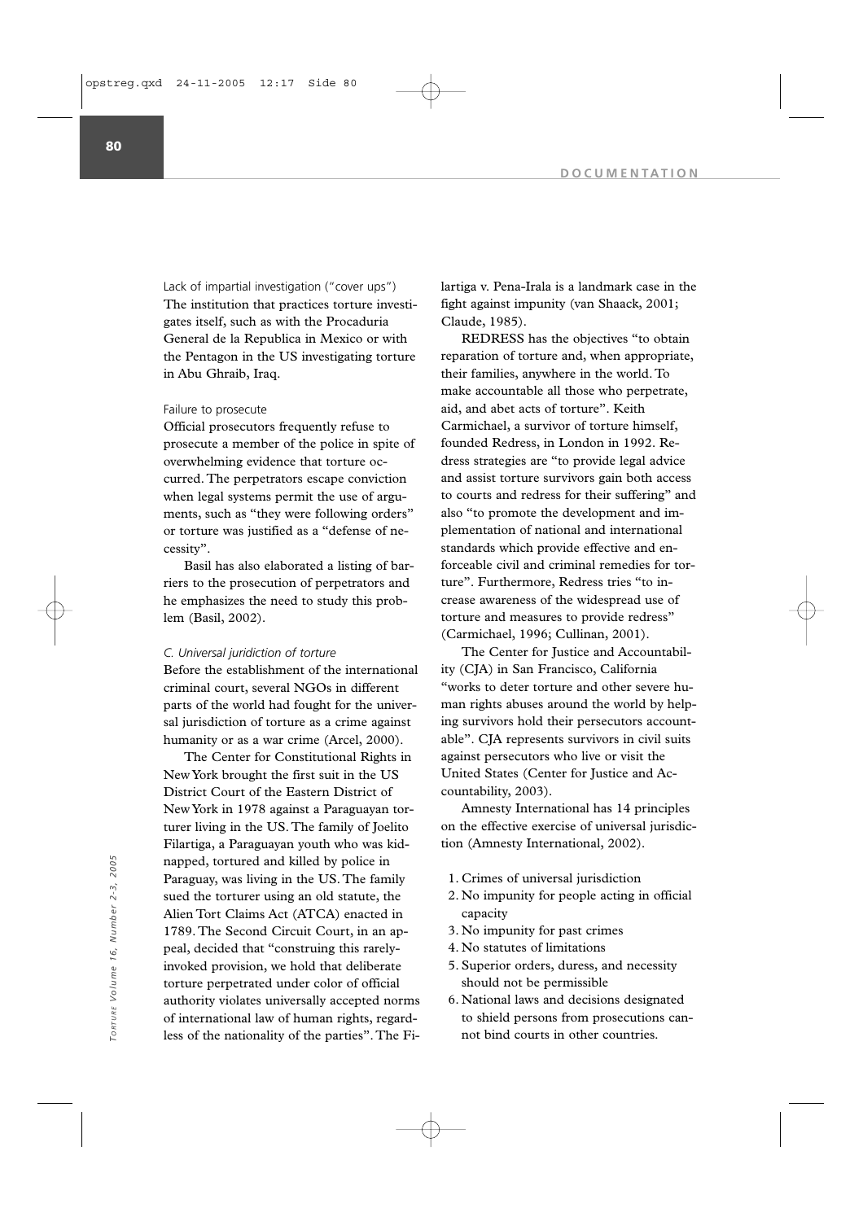Lack of impartial investigation ("cover ups")

The institution that practices torture investigates itself, such as with the Procaduria General de la Republica in Mexico or with the Pentagon in the US investigating torture in Abu Ghraib, Iraq.

Failure to prosecute

Official prosecutors frequently refuse to prosecute a member of the police in spite of overwhelming evidence that torture occurred. The perpetrators escape conviction when legal systems permit the use of arguments, such as "they were following orders" or torture was justified as a "defense of necessity".

Basil has also elaborated a listing of barriers to the prosecution of perpetrators and he emphasizes the need to study this problem (Basil, 2002).

*C. Universal juridiction of torture*

Before the establishment of the international criminal court, several NGOs in different parts of the world had fought for the universal jurisdiction of torture as a crime against humanity or as a war crime (Arcel, 2000).

The Center for Constitutional Rights in New York brought the first suit in the US District Court of the Eastern District of New York in 1978 against a Paraguayan torturer living in the US. The family of Joelito Filartiga, a Paraguayan youth who was kidnapped, tortured and killed by police in Paraguay, was living in the US. The family sued the torturer using an old statute, the Alien Tort Claims Act (ATCA) enacted in 1789. The Second Circuit Court, in an appeal, decided that "construing this rarely-invoked provision, we hold that deliberate torture perpetrated under color of official authority violates universally accepted norms of international law of human rights, regardless of the nationality of the parties". The Filartiga v. Pena-Irala is a landmark case in the fight against impunity (van Shaack, 2001; Claude, 1985).

REDRESS has the objectives "to obtain reparation of torture and, when appropriate, their families, anywhere in the world. To make accountable all those who perpetrate, aid, and abet acts of torture". Keith Carmichael, a survivor of torture himself, founded Redress, in London in 1992. Redress strategies are "to provide legal advice and assist torture survivors gain both access to courts and redress for their suffering" and also "to promote the development and implementation of national and international standards which provide effective and enforceable civil and criminal remedies for torture". Furthermore, Redress tries "to increase awareness of the widespread use of torture and measures to provide redress" (Carmichael, 1996; Cullinan, 2001).

The Center for Justice and Accountability (CJA) in San Francisco, California "works to deter torture and other severe human rights abuses around the world by helping survivors hold their persecutors accountable". CJA represents survivors in civil suits against persecutors who live or visit the United States (Center for Justice and Accountability, 2003).

Amnesty International has 14 principles on the effective exercise of universal jurisdiction (Amnesty International, 2002).

1. Crimes of universal jurisdiction
2. No impunity for people acting in official capacity
3. No impunity for past crimes
4. No statutes of limitations
5. Superior orders, duress, and necessity should not be permissible
6. National laws and decisions designated to shield persons from prosecutions cannot bind courts in other countries.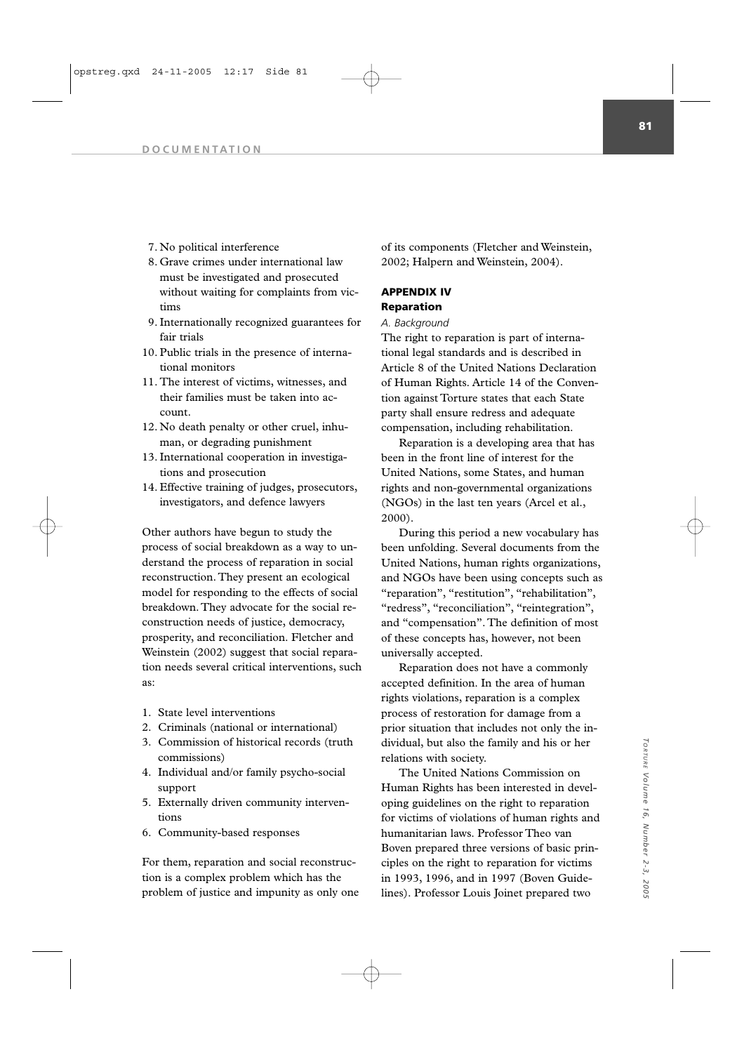7. No political interference
8. Grave crimes under international law must be investigated and prosecuted without waiting for complaints from victims
9. Internationally recognized guarantees for fair trials
10. Public trials in the presence of international monitors
11. The interest of victims, witnesses, and their families must be taken into account.
12. No death penalty or other cruel, inhuman, or degrading punishment
13. International cooperation in investigations and prosecution
14. Effective training of judges, prosecutors, investigators, and defence lawyers

Other authors have begun to study the process of social breakdown as a way to understand the process of reparation in social reconstruction. They present an ecological model for responding to the effects of social breakdown. They advocate for the social reconstruction needs of justice, democracy, prosperity, and reconciliation. Fletcher and Weinstein (2002) suggest that social reparation needs several critical interventions, such as:

1. State level interventions
2. Criminals (national or international)
3. Commission of historical records (truth commissions)
4. Individual and/or family psycho-social support
5. Externally driven community interventions
6. Community-based responses

For them, reparation and social reconstruction is a complex problem which has the problem of justice and impunity as only one of its components (Fletcher and Weinstein, 2002; Halpern and Weinstein, 2004).

## APPENDIX IV
### Reparation

*A. Background*

The right to reparation is part of international legal standards and is described in Article 8 of the United Nations Declaration of Human Rights. Article 14 of the Convention against Torture states that each State party shall ensure redress and adequate compensation, including rehabilitation.

Reparation is a developing area that has been in the front line of interest for the United Nations, some States, and human rights and non-governmental organizations (NGOs) in the last ten years (Arcel et al., 2000).

During this period a new vocabulary has been unfolding. Several documents from the United Nations, human rights organizations, and NGOs have been using concepts such as "reparation", "restitution", "rehabilitation", "redress", "reconciliation", "reintegration", and "compensation". The definition of most of these concepts has, however, not been universally accepted.

Reparation does not have a commonly accepted definition. In the area of human rights violations, reparation is a complex process of restoration for damage from a prior situation that includes not only the individual, but also the family and his or her relations with society.

The United Nations Commission on Human Rights has been interested in developing guidelines on the right to reparation for victims of violations of human rights and humanitarian laws. Professor Theo van Boven prepared three versions of basic principles on the right to reparation for victims in 1993, 1996, and in 1997 (Boven Guidelines). Professor Louis Joinet prepared two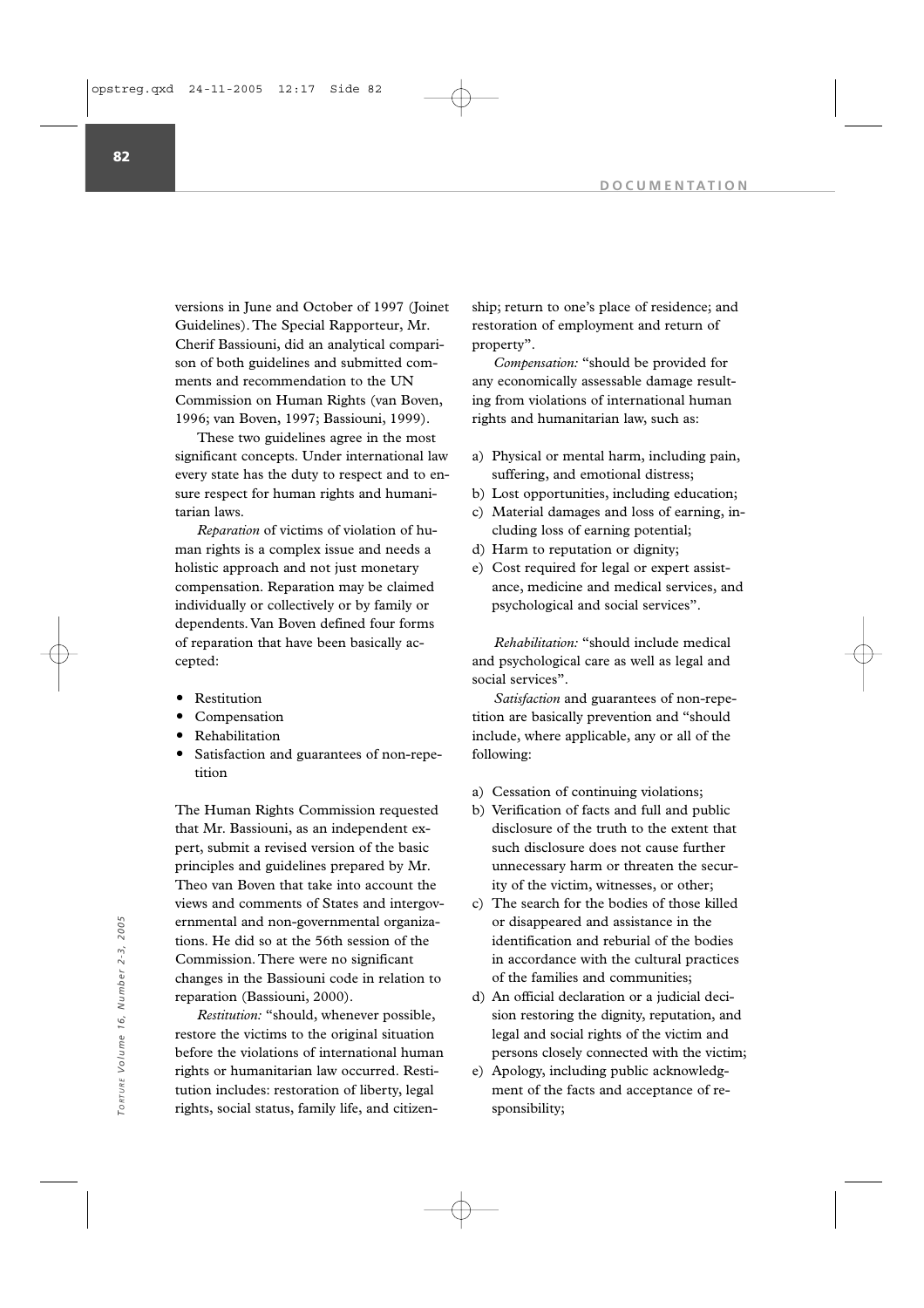versions in June and October of 1997 (Joinet Guidelines). The Special Rapporteur, Mr. Cherif Bassiouni, did an analytical comparison of both guidelines and submitted comments and recommendation to the UN Commission on Human Rights (van Boven, 1996; van Boven, 1997; Bassiouni, 1999).

These two guidelines agree in the most significant concepts. Under international law every state has the duty to respect and to ensure respect for human rights and humanitarian laws.

*Reparation* of victims of violation of human rights is a complex issue and needs a holistic approach and not just monetary compensation. Reparation may be claimed individually or collectively or by family or dependents. Van Boven defined four forms of reparation that have been basically accepted:

- Restitution
- Compensation
- Rehabilitation
- Satisfaction and guarantees of non-repetition

The Human Rights Commission requested that Mr. Bassiouni, as an independent expert, submit a revised version of the basic principles and guidelines prepared by Mr. Theo van Boven that take into account the views and comments of States and intergovernmental and non-governmental organizations. He did so at the 56th session of the Commission. There were no significant changes in the Bassiouni code in relation to reparation (Bassiouni, 2000).

*Restitution:* "should, whenever possible, restore the victims to the original situation before the violations of international human rights or humanitarian law occurred. Restitution includes: restoration of liberty, legal rights, social status, family life, and citizenship; return to one's place of residence; and restoration of employment and return of property".

*Compensation:* "should be provided for any economically assessable damage resulting from violations of international human rights and humanitarian law, such as:

a) Physical or mental harm, including pain, suffering, and emotional distress;
b) Lost opportunities, including education;
c) Material damages and loss of earning, including loss of earning potential;
d) Harm to reputation or dignity;
e) Cost required for legal or expert assistance, medicine and medical services, and psychological and social services".

*Rehabilitation:* "should include medical and psychological care as well as legal and social services".

*Satisfaction* and guarantees of non-repetition are basically prevention and "should include, where applicable, any or all of the following:

a) Cessation of continuing violations;
b) Verification of facts and full and public disclosure of the truth to the extent that such disclosure does not cause further unnecessary harm or threaten the security of the victim, witnesses, or other;
c) The search for the bodies of those killed or disappeared and assistance in the identification and reburial of the bodies in accordance with the cultural practices of the families and communities;
d) An official declaration or a judicial decision restoring the dignity, reputation, and legal and social rights of the victim and persons closely connected with the victim;
e) Apology, including public acknowledgment of the facts and acceptance of responsibility;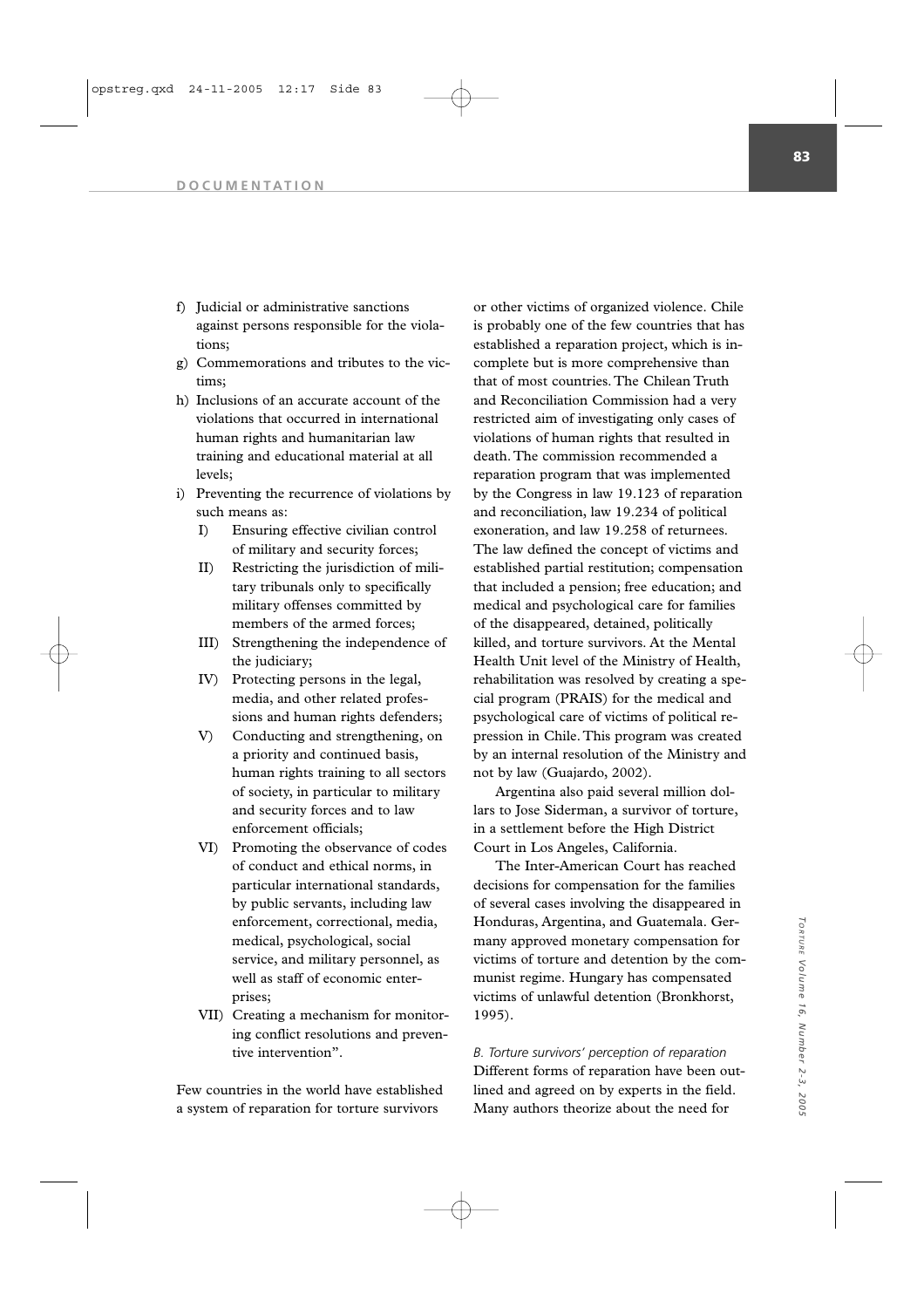f) Judicial or administrative sanctions against persons responsible for the violations;
g) Commemorations and tributes to the victims;
h) Inclusions of an accurate account of the violations that occurred in international human rights and humanitarian law training and educational material at all levels;
i) Preventing the recurrence of violations by such means as:
   I) Ensuring effective civilian control of military and security forces;
   II) Restricting the jurisdiction of military tribunals only to specifically military offenses committed by members of the armed forces;
   III) Strengthening the independence of the judiciary;
   IV) Protecting persons in the legal, media, and other related professions and human rights defenders;
   V) Conducting and strengthening, on a priority and continued basis, human rights training to all sectors of society, in particular to military and security forces and to law enforcement officials;
   VI) Promoting the observance of codes of conduct and ethical norms, in particular international standards, by public servants, including law enforcement, correctional, media, medical, psychological, social service, and military personnel, as well as staff of economic enterprises;
   VII) Creating a mechanism for monitoring conflict resolutions and preventive intervention".

Few countries in the world have established a system of reparation for torture survivors or other victims of organized violence. Chile is probably one of the few countries that has established a reparation project, which is incomplete but is more comprehensive than that of most countries. The Chilean Truth and Reconciliation Commission had a very restricted aim of investigating only cases of violations of human rights that resulted in death. The commission recommended a reparation program that was implemented by the Congress in law 19.123 of reparation and reconciliation, law 19.234 of political exoneration, and law 19.258 of returnees. The law defined the concept of victims and established partial restitution; compensation that included a pension; free education; and medical and psychological care for families of the disappeared, detained, politically killed, and torture survivors. At the Mental Health Unit level of the Ministry of Health, rehabilitation was resolved by creating a special program (PRAIS) for the medical and psychological care of victims of political repression in Chile. This program was created by an internal resolution of the Ministry and not by law (Guajardo, 2002).

Argentina also paid several million dollars to Jose Siderman, a survivor of torture, in a settlement before the High District Court in Los Angeles, California.

The Inter-American Court has reached decisions for compensation for the families of several cases involving the disappeared in Honduras, Argentina, and Guatemala. Germany approved monetary compensation for victims of torture and detention by the communist regime. Hungary has compensated victims of unlawful detention (Bronkhorst, 1995).

*B. Torture survivors' perception of reparation*

Different forms of reparation have been outlined and agreed on by experts in the field. Many authors theorize about the need for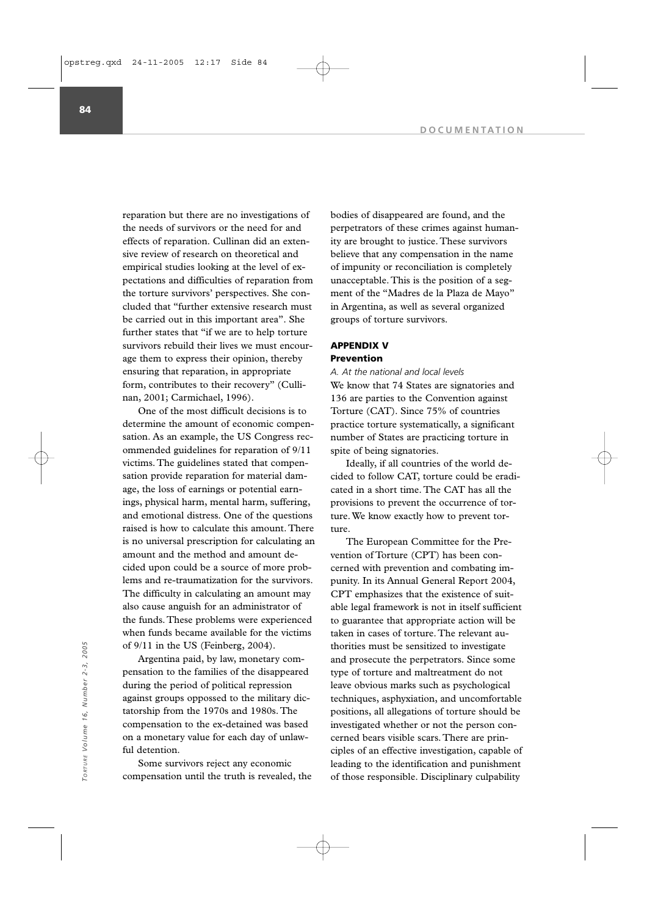reparation but there are no investigations of the needs of survivors or the need for and effects of reparation. Cullinan did an extensive review of research on theoretical and empirical studies looking at the level of expectations and difficulties of reparation from the torture survivors' perspectives. She concluded that "further extensive research must be carried out in this important area". She further states that "if we are to help torture survivors rebuild their lives we must encourage them to express their opinion, thereby ensuring that reparation, in appropriate form, contributes to their recovery" (Cullinan, 2001; Carmichael, 1996).

One of the most difficult decisions is to determine the amount of economic compensation. As an example, the US Congress recommended guidelines for reparation of 9/11 victims. The guidelines stated that compensation provide reparation for material damage, the loss of earnings or potential earnings, physical harm, mental harm, suffering, and emotional distress. One of the questions raised is how to calculate this amount. There is no universal prescription for calculating an amount and the method and amount decided upon could be a source of more problems and re-traumatization for the survivors. The difficulty in calculating an amount may also cause anguish for an administrator of the funds. These problems were experienced when funds became available for the victims of 9/11 in the US (Feinberg, 2004).

Argentina paid, by law, monetary compensation to the families of the disappeared during the period of political repression against groups oppossed to the military dictatorship from the 1970s and 1980s. The compensation to the ex-detained was based on a monetary value for each day of unlawful detention.

Some survivors reject any economic compensation until the truth is revealed, the bodies of disappeared are found, and the perpetrators of these crimes against humanity are brought to justice. These survivors believe that any compensation in the name of impunity or reconciliation is completely unacceptable. This is the position of a segment of the "Madres de la Plaza de Mayo" in Argentina, as well as several organized groups of torture survivors.

## APPENDIX V
### Prevention

*A. At the national and local levels*

We know that 74 States are signatories and 136 are parties to the Convention against Torture (CAT). Since 75% of countries practice torture systematically, a significant number of States are practicing torture in spite of being signatories.

Ideally, if all countries of the world decided to follow CAT, torture could be eradicated in a short time. The CAT has all the provisions to prevent the occurrence of torture. We know exactly how to prevent torture.

The European Committee for the Prevention of Torture (CPT) has been concerned with prevention and combating impunity. In its Annual General Report 2004, CPT emphasizes that the existence of suitable legal framework is not in itself sufficient to guarantee that appropriate action will be taken in cases of torture. The relevant authorities must be sensitized to investigate and prosecute the perpetrators. Since some type of torture and maltreatment do not leave obvious marks such as psychological techniques, asphyxiation, and uncomfortable positions, all allegations of torture should be investigated whether or not the person concerned bears visible scars. There are principles of an effective investigation, capable of leading to the identification and punishment of those responsible. Disciplinary culpability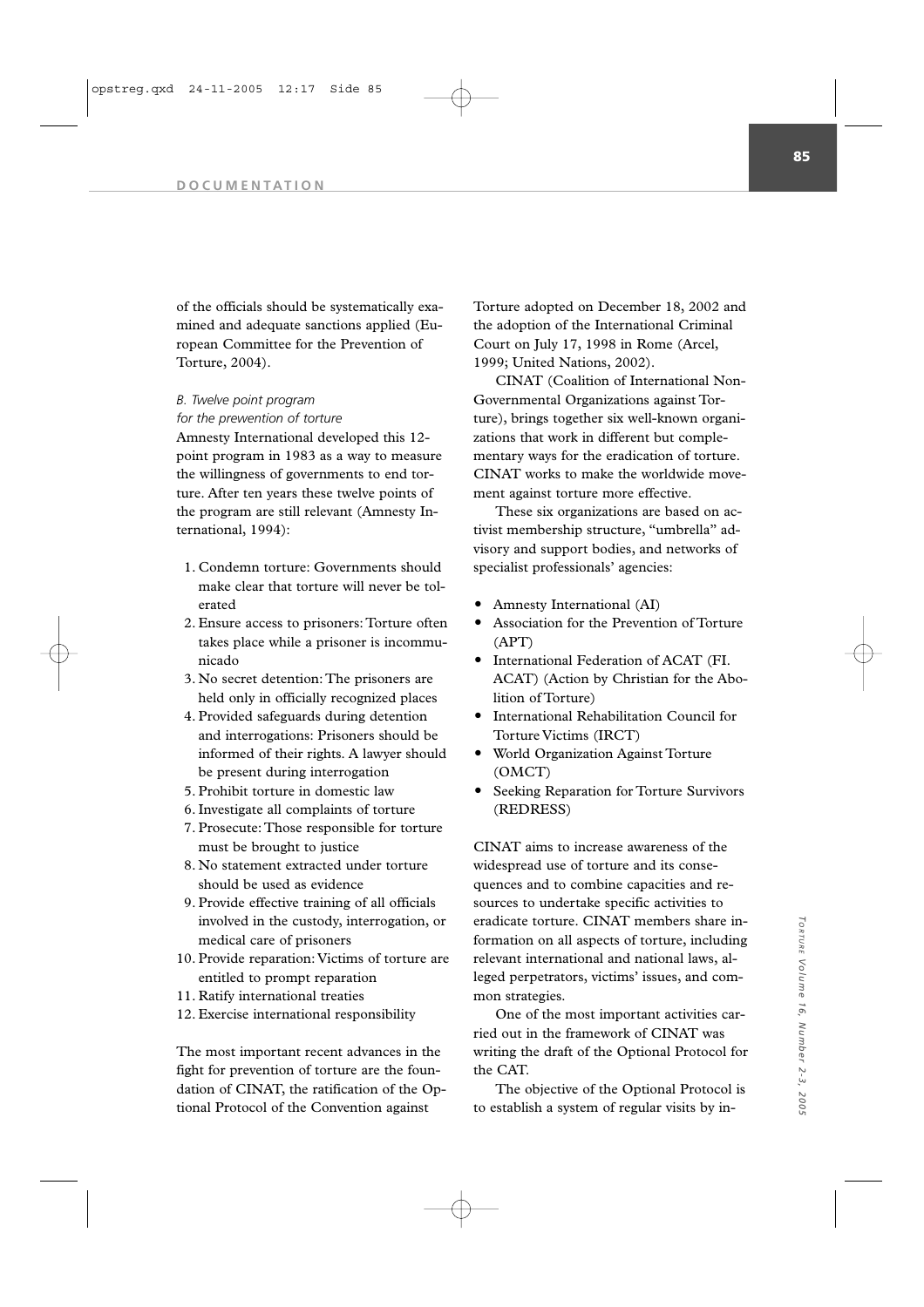of the officials should be systematically examined and adequate sanctions applied (European Committee for the Prevention of Torture, 2004).

### *B. Twelve point program for the prewention of torture*

Amnesty International developed this 12-point program in 1983 as a way to measure the willingness of governments to end torture. After ten years these twelve points of the program are still relevant (Amnesty International, 1994):

1. Condemn torture: Governments should make clear that torture will never be tolerated
2. Ensure access to prisoners: Torture often takes place while a prisoner is incommunicado
3. No secret detention: The prisoners are held only in officially recognized places
4. Provided safeguards during detention and interrogations: Prisoners should be informed of their rights. A lawyer should be present during interrogation
5. Prohibit torture in domestic law
6. Investigate all complaints of torture
7. Prosecute: Those responsible for torture must be brought to justice
8. No statement extracted under torture should be used as evidence
9. Provide effective training of all officials involved in the custody, interrogation, or medical care of prisoners
10. Provide reparation: Victims of torture are entitled to prompt reparation
11. Ratify international treaties
12. Exercise international responsibility

The most important recent advances in the fight for prevention of torture are the foundation of CINAT, the ratification of the Optional Protocol of the Convention against Torture adopted on December 18, 2002 and the adoption of the International Criminal Court on July 17, 1998 in Rome (Arcel, 1999; United Nations, 2002).

CINAT (Coalition of International Non-Governmental Organizations against Torture), brings together six well-known organizations that work in different but complementary ways for the eradication of torture. CINAT works to make the worldwide movement against torture more effective.

These six organizations are based on activist membership structure, "umbrella" advisory and support bodies, and networks of specialist professionals' agencies:

- Amnesty International (AI)
- Association for the Prevention of Torture (APT)
- International Federation of ACAT (FI. ACAT) (Action by Christian for the Abolition of Torture)
- International Rehabilitation Council for Torture Victims (IRCT)
- World Organization Against Torture (OMCT)
- Seeking Reparation for Torture Survivors (REDRESS)

CINAT aims to increase awareness of the widespread use of torture and its consequences and to combine capacities and resources to undertake specific activities to eradicate torture. CINAT members share information on all aspects of torture, including relevant international and national laws, alleged perpetrators, victims' issues, and common strategies.

One of the most important activities carried out in the framework of CINAT was writing the draft of the Optional Protocol for the CAT.

The objective of the Optional Protocol is to establish a system of regular visits by in-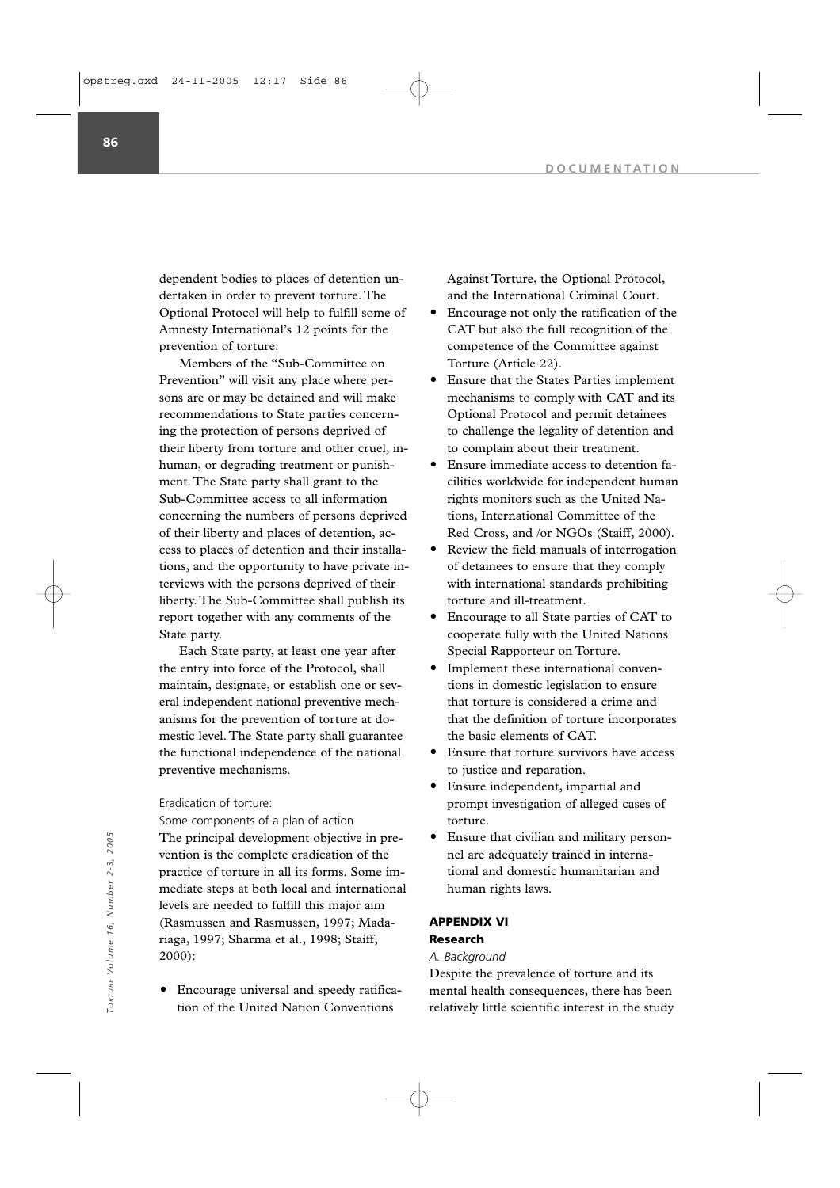dependent bodies to places of detention undertaken in order to prevent torture. The Optional Protocol will help to fulfill some of Amnesty International's 12 points for the prevention of torture.

Members of the "Sub-Committee on Prevention" will visit any place where persons are or may be detained and will make recommendations to State parties concerning the protection of persons deprived of their liberty from torture and other cruel, inhuman, or degrading treatment or punishment. The State party shall grant to the Sub-Committee access to all information concerning the numbers of persons deprived of their liberty and places of detention, access to places of detention and their installations, and the opportunity to have private interviews with the persons deprived of their liberty. The Sub-Committee shall publish its report together with any comments of the State party.

Each State party, at least one year after the entry into force of the Protocol, shall maintain, designate, or establish one or several independent national preventive mechanisms for the prevention of torture at domestic level. The State party shall guarantee the functional independence of the national preventive mechanisms.

Eradication of torture:
Some components of a plan of action

The principal development objective in prevention is the complete eradication of the practice of torture in all its forms. Some immediate steps at both local and international levels are needed to fulfill this major aim (Rasmussen and Rasmussen, 1997; Madariaga, 1997; Sharma et al., 1998; Staiff, 2000):

- Encourage universal and speedy ratification of the United Nation Conventions Against Torture, the Optional Protocol, and the International Criminal Court.
- Encourage not only the ratification of the CAT but also the full recognition of the competence of the Committee against Torture (Article 22).
- Ensure that the States Parties implement mechanisms to comply with CAT and its Optional Protocol and permit detainees to challenge the legality of detention and to complain about their treatment.
- Ensure immediate access to detention facilities worldwide for independent human rights monitors such as the United Nations, International Committee of the Red Cross, and /or NGOs (Staiff, 2000).
- Review the field manuals of interrogation of detainees to ensure that they comply with international standards prohibiting torture and ill-treatment.
- Encourage to all State parties of CAT to cooperate fully with the United Nations Special Rapporteur on Torture.
- Implement these international conventions in domestic legislation to ensure that torture is considered a crime and that the definition of torture incorporates the basic elements of CAT.
- Ensure that torture survivors have access to justice and reparation.
- Ensure independent, impartial and prompt investigation of alleged cases of torture.
- Ensure that civilian and military personnel are adequately trained in international and domestic humanitarian and human rights laws.

## APPENDIX VI
### Research

*A. Background*

Despite the prevalence of torture and its mental health consequences, there has been relatively little scientific interest in the study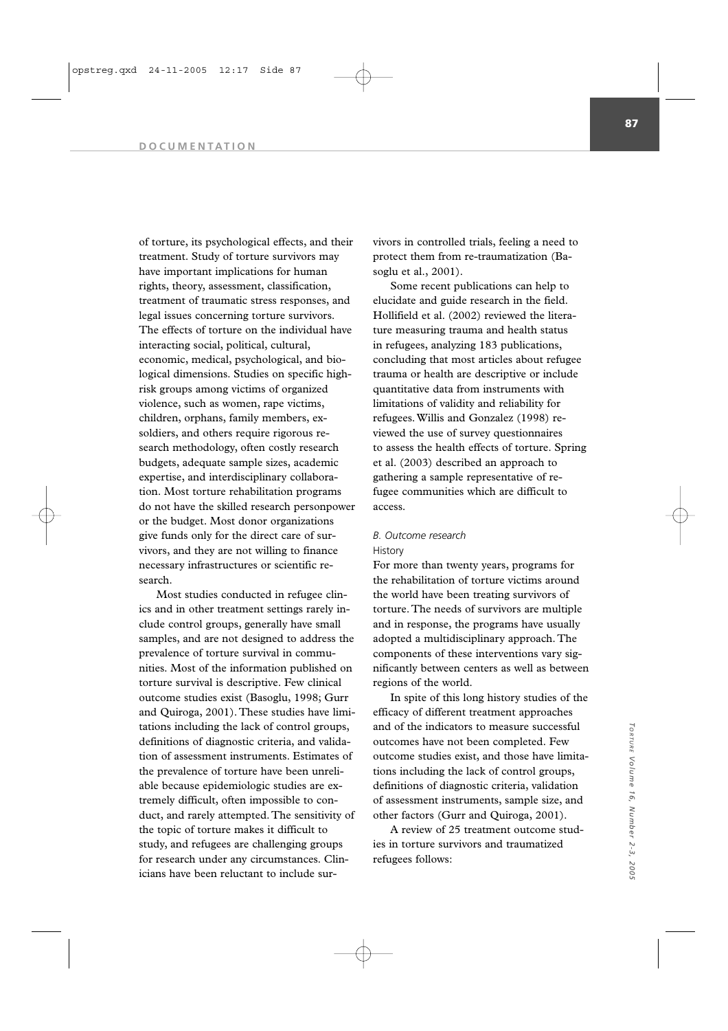of torture, its psychological effects, and their treatment. Study of torture survivors may have important implications for human rights, theory, assessment, classification, treatment of traumatic stress responses, and legal issues concerning torture survivors. The effects of torture on the individual have interacting social, political, cultural, economic, medical, psychological, and biological dimensions. Studies on specific high-risk groups among victims of organized violence, such as women, rape victims, children, orphans, family members, ex-soldiers, and others require rigorous research methodology, often costly research budgets, adequate sample sizes, academic expertise, and interdisciplinary collaboration. Most torture rehabilitation programs do not have the skilled research personpower or the budget. Most donor organizations give funds only for the direct care of survivors, and they are not willing to finance necessary infrastructures or scientific research.

Most studies conducted in refugee clinics and in other treatment settings rarely include control groups, generally have small samples, and are not designed to address the prevalence of torture survival in communities. Most of the information published on torture survival is descriptive. Few clinical outcome studies exist (Basoglu, 1998; Gurr and Quiroga, 2001). These studies have limitations including the lack of control groups, definitions of diagnostic criteria, and validation of assessment instruments. Estimates of the prevalence of torture have been unreliable because epidemiologic studies are extremely difficult, often impossible to conduct, and rarely attempted. The sensitivity of the topic of torture makes it difficult to study, and refugees are challenging groups for research under any circumstances. Clinicians have been reluctant to include survivors in controlled trials, feeling a need to protect them from re-traumatization (Basoglu et al., 2001).

Some recent publications can help to elucidate and guide research in the field. Hollifield et al. (2002) reviewed the literature measuring trauma and health status in refugees, analyzing 183 publications, concluding that most articles about refugee trauma or health are descriptive or include quantitative data from instruments with limitations of validity and reliability for refugees. Willis and Gonzalez (1998) reviewed the use of survey questionnaires to assess the health effects of torture. Spring et al. (2003) described an approach to gathering a sample representative of refugee communities which are difficult to access.

*B. Outcome research*

History

For more than twenty years, programs for the rehabilitation of torture victims around the world have been treating survivors of torture. The needs of survivors are multiple and in response, the programs have usually adopted a multidisciplinary approach. The components of these interventions vary significantly between centers as well as between regions of the world.

In spite of this long history studies of the efficacy of different treatment approaches and of the indicators to measure successful outcomes have not been completed. Few outcome studies exist, and those have limitations including the lack of control groups, definitions of diagnostic criteria, validation of assessment instruments, sample size, and other factors (Gurr and Quiroga, 2001).

A review of 25 treatment outcome studies in torture survivors and traumatized refugees follows: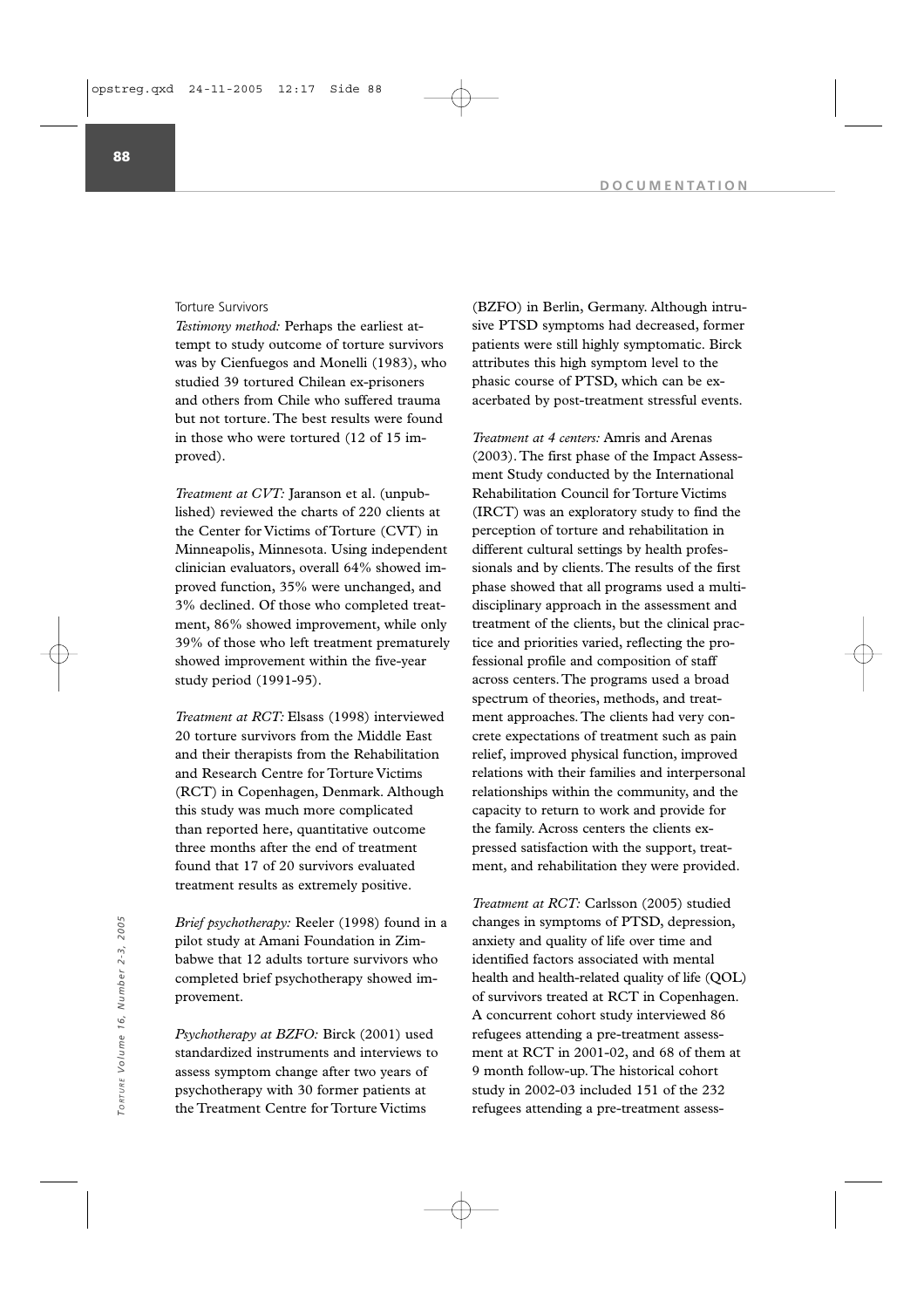Torture Survivors

*Testimony method:* Perhaps the earliest attempt to study outcome of torture survivors was by Cienfuegos and Monelli (1983), who studied 39 tortured Chilean ex-prisoners and others from Chile who suffered trauma but not torture. The best results were found in those who were tortured (12 of 15 improved).

*Treatment at CVT:* Jaranson et al. (unpublished) reviewed the charts of 220 clients at the Center for Victims of Torture (CVT) in Minneapolis, Minnesota. Using independent clinician evaluators, overall 64% showed improved function, 35% were unchanged, and 3% declined. Of those who completed treatment, 86% showed improvement, while only 39% of those who left treatment prematurely showed improvement within the five-year study period (1991-95).

*Treatment at RCT:* Elsass (1998) interviewed 20 torture survivors from the Middle East and their therapists from the Rehabilitation and Research Centre for Torture Victims (RCT) in Copenhagen, Denmark. Although this study was much more complicated than reported here, quantitative outcome three months after the end of treatment found that 17 of 20 survivors evaluated treatment results as extremely positive.

*Brief psychotherapy:* Reeler (1998) found in a pilot study at Amani Foundation in Zimbabwe that 12 adults torture survivors who completed brief psychotherapy showed improvement.

*Psychotherapy at BZFO:* Birck (2001) used standardized instruments and interviews to assess symptom change after two years of psychotherapy with 30 former patients at the Treatment Centre for Torture Victims (BZFO) in Berlin, Germany. Although intrusive PTSD symptoms had decreased, former patients were still highly symptomatic. Birck attributes this high symptom level to the phasic course of PTSD, which can be exacerbated by post-treatment stressful events.

*Treatment at 4 centers:* Amris and Arenas (2003). The first phase of the Impact Assessment Study conducted by the International Rehabilitation Council for Torture Victims (IRCT) was an exploratory study to find the perception of torture and rehabilitation in different cultural settings by health professionals and by clients. The results of the first phase showed that all programs used a multidisciplinary approach in the assessment and treatment of the clients, but the clinical practice and priorities varied, reflecting the professional profile and composition of staff across centers. The programs used a broad spectrum of theories, methods, and treatment approaches. The clients had very concrete expectations of treatment such as pain relief, improved physical function, improved relations with their families and interpersonal relationships within the community, and the capacity to return to work and provide for the family. Across centers the clients expressed satisfaction with the support, treatment, and rehabilitation they were provided.

*Treatment at RCT:* Carlsson (2005) studied changes in symptoms of PTSD, depression, anxiety and quality of life over time and identified factors associated with mental health and health-related quality of life (QOL) of survivors treated at RCT in Copenhagen. A concurrent cohort study interviewed 86 refugees attending a pre-treatment assessment at RCT in 2001-02, and 68 of them at 9 month follow-up. The historical cohort study in 2002-03 included 151 of the 232 refugees attending a pre-treatment assess-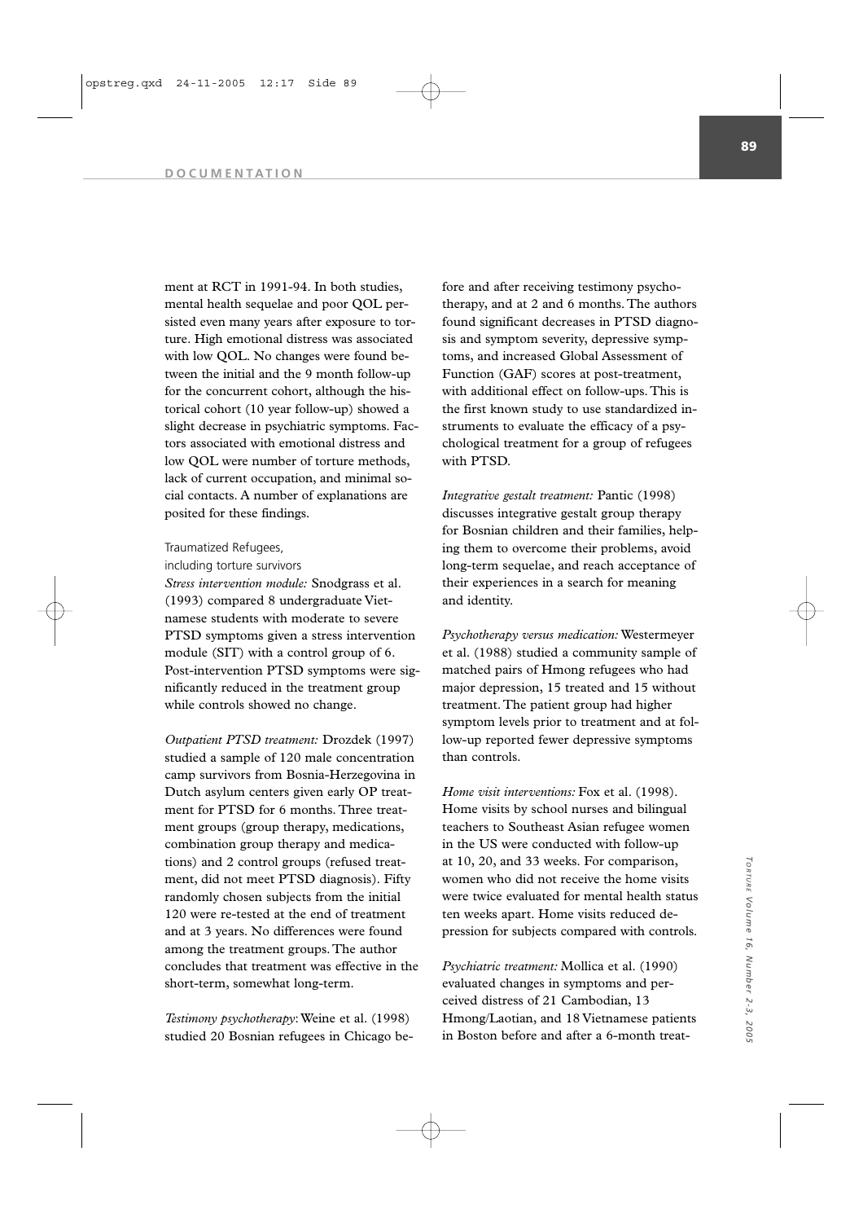ment at RCT in 1991-94. In both studies, mental health sequelae and poor QOL persisted even many years after exposure to torture. High emotional distress was associated with low QOL. No changes were found between the initial and the 9 month follow-up for the concurrent cohort, although the historical cohort (10 year follow-up) showed a slight decrease in psychiatric symptoms. Factors associated with emotional distress and low QOL were number of torture methods, lack of current occupation, and minimal social contacts. A number of explanations are posited for these findings.

Traumatized Refugees,
including torture survivors

*Stress intervention module:* Snodgrass et al. (1993) compared 8 undergraduate Vietnamese students with moderate to severe PTSD symptoms given a stress intervention module (SIT) with a control group of 6. Post-intervention PTSD symptoms were significantly reduced in the treatment group while controls showed no change.

*Outpatient PTSD treatment:* Drozdek (1997) studied a sample of 120 male concentration camp survivors from Bosnia-Herzegovina in Dutch asylum centers given early OP treatment for PTSD for 6 months. Three treatment groups (group therapy, medications, combination group therapy and medications) and 2 control groups (refused treatment, did not meet PTSD diagnosis). Fifty randomly chosen subjects from the initial 120 were re-tested at the end of treatment and at 3 years. No differences were found among the treatment groups. The author concludes that treatment was effective in the short-term, somewhat long-term.

*Testimony psychotherapy*: Weine et al. (1998) studied 20 Bosnian refugees in Chicago before and after receiving testimony psychotherapy, and at 2 and 6 months. The authors found significant decreases in PTSD diagnosis and symptom severity, depressive symptoms, and increased Global Assessment of Function (GAF) scores at post-treatment, with additional effect on follow-ups. This is the first known study to use standardized instruments to evaluate the efficacy of a psychological treatment for a group of refugees with PTSD.

*Integrative gestalt treatment:* Pantic (1998) discusses integrative gestalt group therapy for Bosnian children and their families, helping them to overcome their problems, avoid long-term sequelae, and reach acceptance of their experiences in a search for meaning and identity.

*Psychotherapy versus medication:* Westermeyer et al. (1988) studied a community sample of matched pairs of Hmong refugees who had major depression, 15 treated and 15 without treatment. The patient group had higher symptom levels prior to treatment and at follow-up reported fewer depressive symptoms than controls.

*Home visit interventions:* Fox et al. (1998). Home visits by school nurses and bilingual teachers to Southeast Asian refugee women in the US were conducted with follow-up at 10, 20, and 33 weeks. For comparison, women who did not receive the home visits were twice evaluated for mental health status ten weeks apart. Home visits reduced depression for subjects compared with controls.

*Psychiatric treatment:* Mollica et al. (1990) evaluated changes in symptoms and perceived distress of 21 Cambodian, 13 Hmong/Laotian, and 18 Vietnamese patients in Boston before and after a 6-month treat-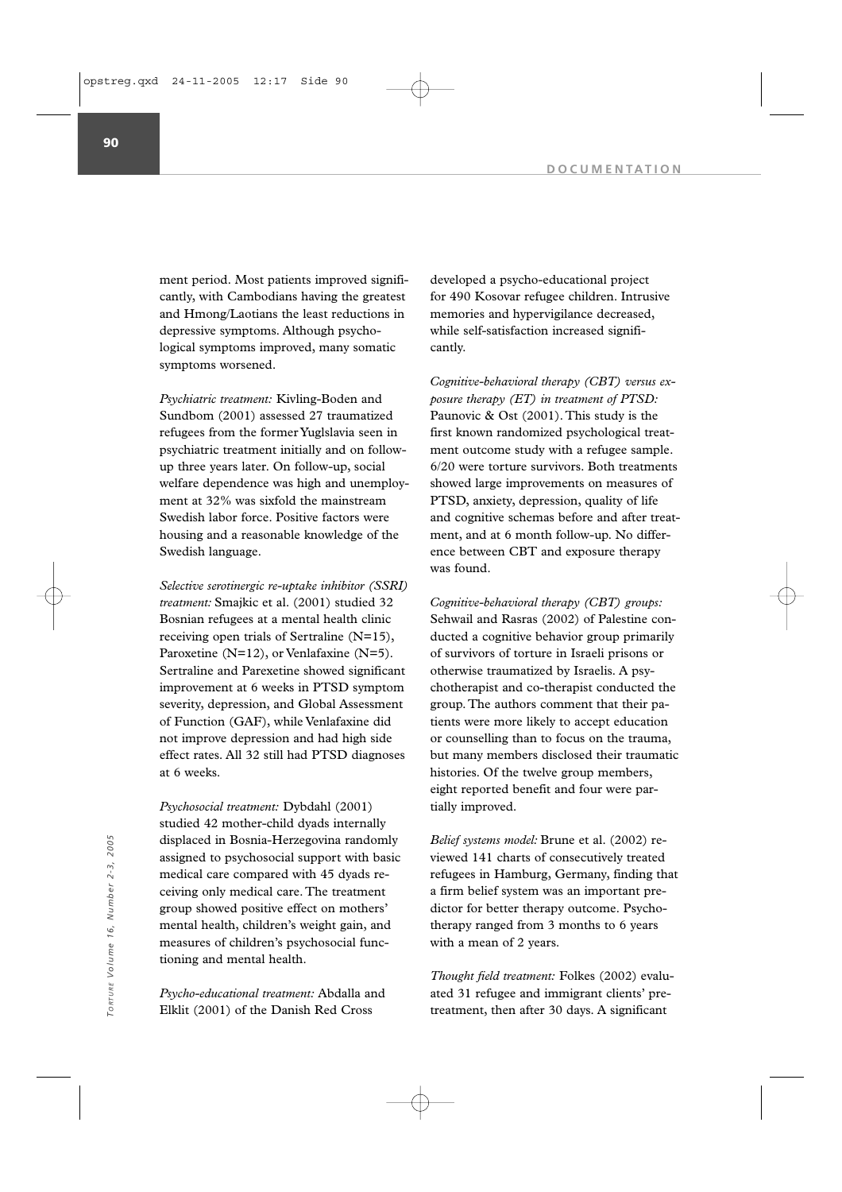ment period. Most patients improved significantly, with Cambodians having the greatest and Hmong/Laotians the least reductions in depressive symptoms. Although psychological symptoms improved, many somatic symptoms worsened.

*Psychiatric treatment:* Kivling-Boden and Sundbom (2001) assessed 27 traumatized refugees from the former Yuglslavia seen in psychiatric treatment initially and on follow-up three years later. On follow-up, social welfare dependence was high and unemployment at 32% was sixfold the mainstream Swedish labor force. Positive factors were housing and a reasonable knowledge of the Swedish language.

*Selective serotinergic re-uptake inhibitor (SSRI) treatment:* Smajkic et al. (2001) studied 32 Bosnian refugees at a mental health clinic receiving open trials of Sertraline (N=15), Paroxetine (N=12), or Venlafaxine (N=5). Sertraline and Parexetine showed significant improvement at 6 weeks in PTSD symptom severity, depression, and Global Assessment of Function (GAF), while Venlafaxine did not improve depression and had high side effect rates. All 32 still had PTSD diagnoses at 6 weeks.

*Psychosocial treatment:* Dybdahl (2001) studied 42 mother-child dyads internally displaced in Bosnia-Herzegovina randomly assigned to psychosocial support with basic medical care compared with 45 dyads receiving only medical care. The treatment group showed positive effect on mothers' mental health, children's weight gain, and measures of children's psychosocial functioning and mental health.

*Psycho-educational treatment:* Abdalla and Elklit (2001) of the Danish Red Cross developed a psycho-educational project for 490 Kosovar refugee children. Intrusive memories and hypervigilance decreased, while self-satisfaction increased significantly.

*Cognitive-behavioral therapy (CBT) versus exposure therapy (ET) in treatment of PTSD:* Paunovic & Ost (2001). This study is the first known randomized psychological treatment outcome study with a refugee sample. 6/20 were torture survivors. Both treatments showed large improvements on measures of PTSD, anxiety, depression, quality of life and cognitive schemas before and after treatment, and at 6 month follow-up. No difference between CBT and exposure therapy was found.

*Cognitive-behavioral therapy (CBT) groups:* Sehwail and Rasras (2002) of Palestine conducted a cognitive behavior group primarily of survivors of torture in Israeli prisons or otherwise traumatized by Israelis. A psychotherapist and co-therapist conducted the group. The authors comment that their patients were more likely to accept education or counselling than to focus on the trauma, but many members disclosed their traumatic histories. Of the twelve group members, eight reported benefit and four were partially improved.

*Belief systems model:* Brune et al. (2002) reviewed 141 charts of consecutively treated refugees in Hamburg, Germany, finding that a firm belief system was an important predictor for better therapy outcome. Psychotherapy ranged from 3 months to 6 years with a mean of 2 years.

*Thought field treatment:* Folkes (2002) evaluated 31 refugee and immigrant clients' pretreatment, then after 30 days. A significant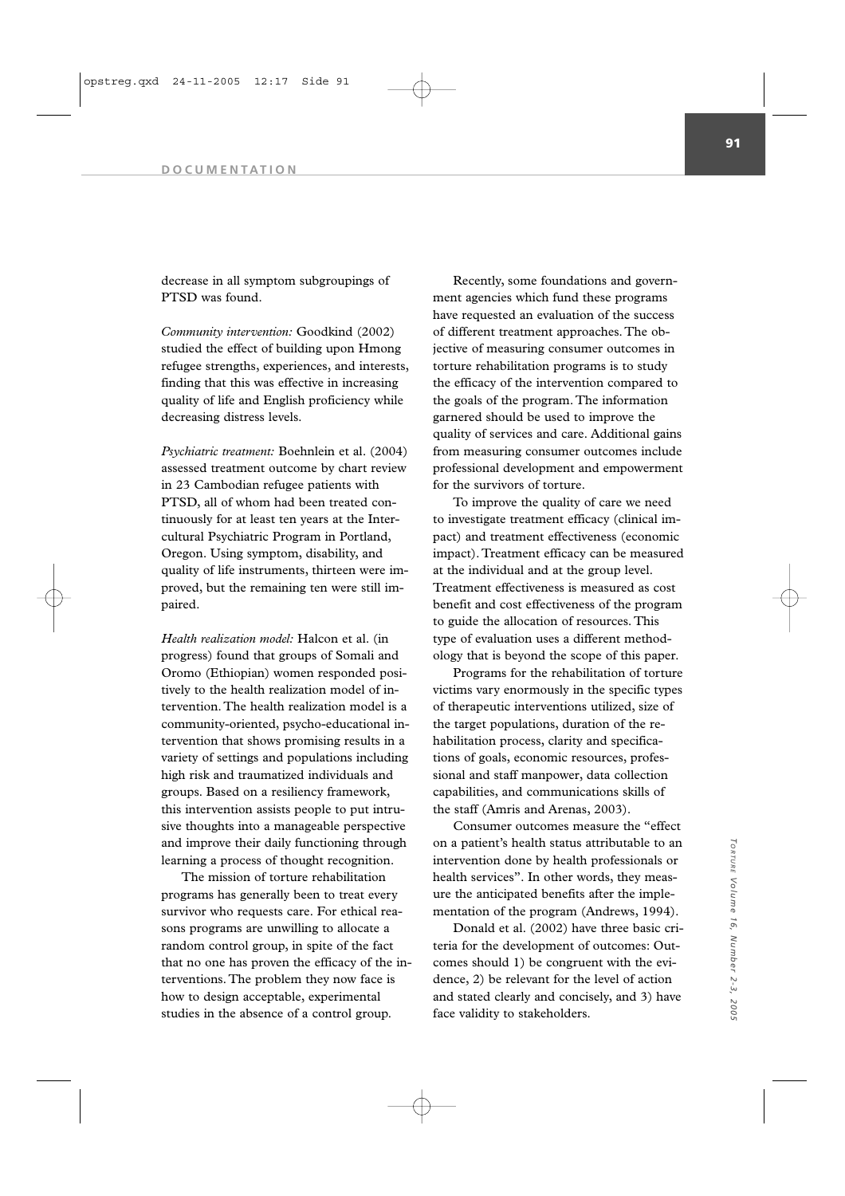decrease in all symptom subgroupings of PTSD was found.

*Community intervention:* Goodkind (2002) studied the effect of building upon Hmong refugee strengths, experiences, and interests, finding that this was effective in increasing quality of life and English proficiency while decreasing distress levels.

*Psychiatric treatment:* Boehnlein et al. (2004) assessed treatment outcome by chart review in 23 Cambodian refugee patients with PTSD, all of whom had been treated continuously for at least ten years at the Intercultural Psychiatric Program in Portland, Oregon. Using symptom, disability, and quality of life instruments, thirteen were improved, but the remaining ten were still impaired.

*Health realization model:* Halcon et al. (in progress) found that groups of Somali and Oromo (Ethiopian) women responded positively to the health realization model of intervention. The health realization model is a community-oriented, psycho-educational intervention that shows promising results in a variety of settings and populations including high risk and traumatized individuals and groups. Based on a resiliency framework, this intervention assists people to put intrusive thoughts into a manageable perspective and improve their daily functioning through learning a process of thought recognition.

The mission of torture rehabilitation programs has generally been to treat every survivor who requests care. For ethical reasons programs are unwilling to allocate a random control group, in spite of the fact that no one has proven the efficacy of the interventions. The problem they now face is how to design acceptable, experimental studies in the absence of a control group.

Recently, some foundations and government agencies which fund these programs have requested an evaluation of the success of different treatment approaches. The objective of measuring consumer outcomes in torture rehabilitation programs is to study the efficacy of the intervention compared to the goals of the program. The information garnered should be used to improve the quality of services and care. Additional gains from measuring consumer outcomes include professional development and empowerment for the survivors of torture.

To improve the quality of care we need to investigate treatment efficacy (clinical impact) and treatment effectiveness (economic impact). Treatment efficacy can be measured at the individual and at the group level. Treatment effectiveness is measured as cost benefit and cost effectiveness of the program to guide the allocation of resources. This type of evaluation uses a different methodology that is beyond the scope of this paper.

Programs for the rehabilitation of torture victims vary enormously in the specific types of therapeutic interventions utilized, size of the target populations, duration of the rehabilitation process, clarity and specifications of goals, economic resources, professional and staff manpower, data collection capabilities, and communications skills of the staff (Amris and Arenas, 2003).

Consumer outcomes measure the "effect on a patient's health status attributable to an intervention done by health professionals or health services". In other words, they measure the anticipated benefits after the implementation of the program (Andrews, 1994).

Donald et al. (2002) have three basic criteria for the development of outcomes: Outcomes should 1) be congruent with the evidence, 2) be relevant for the level of action and stated clearly and concisely, and 3) have face validity to stakeholders.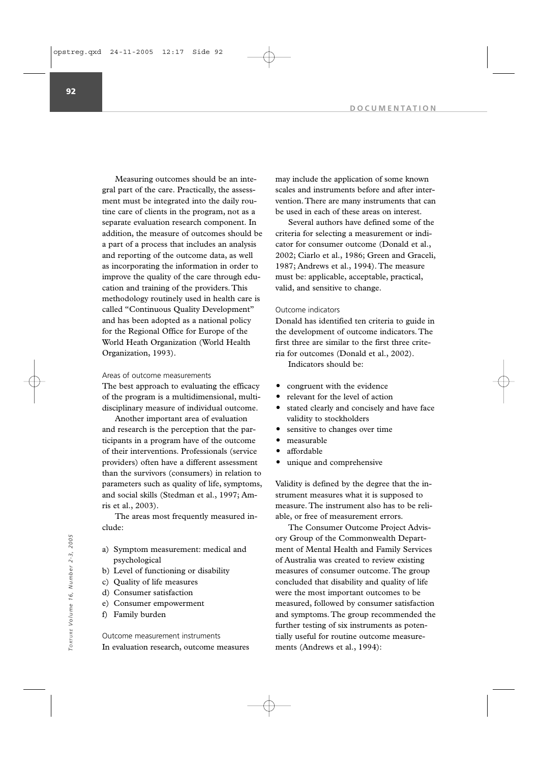Measuring outcomes should be an integral part of the care. Practically, the assessment must be integrated into the daily routine care of clients in the program, not as a separate evaluation research component. In addition, the measure of outcomes should be a part of a process that includes an analysis and reporting of the outcome data, as well as incorporating the information in order to improve the quality of the care through education and training of the providers. This methodology routinely used in health care is called "Continuous Quality Development" and has been adopted as a national policy for the Regional Office for Europe of the World Heath Organization (World Health Organization, 1993).

### Areas of outcome measurements

The best approach to evaluating the efficacy of the program is a multidimensional, multidisciplinary measure of individual outcome.

Another important area of evaluation and research is the perception that the participants in a program have of the outcome of their interventions. Professionals (service providers) often have a different assessment than the survivors (consumers) in relation to parameters such as quality of life, symptoms, and social skills (Stedman et al., 1997; Amris et al., 2003).

The areas most frequently measured include:

a) Symptom measurement: medical and psychological
b) Level of functioning or disability
c) Quality of life measures
d) Consumer satisfaction
e) Consumer empowerment
f) Family burden

### Outcome measurement instruments

In evaluation research, outcome measures may include the application of some known scales and instruments before and after intervention. There are many instruments that can be used in each of these areas on interest.

Several authors have defined some of the criteria for selecting a measurement or indicator for consumer outcome (Donald et al., 2002; Ciarlo et al., 1986; Green and Graceli, 1987; Andrews et al., 1994). The measure must be: applicable, acceptable, practical, valid, and sensitive to change.

### Outcome indicators

Donald has identified ten criteria to guide in the development of outcome indicators. The first three are similar to the first three criteria for outcomes (Donald et al., 2002).

Indicators should be:

- congruent with the evidence
- relevant for the level of action
- stated clearly and concisely and have face validity to stockholders
- sensitive to changes over time
- measurable
- affordable
- unique and comprehensive

Validity is defined by the degree that the instrument measures what it is supposed to measure. The instrument also has to be reliable, or free of measurement errors.

The Consumer Outcome Project Advisory Group of the Commonwealth Department of Mental Health and Family Services of Australia was created to review existing measures of consumer outcome. The group concluded that disability and quality of life were the most important outcomes to be measured, followed by consumer satisfaction and symptoms. The group recommended the further testing of six instruments as potentially useful for routine outcome measurements (Andrews et al., 1994):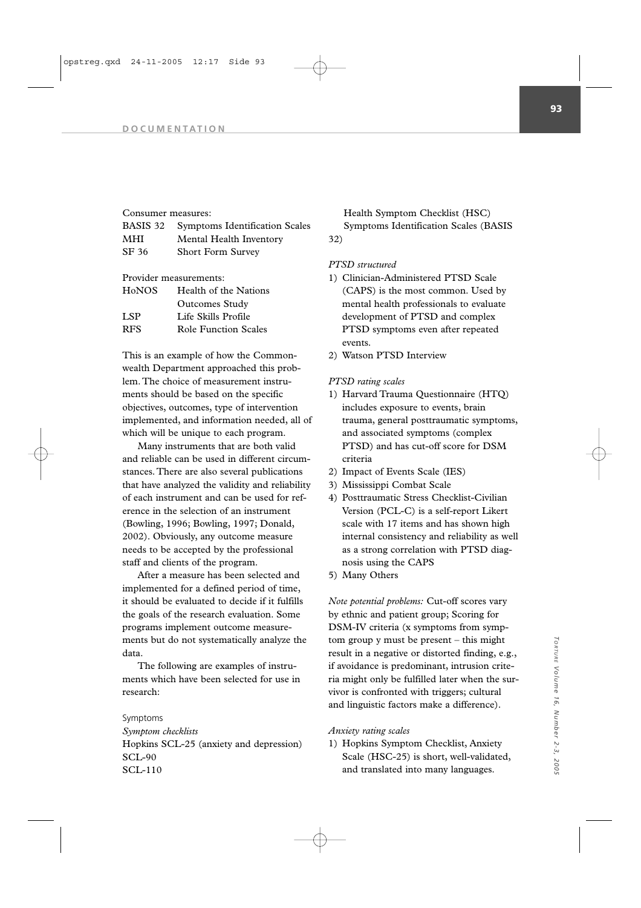Consumer measures:

| | |
|---|---|
| BASIS 32 | Symptoms Identification Scales |
| MHI | Mental Health Inventory |
| SF 36 | Short Form Survey |

Provider measurements:

| | |
|---|---|
| HoNOS | Health of the Nations Outcomes Study |
| LSP | Life Skills Profile |
| RFS | Role Function Scales |

This is an example of how the Commonwealth Department approached this problem. The choice of measurement instruments should be based on the specific objectives, outcomes, type of intervention implemented, and information needed, all of which will be unique to each program.

Many instruments that are both valid and reliable can be used in different circumstances. There are also several publications that have analyzed the validity and reliability of each instrument and can be used for reference in the selection of an instrument (Bowling, 1996; Bowling, 1997; Donald, 2002). Obviously, any outcome measure needs to be accepted by the professional staff and clients of the program.

After a measure has been selected and implemented for a defined period of time, it should be evaluated to decide if it fulfills the goals of the research evaluation. Some programs implement outcome measurements but do not systematically analyze the data.

The following are examples of instruments which have been selected for use in research:

Symptoms

*Symptom checklists*

Hopkins SCL-25 (anxiety and depression)
SCL-90
SCL-110
Health Symptom Checklist (HSC)
Symptoms Identification Scales (BASIS 32)

*PTSD structured*

1) Clinician-Administered PTSD Scale (CAPS) is the most common. Used by mental health professionals to evaluate development of PTSD and complex PTSD symptoms even after repeated events.
2) Watson PTSD Interview

*PTSD rating scales*

1) Harvard Trauma Questionnaire (HTQ) includes exposure to events, brain trauma, general posttraumatic symptoms, and associated symptoms (complex PTSD) and has cut-off score for DSM criteria
2) Impact of Events Scale (IES)
3) Mississippi Combat Scale
4) Posttraumatic Stress Checklist-Civilian Version (PCL-C) is a self-report Likert scale with 17 items and has shown high internal consistency and reliability as well as a strong correlation with PTSD diagnosis using the CAPS
5) Many Others

*Note potential problems:* Cut-off scores vary by ethnic and patient group; Scoring for DSM-IV criteria (x symptoms from symptom group y must be present – this might result in a negative or distorted finding, e.g., if avoidance is predominant, intrusion criteria might only be fulfilled later when the survivor is confronted with triggers; cultural and linguistic factors make a difference).

*Anxiety rating scales*

1) Hopkins Symptom Checklist, Anxiety Scale (HSC-25) is short, well-validated, and translated into many languages.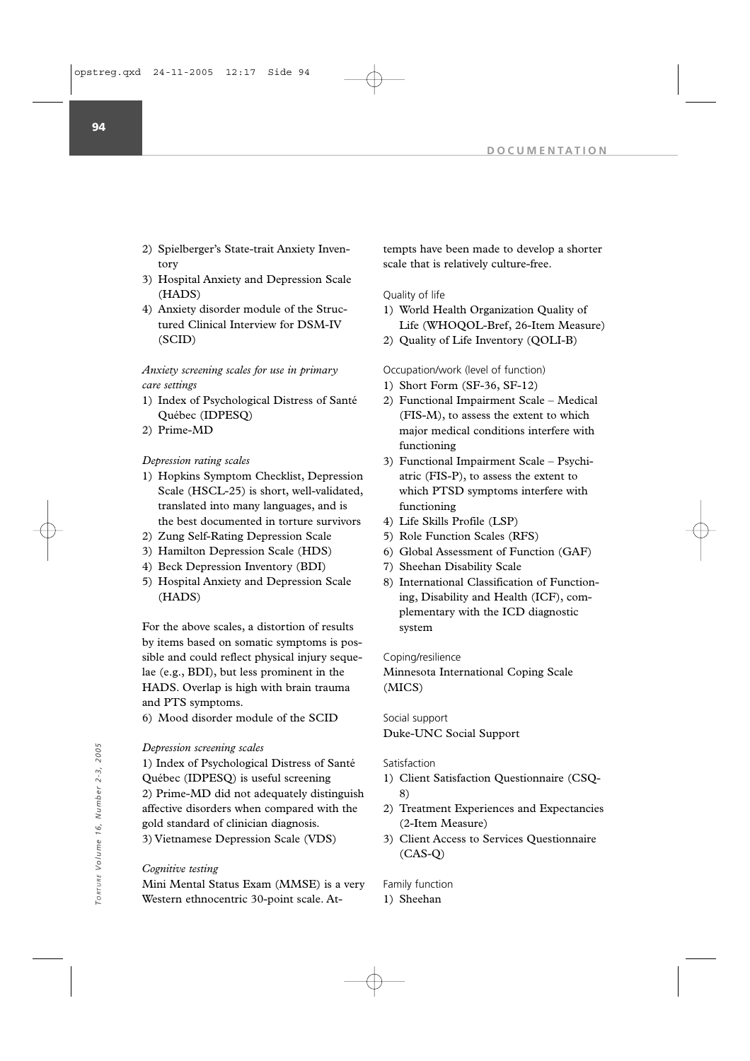2) Spielberger's State-trait Anxiety Inventory
3) Hospital Anxiety and Depression Scale (HADS)
4) Anxiety disorder module of the Structured Clinical Interview for DSM-IV (SCID)

*Anxiety screening scales for use in primary care settings*

1) Index of Psychological Distress of Santé Québec (IDPESQ)
2) Prime-MD

*Depression rating scales*

1) Hopkins Symptom Checklist, Depression Scale (HSCL-25) is short, well-validated, translated into many languages, and is the best documented in torture survivors
2) Zung Self-Rating Depression Scale
3) Hamilton Depression Scale (HDS)
4) Beck Depression Inventory (BDI)
5) Hospital Anxiety and Depression Scale (HADS)

For the above scales, a distortion of results by items based on somatic symptoms is possible and could reflect physical injury sequelae (e.g., BDI), but less prominent in the HADS. Overlap is high with brain trauma and PTS symptoms.

6) Mood disorder module of the SCID

*Depression screening scales*

1) Index of Psychological Distress of Santé Québec (IDPESQ) is useful screening
2) Prime-MD did not adequately distinguish affective disorders when compared with the gold standard of clinician diagnosis.
3) Vietnamese Depression Scale (VDS)

*Cognitive testing*

Mini Mental Status Exam (MMSE) is a very Western ethnocentric 30-point scale. Attempts have been made to develop a shorter scale that is relatively culture-free.

Quality of life

1) World Health Organization Quality of Life (WHOQOL-Bref, 26-Item Measure)
2) Quality of Life Inventory (QOLI-B)

Occupation/work (level of function)

1) Short Form (SF-36, SF-12)
2) Functional Impairment Scale – Medical (FIS-M), to assess the extent to which major medical conditions interfere with functioning
3) Functional Impairment Scale – Psychiatric (FIS-P), to assess the extent to which PTSD symptoms interfere with functioning
4) Life Skills Profile (LSP)
5) Role Function Scales (RFS)
6) Global Assessment of Function (GAF)
7) Sheehan Disability Scale
8) International Classification of Functioning, Disability and Health (ICF), complementary with the ICD diagnostic system

Coping/resilience

Minnesota International Coping Scale (MICS)

Social support

Duke-UNC Social Support

Satisfaction

1) Client Satisfaction Questionnaire (CSQ-8)
2) Treatment Experiences and Expectancies (2-Item Measure)
3) Client Access to Services Questionnaire (CAS-Q)

Family function

1) Sheehan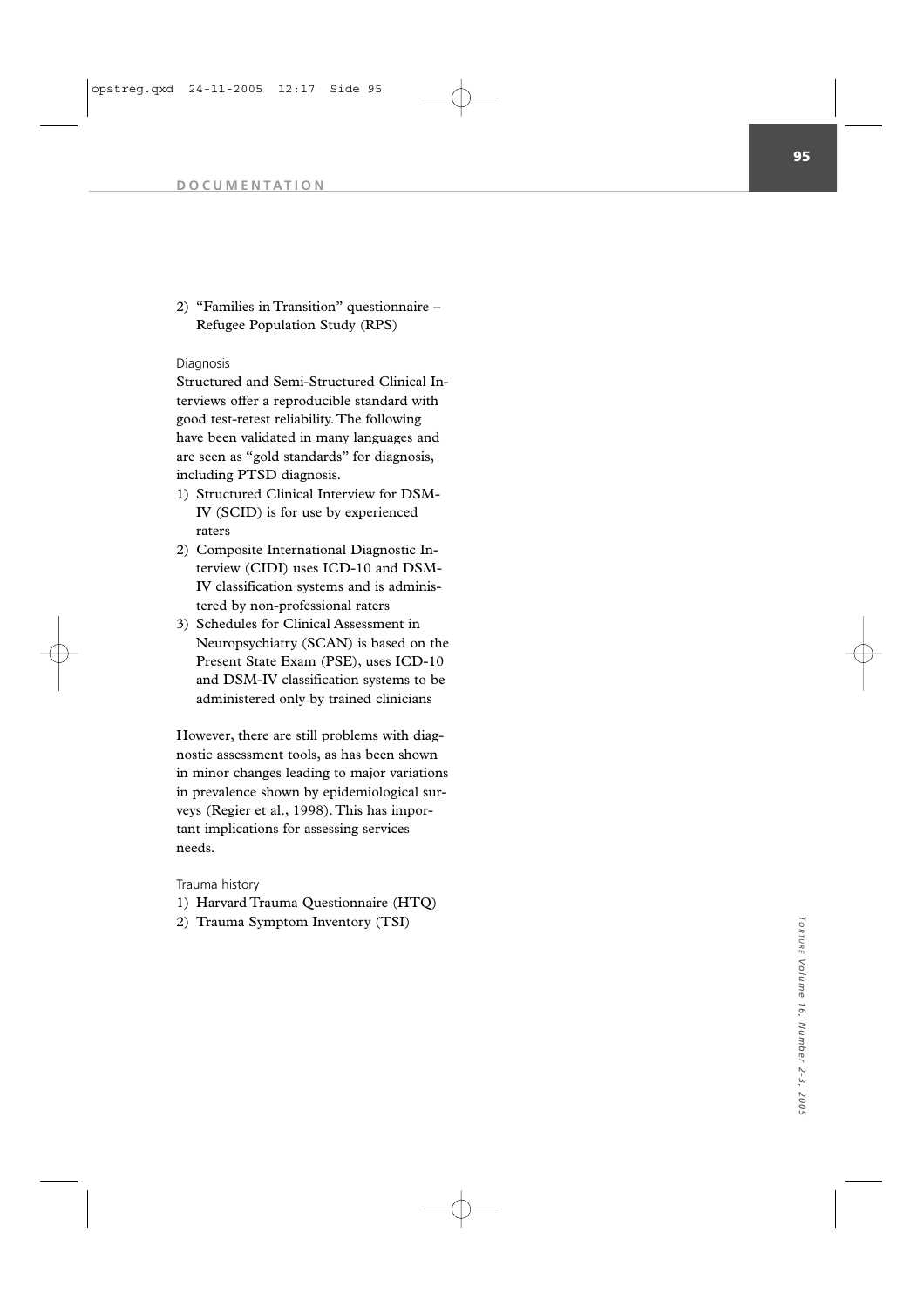2) "Families in Transition" questionnaire – Refugee Population Study (RPS)

### Diagnosis

Structured and Semi-Structured Clinical Interviews offer a reproducible standard with good test-retest reliability. The following have been validated in many languages and are seen as "gold standards" for diagnosis, including PTSD diagnosis.

1) Structured Clinical Interview for DSM-IV (SCID) is for use by experienced raters
2) Composite International Diagnostic Interview (CIDI) uses ICD-10 and DSM-IV classification systems and is administered by non-professional raters
3) Schedules for Clinical Assessment in Neuropsychiatry (SCAN) is based on the Present State Exam (PSE), uses ICD-10 and DSM-IV classification systems to be administered only by trained clinicians

However, there are still problems with diagnostic assessment tools, as has been shown in minor changes leading to major variations in prevalence shown by epidemiological surveys (Regier et al., 1998). This has important implications for assessing services needs.

### Trauma history

1) Harvard Trauma Questionnaire (HTQ)
2) Trauma Symptom Inventory (TSI)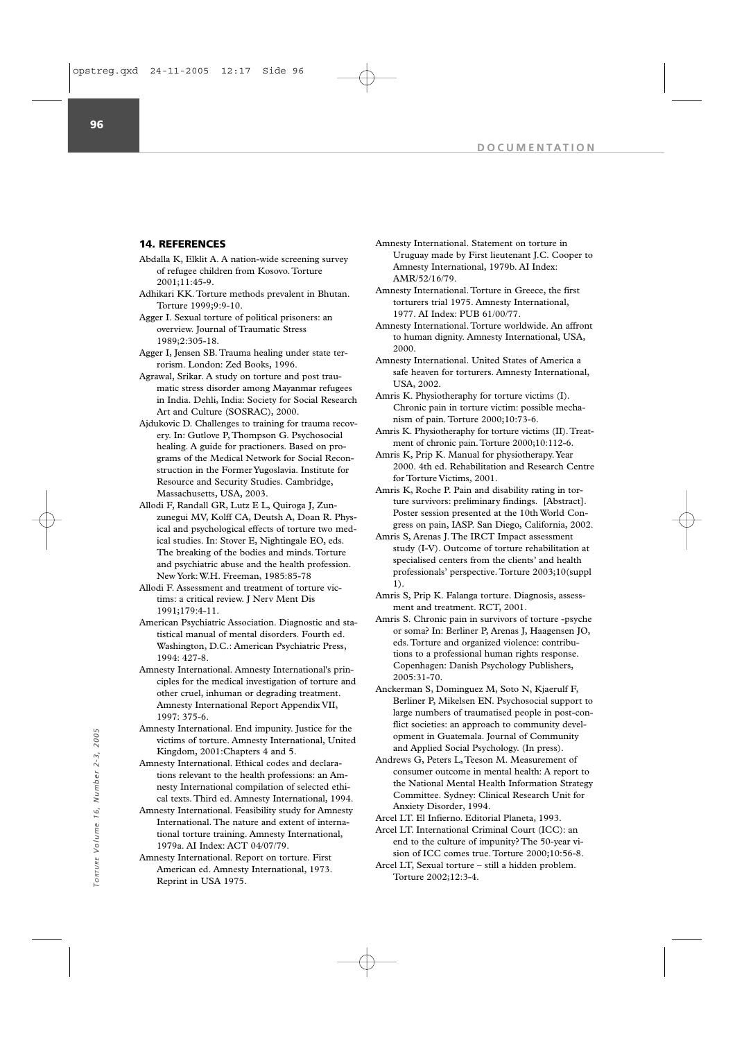## 14. REFERENCES

Abdalla K, Elklit A. A nation-wide screening survey of refugee children from Kosovo. Torture 2001;11:45-9.

Adhikari KK. Torture methods prevalent in Bhutan. Torture 1999;9:9-10.

Agger I. Sexual torture of political prisoners: an overview. Journal of Traumatic Stress 1989;2:305-18.

Agger I, Jensen SB. Trauma healing under state terrorism. London: Zed Books, 1996.

Agrawal, Srikar. A study on torture and post traumatic stress disorder among Mayanmar refugees in India. Dehli, India: Society for Social Research Art and Culture (SOSRAC), 2000.

Ajdukovic D. Challenges to training for trauma recovery. In: Gutlove P, Thompson G. Psychosocial healing. A guide for practioners. Based on programs of the Medical Network for Social Reconstruction in the Former Yugoslavia. Institute for Resource and Security Studies. Cambridge, Massachusetts, USA, 2003.

Allodi F, Randall GR, Lutz E L, Quiroga J, Zunzunegui MV, Kolff CA, Deutsh A, Doan R. Physical and psychological effects of torture two medical studies. In: Stover E, Nightingale EO, eds. The breaking of the bodies and minds. Torture and psychiatric abuse and the health profession. New York: W.H. Freeman, 1985:85-78

Allodi F. Assessment and treatment of torture victims: a critical review. J Nerv Ment Dis 1991;179:4-11.

American Psychiatric Association. Diagnostic and statistical manual of mental disorders. Fourth ed. Washington, D.C.: American Psychiatric Press, 1994: 427-8.

Amnesty International. Amnesty International's principles for the medical investigation of torture and other cruel, inhuman or degrading treatment. Amnesty International Report Appendix VII, 1997: 375-6.

Amnesty International. End impunity. Justice for the victims of torture. Amnesty International, United Kingdom, 2001:Chapters 4 and 5.

Amnesty International. Ethical codes and declarations relevant to the health professions: an Amnesty International compilation of selected ethical texts. Third ed. Amnesty International, 1994.

Amnesty International. Feasibility study for Amnesty International. The nature and extent of international torture training. Amnesty International, 1979a. AI Index: ACT 04/07/79.

Amnesty International. Report on torture. First American ed. Amnesty International, 1973. Reprint in USA 1975.

Amnesty International. Statement on torture in Uruguay made by First lieutenant J.C. Cooper to Amnesty International, 1979b. AI Index: AMR/52/16/79.

Amnesty International. Torture in Greece, the first torturers trial 1975. Amnesty International, 1977. AI Index: PUB 61/00/77.

Amnesty International. Torture worldwide. An affront to human dignity. Amnesty International, USA, 2000.

Amnesty International. United States of America a safe heaven for torturers. Amnesty International, USA, 2002.

Amris K. Physiotheraphy for torture victims (I). Chronic pain in torture victim: possible mechanism of pain. Torture 2000;10:73-6.

Amris K. Physiotheraphy for torture victims (II). Treatment of chronic pain. Torture 2000;10:112-6.

Amris K, Prip K. Manual for physiotherapy. Year 2000. 4th ed. Rehabilitation and Research Centre for Torture Victims, 2001.

Amris K, Roche P. Pain and disability rating in torture survivors: preliminary findings. [Abstract]. Poster session presented at the 10th World Congress on pain, IASP. San Diego, California, 2002.

Amris S, Arenas J. The IRCT Impact assessment study (I-V). Outcome of torture rehabilitation at specialised centers from the clients' and health professionals' perspective. Torture 2003;10(suppl 1).

Amris S, Prip K. Falanga torture. Diagnosis, assessment and treatment. RCT, 2001.

Amris S. Chronic pain in survivors of torture -psyche or soma? In: Berliner P, Arenas J, Haagensen JO, eds. Torture and organized violence: contributions to a professional human rights response. Copenhagen: Danish Psychology Publishers, 2005:31-70.

Anckerman S, Dominguez M, Soto N, Kjaerulf F, Berliner P, Mikelsen EN. Psychosocial support to large numbers of traumatised people in post-conflict societies: an approach to community development in Guatemala. Journal of Community and Applied Social Psychology. (In press).

Andrews G, Peters L, Teeson M. Measurement of consumer outcome in mental health: A report to the National Mental Health Information Strategy Committee. Sydney: Clinical Research Unit for Anxiety Disorder, 1994.

Arcel LT. El Infierno. Editorial Planeta, 1993.

Arcel LT. International Criminal Court (ICC): an end to the culture of impunity? The 50-year vision of ICC comes true. Torture 2000;10:56-8.

Arcel LT, Sexual torture – still a hidden problem. Torture 2002;12:3-4.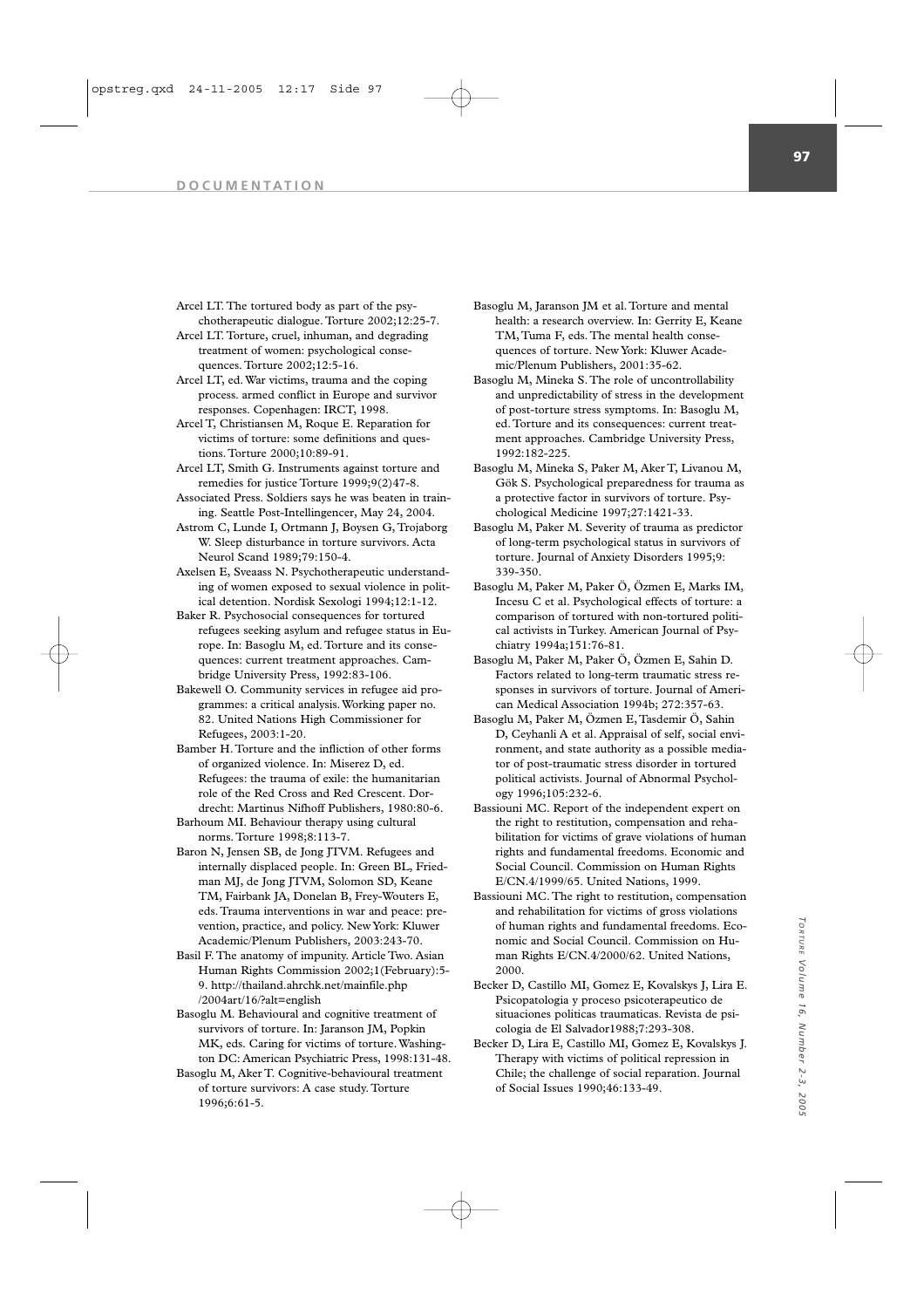Arcel LT. The tortured body as part of the psychotherapeutic dialogue. Torture 2002;12:25-7.

Arcel LT. Torture, cruel, inhuman, and degrading treatment of women: psychological consequences. Torture 2002;12:5-16.

Arcel LT, ed. War victims, trauma and the coping process. armed conflict in Europe and survivor responses. Copenhagen: IRCT, 1998.

Arcel T, Christiansen M, Roque E. Reparation for victims of torture: some definitions and questions. Torture 2000;10:89-91.

Arcel LT, Smith G. Instruments against torture and remedies for justice Torture 1999;9(2)47-8.

Associated Press. Soldiers says he was beaten in training. Seattle Post-Intellingencer, May 24, 2004.

Astrom C, Lunde I, Ortmann J, Boysen G, Trojaborg W. Sleep disturbance in torture survivors. Acta Neurol Scand 1989;79:150-4.

Axelsen E, Sveaass N. Psychotherapeutic understanding of women exposed to sexual violence in political detention. Nordisk Sexologi 1994;12:1-12.

Baker R. Psychosocial consequences for tortured refugees seeking asylum and refugee status in Europe. In: Basoglu M, ed. Torture and its consequences: current treatment approaches. Cambridge University Press, 1992:83-106.

Bakewell O. Community services in refugee aid programmes: a critical analysis. Working paper no. 82. United Nations High Commissioner for Refugees, 2003:1-20.

Bamber H. Torture and the infliction of other forms of organized violence. In: Miserez D, ed. Refugees: the trauma of exile: the humanitarian role of the Red Cross and Red Crescent. Dordrecht: Martinus Nifhoff Publishers, 1980:80-6.

Barhoum MI. Behaviour therapy using cultural norms. Torture 1998;8:113-7.

Baron N, Jensen SB, de Jong JTVM. Refugees and internally displaced people. In: Green BL, Friedman MJ, de Jong JTVM, Solomon SD, Keane TM, Fairbank JA, Donelan B, Frey-Wouters E, eds. Trauma interventions in war and peace: prevention, practice, and policy. New York: Kluwer Academic/Plenum Publishers, 2003:243-70.

Basil F. The anatomy of impunity. Article Two. Asian Human Rights Commission 2002;1(February):5-9. http://thailand.ahrchk.net/mainfile.php/2004art/16/?alt=english

Basoglu M. Behavioural and cognitive treatment of survivors of torture. In: Jaranson JM, Popkin MK, eds. Caring for victims of torture. Washington DC: American Psychiatric Press, 1998:131-48.

Basoglu M, Aker T. Cognitive-behavioural treatment of torture survivors: A case study. Torture 1996;6:61-5.

Basoglu M, Jaranson JM et al. Torture and mental health: a research overview. In: Gerrity E, Keane TM, Tuma F, eds. The mental health consequences of torture. New York: Kluwer Academic/Plenum Publishers, 2001:35-62.

Basoglu M, Mineka S. The role of uncontrollability and unpredictability of stress in the development of post-torture stress symptoms. In: Basoglu M, ed. Torture and its consequences: current treatment approaches. Cambridge University Press, 1992:182-225.

Basoglu M, Mineka S, Paker M, Aker T, Livanou M, Gök S. Psychological preparedness for trauma as a protective factor in survivors of torture. Psychological Medicine 1997;27:1421-33.

Basoglu M, Paker M. Severity of trauma as predictor of long-term psychological status in survivors of torture. Journal of Anxiety Disorders 1995;9:339-350.

Basoglu M, Paker M, Paker Ö, Özmen E, Marks IM, Incesu C et al. Psychological effects of torture: a comparison of tortured with non-tortured political activists in Turkey. American Journal of Psychiatry 1994a;151:76-81.

Basoglu M, Paker M, Paker Ö, Özmen E, Sahin D. Factors related to long-term traumatic stress responses in survivors of torture. Journal of American Medical Association 1994b; 272:357-63.

Basoglu M, Paker M, Özmen E, Tasdemir Ö, Sahin D, Ceyhanli A et al. Appraisal of self, social environment, and state authority as a possible mediator of post-traumatic stress disorder in tortured political activists. Journal of Abnormal Psychology 1996;105:232-6.

Bassiouni MC. Report of the independent expert on the right to restitution, compensation and rehabilitation for victims of grave violations of human rights and fundamental freedoms. Economic and Social Council. Commission on Human Rights E/CN.4/1999/65. United Nations, 1999.

Bassiouni MC. The right to restitution, compensation and rehabilitation for victims of gross violations of human rights and fundamental freedoms. Economic and Social Council. Commission on Human Rights E/CN.4/2000/62. United Nations, 2000.

Becker D, Castillo MI, Gomez E, Kovalskys J, Lira E. Psicopatologia y proceso psicoterapeutico de situaciones politicas traumaticas. Revista de psicologia de El Salvador1988;7:293-308.

Becker D, Lira E, Castillo MI, Gomez E, Kovalskys J. Therapy with victims of political repression in Chile; the challenge of social reparation. Journal of Social Issues 1990;46:133-49.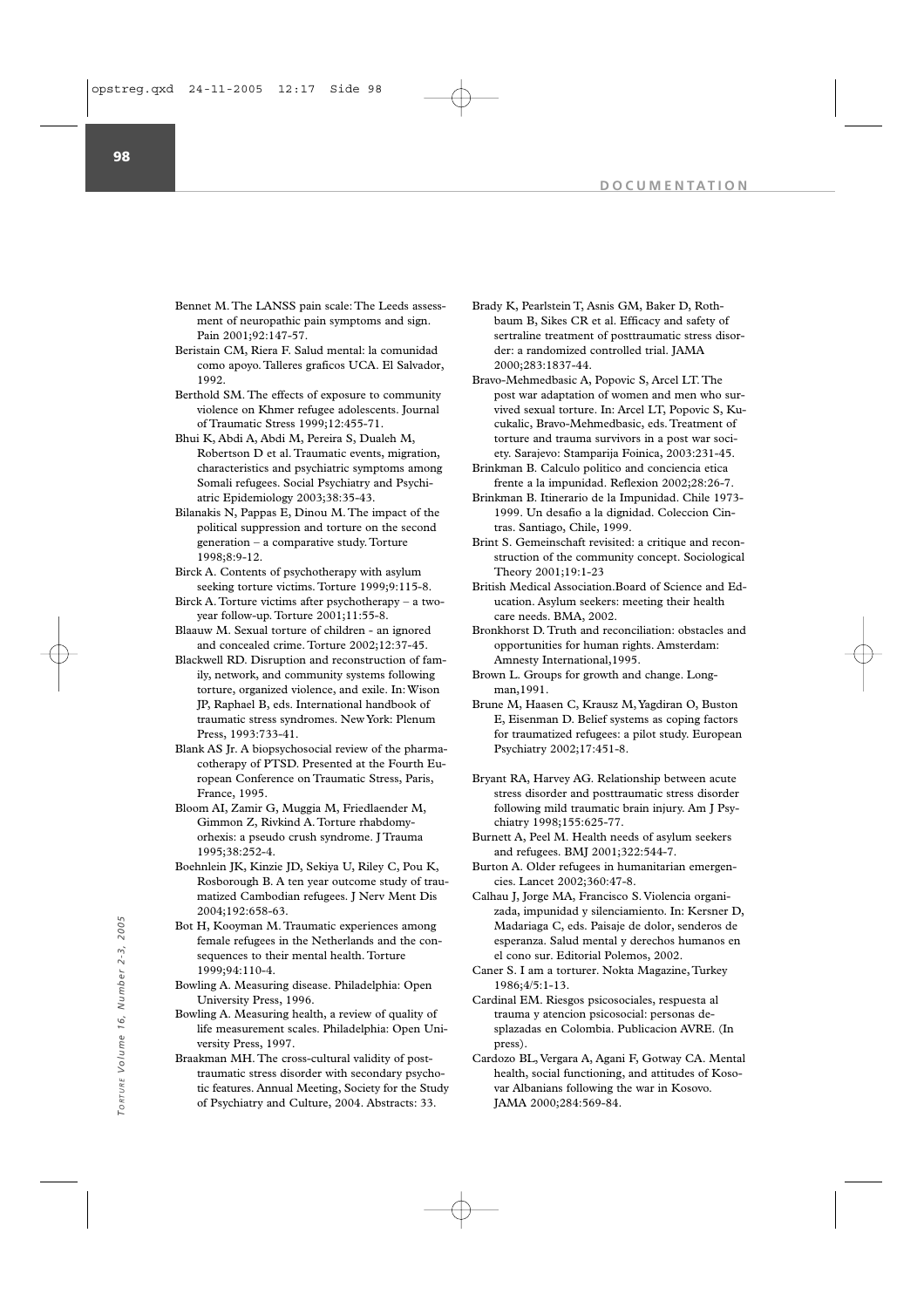Bennet M. The LANSS pain scale: The Leeds assessment of neuropathic pain symptoms and sign. Pain 2001;92:147-57.

Beristain CM, Riera F. Salud mental: la comunidad como apoyo. Talleres graficos UCA. El Salvador, 1992.

Berthold SM. The effects of exposure to community violence on Khmer refugee adolescents. Journal of Traumatic Stress 1999;12:455-71.

Bhui K, Abdi A, Abdi M, Pereira S, Dualeh M, Robertson D et al. Traumatic events, migration, characteristics and psychiatric symptoms among Somali refugees. Social Psychiatry and Psychiatric Epidemiology 2003;38:35-43.

Bilanakis N, Pappas E, Dinou M. The impact of the political suppression and torture on the second generation – a comparative study. Torture 1998;8:9-12.

Birck A. Contents of psychotherapy with asylum seeking torture victims. Torture 1999;9:115-8.

Birck A. Torture victims after psychotherapy – a two-year follow-up. Torture 2001;11:55-8.

Blaauw M. Sexual torture of children - an ignored and concealed crime. Torture 2002;12:37-45.

Blackwell RD. Disruption and reconstruction of family, network, and community systems following torture, organized violence, and exile. In: Wison JP, Raphael B, eds. International handbook of traumatic stress syndromes. New York: Plenum Press, 1993:733-41.

Blank AS Jr. A biopsychosocial review of the pharmacotherapy of PTSD. Presented at the Fourth European Conference on Traumatic Stress, Paris, France, 1995.

Bloom AI, Zamir G, Muggia M, Friedlaender M, Gimmon Z, Rivkind A. Torture rhabdomyorhexis: a pseudo crush syndrome. J Trauma 1995;38:252-4.

Boehnlein JK, Kinzie JD, Sekiya U, Riley C, Pou K, Rosborough B. A ten year outcome study of traumatized Cambodian refugees. J Nerv Ment Dis 2004;192:658-63.

Bot H, Kooyman M. Traumatic experiences among female refugees in the Netherlands and the consequences to their mental health. Torture 1999;94:110-4.

Bowling A. Measuring disease. Philadelphia: Open University Press, 1996.

Bowling A. Measuring health, a review of quality of life measurement scales. Philadelphia: Open University Press, 1997.

Braakman MH. The cross-cultural validity of posttraumatic stress disorder with secondary psychotic features. Annual Meeting, Society for the Study of Psychiatry and Culture, 2004. Abstracts: 33.

Brady K, Pearlstein T, Asnis GM, Baker D, Rothbaum B, Sikes CR et al. Efficacy and safety of sertraline treatment of posttraumatic stress disorder: a randomized controlled trial. JAMA 2000;283:1837-44.

Bravo-Mehmedbasic A, Popovic S, Arcel LT. The post war adaptation of women and men who survived sexual torture. In: Arcel LT, Popovic S, Kucukalic, Bravo-Mehmedbasic, eds. Treatment of torture and trauma survivors in a post war society. Sarajevo: Stamparija Foinica, 2003:231-45.

Brinkman B. Calculo politico and conciencia etica frente a la impunidad. Reflexion 2002;28:26-7.

Brinkman B. Itinerario de la Impunidad. Chile 1973-1999. Un desafio a la dignidad. Coleccion Cintras. Santiago, Chile, 1999.

Brint S. Gemeinschaft revisited: a critique and reconstruction of the community concept. Sociological Theory 2001;19:1-23

British Medical Association. Board of Science and Education. Asylum seekers: meeting their health care needs. BMA, 2002.

Bronkhorst D. Truth and reconciliation: obstacles and opportunities for human rights. Amsterdam: Amnesty International, 1995.

Brown L. Groups for growth and change. Longman, 1991.

Brune M, Haasen C, Krausz M, Yagdiran O, Buston E, Eisenman D. Belief systems as coping factors for traumatized refugees: a pilot study. European Psychiatry 2002;17:451-8.

Bryant RA, Harvey AG. Relationship between acute stress disorder and posttraumatic stress disorder following mild traumatic brain injury. Am J Psychiatry 1998;155:625-77.

Burnett A, Peel M. Health needs of asylum seekers and refugees. BMJ 2001;322:544-7.

Burton A. Older refugees in humanitarian emergencies. Lancet 2002;360:47-8.

Calhau J, Jorge MA, Francisco S. Violencia organizada, impunidad y silenciamiento. In: Kersner D, Madariaga C, eds. Paisaje de dolor, senderos de esperanza. Salud mental y derechos humanos en el cono sur. Editorial Polemos, 2002.

Caner S. I am a torturer. Nokta Magazine, Turkey 1986;4/5:1-13.

Cardinal EM. Riesgos psicosociales, respuesta al trauma y atencion psicosocial: personas desplazadas en Colombia. Publicacion AVRE. (In press).

Cardozo BL, Vergara A, Agani F, Gotway CA. Mental health, social functioning, and attitudes of Kosovar Albanians following the war in Kosovo. JAMA 2000;284:569-84.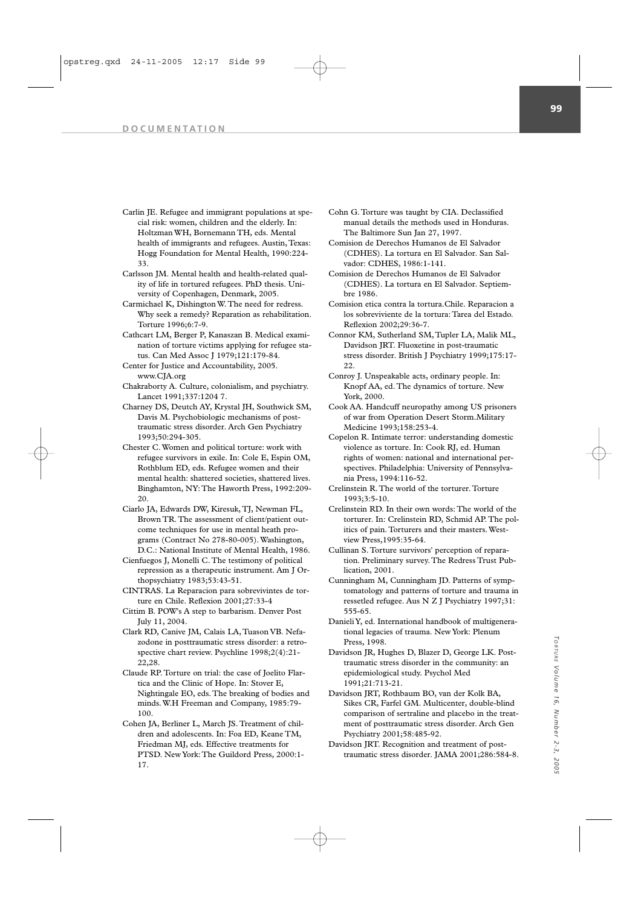Carlin JE. Refugee and immigrant populations at special risk: women, children and the elderly. In: Holtzman WH, Bornemann TH, eds. Mental health of immigrants and refugees. Austin, Texas: Hogg Foundation for Mental Health, 1990:224-33.

Carlsson JM. Mental health and health-related quality of life in tortured refugees. PhD thesis. University of Copenhagen, Denmark, 2005.

Carmichael K, Dishington W. The need for redress. Why seek a remedy? Reparation as rehabilitation. Torture 1996;6:7-9.

Cathcart LM, Berger P, Kanaszan B. Medical examination of torture victims applying for refugee status. Can Med Assoc J 1979;121:179-84.

Center for Justice and Accountability, 2005. www.CJA.org

Chakraborty A. Culture, colonialism, and psychiatry. Lancet 1991;337:1204 7.

Charney DS, Deutch AY, Krystal JH, Southwick SM, Davis M. Psychobiologic mechanisms of posttraumatic stress disorder. Arch Gen Psychiatry 1993;50:294-305.

Chester C. Women and political torture: work with refugee survivors in exile. In: Cole E, Espin OM, Rothblum ED, eds. Refugee women and their mental health: shattered societies, shattered lives. Binghamton, NY: The Haworth Press, 1992:209-20.

Ciarlo JA, Edwards DW, Kiresuk, TJ, Newman FL, Brown TR. The assessment of client/patient outcome techniques for use in mental heath programs (Contract No 278-80-005). Washington, D.C.: National Institute of Mental Health, 1986.

Cienfuegos J, Monelli C. The testimony of political repression as a therapeutic instrument. Am J Orthopsychiatry 1983;53:43-51.

CINTRAS. La Reparacion para sobrevivintes de torture en Chile. Reflexion 2001;27:33-4

Cittim B. POW's A step to barbarism. Denver Post July 11, 2004.

Clark RD, Canive JM, Calais LA, Tuason VB. Nefazodone in posttraumatic stress disorder: a retrospective chart review. Psychline 1998;2(4):21-22,28.

Claude RP. Torture on trial: the case of Joelito Flartica and the Clinic of Hope. In: Stover E, Nightingale EO, eds. The breaking of bodies and minds. W.H Freeman and Company, 1985:79-100.

Cohen JA, Berliner L, March JS. Treatment of children and adolescents. In: Foa ED, Keane TM, Friedman MJ, eds. Effective treatments for PTSD. New York: The Guildord Press, 2000:1-17.

Cohn G. Torture was taught by CIA. Declassified manual details the methods used in Honduras. The Baltimore Sun Jan 27, 1997.

Comision de Derechos Humanos de El Salvador (CDHES). La tortura en El Salvador. San Salvador: CDHES, 1986:1-141.

Comision de Derechos Humanos de El Salvador (CDHES). La tortura en El Salvador. Septiembre 1986.

Comision etica contra la tortura. Chile. Reparacion a los sobreviviente de la tortura: Tarea del Estado. Reflexion 2002;29:36-7.

Connor KM, Sutherland SM, Tupler LA, Malik ML, Davidson JRT. Fluoxetine in post-traumatic stress disorder. British J Psychiatry 1999;175:17-22.

Conroy J. Unspeakable acts, ordinary people. In: Knopf AA, ed. The dynamics of torture. New York, 2000.

Cook AA. Handcuff neuropathy among US prisoners of war from Operation Desert Storm. Military Medicine 1993;158:253-4.

Copelon R. Intimate terror: understanding domestic violence as torture. In: Cook RJ, ed. Human rights of women: national and international perspectives. Philadelphia: University of Pennsylvania Press, 1994:116-52.

Crelinstein R. The world of the torturer. Torture 1993;3:5-10.

Crelinstein RD. In their own words: The world of the torturer. In: Crelinstein RD, Schmid AP. The politics of pain. Torturers and their masters. Westview Press,1995:35-64.

Cullinan S. Torture survivors' perception of reparation. Preliminary survey. The Redress Trust Publication, 2001.

Cunningham M, Cunningham JD. Patterns of symptomatology and patterns of torture and trauma in ressetled refugee. Aus N Z J Psychiatry 1997;31: 555-65.

Danieli Y, ed. International handbook of multigenerational legacies of trauma. New York: Plenum Press, 1998.

Davidson JR, Hughes D, Blazer D, George LK. Posttraumatic stress disorder in the community: an epidemiological study. Psychol Med 1991;21:713-21.

Davidson JRT, Rothbaum BO, van der Kolk BA, Sikes CR, Farfel GM. Multicenter, double-blind comparison of sertraline and placebo in the treatment of posttraumatic stress disorder. Arch Gen Psychiatry 2001;58:485-92.

Davidson JRT. Recognition and treatment of posttraumatic stress disorder. JAMA 2001;286:584-8.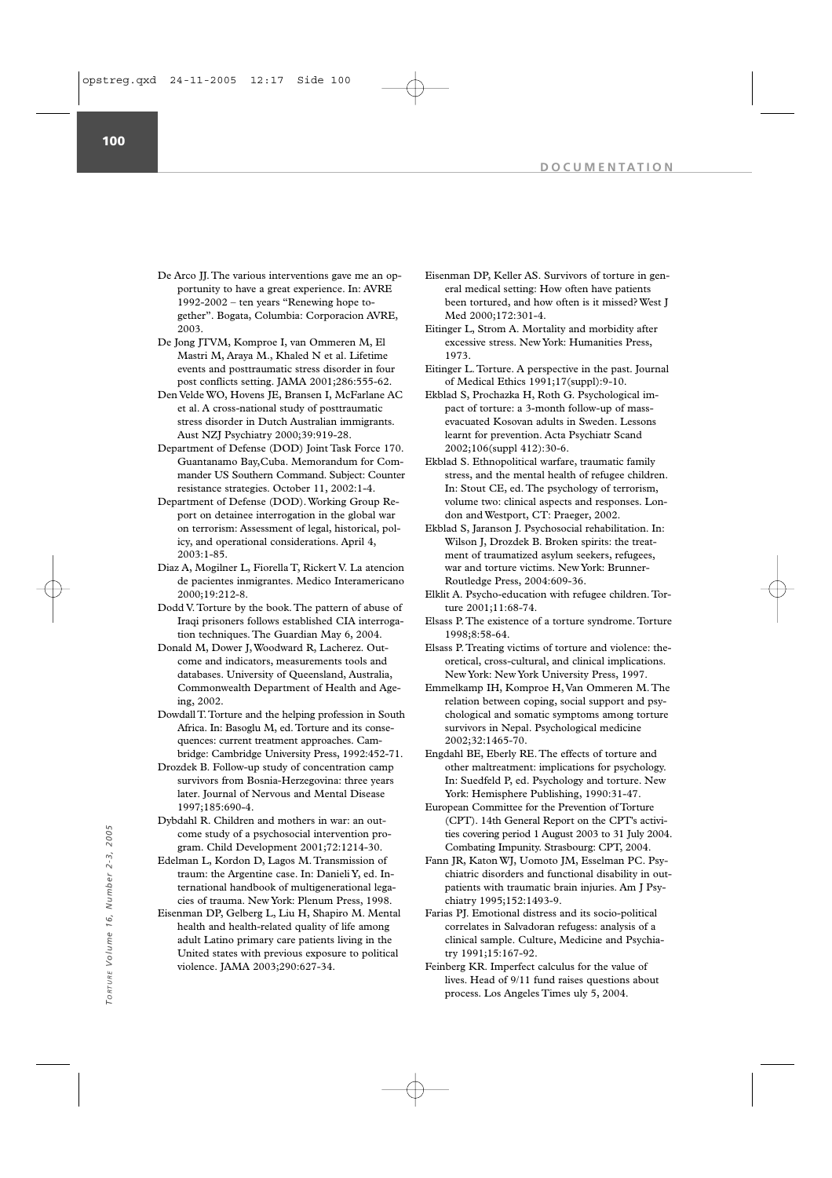De Arco JJ. The various interventions gave me an opportunity to have a great experience. In: AVRE 1992-2002 – ten years "Renewing hope together". Bogata, Columbia: Corporacion AVRE, 2003.

De Jong JTVM, Komproe I, van Ommeren M, El Mastri M, Araya M., Khaled N et al. Lifetime events and posttraumatic stress disorder in four post conflicts setting. JAMA 2001;286:555-62.

Den Velde WO, Hovens JE, Bransen I, McFarlane AC et al. A cross-national study of posttraumatic stress disorder in Dutch Australian immigrants. Aust NZJ Psychiatry 2000;39:919-28.

Department of Defense (DOD) Joint Task Force 170. Guantanamo Bay,Cuba. Memorandum for Commander US Southern Command. Subject: Counter resistance strategies. October 11, 2002:1-4.

Department of Defense (DOD). Working Group Report on detainee interrogation in the global war on terrorism: Assessment of legal, historical, policy, and operational considerations. April 4, 2003:1-85.

Diaz A, Mogilner L, Fiorella T, Rickert V. La atencion de pacientes inmigrantes. Medico Interamericano 2000;19:212-8.

Dodd V. Torture by the book. The pattern of abuse of Iraqi prisoners follows established CIA interrogation techniques. The Guardian May 6, 2004.

Donald M, Dower J, Woodward R, Lacherez. Outcome and indicators, measurements tools and databases. University of Queensland, Australia, Commonwealth Department of Health and Ageing, 2002.

Dowdall T. Torture and the helping profession in South Africa. In: Basoglu M, ed. Torture and its consequences: current treatment approaches. Cambridge: Cambridge University Press, 1992:452-71.

Drozdek B. Follow-up study of concentration camp survivors from Bosnia-Herzegovina: three years later. Journal of Nervous and Mental Disease 1997;185:690-4.

Dybdahl R. Children and mothers in war: an outcome study of a psychosocial intervention program. Child Development 2001;72:1214-30.

Edelman L, Kordon D, Lagos M. Transmission of traum: the Argentine case. In: Danieli Y, ed. International handbook of multigenerational legacies of trauma. New York: Plenum Press, 1998.

Eisenman DP, Gelberg L, Liu H, Shapiro M. Mental health and health-related quality of life among adult Latino primary care patients living in the United states with previous exposure to political violence. JAMA 2003;290:627-34.

Eisenman DP, Keller AS. Survivors of torture in general medical setting: How often have patients been tortured, and how often is it missed? West J Med 2000;172:301-4.

Eitinger L, Strom A. Mortality and morbidity after excessive stress. New York: Humanities Press, 1973.

Eitinger L. Torture. A perspective in the past. Journal of Medical Ethics 1991;17(suppl):9-10.

Ekblad S, Prochazka H, Roth G. Psychological impact of torture: a 3-month follow-up of mass-evacuated Kosovan adults in Sweden. Lessons learnt for prevention. Acta Psychiatr Scand 2002;106(suppl 412):30-6.

Ekblad S. Ethnopolitical warfare, traumatic family stress, and the mental health of refugee children. In: Stout CE, ed. The psychology of terrorism, volume two: clinical aspects and responses. London and Westport, CT: Praeger, 2002.

Ekblad S, Jaranson J. Psychosocial rehabilitation. In: Wilson J, Drozdek B. Broken spirits: the treatment of traumatized asylum seekers, refugees, war and torture victims. New York: Brunner-Routledge Press, 2004:609-36.

Elklit A. Psycho-education with refugee children. Torture 2001;11:68-74.

Elsass P. The existence of a torture syndrome. Torture 1998;8:58-64.

Elsass P. Treating victims of torture and violence: theoretical, cross-cultural, and clinical implications. New York: New York University Press, 1997.

Emmelkamp IH, Komproe H, Van Ommeren M. The relation between coping, social support and psychological and somatic symptoms among torture survivors in Nepal. Psychological medicine 2002;32:1465-70.

Engdahl BE, Eberly RE. The effects of torture and other maltreatment: implications for psychology. In: Suedfeld P, ed. Psychology and torture. New York: Hemisphere Publishing, 1990:31-47.

European Committee for the Prevention of Torture (CPT). 14th General Report on the CPT's activities covering period 1 August 2003 to 31 July 2004. Combating Impunity. Strasbourg: CPT, 2004.

Fann JR, Katon WJ, Uomoto JM, Esselman PC. Psychiatric disorders and functional disability in outpatients with traumatic brain injuries. Am J Psychiatry 1995;152:1493-9.

Farias PJ. Emotional distress and its socio-political correlates in Salvadoran refugess: analysis of a clinical sample. Culture, Medicine and Psychiatry 1991;15:167-92.

Feinberg KR. Imperfect calculus for the value of lives. Head of 9/11 fund raises questions about process. Los Angeles Times uly 5, 2004.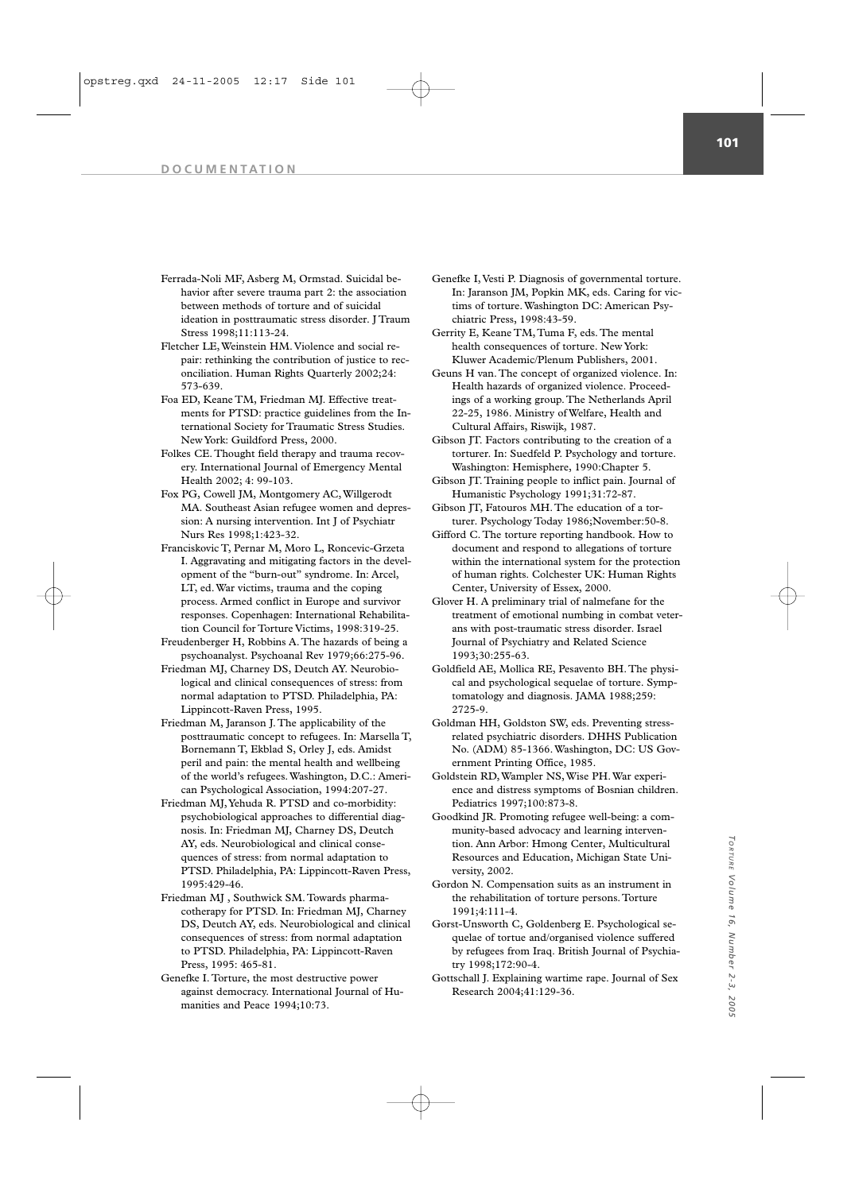Ferrada-Noli MF, Asberg M, Ormstad. Suicidal behavior after severe trauma part 2: the association between methods of torture and of suicidal ideation in posttraumatic stress disorder. J Traum Stress 1998;11:113-24.

Fletcher LE, Weinstein HM. Violence and social repair: rethinking the contribution of justice to reconciliation. Human Rights Quarterly 2002;24: 573-639.

Foa ED, Keane TM, Friedman MJ. Effective treatments for PTSD: practice guidelines from the International Society for Traumatic Stress Studies. New York: Guildford Press, 2000.

Folkes CE. Thought field therapy and trauma recovery. International Journal of Emergency Mental Health 2002; 4: 99-103.

Fox PG, Cowell JM, Montgomery AC, Willgerodt MA. Southeast Asian refugee women and depression: A nursing intervention. Int J of Psychiatr Nurs Res 1998;1:423-32.

Franciskovic T, Pernar M, Moro L, Roncevic-Grzeta I. Aggravating and mitigating factors in the development of the "burn-out" syndrome. In: Arcel, LT, ed. War victims, trauma and the coping process. Armed conflict in Europe and survivor responses. Copenhagen: International Rehabilitation Council for Torture Victims, 1998:319-25.

Freudenberger H, Robbins A. The hazards of being a psychoanalyst. Psychoanal Rev 1979;66:275-96.

Friedman MJ, Charney DS, Deutch AY. Neurobiological and clinical consequences of stress: from normal adaptation to PTSD. Philadelphia, PA: Lippincott-Raven Press, 1995.

Friedman M, Jaranson J. The applicability of the posttraumatic concept to refugees. In: Marsella T, Bornemann T, Ekblad S, Orley J, eds. Amidst peril and pain: the mental health and wellbeing of the world's refugees. Washington, D.C.: American Psychological Association, 1994:207-27.

Friedman MJ, Yehuda R. PTSD and co-morbidity: psychobiological approaches to differential diagnosis. In: Friedman MJ, Charney DS, Deutch AY, eds. Neurobiological and clinical consequences of stress: from normal adaptation to PTSD. Philadelphia, PA: Lippincott-Raven Press, 1995:429-46.

Friedman MJ , Southwick SM. Towards pharmacotherapy for PTSD. In: Friedman MJ, Charney DS, Deutch AY, eds. Neurobiological and clinical consequences of stress: from normal adaptation to PTSD. Philadelphia, PA: Lippincott-Raven Press, 1995: 465-81.

Genefke I. Torture, the most destructive power against democracy. International Journal of Humanities and Peace 1994;10:73.

Genefke I, Vesti P. Diagnosis of governmental torture. In: Jaranson JM, Popkin MK, eds. Caring for victims of torture. Washington DC: American Psychiatric Press, 1998:43-59.

Gerrity E, Keane TM, Tuma F, eds. The mental health consequences of torture. New York: Kluwer Academic/Plenum Publishers, 2001.

Geuns H van. The concept of organized violence. In: Health hazards of organized violence. Proceedings of a working group. The Netherlands April 22-25, 1986. Ministry of Welfare, Health and Cultural Affairs, Riswijk, 1987.

Gibson JT. Factors contributing to the creation of a torturer. In: Suedfeld P. Psychology and torture. Washington: Hemisphere, 1990:Chapter 5.

Gibson JT. Training people to inflict pain. Journal of Humanistic Psychology 1991;31:72-87.

Gibson JT, Fatouros MH. The education of a torturer. Psychology Today 1986;November:50-8.

Gifford C. The torture reporting handbook. How to document and respond to allegations of torture within the international system for the protection of human rights. Colchester UK: Human Rights Center, University of Essex, 2000.

Glover H. A preliminary trial of nalmefane for the treatment of emotional numbing in combat veterans with post-traumatic stress disorder. Israel Journal of Psychiatry and Related Science 1993;30:255-63.

Goldfield AE, Mollica RE, Pesavento BH. The physical and psychological sequelae of torture. Symptomatology and diagnosis. JAMA 1988;259: 2725-9.

Goldman HH, Goldston SW, eds. Preventing stress-related psychiatric disorders. DHHS Publication No. (ADM) 85-1366. Washington, DC: US Government Printing Office, 1985.

Goldstein RD, Wampler NS, Wise PH. War experience and distress symptoms of Bosnian children. Pediatrics 1997;100:873-8.

Goodkind JR. Promoting refugee well-being: a community-based advocacy and learning intervention. Ann Arbor: Hmong Center, Multicultural Resources and Education, Michigan State University, 2002.

Gordon N. Compensation suits as an instrument in the rehabilitation of torture persons. Torture 1991;4:111-4.

Gorst-Unsworth C, Goldenberg E. Psychological sequelae of tortue and/organised violence suffered by refugees from Iraq. British Journal of Psychiatry 1998;172:90-4.

Gottschall J. Explaining wartime rape. Journal of Sex Research 2004;41:129-36.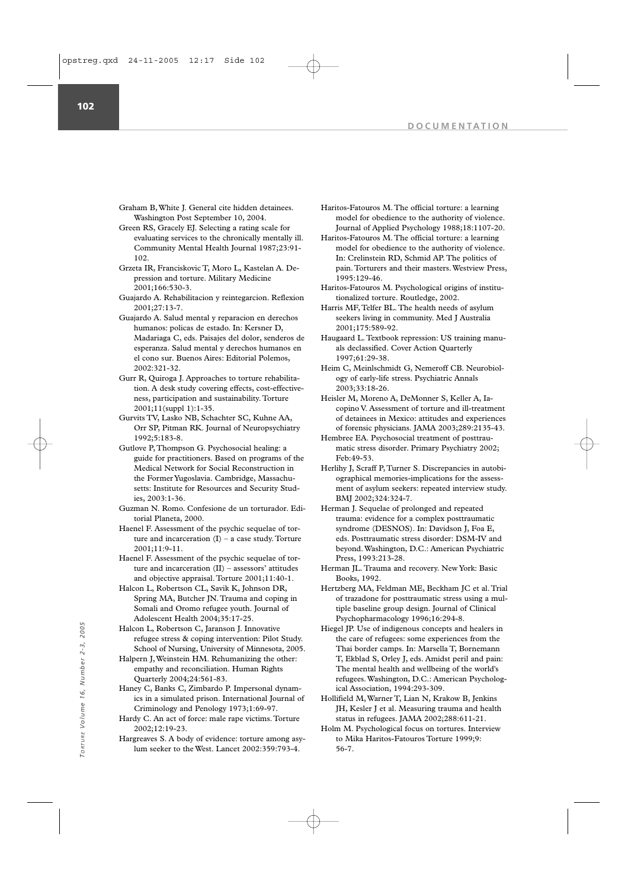Graham B, White J. General cite hidden detainees. Washington Post September 10, 2004.

Green RS, Gracely EJ. Selecting a rating scale for evaluating services to the chronically mentally ill. Community Mental Health Journal 1987;23:91-102.

Grzeta IR, Franciskovic T, Moro L, Kastelan A. Depression and torture. Military Medicine 2001;166:530-3.

Guajardo A. Rehabilitacion y reintegarcion. Reflexion 2001;27:13-7.

Guajardo A. Salud mental y reparacion en derechos humanos: policas de estado. In: Kersner D, Madariaga C, eds. Paisajes del dolor, senderos de esperanza. Salud mental y derechos humanos en el cono sur. Buenos Aires: Editorial Polemos, 2002:321-32.

Gurr R, Quiroga J. Approaches to torture rehabilitation. A desk study covering effects, cost-effectiveness, participation and sustainability. Torture 2001;11(suppl 1):1-35.

Gurvits TV, Lasko NB, Schachter SC, Kuhne AA, Orr SP, Pitman RK. Journal of Neuropsychiatry 1992;5:183-8.

Gutlove P, Thompson G. Psychosocial healing: a guide for practitioners. Based on programs of the Medical Network for Social Reconstruction in the Former Yugoslavia. Cambridge, Massachusetts: Institute for Resources and Security Studies, 2003:1-36.

Guzman N. Romo. Confesione de un torturador. Editorial Planeta, 2000.

Haenel F. Assessment of the psychic sequelae of torture and incarceration (I) – a case study. Torture 2001;11:9-11.

Haenel F. Assessment of the psychic sequelae of torture and incarceration (II) – assessors' attitudes and objective appraisal. Torture 2001;11:40-1.

Halcon L, Robertson CL, Savik K, Johnson DR, Spring MA, Butcher JN. Trauma and coping in Somali and Oromo refugee youth. Journal of Adolescent Health 2004;35:17-25.

Halcon L, Robertson C, Jaranson J. Innovative refugee stress & coping intervention: Pilot Study. School of Nursing, University of Minnesota, 2005.

Halpern J, Weinstein HM. Rehumanizing the other: empathy and reconciliation. Human Rights Quarterly 2004;24:561-83.

Haney C, Banks C, Zimbardo P. Impersonal dynamics in a simulated prison. International Journal of Criminology and Penology 1973;1:69-97.

Hardy C. An act of force: male rape victims. Torture 2002;12:19-23.

Hargreaves S. A body of evidence: torture among asylum seeker to the West. Lancet 2002:359:793-4.

Haritos-Fatouros M. The official torture: a learning model for obedience to the authority of violence. Journal of Applied Psychology 1988;18:1107-20.

Haritos-Fatouros M. The official torture: a learning model for obedience to the authority of violence. In: Crelinstein RD, Schmid AP. The politics of pain. Torturers and their masters. Westview Press, 1995:129-46.

Haritos-Fatouros M. Psychological origins of institutionalized torture. Routledge, 2002.

Harris MF, Telfer BL. The health needs of asylum seekers living in community. Med J Australia 2001;175:589-92.

Haugaard L. Textbook repression: US training manuals declassified. Cover Action Quarterly 1997;61:29-38.

Heim C, Meinlschmidt G, Nemeroff CB. Neurobiology of early-life stress. Psychiatric Annals 2003;33:18-26.

Heisler M, Moreno A, DeMonner S, Keller A, Iacopino V. Assessment of torture and ill-treatment of detainees in Mexico: attitudes and experiences of forensic physicians. JAMA 2003;289:2135-43.

Hembree EA. Psychosocial treatment of posttraumatic stress disorder. Primary Psychiatry 2002; Feb:49-53.

Herlihy J, Scraff P, Turner S. Discrepancies in autobiographical memories-implications for the assessment of asylum seekers: repeated interview study. BMJ 2002;324:324-7.

Herman J. Sequelae of prolonged and repeated trauma: evidence for a complex posttraumatic syndrome (DESNOS). In: Davidson J, Foa E, eds. Posttraumatic stress disorder: DSM-IV and beyond. Washington, D.C.: American Psychiatric Press, 1993:213-28.

Herman JL. Trauma and recovery. New York: Basic Books, 1992.

Hertzberg MA, Feldman ME, Beckham JC et al. Trial of trazadone for posttraumatic stress using a multiple baseline group design. Journal of Clinical Psychopharmacology 1996;16:294-8.

Hiegel JP. Use of indigenous concepts and healers in the care of refugees: some experiences from the Thai border camps. In: Marsella T, Bornemann T, Ekblad S, Orley J, eds. Amidst peril and pain: The mental health and wellbeing of the world's refugees. Washington, D.C.: American Psychological Association, 1994:293-309.

Hollifield M, Warner T, Lian N, Krakow B, Jenkins JH, Kesler J et al. Measuring trauma and health status in refugees. JAMA 2002;288:611-21.

Holm M. Psychological focus on tortures. Interview to Mika Haritos-Fatouros Torture 1999;9: 56-7.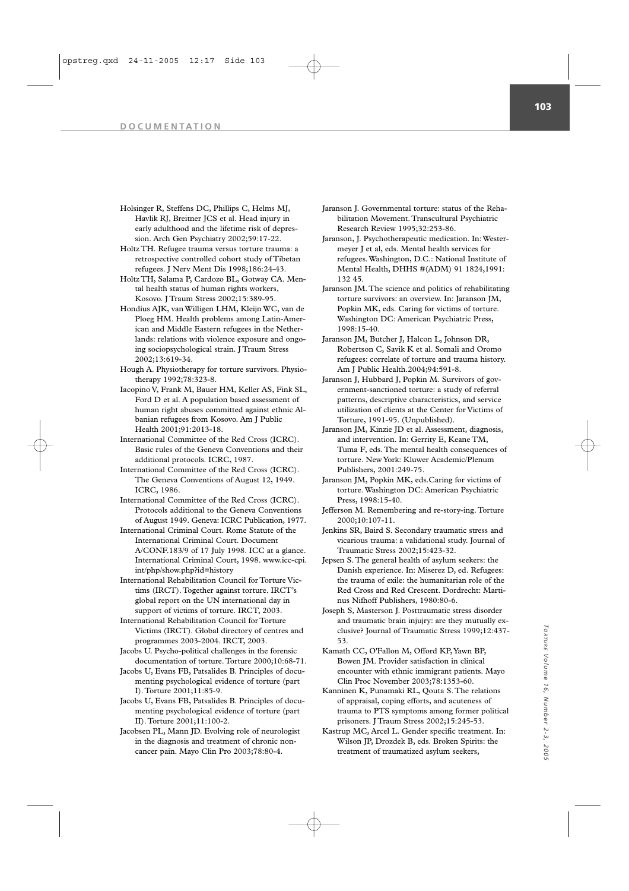Holsinger R, Steffens DC, Phillips C, Helms MJ, Havlik RJ, Breitner JCS et al. Head injury in early adulthood and the lifetime risk of depression. Arch Gen Psychiatry 2002;59:17-22.

Holtz TH. Refugee trauma versus torture trauma: a retrospective controlled cohort study of Tibetan refugees. J Nerv Ment Dis 1998;186:24-43.

Holtz TH, Salama P, Cardozo BL, Gotway CA. Mental health status of human rights workers, Kosovo. J Traum Stress 2002;15:389-95.

Hondius AJK, van Willigen LHM, Kleijn WC, van de Ploeg HM. Health problems among Latin-American and Middle Eastern refugees in the Netherlands: relations with violence exposure and ongoing sociopsychological strain. J Traum Stress 2002;13:619-34.

Hough A. Physiotherapy for torture survivors. Physiotherapy 1992;78:323-8.

Iacopino V, Frank M, Bauer HM, Keller AS, Fink SL, Ford D et al. A population based assessment of human right abuses committed against ethnic Albanian refugees from Kosovo. Am J Public Health 2001;91:2013-18.

International Committee of the Red Cross (ICRC). Basic rules of the Geneva Conventions and their additional protocols. ICRC, 1987.

International Committee of the Red Cross (ICRC). The Geneva Conventions of August 12, 1949. ICRC, 1986.

International Committee of the Red Cross (ICRC). Protocols additional to the Geneva Conventions of August 1949. Geneva: ICRC Publication, 1977.

International Criminal Court. Rome Statute of the International Criminal Court. Document A/CONF.183/9 of 17 July 1998. ICC at a glance. International Criminal Court, 1998. www.icc-cpi.int/php/show.php?id=history

International Rehabilitation Council for Torture Victims (IRCT). Together against torture. IRCT's global report on the UN international day in support of victims of torture. IRCT, 2003.

International Rehabilitation Council for Torture Victims (IRCT). Global directory of centres and programmes 2003-2004. IRCT, 2003.

Jacobs U. Psycho-political challenges in the forensic documentation of torture. Torture 2000;10:68-71.

Jacobs U, Evans FB, Patsalides B. Principles of documenting psychological evidence of torture (part I). Torture 2001;11:85-9.

Jacobs U, Evans FB, Patsalides B. Principles of documenting psychological evidence of torture (part II). Torture 2001;11:100-2.

Jacobsen PL, Mann JD. Evolving role of neurologist in the diagnosis and treatment of chronic non-cancer pain. Mayo Clin Pro 2003;78:80-4.

Jaranson J. Governmental torture: status of the Rehabilitation Movement. Transcultural Psychiatric Research Review 1995;32:253-86.

Jaranson, J. Psychotherapeutic medication. In: Westermeyer J et al, eds. Mental health services for refugees. Washington, D.C.: National Institute of Mental Health, DHHS #(ADM) 91 1824,1991: 132 45.

Jaranson JM. The science and politics of rehabilitating torture survivors: an overview. In: Jaranson JM, Popkin MK, eds. Caring for victims of torture. Washington DC: American Psychiatric Press, 1998:15-40.

Jaranson JM, Butcher J, Halcon L, Johnson DR, Robertson C, Savik K et al. Somali and Oromo refugees: correlate of torture and trauma history. Am J Public Health.2004;94:591-8.

Jaranson J, Hubbard J, Popkin M. Survivors of government-sanctioned torture: a study of referral patterns, descriptive characteristics, and service utilization of clients at the Center for Victims of Torture, 1991-95. (Unpublished).

Jaranson JM, Kinzie JD et al. Assessment, diagnosis, and intervention. In: Gerrity E, Keane TM, Tuma F, eds. The mental health consequences of torture. New York: Kluwer Academic/Plenum Publishers, 2001:249-75.

Jaranson JM, Popkin MK, eds.Caring for victims of torture. Washington DC: American Psychiatric Press, 1998:15-40.

Jefferson M. Remembering and re-story-ing. Torture 2000;10:107-11.

Jenkins SR, Baird S. Secondary traumatic stress and vicarious trauma: a validational study. Journal of Traumatic Stress 2002;15:423-32.

Jepsen S. The general health of asylum seekers: the Danish experience. In: Miserez D, ed. Refugees: the trauma of exile: the humanitarian role of the Red Cross and Red Crescent. Dordrecht: Martinus Nifhoff Publishers, 1980:80-6.

Joseph S, Masterson J. Posttraumatic stress disorder and traumatic brain injujry: are they mutually exclusive? Journal of Traumatic Stress 1999;12:437-53.

Kamath CC, O'Fallon M, Offord KP, Yawn BP, Bowen JM. Provider satisfaction in clinical encounter with ethnic immigrant patients. Mayo Clin Proc November 2003;78:1353-60.

Kanninen K, Punamaki RL, Qouta S. The relations of appraisal, coping efforts, and acuteness of trauma to PTS symptoms among former political prisoners. J Traum Stress 2002;15:245-53.

Kastrup MC, Arcel L. Gender specific treatment. In: Wilson JP, Drozdek B, eds. Broken Spirits: the treatment of traumatized asylum seekers,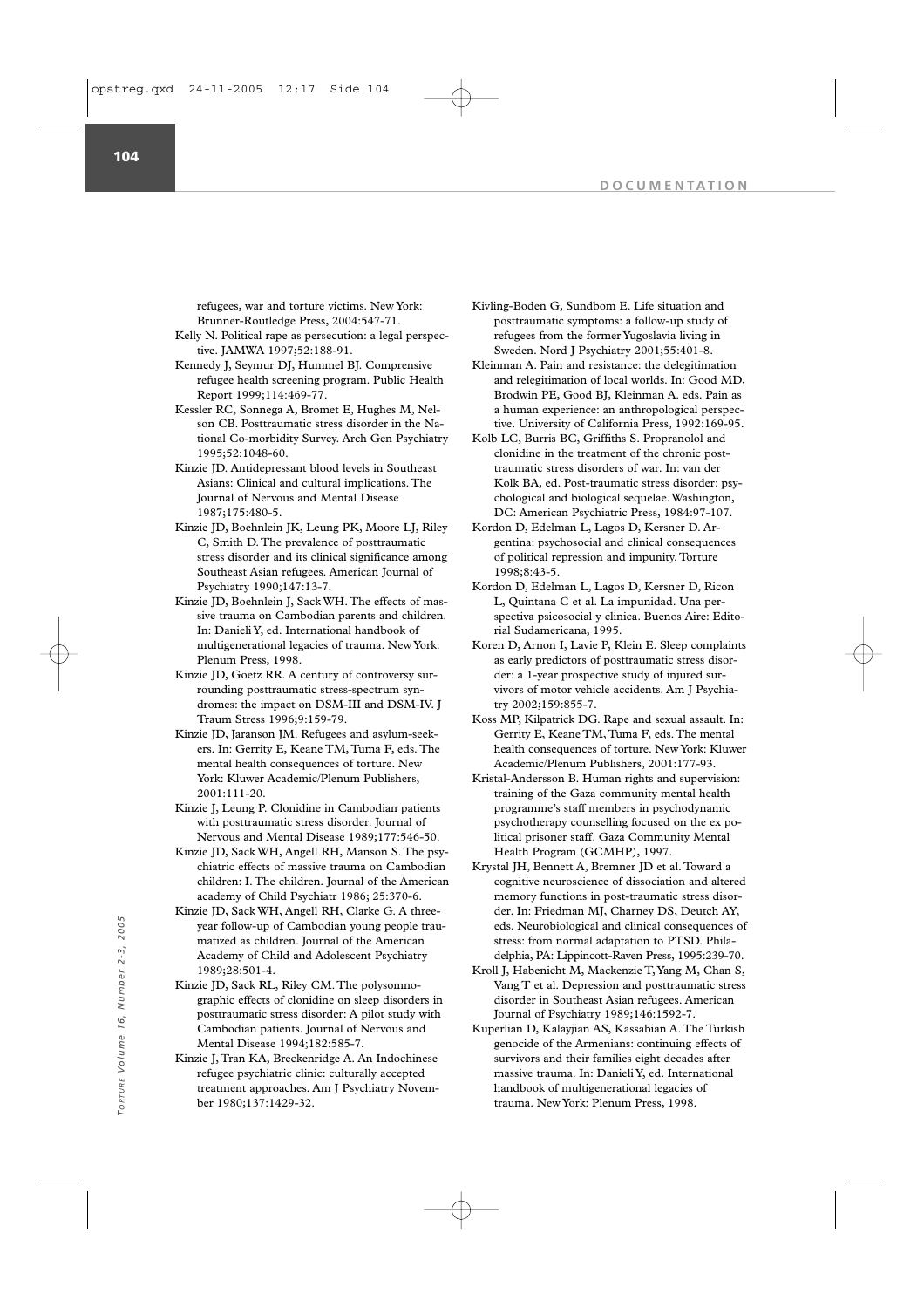refugees, war and torture victims. New York: Brunner-Routledge Press, 2004:547-71.

Kelly N. Political rape as persecution: a legal perspective. JAMWA 1997;52:188-91.

Kennedy J, Seymur DJ, Hummel BJ. Comprensive refugee health screening program. Public Health Report 1999;114:469-77.

Kessler RC, Sonnega A, Bromet E, Hughes M, Nelson CB. Posttraumatic stress disorder in the National Co-morbidity Survey. Arch Gen Psychiatry 1995;52:1048-60.

Kinzie JD. Antidepressant blood levels in Southeast Asians: Clinical and cultural implications. The Journal of Nervous and Mental Disease 1987;175:480-5.

Kinzie JD, Boehnlein JK, Leung PK, Moore LJ, Riley C, Smith D. The prevalence of posttraumatic stress disorder and its clinical significance among Southeast Asian refugees. American Journal of Psychiatry 1990;147:13-7.

Kinzie JD, Boehnlein J, Sack WH. The effects of massive trauma on Cambodian parents and children. In: Danieli Y, ed. International handbook of multigenerational legacies of trauma. New York: Plenum Press, 1998.

Kinzie JD, Goetz RR. A century of controversy surrounding posttraumatic stress-spectrum syndromes: the impact on DSM-III and DSM-IV. J Traum Stress 1996;9:159-79.

Kinzie JD, Jaranson JM. Refugees and asylum-seekers. In: Gerrity E, Keane TM, Tuma F, eds. The mental health consequences of torture. New York: Kluwer Academic/Plenum Publishers, 2001:111-20.

Kinzie J, Leung P. Clonidine in Cambodian patients with posttraumatic stress disorder. Journal of Nervous and Mental Disease 1989;177:546-50.

Kinzie JD, Sack WH, Angell RH, Manson S. The psychiatric effects of massive trauma on Cambodian children: I. The children. Journal of the American academy of Child Psychiatr 1986; 25:370-6.

Kinzie JD, Sack WH, Angell RH, Clarke G. A three-year follow-up of Cambodian young people traumatized as children. Journal of the American Academy of Child and Adolescent Psychiatry 1989;28:501-4.

Kinzie JD, Sack RL, Riley CM. The polysomnographic effects of clonidine on sleep disorders in posttraumatic stress disorder: A pilot study with Cambodian patients. Journal of Nervous and Mental Disease 1994;182:585-7.

Kinzie J, Tran KA, Breckenridge A. An Indochinese refugee psychiatric clinic: culturally accepted treatment approaches. Am J Psychiatry November 1980;137:1429-32.

Kivling-Boden G, Sundbom E. Life situation and posttraumatic symptoms: a follow-up study of refugees from the former Yugoslavia living in Sweden. Nord J Psychiatry 2001;55:401-8.

Kleinman A. Pain and resistance: the delegitimation and relegitimation of local worlds. In: Good MD, Brodwin PE, Good BJ, Kleinman A. eds. Pain as a human experience: an anthropological perspective. University of California Press, 1992:169-95.

Kolb LC, Burris BC, Griffiths S. Propranolol and clonidine in the treatment of the chronic posttraumatic stress disorders of war. In: van der Kolk BA, ed. Post-traumatic stress disorder: psychological and biological sequelae. Washington, DC: American Psychiatric Press, 1984:97-107.

Kordon D, Edelman L, Lagos D, Kersner D. Argentina: psychosocial and clinical consequences of political repression and impunity. Torture 1998;8:43-5.

Kordon D, Edelman L, Lagos D, Kersner D, Ricon L, Quintana C et al. La impunidad. Una perspectiva psicosocial y clinica. Buenos Aire: Editorial Sudamericana, 1995.

Koren D, Arnon I, Lavie P, Klein E. Sleep complaints as early predictors of posttraumatic stress disorder: a 1-year prospective study of injured survivors of motor vehicle accidents. Am J Psychiatry 2002;159:855-7.

Koss MP, Kilpatrick DG. Rape and sexual assault. In: Gerrity E, Keane TM, Tuma F, eds. The mental health consequences of torture. New York: Kluwer Academic/Plenum Publishers, 2001:177-93.

Kristal-Andersson B. Human rights and supervision: training of the Gaza community mental health programme's staff members in psychodynamic psychotherapy counselling focused on the ex political prisoner staff. Gaza Community Mental Health Program (GCMHP), 1997.

Krystal JH, Bennett A, Bremner JD et al. Toward a cognitive neuroscience of dissociation and altered memory functions in post-traumatic stress disorder. In: Friedman MJ, Charney DS, Deutch AY, eds. Neurobiological and clinical consequences of stress: from normal adaptation to PTSD. Philadelphia, PA: Lippincott-Raven Press, 1995:239-70.

Kroll J, Habenicht M, Mackenzie T, Yang M, Chan S, Vang T et al. Depression and posttraumatic stress disorder in Southeast Asian refugees. American Journal of Psychiatry 1989;146:1592-7.

Kuperlian D, Kalayjian AS, Kassabian A. The Turkish genocide of the Armenians: continuing effects of survivors and their families eight decades after massive trauma. In: Danieli Y, ed. International handbook of multigenerational legacies of trauma. New York: Plenum Press, 1998.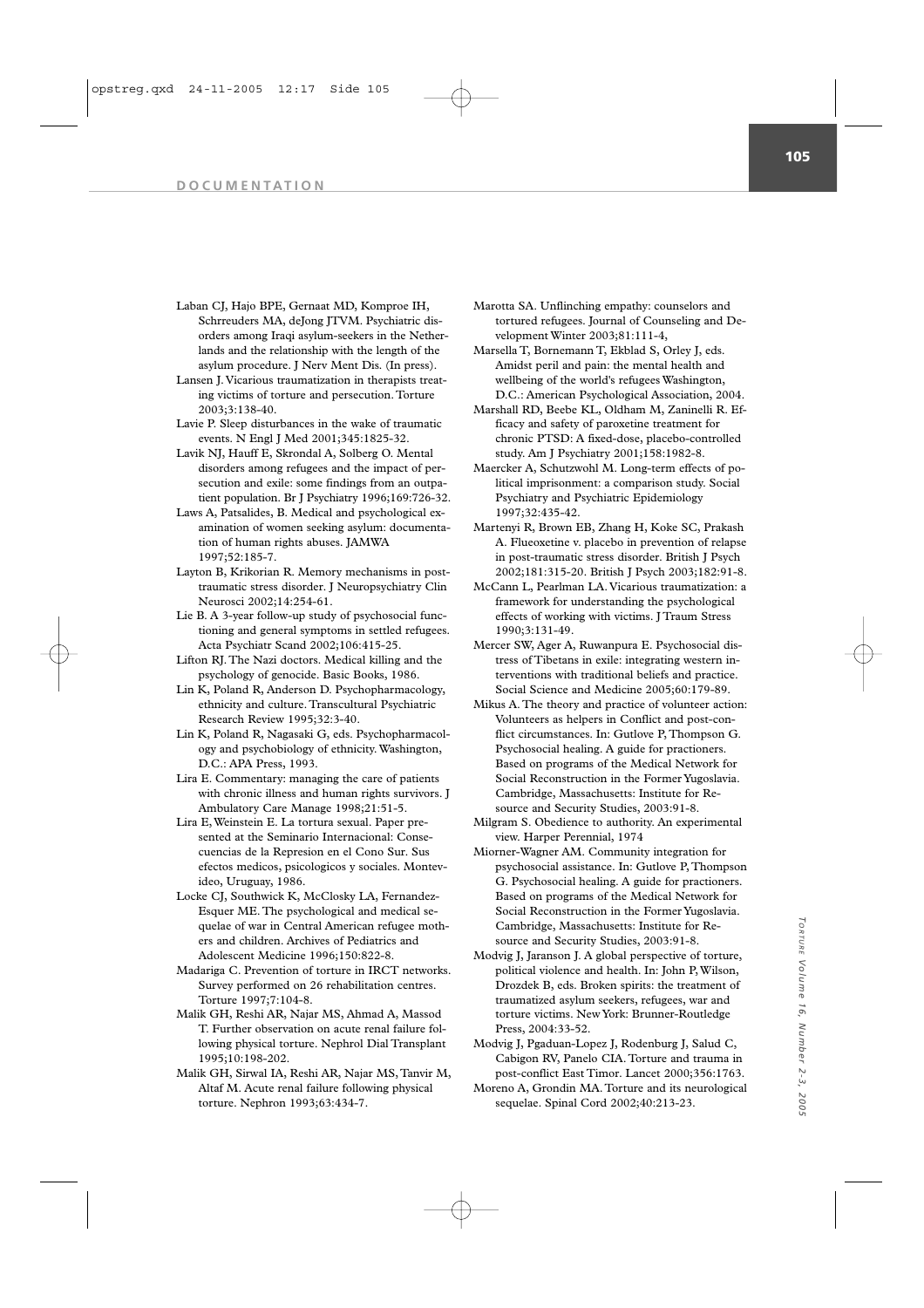Laban CJ, Hajo BPE, Gernaat MD, Komproe IH, Schrreuders MA, deJong JTVM. Psychiatric disorders among Iraqi asylum-seekers in the Netherlands and the relationship with the length of the asylum procedure. J Nerv Ment Dis. (In press).

Lansen J. Vicarious traumatization in therapists treating victims of torture and persecution. Torture 2003;3:138-40.

Lavie P. Sleep disturbances in the wake of traumatic events. N Engl J Med 2001;345:1825-32.

Lavik NJ, Hauff E, Skrondal A, Solberg O. Mental disorders among refugees and the impact of persecution and exile: some findings from an outpatient population. Br J Psychiatry 1996;169:726-32.

Laws A, Patsalides, B. Medical and psychological examination of women seeking asylum: documentation of human rights abuses. JAMWA 1997;52:185-7.

Layton B, Krikorian R. Memory mechanisms in posttraumatic stress disorder. J Neuropsychiatry Clin Neurosci 2002;14:254-61.

Lie B. A 3-year follow-up study of psychosocial functioning and general symptoms in settled refugees. Acta Psychiatr Scand 2002;106:415-25.

Lifton RJ. The Nazi doctors. Medical killing and the psychology of genocide. Basic Books, 1986.

Lin K, Poland R, Anderson D. Psychopharmacology, ethnicity and culture. Transcultural Psychiatric Research Review 1995;32:3-40.

Lin K, Poland R, Nagasaki G, eds. Psychopharmacology and psychobiology of ethnicity. Washington, D.C.: APA Press, 1993.

Lira E. Commentary: managing the care of patients with chronic illness and human rights survivors. J Ambulatory Care Manage 1998;21:51-5.

Lira E, Weinstein E. La tortura sexual. Paper presented at the Seminario Internacional: Consecuencias de la Represion en el Cono Sur. Sus efectos medicos, psicologicos y sociales. Montevideo, Uruguay, 1986.

Locke CJ, Southwick K, McClosky LA, Fernandez-Esquer ME. The psychological and medical sequelae of war in Central American refugee mothers and children. Archives of Pediatrics and Adolescent Medicine 1996;150:822-8.

Madariga C. Prevention of torture in IRCT networks. Survey performed on 26 rehabilitation centres. Torture 1997;7:104-8.

Malik GH, Reshi AR, Najar MS, Ahmad A, Massod T. Further observation on acute renal failure following physical torture. Nephrol Dial Transplant 1995;10:198-202.

Malik GH, Sirwal IA, Reshi AR, Najar MS, Tanvir M, Altaf M. Acute renal failure following physical torture. Nephron 1993;63:434-7.

Marotta SA. Unflinching empathy: counselors and tortured refugees. Journal of Counseling and Development Winter 2003;81:111-4,

Marsella T, Bornemann T, Ekblad S, Orley J, eds. Amidst peril and pain: the mental health and wellbeing of the world's refugees Washington, D.C.: American Psychological Association, 2004.

Marshall RD, Beebe KL, Oldham M, Zaninelli R. Efficacy and safety of paroxetine treatment for chronic PTSD: A fixed-dose, placebo-controlled study. Am J Psychiatry 2001;158:1982-8.

Maercker A, Schutzwohl M. Long-term effects of political imprisonment: a comparison study. Social Psychiatry and Psychiatric Epidemiology 1997;32:435-42.

Martenyi R, Brown EB, Zhang H, Koke SC, Prakash A. Flueoxetine v. placebo in prevention of relapse in post-traumatic stress disorder. British J Psych 2002;181:315-20. British J Psych 2003;182:91-8.

McCann L, Pearlman LA. Vicarious traumatization: a framework for understanding the psychological effects of working with victims. J Traum Stress 1990;3:131-49.

Mercer SW, Ager A, Ruwanpura E. Psychosocial distress of Tibetans in exile: integrating western interventions with traditional beliefs and practice. Social Science and Medicine 2005;60:179-89.

Mikus A. The theory and practice of volunteer action: Volunteers as helpers in Conflict and post-conflict circumstances. In: Gutlove P, Thompson G. Psychosocial healing. A guide for practioners. Based on programs of the Medical Network for Social Reconstruction in the Former Yugoslavia. Cambridge, Massachusetts: Institute for Resource and Security Studies, 2003:91-8.

Milgram S. Obedience to authority. An experimental view. Harper Perennial, 1974

Miorner-Wagner AM. Community integration for psychosocial assistance. In: Gutlove P, Thompson G. Psychosocial healing. A guide for practioners. Based on programs of the Medical Network for Social Reconstruction in the Former Yugoslavia. Cambridge, Massachusetts: Institute for Resource and Security Studies, 2003:91-8.

Modvig J, Jaranson J. A global perspective of torture, political violence and health. In: John P, Wilson, Drozdek B, eds. Broken spirits: the treatment of traumatized asylum seekers, refugees, war and torture victims. New York: Brunner-Routledge Press, 2004:33-52.

Modvig J, Pgaduan-Lopez J, Rodenburg J, Salud C, Cabigon RV, Panelo CIA. Torture and trauma in post-conflict East Timor. Lancet 2000;356:1763.

Moreno A, Grondin MA. Torture and its neurological sequelae. Spinal Cord 2002;40:213-23.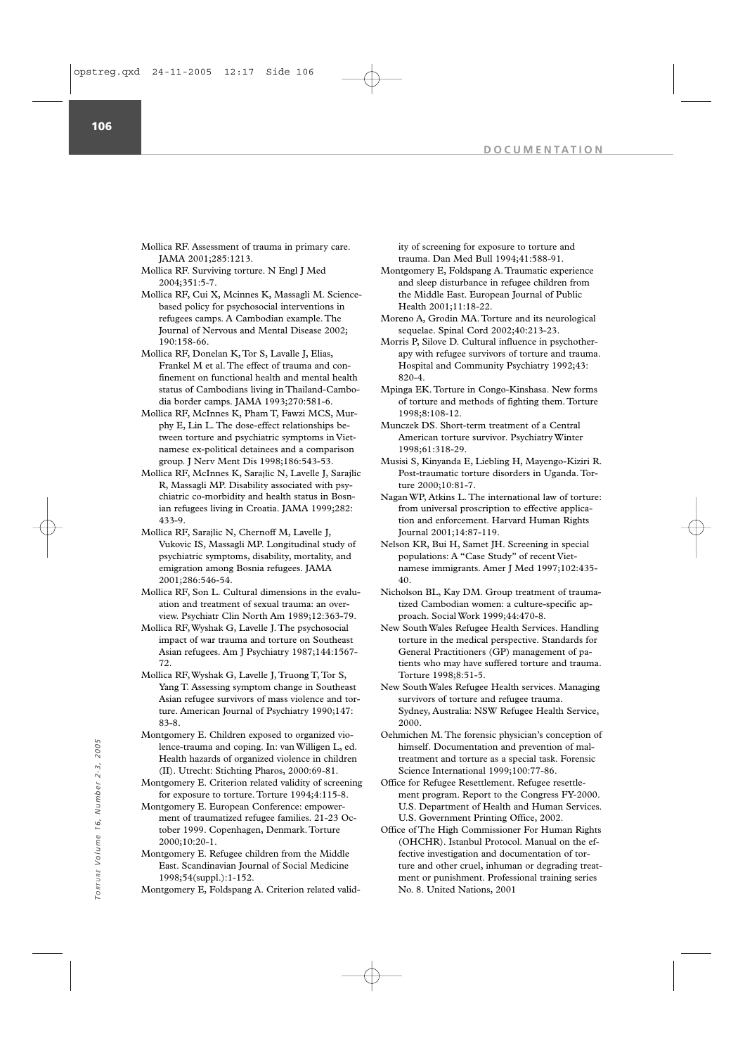Mollica RF. Assessment of trauma in primary care. JAMA 2001;285:1213.

Mollica RF. Surviving torture. N Engl J Med 2004;351:5-7.

Mollica RF, Cui X, Mcinnes K, Massagli M. Science-based policy for psychosocial interventions in refugees camps. A Cambodian example. The Journal of Nervous and Mental Disease 2002; 190:158-66.

Mollica RF, Donelan K, Tor S, Lavalle J, Elias, Frankel M et al. The effect of trauma and confinement on functional health and mental health status of Cambodians living in Thailand-Cambodia border camps. JAMA 1993;270:581-6.

Mollica RF, McInnes K, Pham T, Fawzi MCS, Murphy E, Lin L. The dose-effect relationships between torture and psychiatric symptoms in Vietnamese ex-political detainees and a comparison group. J Nerv Ment Dis 1998;186:543-53.

Mollica RF, McInnes K, Sarajlic N, Lavelle J, Sarajlic R, Massagli MP. Disability associated with psychiatric co-morbidity and health status in Bosnian refugees living in Croatia. JAMA 1999;282: 433-9.

Mollica RF, Sarajlic N, Chernoff M, Lavelle J, Vukovic IS, Massagli MP. Longitudinal study of psychiatric symptoms, disability, mortality, and emigration among Bosnia refugees. JAMA 2001;286:546-54.

Mollica RF, Son L. Cultural dimensions in the evaluation and treatment of sexual trauma: an overview. Psychiatr Clin North Am 1989;12:363-79.

Mollica RF, Wyshak G, Lavelle J. The psychosocial impact of war trauma and torture on Southeast Asian refugees. Am J Psychiatry 1987;144:1567-72.

Mollica RF, Wyshak G, Lavelle J, Truong T, Tor S, Yang T. Assessing symptom change in Southeast Asian refugee survivors of mass violence and torture. American Journal of Psychiatry 1990;147: 83-8.

Montgomery E. Children exposed to organized violence-trauma and coping. In: van Willigen L, ed. Health hazards of organized violence in children (II). Utrecht: Stichting Pharos, 2000:69-81.

Montgomery E. Criterion related validity of screening for exposure to torture. Torture 1994;4:115-8.

Montgomery E. European Conference: empowerment of traumatized refugee families. 21-23 October 1999. Copenhagen, Denmark. Torture 2000;10:20-1.

Montgomery E. Refugee children from the Middle East. Scandinavian Journal of Social Medicine 1998;54(suppl.):1-152.

Montgomery E, Foldspang A. Criterion related validity of screening for exposure to torture and trauma. Dan Med Bull 1994;41:588-91.

Montgomery E, Foldspang A. Traumatic experience and sleep disturbance in refugee children from the Middle East. European Journal of Public Health 2001;11:18-22.

Moreno A, Grodin MA. Torture and its neurological sequelae. Spinal Cord 2002;40:213-23.

Morris P, Silove D. Cultural influence in psychotherapy with refugee survivors of torture and trauma. Hospital and Community Psychiatry 1992;43: 820-4.

Mpinga EK. Torture in Congo-Kinshasa. New forms of torture and methods of fighting them. Torture 1998;8:108-12.

Munczek DS. Short-term treatment of a Central American torture survivor. Psychiatry Winter 1998;61:318-29.

Musisi S, Kinyanda E, Liebling H, Mayengo-Kiziri R. Post-traumatic torture disorders in Uganda. Torture 2000;10:81-7.

Nagan WP, Atkins L. The international law of torture: from universal proscription to effective application and enforcement. Harvard Human Rights Journal 2001;14:87-119.

Nelson KR, Bui H, Samet JH. Screening in special populations: A "Case Study" of recent Vietnamese immigrants. Amer J Med 1997;102:435-40.

Nicholson BL, Kay DM. Group treatment of traumatized Cambodian women: a culture-specific approach. Social Work 1999;44:470-8.

New South Wales Refugee Health Services. Handling torture in the medical perspective. Standards for General Practitioners (GP) management of patients who may have suffered torture and trauma. Torture 1998;8:51-5.

New South Wales Refugee Health services. Managing survivors of torture and refugee trauma. Sydney, Australia: NSW Refugee Health Service, 2000.

Oehmichen M. The forensic physician's conception of himself. Documentation and prevention of maltreatment and torture as a special task. Forensic Science International 1999;100:77-86.

Office for Refugee Resettlement. Refugee resettlement program. Report to the Congress FY-2000. U.S. Department of Health and Human Services. U.S. Government Printing Office, 2002.

Office of The High Commissioner For Human Rights (OHCHR). Istanbul Protocol. Manual on the effective investigation and documentation of torture and other cruel, inhuman or degrading treatment or punishment. Professional training series No. 8. United Nations, 2001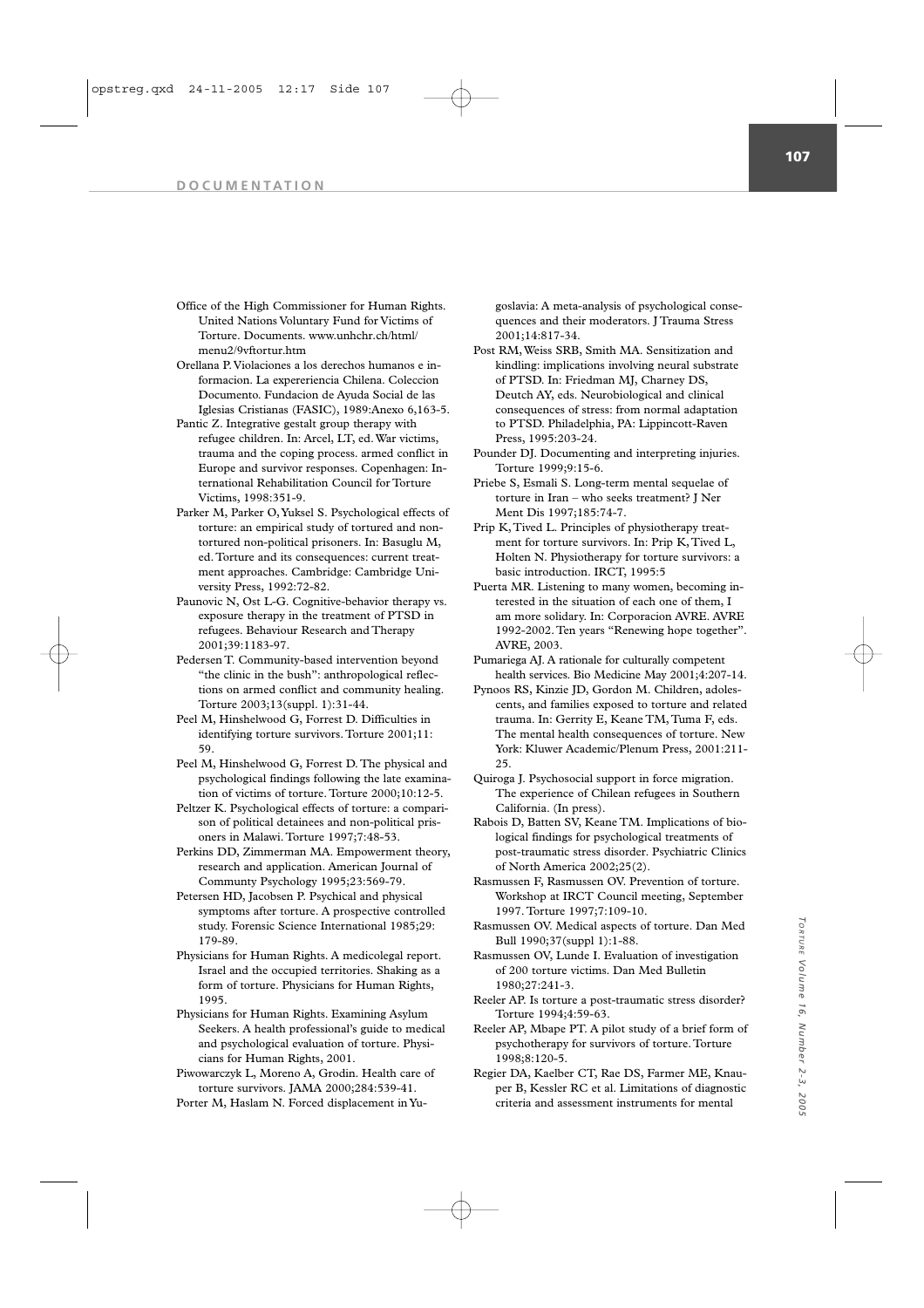Office of the High Commissioner for Human Rights. United Nations Voluntary Fund for Victims of Torture. Documents. www.unhchr.ch/html/menu2/9vftortur.htm

Orellana P. Violaciones a los derechos humanos e informacion. La expereriencia Chilena. Coleccion Documento. Fundacion de Ayuda Social de las Iglesias Cristianas (FASIC), 1989:Anexo 6,163-5.

Pantic Z. Integrative gestalt group therapy with refugee children. In: Arcel, LT, ed. War victims, trauma and the coping process. armed conflict in Europe and survivor responses. Copenhagen: International Rehabilitation Council for Torture Victims, 1998:351-9.

Parker M, Parker O, Yuksel S. Psychological effects of torture: an empirical study of tortured and non-tortured non-political prisoners. In: Basuglu M, ed. Torture and its consequences: current treatment approaches. Cambridge: Cambridge University Press, 1992:72-82.

Paunovic N, Ost L-G. Cognitive-behavior therapy vs. exposure therapy in the treatment of PTSD in refugees. Behaviour Research and Therapy 2001;39:1183-97.

Pedersen T. Community-based intervention beyond "the clinic in the bush": anthropological reflections on armed conflict and community healing. Torture 2003;13(suppl. 1):31-44.

Peel M, Hinshelwood G, Forrest D. Difficulties in identifying torture survivors. Torture 2001;11: 59.

Peel M, Hinshelwood G, Forrest D. The physical and psychological findings following the late examination of victims of torture. Torture 2000;10:12-5.

Peltzer K. Psychological effects of torture: a comparison of political detainees and non-political prisoners in Malawi. Torture 1997;7:48-53.

Perkins DD, Zimmerman MA. Empowerment theory, research and application. American Journal of Communty Psychology 1995;23:569-79.

Petersen HD, Jacobsen P. Psychical and physical symptoms after torture. A prospective controlled study. Forensic Science International 1985;29: 179-89.

Physicians for Human Rights. A medicolegal report. Israel and the occupied territories. Shaking as a form of torture. Physicians for Human Rights, 1995.

Physicians for Human Rights. Examining Asylum Seekers. A health professional's guide to medical and psychological evaluation of torture. Physicians for Human Rights, 2001.

Piwowarczyk L, Moreno A, Grodin. Health care of torture survivors. JAMA 2000;284:539-41.

Porter M, Haslam N. Forced displacement in Yugoslavia: A meta-analysis of psychological consequences and their moderators. J Trauma Stress 2001;14:817-34.

Post RM, Weiss SRB, Smith MA. Sensitization and kindling: implications involving neural substrate of PTSD. In: Friedman MJ, Charney DS, Deutch AY, eds. Neurobiological and clinical consequences of stress: from normal adaptation to PTSD. Philadelphia, PA: Lippincott-Raven Press, 1995:203-24.

Pounder DJ. Documenting and interpreting injuries. Torture 1999;9:15-6.

Priebe S, Esmali S. Long-term mental sequelae of torture in Iran – who seeks treatment? J Ner Ment Dis 1997;185:74-7.

Prip K, Tived L. Principles of physiotherapy treatment for torture survivors. In: Prip K, Tived L, Holten N. Physiotherapy for torture survivors: a basic introduction. IRCT, 1995:5

Puerta MR. Listening to many women, becoming interested in the situation of each one of them, I am more solidary. In: Corporacion AVRE. AVRE 1992-2002. Ten years "Renewing hope together". AVRE, 2003.

Pumariega AJ. A rationale for culturally competent health services. Bio Medicine May 2001;4:207-14.

Pynoos RS, Kinzie JD, Gordon M. Children, adolescents, and families exposed to torture and related trauma. In: Gerrity E, Keane TM, Tuma F, eds. The mental health consequences of torture. New York: Kluwer Academic/Plenum Press, 2001:211-25.

Quiroga J. Psychosocial support in force migration. The experience of Chilean refugees in Southern California. (In press).

Rabois D, Batten SV, Keane TM. Implications of biological findings for psychological treatments of post-traumatic stress disorder. Psychiatric Clinics of North America 2002;25(2).

Rasmussen F, Rasmussen OV. Prevention of torture. Workshop at IRCT Council meeting, September 1997. Torture 1997;7:109-10.

Rasmussen OV. Medical aspects of torture. Dan Med Bull 1990;37(suppl 1):1-88.

Rasmussen OV, Lunde I. Evaluation of investigation of 200 torture victims. Dan Med Bulletin 1980;27:241-3.

Reeler AP. Is torture a post-traumatic stress disorder? Torture 1994;4:59-63.

Reeler AP, Mbape PT. A pilot study of a brief form of psychotherapy for survivors of torture. Torture 1998;8:120-5.

Regier DA, Kaelber CT, Rae DS, Farmer ME, Knauper B, Kessler RC et al. Limitations of diagnostic criteria and assessment instruments for mental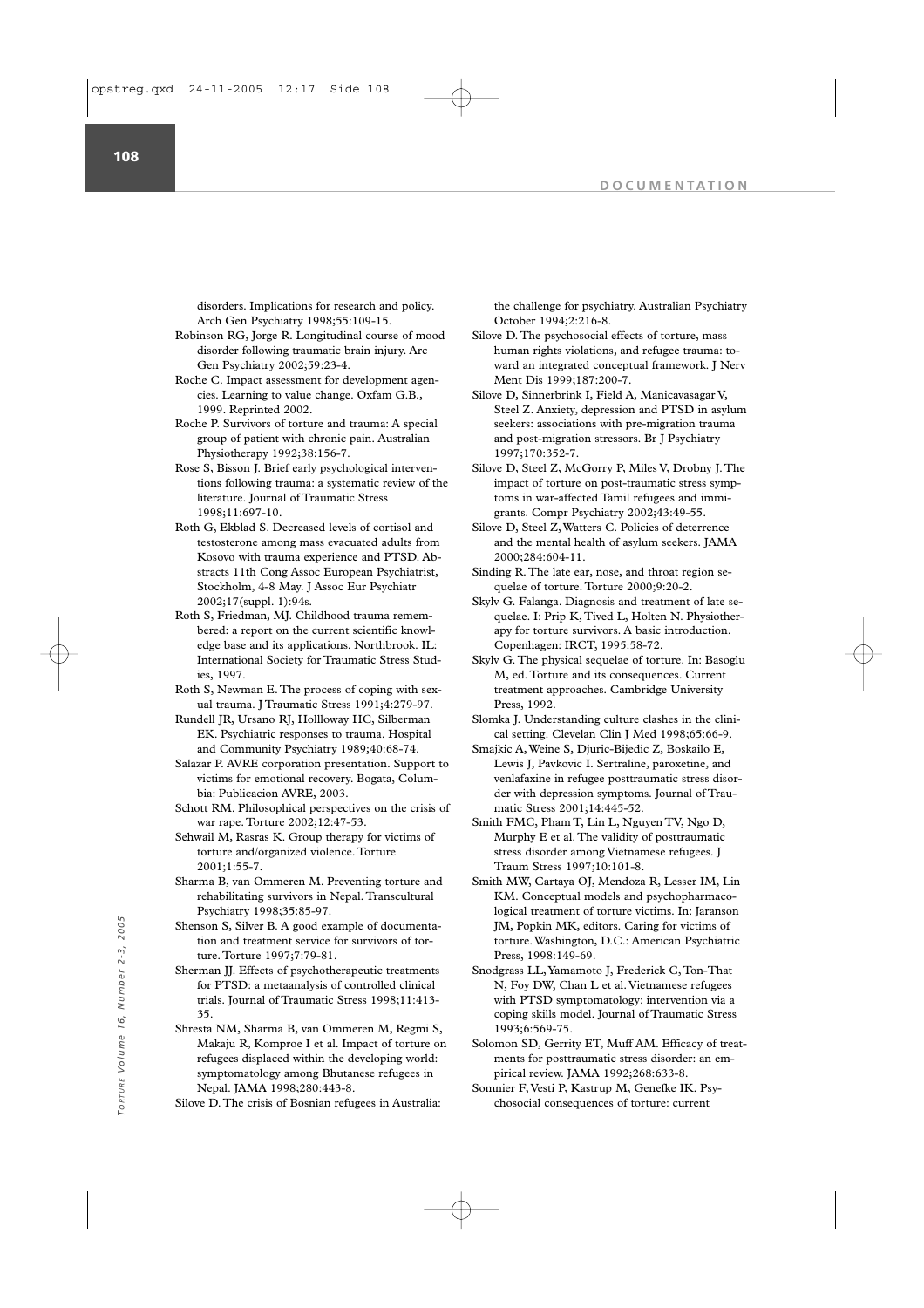disorders. Implications for research and policy. Arch Gen Psychiatry 1998;55:109-15.

Robinson RG, Jorge R. Longitudinal course of mood disorder following traumatic brain injury. Arc Gen Psychiatry 2002;59:23-4.

Roche C. Impact assessment for development agencies. Learning to value change. Oxfam G.B., 1999. Reprinted 2002.

Roche P. Survivors of torture and trauma: A special group of patient with chronic pain. Australian Physiotherapy 1992;38:156-7.

Rose S, Bisson J. Brief early psychological interventions following trauma: a systematic review of the literature. Journal of Traumatic Stress 1998;11:697-10.

Roth G, Ekblad S. Decreased levels of cortisol and testosterone among mass evacuated adults from Kosovo with trauma experience and PTSD. Abstracts 11th Cong Assoc European Psychiatrist, Stockholm, 4-8 May. J Assoc Eur Psychiatr 2002;17(suppl. 1):94s.

Roth S, Friedman, MJ. Childhood trauma remembered: a report on the current scientific knowledge base and its applications. Northbrook. IL: International Society for Traumatic Stress Studies, 1997.

Roth S, Newman E. The process of coping with sexual trauma. J Traumatic Stress 1991;4:279-97.

Rundell JR, Ursano RJ, Hollloway HC, Silberman EK. Psychiatric responses to trauma. Hospital and Community Psychiatry 1989;40:68-74.

Salazar P. AVRE corporation presentation. Support to victims for emotional recovery. Bogata, Columbia: Publicacion AVRE, 2003.

Schott RM. Philosophical perspectives on the crisis of war rape. Torture 2002;12:47-53.

Sehwail M, Rasras K. Group therapy for victims of torture and/organized violence. Torture 2001;1:55-7.

Sharma B, van Ommeren M. Preventing torture and rehabilitating survivors in Nepal. Transcultural Psychiatry 1998;35:85-97.

Shenson S, Silver B. A good example of documentation and treatment service for survivors of torture. Torture 1997;7:79-81.

Sherman JJ. Effects of psychotherapeutic treatments for PTSD: a metaanalysis of controlled clinical trials. Journal of Traumatic Stress 1998;11:413-35.

Shresta NM, Sharma B, van Ommeren M, Regmi S, Makaju R, Komproe I et al. Impact of torture on refugees displaced within the developing world: symptomatology among Bhutanese refugees in Nepal. JAMA 1998;280:443-8.

Silove D. The crisis of Bosnian refugees in Australia: the challenge for psychiatry. Australian Psychiatry October 1994;2:216-8.

Silove D. The psychosocial effects of torture, mass human rights violations, and refugee trauma: toward an integrated conceptual framework. J Nerv Ment Dis 1999;187:200-7.

Silove D, Sinnerbrink I, Field A, Manicavasagar V, Steel Z. Anxiety, depression and PTSD in asylum seekers: associations with pre-migration trauma and post-migration stressors. Br J Psychiatry 1997;170:352-7.

Silove D, Steel Z, McGorry P, Miles V, Drobny J. The impact of torture on post-traumatic stress symptoms in war-affected Tamil refugees and immigrants. Compr Psychiatry 2002;43:49-55.

Silove D, Steel Z, Watters C. Policies of deterrence and the mental health of asylum seekers. JAMA 2000;284:604-11.

Sinding R. The late ear, nose, and throat region sequelae of torture. Torture 2000;9:20-2.

Skylv G. Falanga. Diagnosis and treatment of late sequelae. I: Prip K, Tived L, Holten N. Physiotherapy for torture survivors. A basic introduction. Copenhagen: IRCT, 1995:58-72.

Skylv G. The physical sequelae of torture. In: Basoglu M, ed. Torture and its consequences. Current treatment approaches. Cambridge University Press, 1992.

Slomka J. Understanding culture clashes in the clinical setting. Clevelan Clin J Med 1998;65:66-9.

Smajkic A, Weine S, Djuric-Bijedic Z, Boskailo E, Lewis J, Pavkovic I. Sertraline, paroxetine, and venlafaxine in refugee posttraumatic stress disorder with depression symptoms. Journal of Traumatic Stress 2001;14:445-52.

Smith FMC, Pham T, Lin L, Nguyen TV, Ngo D, Murphy E et al. The validity of posttraumatic stress disorder among Vietnamese refugees. J Traum Stress 1997;10:101-8.

Smith MW, Cartaya OJ, Mendoza R, Lesser IM, Lin KM. Conceptual models and psychopharmacological treatment of torture victims. In: Jaranson JM, Popkin MK, editors. Caring for victims of torture. Washington, D.C.: American Psychiatric Press, 1998:149-69.

Snodgrass LL, Yamamoto J, Frederick C, Ton-That N, Foy DW, Chan L et al. Vietnamese refugees with PTSD symptomatology: intervention via a coping skills model. Journal of Traumatic Stress 1993;6:569-75.

Solomon SD, Gerrity ET, Muff AM. Efficacy of treatments for posttraumatic stress disorder: an empirical review. JAMA 1992;268:633-8.

Somnier F, Vesti P, Kastrup M, Genefke IK. Psychosocial consequences of torture: current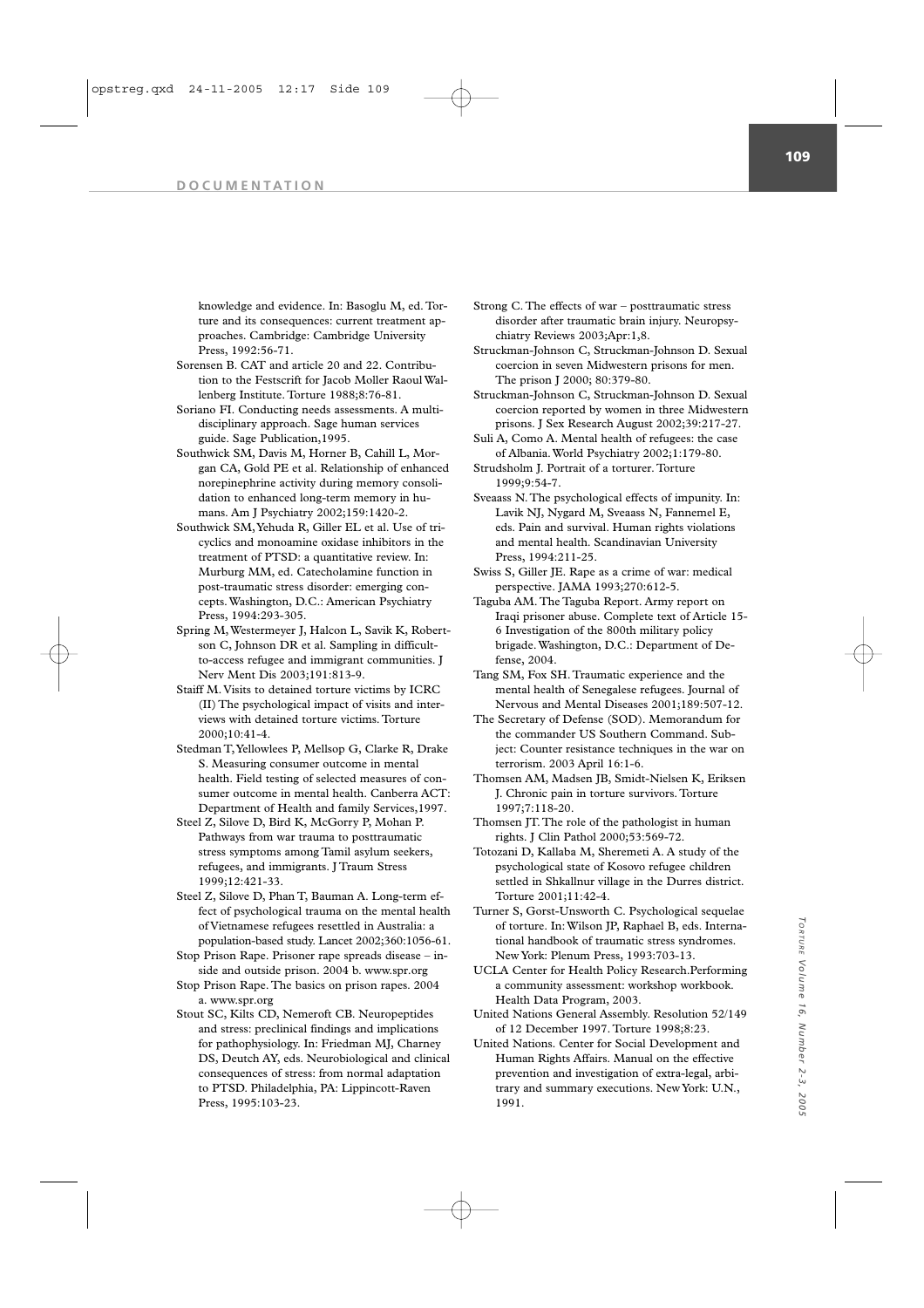knowledge and evidence. In: Basoglu M, ed. Torture and its consequences: current treatment approaches. Cambridge: Cambridge University Press, 1992:56-71.

Sorensen B. CAT and article 20 and 22. Contribution to the Festscrift for Jacob Moller Raoul Wallenberg Institute. Torture 1988;8:76-81.

Soriano FI. Conducting needs assessments. A multidisciplinary approach. Sage human services guide. Sage Publication,1995.

Southwick SM, Davis M, Horner B, Cahill L, Morgan CA, Gold PE et al. Relationship of enhanced norepinephrine activity during memory consolidation to enhanced long-term memory in humans. Am J Psychiatry 2002;159:1420-2.

Southwick SM, Yehuda R, Giller EL et al. Use of tricyclics and monoamine oxidase inhibitors in the treatment of PTSD: a quantitative review. In: Murburg MM, ed. Catecholamine function in post-traumatic stress disorder: emerging concepts. Washington, D.C.: American Psychiatry Press, 1994:293-305.

Spring M, Westermeyer J, Halcon L, Savik K, Robertson C, Johnson DR et al. Sampling in difficult-to-access refugee and immigrant communities. J Nerv Ment Dis 2003;191:813-9.

Staiff M. Visits to detained torture victims by ICRC (II) The psychological impact of visits and interviews with detained torture victims. Torture 2000;10:41-4.

Stedman T, Yellowlees P, Mellsop G, Clarke R, Drake S. Measuring consumer outcome in mental health. Field testing of selected measures of consumer outcome in mental health. Canberra ACT: Department of Health and family Services,1997.

Steel Z, Silove D, Bird K, McGorry P, Mohan P. Pathways from war trauma to posttraumatic stress symptoms among Tamil asylum seekers, refugees, and immigrants. J Traum Stress 1999;12:421-33.

Steel Z, Silove D, Phan T, Bauman A. Long-term effect of psychological trauma on the mental health of Vietnamese refugees resettled in Australia: a population-based study. Lancet 2002;360:1056-61.

Stop Prison Rape. Prisoner rape spreads disease – inside and outside prison. 2004 b. www.spr.org

Stop Prison Rape. The basics on prison rapes. 2004 a. www.spr.org

Stout SC, Kilts CD, Nemeroft CB. Neuropeptides and stress: preclinical findings and implications for pathophysiology. In: Friedman MJ, Charney DS, Deutch AY, eds. Neurobiological and clinical consequences of stress: from normal adaptation to PTSD. Philadelphia, PA: Lippincott-Raven Press, 1995:103-23.

Strong C. The effects of war – posttraumatic stress disorder after traumatic brain injury. Neuropsychiatry Reviews 2003;Apr:1,8.

Struckman-Johnson C, Struckman-Johnson D. Sexual coercion in seven Midwestern prisons for men. The prison J 2000; 80:379-80.

Struckman-Johnson C, Struckman-Johnson D. Sexual coercion reported by women in three Midwestern prisons. J Sex Research August 2002;39:217-27.

Suli A, Como A. Mental health of refugees: the case of Albania. World Psychiatry 2002;1:179-80.

Strudsholm J. Portrait of a torturer. Torture 1999;9:54-7.

Sveaass N. The psychological effects of impunity. In: Lavik NJ, Nygard M, Sveaass N, Fannemel E, eds. Pain and survival. Human rights violations and mental health. Scandinavian University Press, 1994:211-25.

Swiss S, Giller JE. Rape as a crime of war: medical perspective. JAMA 1993;270:612-5.

Taguba AM. The Taguba Report. Army report on Iraqi prisoner abuse. Complete text of Article 15-6 Investigation of the 800th military policy brigade. Washington, D.C.: Department of Defense, 2004.

Tang SM, Fox SH. Traumatic experience and the mental health of Senegalese refugees. Journal of Nervous and Mental Diseases 2001;189:507-12.

The Secretary of Defense (SOD). Memorandum for the commander US Southern Command. Subject: Counter resistance techniques in the war on terrorism. 2003 April 16:1-6.

Thomsen AM, Madsen JB, Smidt-Nielsen K, Eriksen J. Chronic pain in torture survivors. Torture 1997;7:118-20.

Thomsen JT. The role of the pathologist in human rights. J Clin Pathol 2000;53:569-72.

Totozani D, Kallaba M, Sheremeti A. A study of the psychological state of Kosovo refugee children settled in Shkallnur village in the Durres district. Torture 2001;11:42-4.

Turner S, Gorst-Unsworth C. Psychological sequelae of torture. In: Wilson JP, Raphael B, eds. International handbook of traumatic stress syndromes. New York: Plenum Press, 1993:703-13.

UCLA Center for Health Policy Research.Performing a community assessment: workshop workbook. Health Data Program, 2003.

United Nations General Assembly. Resolution 52/149 of 12 December 1997. Torture 1998;8:23.

United Nations. Center for Social Development and Human Rights Affairs. Manual on the effective prevention and investigation of extra-legal, arbitrary and summary executions. New York: U.N., 1991.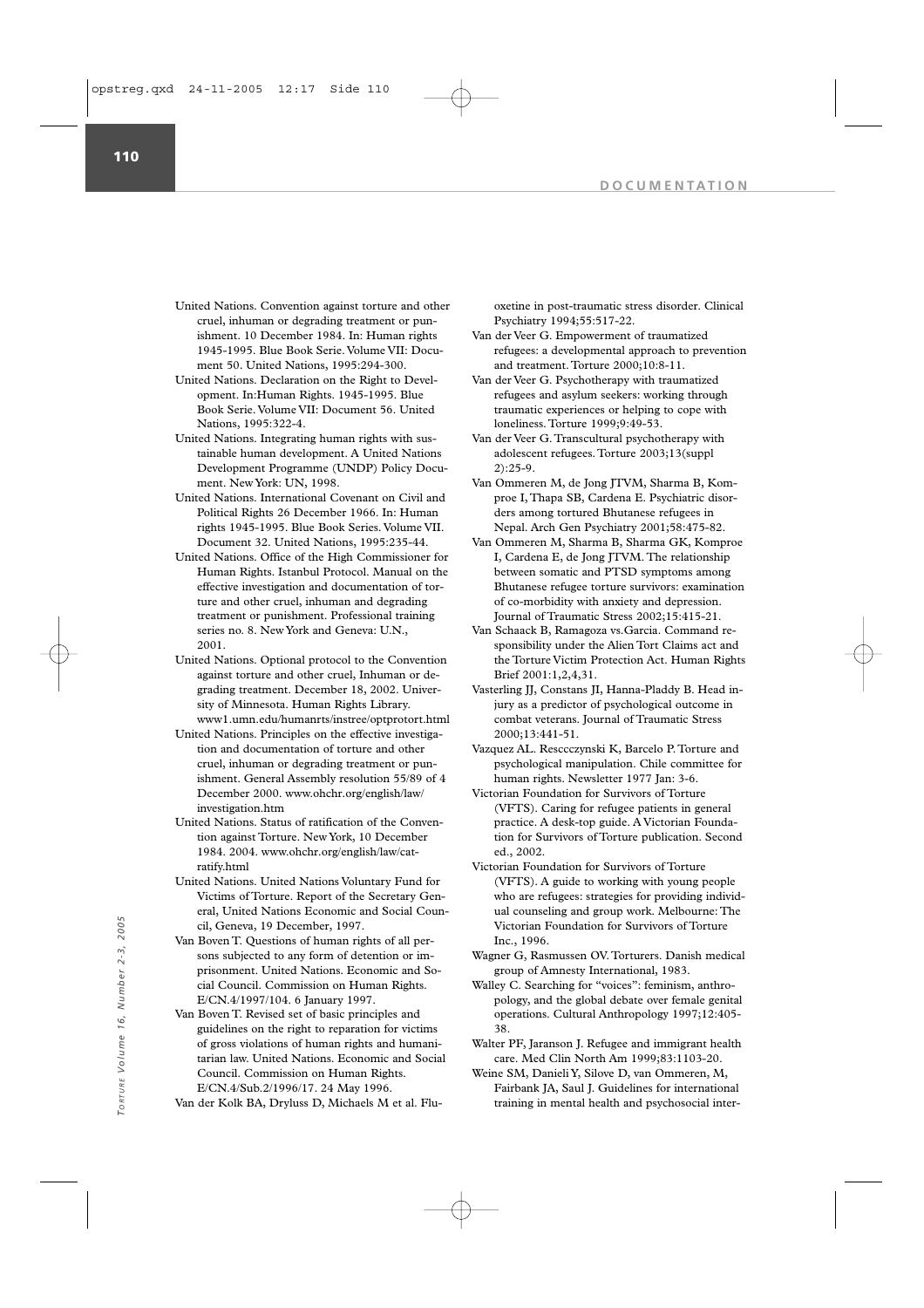United Nations. Convention against torture and other cruel, inhuman or degrading treatment or punishment. 10 December 1984. In: Human rights 1945-1995. Blue Book Serie. Volume VII: Document 50. United Nations, 1995:294-300.

United Nations. Declaration on the Right to Development. In:Human Rights. 1945-1995. Blue Book Serie. Volume VII: Document 56. United Nations, 1995:322-4.

United Nations. Integrating human rights with sustainable human development. A United Nations Development Programme (UNDP) Policy Document. New York: UN, 1998.

United Nations. International Covenant on Civil and Political Rights 26 December 1966. In: Human rights 1945-1995. Blue Book Series. Volume VII. Document 32. United Nations, 1995:235-44.

United Nations. Office of the High Commissioner for Human Rights. Istanbul Protocol. Manual on the effective investigation and documentation of torture and other cruel, inhuman and degrading treatment or punishment. Professional training series no. 8. New York and Geneva: U.N., 2001.

United Nations. Optional protocol to the Convention against torture and other cruel, Inhuman or degrading treatment. December 18, 2002. University of Minnesota. Human Rights Library. www1.umn.edu/humanrts/instree/optprotort.html

United Nations. Principles on the effective investigation and documentation of torture and other cruel, inhuman or degrading treatment or punishment. General Assembly resolution 55/89 of 4 December 2000. www.ohchr.org/english/law/investigation.htm

United Nations. Status of ratification of the Convention against Torture. New York, 10 December 1984. 2004. www.ohchr.org/english/law/cat-ratify.html

United Nations. United Nations Voluntary Fund for Victims of Torture. Report of the Secretary General, United Nations Economic and Social Council, Geneva, 19 December, 1997.

Van Boven T. Questions of human rights of all persons subjected to any form of detention or imprisonment. United Nations. Economic and Social Council. Commission on Human Rights. E/CN.4/1997/104. 6 January 1997.

Van Boven T. Revised set of basic principles and guidelines on the right to reparation for victims of gross violations of human rights and humanitarian law. United Nations. Economic and Social Council. Commission on Human Rights. E/CN.4/Sub.2/1996/17. 24 May 1996.

Van der Kolk BA, Dryluss D, Michaels M et al. Fluoxetine in post-traumatic stress disorder. Clinical Psychiatry 1994;55:517-22.

Van der Veer G. Empowerment of traumatized refugees: a developmental approach to prevention and treatment. Torture 2000;10:8-11.

Van der Veer G. Psychotherapy with traumatized refugees and asylum seekers: working through traumatic experiences or helping to cope with loneliness. Torture 1999;9:49-53.

Van der Veer G. Transcultural psychotherapy with adolescent refugees. Torture 2003;13(suppl 2):25-9.

Van Ommeren M, de Jong JTVM, Sharma B, Komproe I, Thapa SB, Cardena E. Psychiatric disorders among tortured Bhutanese refugees in Nepal. Arch Gen Psychiatry 2001;58:475-82.

Van Ommeren M, Sharma B, Sharma GK, Komproe I, Cardena E, de Jong JTVM. The relationship between somatic and PTSD symptoms among Bhutanese refugee torture survivors: examination of co-morbidity with anxiety and depression. Journal of Traumatic Stress 2002;15:415-21.

Van Schaack B, Ramagoza vs.Garcia. Command responsibility under the Alien Tort Claims act and the Torture Victim Protection Act. Human Rights Brief 2001:1,2,4,31.

Vasterling JJ, Constans JI, Hanna-Pladdy B. Head injury as a predictor of psychological outcome in combat veterans. Journal of Traumatic Stress 2000;13:441-51.

Vazquez AL. Resccczynski K, Barcelo P. Torture and psychological manipulation. Chile committee for human rights. Newsletter 1977 Jan: 3-6.

Victorian Foundation for Survivors of Torture (VFTS). Caring for refugee patients in general practice. A desk-top guide. A Victorian Foundation for Survivors of Torture publication. Second ed., 2002.

Victorian Foundation for Survivors of Torture (VFTS). A guide to working with young people who are refugees: strategies for providing individual counseling and group work. Melbourne: The Victorian Foundation for Survivors of Torture Inc., 1996.

Wagner G, Rasmussen OV. Torturers. Danish medical group of Amnesty International, 1983.

Walley C. Searching for "voices": feminism, anthropology, and the global debate over female genital operations. Cultural Anthropology 1997;12:405-38.

Walter PF, Jaranson J. Refugee and immigrant health care. Med Clin North Am 1999;83:1103-20.

Weine SM, Danieli Y, Silove D, van Ommeren, M, Fairbank JA, Saul J. Guidelines for international training in mental health and psychosocial inter-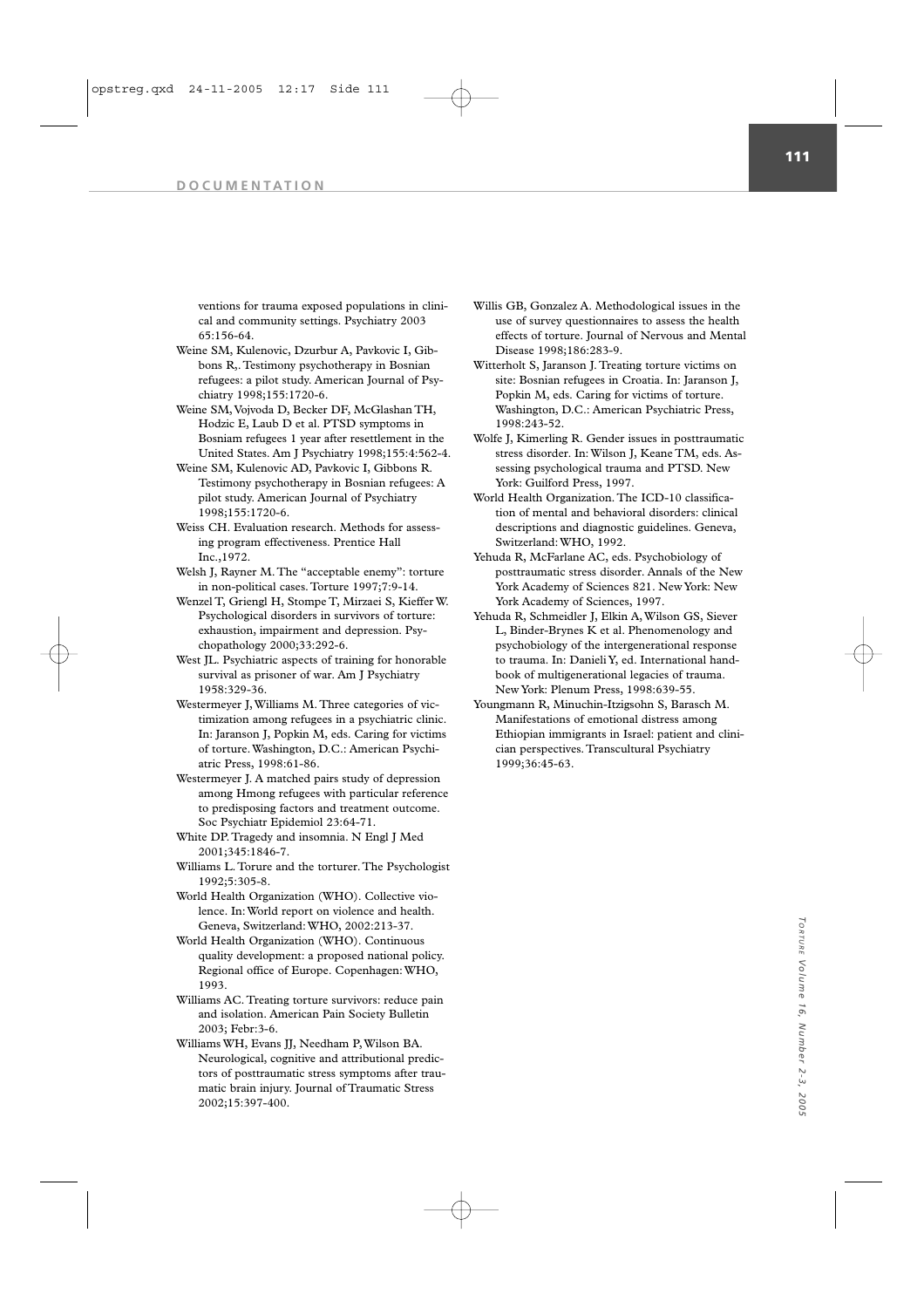ventions for trauma exposed populations in clinical and community settings. Psychiatry 2003 65:156-64.

Weine SM, Kulenovic, Dzurbur A, Pavkovic I, Gibbons R,. Testimony psychotherapy in Bosnian refugees: a pilot study. American Journal of Psychiatry 1998;155:1720-6.

Weine SM, Vojvoda D, Becker DF, McGlashan TH, Hodzic E, Laub D et al. PTSD symptoms in Bosniam refugees 1 year after resettlement in the United States. Am J Psychiatry 1998;155:4:562-4.

Weine SM, Kulenovic AD, Pavkovic I, Gibbons R. Testimony psychotherapy in Bosnian refugees: A pilot study. American Journal of Psychiatry 1998;155:1720-6.

Weiss CH. Evaluation research. Methods for assessing program effectiveness. Prentice Hall Inc.,1972.

Welsh J, Rayner M. The "acceptable enemy": torture in non-political cases. Torture 1997;7:9-14.

Wenzel T, Griengl H, Stompe T, Mirzaei S, Kieffer W. Psychological disorders in survivors of torture: exhaustion, impairment and depression. Psychopathology 2000;33:292-6.

West JL. Psychiatric aspects of training for honorable survival as prisoner of war. Am J Psychiatry 1958:329-36.

Westermeyer J, Williams M. Three categories of victimization among refugees in a psychiatric clinic. In: Jaranson J, Popkin M, eds. Caring for victims of torture. Washington, D.C.: American Psychiatric Press, 1998:61-86.

Westermeyer J. A matched pairs study of depression among Hmong refugees with particular reference to predisposing factors and treatment outcome. Soc Psychiatr Epidemiol 23:64-71.

White DP. Tragedy and insomnia. N Engl J Med 2001;345:1846-7.

Williams L. Torure and the torturer. The Psychologist 1992;5:305-8.

World Health Organization (WHO). Collective violence. In: World report on violence and health. Geneva, Switzerland: WHO, 2002:213-37.

World Health Organization (WHO). Continuous quality development: a proposed national policy. Regional office of Europe. Copenhagen: WHO, 1993.

Williams AC. Treating torture survivors: reduce pain and isolation. American Pain Society Bulletin 2003; Febr:3-6.

Williams WH, Evans JJ, Needham P, Wilson BA. Neurological, cognitive and attributional predictors of posttraumatic stress symptoms after traumatic brain injury. Journal of Traumatic Stress 2002;15:397-400.

Willis GB, Gonzalez A. Methodological issues in the use of survey questionnaires to assess the health effects of torture. Journal of Nervous and Mental Disease 1998;186:283-9.

Witterholt S, Jaranson J. Treating torture victims on site: Bosnian refugees in Croatia. In: Jaranson J, Popkin M, eds. Caring for victims of torture. Washington, D.C.: American Psychiatric Press, 1998:243-52.

Wolfe J, Kimerling R. Gender issues in posttraumatic stress disorder. In: Wilson J, Keane TM, eds. Assessing psychological trauma and PTSD. New York: Guilford Press, 1997.

World Health Organization. The ICD-10 classification of mental and behavioral disorders: clinical descriptions and diagnostic guidelines. Geneva, Switzerland: WHO, 1992.

Yehuda R, McFarlane AC, eds. Psychobiology of posttraumatic stress disorder. Annals of the New York Academy of Sciences 821. New York: New York Academy of Sciences, 1997.

Yehuda R, Schmeidler J, Elkin A, Wilson GS, Siever L, Binder-Brynes K et al. Phenomenology and psychobiology of the intergenerational response to trauma. In: Danieli Y, ed. International handbook of multigenerational legacies of trauma. New York: Plenum Press, 1998:639-55.

Youngmann R, Minuchin-Itzigsohn S, Barasch M. Manifestations of emotional distress among Ethiopian immigrants in Israel: patient and clinician perspectives. Transcultural Psychiatry 1999;36:45-63.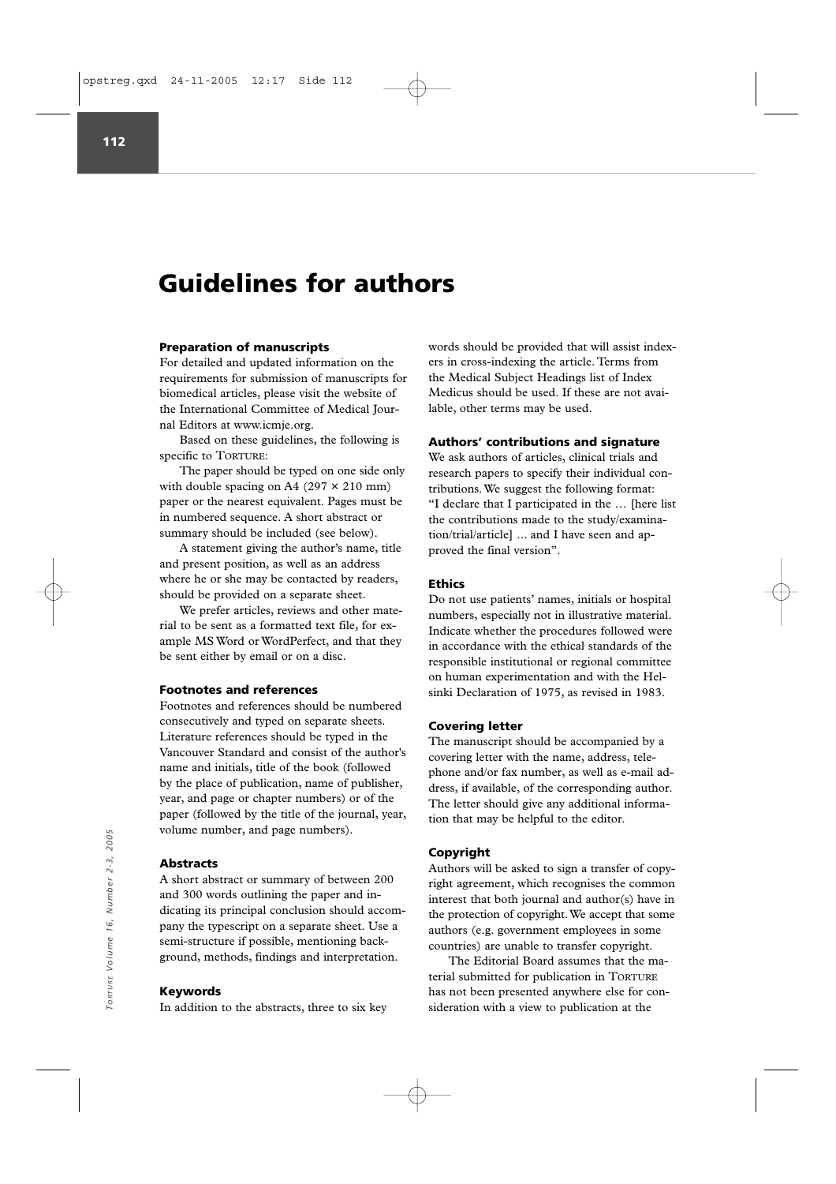# Guidelines for authors

### Preparation of manuscripts

For detailed and updated information on the requirements for submission of manuscripts for biomedical articles, please visit the website of the International Committee of Medical Journal Editors at www.icmje.org.

Based on these guidelines, the following is specific to TORTURE:

The paper should be typed on one side only with double spacing on A4 (297 × 210 mm) paper or the nearest equivalent. Pages must be in numbered sequence. A short abstract or summary should be included (see below).

A statement giving the author's name, title and present position, as well as an address where he or she may be contacted by readers, should be provided on a separate sheet.

We prefer articles, reviews and other material to be sent as a formatted text file, for example MS Word or WordPerfect, and that they be sent either by email or on a disc.

### Footnotes and references

Footnotes and references should be numbered consecutively and typed on separate sheets. Literature references should be typed in the Vancouver Standard and consist of the author's name and initials, title of the book (followed by the place of publication, name of publisher, year, and page or chapter numbers) or of the paper (followed by the title of the journal, year, volume number, and page numbers).

### Abstracts

A short abstract or summary of between 200 and 300 words outlining the paper and indicating its principal conclusion should accompany the typescript on a separate sheet. Use a semi-structure if possible, mentioning background, methods, findings and interpretation.

### Keywords

In addition to the abstracts, three to six key words should be provided that will assist indexers in cross-indexing the article. Terms from the Medical Subject Headings list of Index Medicus should be used. If these are not available, other terms may be used.

### Authors' contributions and signature

We ask authors of articles, clinical trials and research papers to specify their individual contributions. We suggest the following format: "I declare that I participated in the … [here list the contributions made to the study/examination/trial/article] ... and I have seen and approved the final version".

### Ethics

Do not use patients' names, initials or hospital numbers, especially not in illustrative material. Indicate whether the procedures followed were in accordance with the ethical standards of the responsible institutional or regional committee on human experimentation and with the Helsinki Declaration of 1975, as revised in 1983.

### Covering letter

The manuscript should be accompanied by a covering letter with the name, address, telephone and/or fax number, as well as e-mail address, if available, of the corresponding author. The letter should give any additional information that may be helpful to the editor.

### Copyright

Authors will be asked to sign a transfer of copyright agreement, which recognises the common interest that both journal and author(s) have in the protection of copyright. We accept that some authors (e.g. government employees in some countries) are unable to transfer copyright.

The Editorial Board assumes that the material submitted for publication in TORTURE has not been presented anywhere else for consideration with a view to publication at the